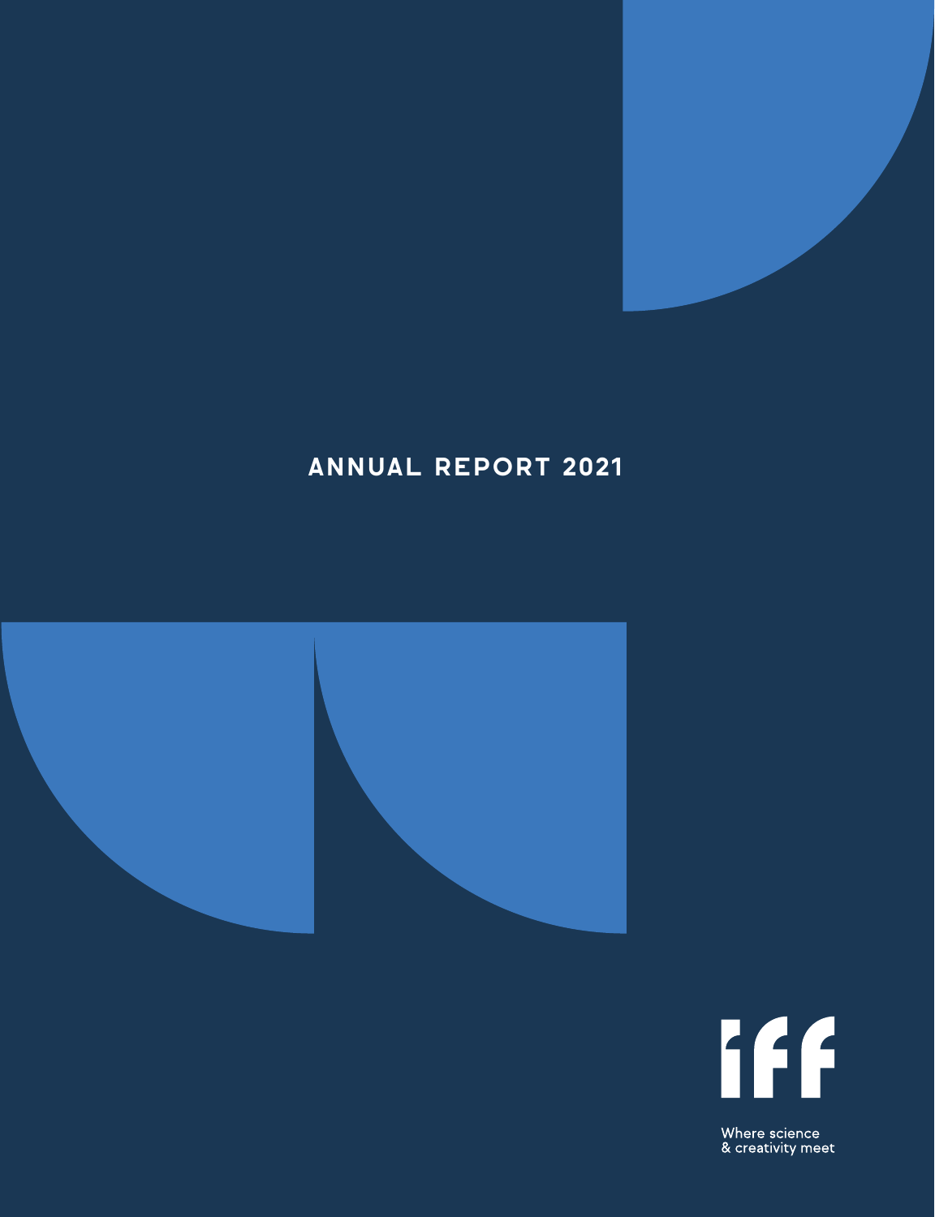# ANNUAL REPORT 2021

iff

Where science
& creativity meet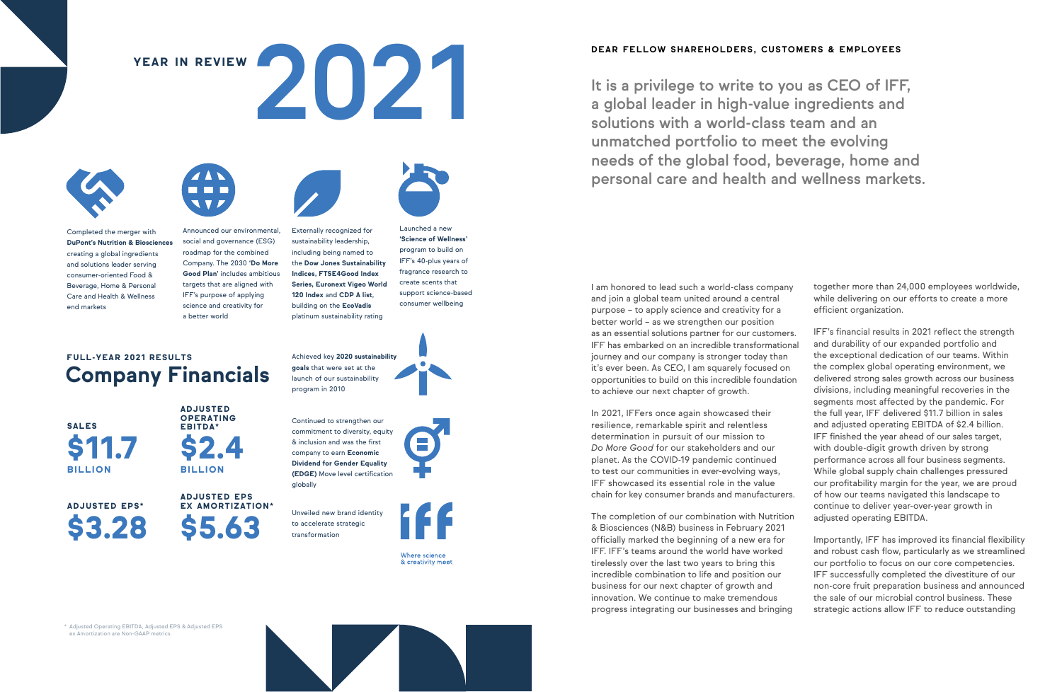# YEAR IN REVIEW 2021

Completed the merger with **DuPont's Nutrition & Biosciences** creating a global ingredients and solutions leader serving consumer-oriented Food & Beverage, Home & Personal Care and Health & Wellness end markets

Announced our environmental, social and governance (ESG) roadmap for the combined Company. The 2030 **'Do More Good Plan'** includes ambitious targets that are aligned with IFF's purpose of applying science and creativity for a better world

Externally recognized for sustainability leadership, including being named to the **Dow Jones Sustainability Indices, FTSE4Good Index Series, Euronext Vigeo World 120 Index** and **CDP A list**, building on the **EcoVadis** platinum sustainability rating

Launched a new **'Science of Wellness'** program to build on IFF's 40-plus years of fragrance research to create scents that support science-based consumer wellbeing

## FULL-YEAR 2021 RESULTS
## Company Financials

**SALES**
**$11.7 BILLION**

**ADJUSTED OPERATING EBITDA***
**$2.4 BILLION**

**ADJUSTED EPS***
**$3.28**

**ADJUSTED EPS EX AMORTIZATION***
**$5.63**

Achieved key **2020 sustainability goals** that were set at the launch of our sustainability program in 2010

Continued to strengthen our commitment to diversity, equity & inclusion and was the first company to earn **Economic Dividend for Gender Equality (EDGE)** Move level certification globally

Unveiled new brand identity to accelerate strategic transformation

iff
Where science & creativity meet

\* Adjusted Operating EBITDA, Adjusted EPS & Adjusted EPS ex Amortization are Non-GAAP metrics.

**DEAR FELLOW SHAREHOLDERS, CUSTOMERS & EMPLOYEES**

It is a privilege to write to you as CEO of IFF, a global leader in high-value ingredients and solutions with a world-class team and an unmatched portfolio to meet the evolving needs of the global food, beverage, home and personal care and health and wellness markets.

I am honored to lead such a world-class company and join a global team united around a central purpose – to apply science and creativity for a better world – as we strengthen our position as an essential solutions partner for our customers. IFF has embarked on an incredible transformational journey and our company is stronger today than it's ever been. As CEO, I am squarely focused on opportunities to build on this incredible foundation to achieve our next chapter of growth.

In 2021, IFFers once again showcased their resilience, remarkable spirit and relentless determination in pursuit of our mission to *Do More Good* for our stakeholders and our planet. As the COVID-19 pandemic continued to test our communities in ever-evolving ways, IFF showcased its essential role in the value chain for key consumer brands and manufacturers.

The completion of our combination with Nutrition & Biosciences (N&B) business in February 2021 officially marked the beginning of a new era for IFF. IFF's teams around the world have worked tirelessly over the last two years to bring this incredible combination to life and position our business for our next chapter of growth and innovation. We continue to make tremendous progress integrating our businesses and bringing together more than 24,000 employees worldwide, while delivering on our efforts to create a more efficient organization.

IFF's financial results in 2021 reflect the strength and durability of our expanded portfolio and the exceptional dedication of our teams. Within the complex global operating environment, we delivered strong sales growth across our business divisions, including meaningful recoveries in the segments most affected by the pandemic. For the full year, IFF delivered $11.7 billion in sales and adjusted operating EBITDA of $2.4 billion. IFF finished the year ahead of our sales target, with double-digit growth driven by strong performance across all four business segments. While global supply chain challenges pressured our profitability margin for the year, we are proud of how our teams navigated this landscape to continue to deliver year-over-year growth in adjusted operating EBITDA.

Importantly, IFF has improved its financial flexibility and robust cash flow, particularly as we streamlined our portfolio to focus on our core competencies. IFF successfully completed the divestiture of our non-core fruit preparation business and announced the sale of our microbial control business. These strategic actions allow IFF to reduce outstanding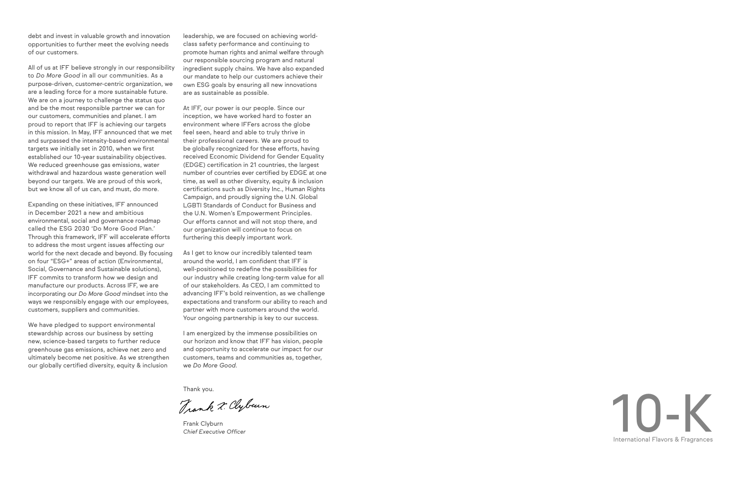debt and invest in valuable growth and innovation opportunities to further meet the evolving needs of our customers.

All of us at IFF believe strongly in our responsibility to *Do More Good* in all our communities. As a purpose-driven, customer-centric organization, we are a leading force for a more sustainable future. We are on a journey to challenge the status quo and be the most responsible partner we can for our customers, communities and planet. I am proud to report that IFF is achieving our targets in this mission. In May, IFF announced that we met and surpassed the intensity-based environmental targets we initially set in 2010, when we first established our 10-year sustainability objectives. We reduced greenhouse gas emissions, water withdrawal and hazardous waste generation well beyond our targets. We are proud of this work, but we know all of us can, and must, do more.

Expanding on these initiatives, IFF announced in December 2021 a new and ambitious environmental, social and governance roadmap called the ESG 2030 'Do More Good Plan.' Through this framework, IFF will accelerate efforts to address the most urgent issues affecting our world for the next decade and beyond. By focusing on four "ESG+" areas of action (Environmental, Social, Governance and Sustainable solutions), IFF commits to transform how we design and manufacture our products. Across IFF, we are incorporating our *Do More Good* mindset into the ways we responsibly engage with our employees, customers, suppliers and communities.

We have pledged to support environmental stewardship across our business by setting new, science-based targets to further reduce greenhouse gas emissions, achieve net zero and ultimately become net positive. As we strengthen our globally certified diversity, equity & inclusion leadership, we are focused on achieving world-class safety performance and continuing to promote human rights and animal welfare through our responsible sourcing program and natural ingredient supply chains. We have also expanded our mandate to help our customers achieve their own ESG goals by ensuring all new innovations are as sustainable as possible.

At IFF, our power is our people. Since our inception, we have worked hard to foster an environment where IFFers across the globe feel seen, heard and able to truly thrive in their professional careers. We are proud to be globally recognized for these efforts, having received Economic Dividend for Gender Equality (EDGE) certification in 21 countries, the largest number of countries ever certified by EDGE at one time, as well as other diversity, equity & inclusion certifications such as Diversity Inc., Human Rights Campaign, and proudly signing the U.N. Global LGBTI Standards of Conduct for Business and the U.N. Women's Empowerment Principles. Our efforts cannot and will not stop there, and our organization will continue to focus on furthering this deeply important work.

As I get to know our incredibly talented team around the world, I am confident that IFF is well-positioned to redefine the possibilities for our industry while creating long-term value for all of our stakeholders. As CEO, I am committed to advancing IFF's bold reinvention, as we challenge expectations and transform our ability to reach and partner with more customers around the world. Your ongoing partnership is key to our success.

I am energized by the immense possibilities on our horizon and know that IFF has vision, people and opportunity to accelerate our impact for our customers, teams and communities as, together, we *Do More Good*.

Thank you.

Frank Clyburn
*Chief Executive Officer*

10-K
International Flavors & Fragrances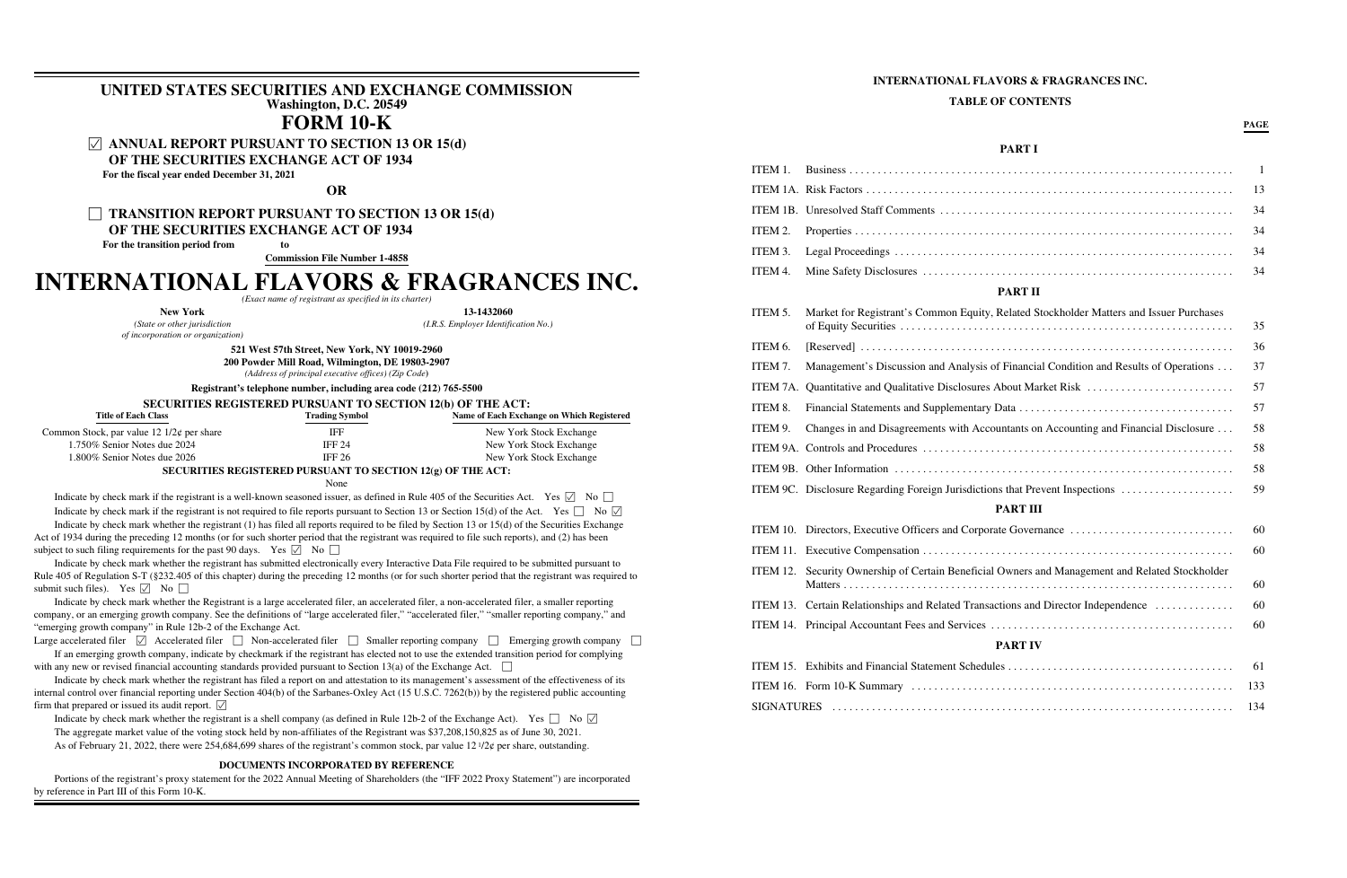# UNITED STATES SECURITIES AND EXCHANGE COMMISSION

**Washington, D.C. 20549**

# FORM 10-K

☑ **ANNUAL REPORT PURSUANT TO SECTION 13 OR 15(d) OF THE SECURITIES EXCHANGE ACT OF 1934**

**For the fiscal year ended December 31, 2021**

**OR**

☐ **TRANSITION REPORT PURSUANT TO SECTION 13 OR 15(d) OF THE SECURITIES EXCHANGE ACT OF 1934**

**For the transition period from to**

**Commission File Number 1-4858**

# INTERNATIONAL FLAVORS & FRAGRANCES INC.

*(Exact name of registrant as specified in its charter)*

| | |
|---|---|
| **New York** | **13-1432060** |
| *(State or other jurisdiction of incorporation or organization)* | *(I.R.S. Employer Identification No.)* |

**521 West 57th Street, New York, NY 10019-2960**
**200 Powder Mill Road, Wilmington, DE 19803-2907**
*(Address of principal executive offices) (Zip Code)*

**Registrant's telephone number, including area code (212) 765-5500**

**SECURITIES REGISTERED PURSUANT TO SECTION 12(b) OF THE ACT:**

| Title of Each Class | Trading Symbol | Name of Each Exchange on Which Registered |
|---|---|---|
| Common Stock, par value 12 1/2¢ per share | IFF | New York Stock Exchange |
| 1.750% Senior Notes due 2024 | IFF 24 | New York Stock Exchange |
| 1.800% Senior Notes due 2026 | IFF 26 | New York Stock Exchange |

**SECURITIES REGISTERED PURSUANT TO SECTION 12(g) OF THE ACT:**

None

Indicate by check mark if the registrant is a well-known seasoned issuer, as defined in Rule 405 of the Securities Act. Yes ☑ No ☐

Indicate by check mark if the registrant is not required to file reports pursuant to Section 13 or Section 15(d) of the Act. Yes ☐ No ☑

Indicate by check mark whether the registrant (1) has filed all reports required to be filed by Section 13 or 15(d) of the Securities Exchange Act of 1934 during the preceding 12 months (or for such shorter period that the registrant was required to file such reports), and (2) has been subject to such filing requirements for the past 90 days. Yes ☑ No ☐

Indicate by check mark whether the registrant has submitted electronically every Interactive Data File required to be submitted pursuant to Rule 405 of Regulation S-T (§232.405 of this chapter) during the preceding 12 months (or for such shorter period that the registrant was required to submit such files). Yes ☑ No ☐

Indicate by check mark whether the Registrant is a large accelerated filer, an accelerated filer, a non-accelerated filer, a smaller reporting company, or an emerging growth company. See the definitions of "large accelerated filer," "accelerated filer," "smaller reporting company," and "emerging growth company" in Rule 12b-2 of the Exchange Act.

Large accelerated filer ☑ Accelerated filer ☐ Non-accelerated filer ☐ Smaller reporting company ☐ Emerging growth company ☐

If an emerging growth company, indicate by checkmark if the registrant has elected not to use the extended transition period for complying with any new or revised financial accounting standards provided pursuant to Section 13(a) of the Exchange Act. ☐

Indicate by check mark whether the registrant has filed a report on and attestation to its management's assessment of the effectiveness of its internal control over financial reporting under Section 404(b) of the Sarbanes-Oxley Act (15 U.S.C. 7262(b)) by the registered public accounting firm that prepared or issued its audit report. ☑

Indicate by check mark whether the registrant is a shell company (as defined in Rule 12b-2 of the Exchange Act). Yes ☐ No ☑

The aggregate market value of the voting stock held by non-affiliates of the Registrant was $37,208,150,825 as of June 30, 2021.

As of February 21, 2022, there were 254,684,699 shares of the registrant's common stock, par value 12 1/2¢ per share, outstanding.

**DOCUMENTS INCORPORATED BY REFERENCE**

Portions of the registrant's proxy statement for the 2022 Annual Meeting of Shareholders (the "IFF 2022 Proxy Statement") are incorporated by reference in Part III of this Form 10-K.

## INTERNATIONAL FLAVORS & FRAGRANCES INC.

### TABLE OF CONTENTS

| | | PAGE |
|---|---|---|
| | **PART I** | |
| ITEM 1. | Business | 1 |
| ITEM 1A. | Risk Factors | 13 |
| ITEM 1B. | Unresolved Staff Comments | 34 |
| ITEM 2. | Properties | 34 |
| ITEM 3. | Legal Proceedings | 34 |
| ITEM 4. | Mine Safety Disclosures | 34 |
| | **PART II** | |
| ITEM 5. | Market for Registrant's Common Equity, Related Stockholder Matters and Issuer Purchases of Equity Securities | 35 |
| ITEM 6. | [Reserved] | 36 |
| ITEM 7. | Management's Discussion and Analysis of Financial Condition and Results of Operations | 37 |
| ITEM 7A. | Quantitative and Qualitative Disclosures About Market Risk | 57 |
| ITEM 8. | Financial Statements and Supplementary Data | 57 |
| ITEM 9. | Changes in and Disagreements with Accountants on Accounting and Financial Disclosure | 58 |
| ITEM 9A. | Controls and Procedures | 58 |
| ITEM 9B. | Other Information | 58 |
| ITEM 9C. | Disclosure Regarding Foreign Jurisdictions that Prevent Inspections | 59 |
| | **PART III** | |
| ITEM 10. | Directors, Executive Officers and Corporate Governance | 60 |
| ITEM 11. | Executive Compensation | 60 |
| ITEM 12. | Security Ownership of Certain Beneficial Owners and Management and Related Stockholder Matters | 60 |
| ITEM 13. | Certain Relationships and Related Transactions and Director Independence | 60 |
| ITEM 14. | Principal Accountant Fees and Services | 60 |
| | **PART IV** | |
| ITEM 15. | Exhibits and Financial Statement Schedules | 61 |
| ITEM 16. | Form 10-K Summary | 133 |
| SIGNATURES | | 134 |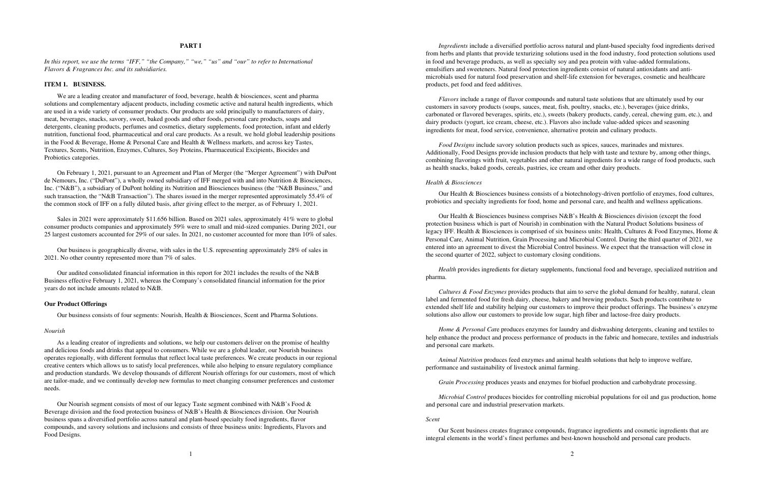# PART I

*In this report, we use the terms "IFF," "the Company," "we," "us" and "our" to refer to International Flavors & Fragrances Inc. and its subsidiaries.*

## ITEM 1. BUSINESS.

We are a leading creator and manufacturer of food, beverage, health & biosciences, scent and pharma solutions and complementary adjacent products, including cosmetic active and natural health ingredients, which are used in a wide variety of consumer products. Our products are sold principally to manufacturers of dairy, meat, beverages, snacks, savory, sweet, baked goods and other foods, personal care products, soaps and detergents, cleaning products, perfumes and cosmetics, dietary supplements, food protection, infant and elderly nutrition, functional food, pharmaceutical and oral care products. As a result, we hold global leadership positions in the Food & Beverage, Home & Personal Care and Health & Wellness markets, and across key Tastes, Textures, Scents, Nutrition, Enzymes, Cultures, Soy Proteins, Pharmaceutical Excipients, Biocides and Probiotics categories.

On February 1, 2021, pursuant to an Agreement and Plan of Merger (the "Merger Agreement") with DuPont de Nemours, Inc. ("DuPont"), a wholly owned subsidiary of IFF merged with and into Nutrition & Biosciences, Inc. ("N&B"), a subsidiary of DuPont holding its Nutrition and Biosciences business (the "N&B Business," and such transaction, the "N&B Transaction"). The shares issued in the merger represented approximately 55.4% of the common stock of IFF on a fully diluted basis, after giving effect to the merger, as of February 1, 2021.

Sales in 2021 were approximately $11.656 billion. Based on 2021 sales, approximately 41% were to global consumer products companies and approximately 59% were to small and mid-sized companies. During 2021, our 25 largest customers accounted for 29% of our sales. In 2021, no customer accounted for more than 10% of sales.

Our business is geographically diverse, with sales in the U.S. representing approximately 28% of sales in 2021. No other country represented more than 7% of sales.

Our audited consolidated financial information in this report for 2021 includes the results of the N&B Business effective February 1, 2021, whereas the Company's consolidated financial information for the prior years do not include amounts related to N&B.

### Our Product Offerings

Our business consists of four segments: Nourish, Health & Biosciences, Scent and Pharma Solutions.

#### *Nourish*

As a leading creator of ingredients and solutions, we help our customers deliver on the promise of healthy and delicious foods and drinks that appeal to consumers. While we are a global leader, our Nourish business operates regionally, with different formulas that reflect local taste preferences. We create products in our regional creative centers which allows us to satisfy local preferences, while also helping to ensure regulatory compliance and production standards. We develop thousands of different Nourish offerings for our customers, most of which are tailor-made, and we continually develop new formulas to meet changing consumer preferences and customer needs.

Our Nourish segment consists of most of our legacy Taste segment combined with N&B's Food & Beverage division and the food protection business of N&B's Health & Biosciences division. Our Nourish business spans a diversified portfolio across natural and plant-based specialty food ingredients, flavor compounds, and savory solutions and inclusions and consists of three business units: Ingredients, Flavors and Food Designs.

*Ingredients* include a diversified portfolio across natural and plant-based specialty food ingredients derived from herbs and plants that provide texturizing solutions used in the food industry, food protection solutions used in food and beverage products, as well as specialty soy and pea protein with value-added formulations, emulsifiers and sweeteners. Natural food protection ingredients consist of natural antioxidants and anti-microbials used for natural food preservation and shelf-life extension for beverages, cosmetic and healthcare products, pet food and feed additives.

*Flavors* include a range of flavor compounds and natural taste solutions that are ultimately used by our customers in savory products (soups, sauces, meat, fish, poultry, snacks, etc.), beverages (juice drinks, carbonated or flavored beverages, spirits, etc.), sweets (bakery products, candy, cereal, chewing gum, etc.), and dairy products (yogurt, ice cream, cheese, etc.). Flavors also include value-added spices and seasoning ingredients for meat, food service, convenience, alternative protein and culinary products.

*Food Designs* include savory solution products such as spices, sauces, marinades and mixtures. Additionally, Food Designs provide inclusion products that help with taste and texture by, among other things, combining flavorings with fruit, vegetables and other natural ingredients for a wide range of food products, such as health snacks, baked goods, cereals, pastries, ice cream and other dairy products.

#### *Health & Biosciences*

Our Health & Biosciences business consists of a biotechnology-driven portfolio of enzymes, food cultures, probiotics and specialty ingredients for food, home and personal care, and health and wellness applications.

Our Health & Biosciences business comprises N&B's Health & Biosciences division (except the food protection business which is part of Nourish) in combination with the Natural Product Solutions business of legacy IFF. Health & Biosciences is comprised of six business units: Health, Cultures & Food Enzymes, Home & Personal Care, Animal Nutrition, Grain Processing and Microbial Control. During the third quarter of 2021, we entered into an agreement to divest the Microbial Control business. We expect that the transaction will close in the second quarter of 2022, subject to customary closing conditions.

*Health* provides ingredients for dietary supplements, functional food and beverage, specialized nutrition and pharma.

*Cultures & Food Enzymes* provides products that aim to serve the global demand for healthy, natural, clean label and fermented food for fresh dairy, cheese, bakery and brewing products. Such products contribute to extended shelf life and stability helping our customers to improve their product offerings. The business's enzyme solutions also allow our customers to provide low sugar, high fiber and lactose-free dairy products.

*Home & Personal Care* produces enzymes for laundry and dishwashing detergents, cleaning and textiles to help enhance the product and process performance of products in the fabric and homecare, textiles and industrials and personal care markets.

*Animal Nutrition* produces feed enzymes and animal health solutions that help to improve welfare, performance and sustainability of livestock animal farming.

*Grain Processing* produces yeasts and enzymes for biofuel production and carbohydrate processing.

*Microbial Control* produces biocides for controlling microbial populations for oil and gas production, home and personal care and industrial preservation markets.

#### *Scent*

Our Scent business creates fragrance compounds, fragrance ingredients and cosmetic ingredients that are integral elements in the world's finest perfumes and best-known household and personal care products.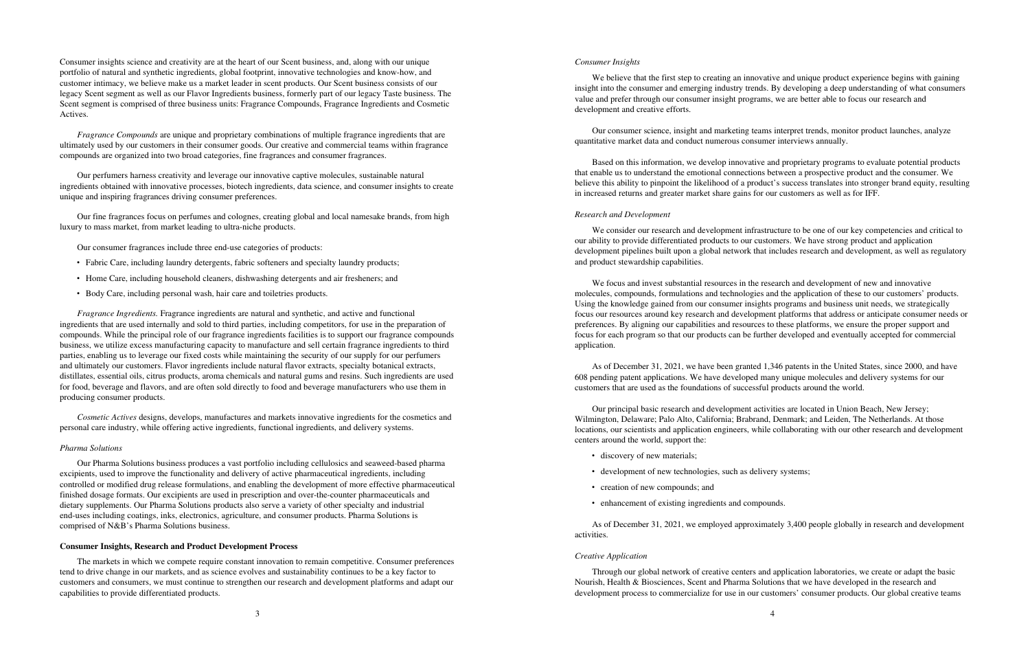Consumer insights science and creativity are at the heart of our Scent business, and, along with our unique portfolio of natural and synthetic ingredients, global footprint, innovative technologies and know-how, and customer intimacy, we believe make us a market leader in scent products. Our Scent business consists of our legacy Scent segment as well as our Flavor Ingredients business, formerly part of our legacy Taste business. The Scent segment is comprised of three business units: Fragrance Compounds, Fragrance Ingredients and Cosmetic Actives.

*Fragrance Compounds* are unique and proprietary combinations of multiple fragrance ingredients that are ultimately used by our customers in their consumer goods. Our creative and commercial teams within fragrance compounds are organized into two broad categories, fine fragrances and consumer fragrances.

Our perfumers harness creativity and leverage our innovative captive molecules, sustainable natural ingredients obtained with innovative processes, biotech ingredients, data science, and consumer insights to create unique and inspiring fragrances driving consumer preferences.

Our fine fragrances focus on perfumes and colognes, creating global and local namesake brands, from high luxury to mass market, from market leading to ultra-niche products.

Our consumer fragrances include three end-use categories of products:

- Fabric Care, including laundry detergents, fabric softeners and specialty laundry products;
- Home Care, including household cleaners, dishwashing detergents and air fresheners; and
- Body Care, including personal wash, hair care and toiletries products.

*Fragrance Ingredients.* Fragrance ingredients are natural and synthetic, and active and functional ingredients that are used internally and sold to third parties, including competitors, for use in the preparation of compounds. While the principal role of our fragrance ingredients facilities is to support our fragrance compounds business, we utilize excess manufacturing capacity to manufacture and sell certain fragrance ingredients to third parties, enabling us to leverage our fixed costs while maintaining the security of our supply for our perfumers and ultimately our customers. Flavor ingredients include natural flavor extracts, specialty botanical extracts, distillates, essential oils, citrus products, aroma chemicals and natural gums and resins. Such ingredients are used for food, beverage and flavors, and are often sold directly to food and beverage manufacturers who use them in producing consumer products.

*Cosmetic Actives* designs, develops, manufactures and markets innovative ingredients for the cosmetics and personal care industry, while offering active ingredients, functional ingredients, and delivery systems.

*Pharma Solutions*

Our Pharma Solutions business produces a vast portfolio including cellulosics and seaweed-based pharma excipients, used to improve the functionality and delivery of active pharmaceutical ingredients, including controlled or modified drug release formulations, and enabling the development of more effective pharmaceutical finished dosage formats. Our excipients are used in prescription and over-the-counter pharmaceuticals and dietary supplements. Our Pharma Solutions products also serve a variety of other specialty and industrial end-uses including coatings, inks, electronics, agriculture, and consumer products. Pharma Solutions is comprised of N&B's Pharma Solutions business.

**Consumer Insights, Research and Product Development Process**

The markets in which we compete require constant innovation to remain competitive. Consumer preferences tend to drive change in our markets, and as science evolves and sustainability continues to be a key factor to customers and consumers, we must continue to strengthen our research and development platforms and adapt our capabilities to provide differentiated products.

*Consumer Insights*

We believe that the first step to creating an innovative and unique product experience begins with gaining insight into the consumer and emerging industry trends. By developing a deep understanding of what consumers value and prefer through our consumer insight programs, we are better able to focus our research and development and creative efforts.

Our consumer science, insight and marketing teams interpret trends, monitor product launches, analyze quantitative market data and conduct numerous consumer interviews annually.

Based on this information, we develop innovative and proprietary programs to evaluate potential products that enable us to understand the emotional connections between a prospective product and the consumer. We believe this ability to pinpoint the likelihood of a product's success translates into stronger brand equity, resulting in increased returns and greater market share gains for our customers as well as for IFF.

*Research and Development*

We consider our research and development infrastructure to be one of our key competencies and critical to our ability to provide differentiated products to our customers. We have strong product and application development pipelines built upon a global network that includes research and development, as well as regulatory and product stewardship capabilities.

We focus and invest substantial resources in the research and development of new and innovative molecules, compounds, formulations and technologies and the application of these to our customers' products. Using the knowledge gained from our consumer insights programs and business unit needs, we strategically focus our resources around key research and development platforms that address or anticipate consumer needs or preferences. By aligning our capabilities and resources to these platforms, we ensure the proper support and focus for each program so that our products can be further developed and eventually accepted for commercial application.

As of December 31, 2021, we have been granted 1,346 patents in the United States, since 2000, and have 608 pending patent applications. We have developed many unique molecules and delivery systems for our customers that are used as the foundations of successful products around the world.

Our principal basic research and development activities are located in Union Beach, New Jersey; Wilmington, Delaware; Palo Alto, California; Brabrand, Denmark; and Leiden, The Netherlands. At those locations, our scientists and application engineers, while collaborating with our other research and development centers around the world, support the:

- discovery of new materials;
- development of new technologies, such as delivery systems;
- creation of new compounds; and
- enhancement of existing ingredients and compounds.

As of December 31, 2021, we employed approximately 3,400 people globally in research and development activities.

*Creative Application*

Through our global network of creative centers and application laboratories, we create or adapt the basic Nourish, Health & Biosciences, Scent and Pharma Solutions that we have developed in the research and development process to commercialize for use in our customers' consumer products. Our global creative teams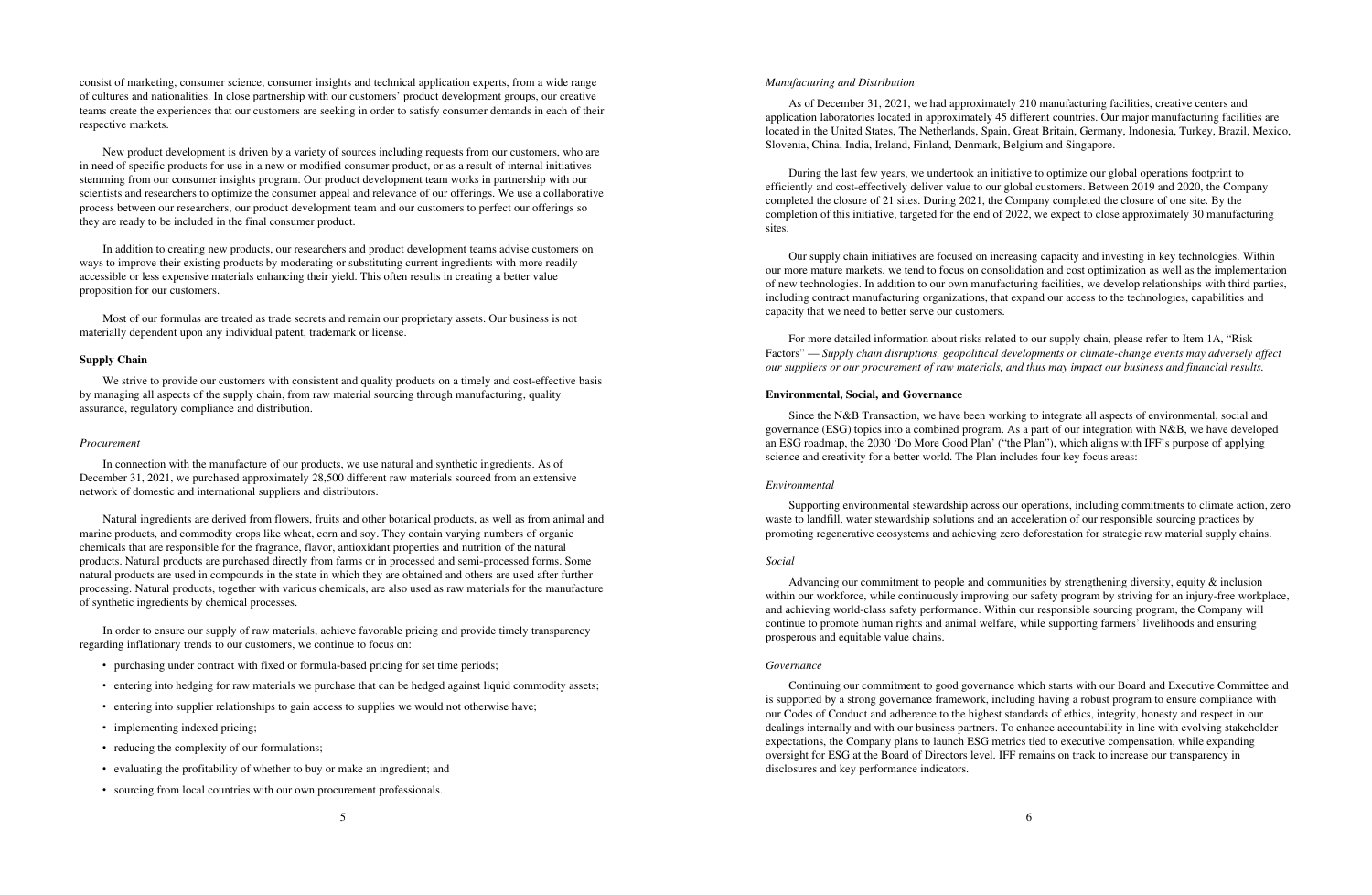consist of marketing, consumer science, consumer insights and technical application experts, from a wide range of cultures and nationalities. In close partnership with our customers' product development groups, our creative teams create the experiences that our customers are seeking in order to satisfy consumer demands in each of their respective markets.

New product development is driven by a variety of sources including requests from our customers, who are in need of specific products for use in a new or modified consumer product, or as a result of internal initiatives stemming from our consumer insights program. Our product development team works in partnership with our scientists and researchers to optimize the consumer appeal and relevance of our offerings. We use a collaborative process between our researchers, our product development team and our customers to perfect our offerings so they are ready to be included in the final consumer product.

In addition to creating new products, our researchers and product development teams advise customers on ways to improve their existing products by moderating or substituting current ingredients with more readily accessible or less expensive materials enhancing their yield. This often results in creating a better value proposition for our customers.

Most of our formulas are treated as trade secrets and remain our proprietary assets. Our business is not materially dependent upon any individual patent, trademark or license.

## Supply Chain

We strive to provide our customers with consistent and quality products on a timely and cost-effective basis by managing all aspects of the supply chain, from raw material sourcing through manufacturing, quality assurance, regulatory compliance and distribution.

### *Procurement*

In connection with the manufacture of our products, we use natural and synthetic ingredients. As of December 31, 2021, we purchased approximately 28,500 different raw materials sourced from an extensive network of domestic and international suppliers and distributors.

Natural ingredients are derived from flowers, fruits and other botanical products, as well as from animal and marine products, and commodity crops like wheat, corn and soy. They contain varying numbers of organic chemicals that are responsible for the fragrance, flavor, antioxidant properties and nutrition of the natural products. Natural products are purchased directly from farms or in processed and semi-processed forms. Some natural products are used in compounds in the state in which they are obtained and others are used after further processing. Natural products, together with various chemicals, are also used as raw materials for the manufacture of synthetic ingredients by chemical processes.

In order to ensure our supply of raw materials, achieve favorable pricing and provide timely transparency regarding inflationary trends to our customers, we continue to focus on:

- purchasing under contract with fixed or formula-based pricing for set time periods;
- entering into hedging for raw materials we purchase that can be hedged against liquid commodity assets;
- entering into supplier relationships to gain access to supplies we would not otherwise have;
- implementing indexed pricing;
- reducing the complexity of our formulations;
- evaluating the profitability of whether to buy or make an ingredient; and
- sourcing from local countries with our own procurement professionals.

### *Manufacturing and Distribution*

As of December 31, 2021, we had approximately 210 manufacturing facilities, creative centers and application laboratories located in approximately 45 different countries. Our major manufacturing facilities are located in the United States, The Netherlands, Spain, Great Britain, Germany, Indonesia, Turkey, Brazil, Mexico, Slovenia, China, India, Ireland, Finland, Denmark, Belgium and Singapore.

During the last few years, we undertook an initiative to optimize our global operations footprint to efficiently and cost-effectively deliver value to our global customers. Between 2019 and 2020, the Company completed the closure of 21 sites. During 2021, the Company completed the closure of one site. By the completion of this initiative, targeted for the end of 2022, we expect to close approximately 30 manufacturing sites.

Our supply chain initiatives are focused on increasing capacity and investing in key technologies. Within our more mature markets, we tend to focus on consolidation and cost optimization as well as the implementation of new technologies. In addition to our own manufacturing facilities, we develop relationships with third parties, including contract manufacturing organizations, that expand our access to the technologies, capabilities and capacity that we need to better serve our customers.

For more detailed information about risks related to our supply chain, please refer to Item 1A, "Risk Factors" — *Supply chain disruptions, geopolitical developments or climate-change events may adversely affect our suppliers or our procurement of raw materials, and thus may impact our business and financial results.*

## Environmental, Social, and Governance

Since the N&B Transaction, we have been working to integrate all aspects of environmental, social and governance (ESG) topics into a combined program. As a part of our integration with N&B, we have developed an ESG roadmap, the 2030 'Do More Good Plan' ("the Plan"), which aligns with IFF's purpose of applying science and creativity for a better world. The Plan includes four key focus areas:

### *Environmental*

Supporting environmental stewardship across our operations, including commitments to climate action, zero waste to landfill, water stewardship solutions and an acceleration of our responsible sourcing practices by promoting regenerative ecosystems and achieving zero deforestation for strategic raw material supply chains.

### *Social*

Advancing our commitment to people and communities by strengthening diversity, equity & inclusion within our workforce, while continuously improving our safety program by striving for an injury-free workplace, and achieving world-class safety performance. Within our responsible sourcing program, the Company will continue to promote human rights and animal welfare, while supporting farmers' livelihoods and ensuring prosperous and equitable value chains.

### *Governance*

Continuing our commitment to good governance which starts with our Board and Executive Committee and is supported by a strong governance framework, including having a robust program to ensure compliance with our Codes of Conduct and adherence to the highest standards of ethics, integrity, honesty and respect in our dealings internally and with our business partners. To enhance accountability in line with evolving stakeholder expectations, the Company plans to launch ESG metrics tied to executive compensation, while expanding oversight for ESG at the Board of Directors level. IFF remains on track to increase our transparency in disclosures and key performance indicators.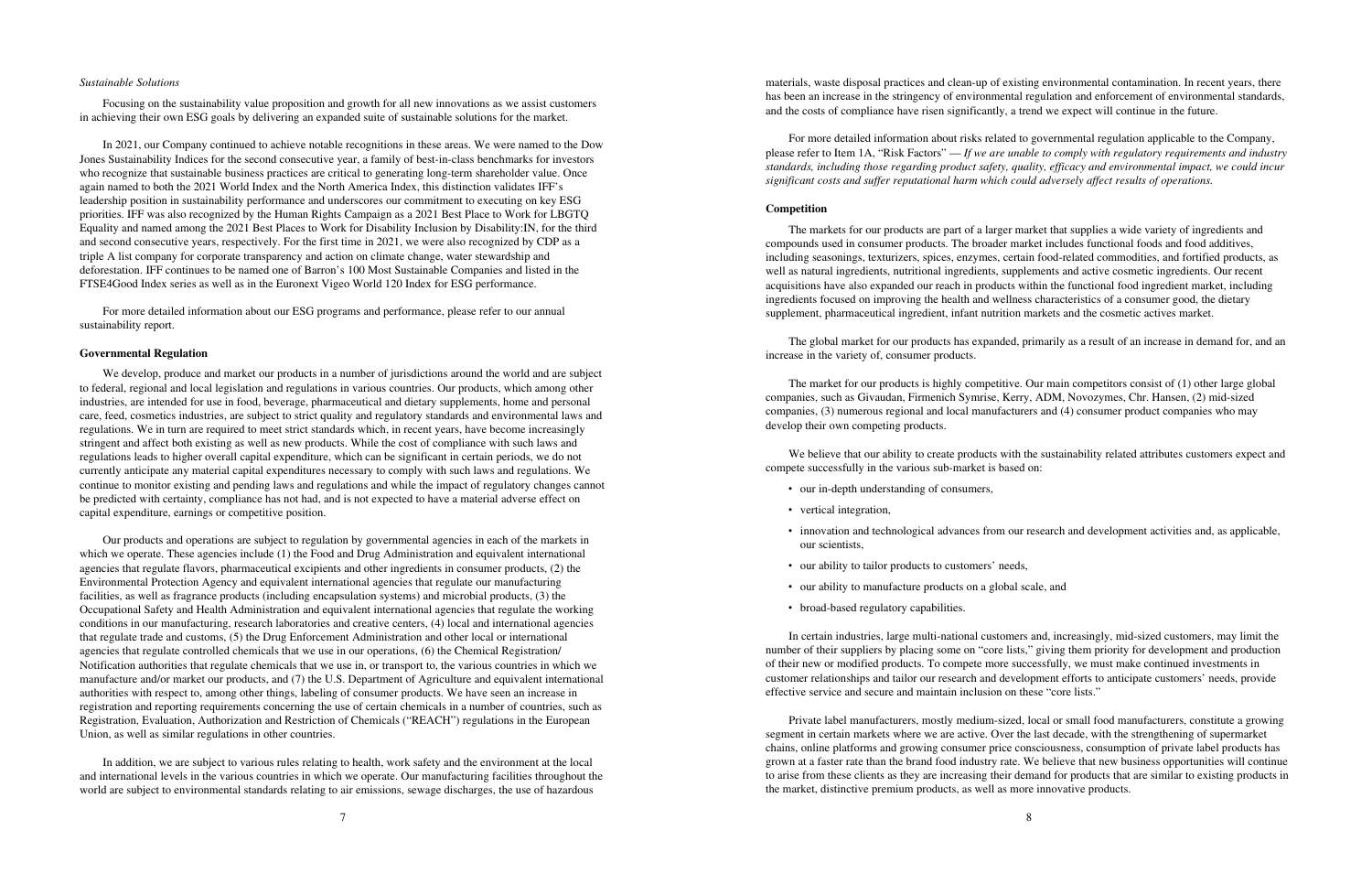*Sustainable Solutions*

Focusing on the sustainability value proposition and growth for all new innovations as we assist customers in achieving their own ESG goals by delivering an expanded suite of sustainable solutions for the market.

In 2021, our Company continued to achieve notable recognitions in these areas. We were named to the Dow Jones Sustainability Indices for the second consecutive year, a family of best-in-class benchmarks for investors who recognize that sustainable business practices are critical to generating long-term shareholder value. Once again named to both the 2021 World Index and the North America Index, this distinction validates IFF's leadership position in sustainability performance and underscores our commitment to executing on key ESG priorities. IFF was also recognized by the Human Rights Campaign as a 2021 Best Place to Work for LBGTQ Equality and named among the 2021 Best Places to Work for Disability Inclusion by Disability:IN, for the third and second consecutive years, respectively. For the first time in 2021, we were also recognized by CDP as a triple A list company for corporate transparency and action on climate change, water stewardship and deforestation. IFF continues to be named one of Barron's 100 Most Sustainable Companies and listed in the FTSE4Good Index series as well as in the Euronext Vigeo World 120 Index for ESG performance.

For more detailed information about our ESG programs and performance, please refer to our annual sustainability report.

## Governmental Regulation

We develop, produce and market our products in a number of jurisdictions around the world and are subject to federal, regional and local legislation and regulations in various countries. Our products, which among other industries, are intended for use in food, beverage, pharmaceutical and dietary supplements, home and personal care, feed, cosmetics industries, are subject to strict quality and regulatory standards and environmental laws and regulations. We in turn are required to meet strict standards which, in recent years, have become increasingly stringent and affect both existing as well as new products. While the cost of compliance with such laws and regulations leads to higher overall capital expenditure, which can be significant in certain periods, we do not currently anticipate any material capital expenditures necessary to comply with such laws and regulations. We continue to monitor existing and pending laws and regulations and while the impact of regulatory changes cannot be predicted with certainty, compliance has not had, and is not expected to have a material adverse effect on capital expenditure, earnings or competitive position.

Our products and operations are subject to regulation by governmental agencies in each of the markets in which we operate. These agencies include (1) the Food and Drug Administration and equivalent international agencies that regulate flavors, pharmaceutical excipients and other ingredients in consumer products, (2) the Environmental Protection Agency and equivalent international agencies that regulate our manufacturing facilities, as well as fragrance products (including encapsulation systems) and microbial products, (3) the Occupational Safety and Health Administration and equivalent international agencies that regulate the working conditions in our manufacturing, research laboratories and creative centers, (4) local and international agencies that regulate trade and customs, (5) the Drug Enforcement Administration and other local or international agencies that regulate controlled chemicals that we use in our operations, (6) the Chemical Registration/ Notification authorities that regulate chemicals that we use in, or transport to, the various countries in which we manufacture and/or market our products, and (7) the U.S. Department of Agriculture and equivalent international authorities with respect to, among other things, labeling of consumer products. We have seen an increase in registration and reporting requirements concerning the use of certain chemicals in a number of countries, such as Registration, Evaluation, Authorization and Restriction of Chemicals ("REACH") regulations in the European Union, as well as similar regulations in other countries.

In addition, we are subject to various rules relating to health, work safety and the environment at the local and international levels in the various countries in which we operate. Our manufacturing facilities throughout the world are subject to environmental standards relating to air emissions, sewage discharges, the use of hazardous materials, waste disposal practices and clean-up of existing environmental contamination. In recent years, there has been an increase in the stringency of environmental regulation and enforcement of environmental standards, and the costs of compliance have risen significantly, a trend we expect will continue in the future.

For more detailed information about risks related to governmental regulation applicable to the Company, please refer to Item 1A, "Risk Factors" — *If we are unable to comply with regulatory requirements and industry standards, including those regarding product safety, quality, efficacy and environmental impact, we could incur significant costs and suffer reputational harm which could adversely affect results of operations.*

## Competition

The markets for our products are part of a larger market that supplies a wide variety of ingredients and compounds used in consumer products. The broader market includes functional foods and food additives, including seasonings, texturizers, spices, enzymes, certain food-related commodities, and fortified products, as well as natural ingredients, nutritional ingredients, supplements and active cosmetic ingredients. Our recent acquisitions have also expanded our reach in products within the functional food ingredient market, including ingredients focused on improving the health and wellness characteristics of a consumer good, the dietary supplement, pharmaceutical ingredient, infant nutrition markets and the cosmetic actives market.

The global market for our products has expanded, primarily as a result of an increase in demand for, and an increase in the variety of, consumer products.

The market for our products is highly competitive. Our main competitors consist of (1) other large global companies, such as Givaudan, Firmenich Symrise, Kerry, ADM, Novozymes, Chr. Hansen, (2) mid-sized companies, (3) numerous regional and local manufacturers and (4) consumer product companies who may develop their own competing products.

We believe that our ability to create products with the sustainability related attributes customers expect and compete successfully in the various sub-market is based on:

- our in-depth understanding of consumers,
- vertical integration,
- innovation and technological advances from our research and development activities and, as applicable, our scientists,
- our ability to tailor products to customers' needs,
- our ability to manufacture products on a global scale, and
- broad-based regulatory capabilities.

In certain industries, large multi-national customers and, increasingly, mid-sized customers, may limit the number of their suppliers by placing some on "core lists," giving them priority for development and production of their new or modified products. To compete more successfully, we must make continued investments in customer relationships and tailor our research and development efforts to anticipate customers' needs, provide effective service and secure and maintain inclusion on these "core lists."

Private label manufacturers, mostly medium-sized, local or small food manufacturers, constitute a growing segment in certain markets where we are active. Over the last decade, with the strengthening of supermarket chains, online platforms and growing consumer price consciousness, consumption of private label products has grown at a faster rate than the brand food industry rate. We believe that new business opportunities will continue to arise from these clients as they are increasing their demand for products that are similar to existing products in the market, distinctive premium products, as well as more innovative products.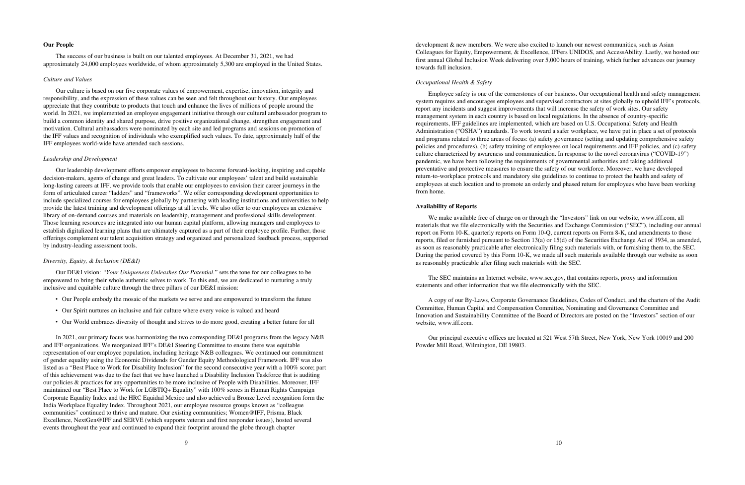## Our People

The success of our business is built on our talented employees. At December 31, 2021, we had approximately 24,000 employees worldwide, of whom approximately 5,300 are employed in the United States.

### *Culture and Values*

Our culture is based on our five corporate values of empowerment, expertise, innovation, integrity and responsibility, and the expression of these values can be seen and felt throughout our history. Our employees appreciate that they contribute to products that touch and enhance the lives of millions of people around the world. In 2021, we implemented an employee engagement initiative through our cultural ambassador program to build a common identity and shared purpose, drive positive organizational change, strengthen engagement and motivation. Cultural ambassadors were nominated by each site and led programs and sessions on promotion of the IFF values and recognition of individuals who exemplified such values. To date, approximately half of the IFF employees world-wide have attended such sessions.

### *Leadership and Development*

Our leadership development efforts empower employees to become forward-looking, inspiring and capable decision-makers, agents of change and great leaders. To cultivate our employees' talent and build sustainable long-lasting careers at IFF, we provide tools that enable our employees to envision their career journeys in the form of articulated career "ladders" and "frameworks". We offer corresponding development opportunities to include specialized courses for employees globally by partnering with leading institutions and universities to help provide the latest training and development offerings at all levels. We also offer to our employees an extensive library of on-demand courses and materials on leadership, management and professional skills development. Those learning resources are integrated into our human capital platform, allowing managers and employees to establish digitalized learning plans that are ultimately captured as a part of their employee profile. Further, those offerings complement our talent acquisition strategy and organized and personalized feedback process, supported by industry-leading assessment tools.

### *Diversity, Equity, & Inclusion (DE&I)*

Our DE&I vision: *"Your Uniqueness Unleashes Our Potential."* sets the tone for our colleagues to be empowered to bring their whole authentic selves to work. To this end, we are dedicated to nurturing a truly inclusive and equitable culture through the three pillars of our DE&I mission:

- Our People embody the mosaic of the markets we serve and are empowered to transform the future
- Our Spirit nurtures an inclusive and fair culture where every voice is valued and heard
- Our World embraces diversity of thought and strives to do more good, creating a better future for all

In 2021, our primary focus was harmonizing the two corresponding DE&I programs from the legacy N&B and IFF organizations. We reorganized IFF's DE&I Steering Committee to ensure there was equitable representation of our employee population, including heritage N&B colleagues. We continued our commitment of gender equality using the Economic Dividends for Gender Equity Methodological Framework. IFF was also listed as a "Best Place to Work for Disability Inclusion" for the second consecutive year with a 100% score; part of this achievement was due to the fact that we have launched a Disability Inclusion Taskforce that is auditing our policies & practices for any opportunities to be more inclusive of People with Disabilities. Moreover, IFF maintained our "Best Place to Work for LGBTIQ+ Equality" with 100% scores in Human Rights Campaign Corporate Equality Index and the HRC Equidad Mexico and also achieved a Bronze Level recognition form the India Workplace Equality Index. Throughout 2021, our employee resource groups known as "colleague communities" continued to thrive and mature. Our existing communities; Women@IFF, Prisma, Black Excellence, NextGen@IFF and SERVE (which supports veteran and first responder issues), hosted several events throughout the year and continued to expand their footprint around the globe through chapter development & new members. We were also excited to launch our newest communities, such as Asian Colleagues for Equity, Empowerment, & Excellence, IFFers UNIDOS, and AccessAbility. Lastly, we hosted our first annual Global Inclusion Week delivering over 5,000 hours of training, which further advances our journey towards full inclusion.

### *Occupational Health & Safety*

Employee safety is one of the cornerstones of our business. Our occupational health and safety management system requires and encourages employees and supervised contractors at sites globally to uphold IFF's protocols, report any incidents and suggest improvements that will increase the safety of work sites. Our safety management system in each country is based on local regulations. In the absence of country-specific requirements, IFF guidelines are implemented, which are based on U.S. Occupational Safety and Health Administration ("OSHA") standards. To work toward a safer workplace, we have put in place a set of protocols and programs related to three areas of focus: (a) safety governance (setting and updating comprehensive safety policies and procedures), (b) safety training of employees on local requirements and IFF policies, and (c) safety culture characterized by awareness and communication. In response to the novel coronavirus ("COVID-19") pandemic, we have been following the requirements of governmental authorities and taking additional preventative and protective measures to ensure the safety of our workforce. Moreover, we have developed return-to-workplace protocols and mandatory site guidelines to continue to protect the health and safety of employees at each location and to promote an orderly and phased return for employees who have been working from home.

## Availability of Reports

We make available free of charge on or through the "Investors" link on our website, www.iff.com, all materials that we file electronically with the Securities and Exchange Commission ("SEC"), including our annual report on Form 10-K, quarterly reports on Form 10-Q, current reports on Form 8-K, and amendments to those reports, filed or furnished pursuant to Section 13(a) or 15(d) of the Securities Exchange Act of 1934, as amended, as soon as reasonably practicable after electronically filing such materials with, or furnishing them to, the SEC. During the period covered by this Form 10-K, we made all such materials available through our website as soon as reasonably practicable after filing such materials with the SEC.

The SEC maintains an Internet website, www.sec.gov, that contains reports, proxy and information statements and other information that we file electronically with the SEC.

A copy of our By-Laws, Corporate Governance Guidelines, Codes of Conduct, and the charters of the Audit Committee, Human Capital and Compensation Committee, Nominating and Governance Committee and Innovation and Sustainability Committee of the Board of Directors are posted on the "Investors" section of our website, www.iff.com.

Our principal executive offices are located at 521 West 57th Street, New York, New York 10019 and 200 Powder Mill Road, Wilmington, DE 19803.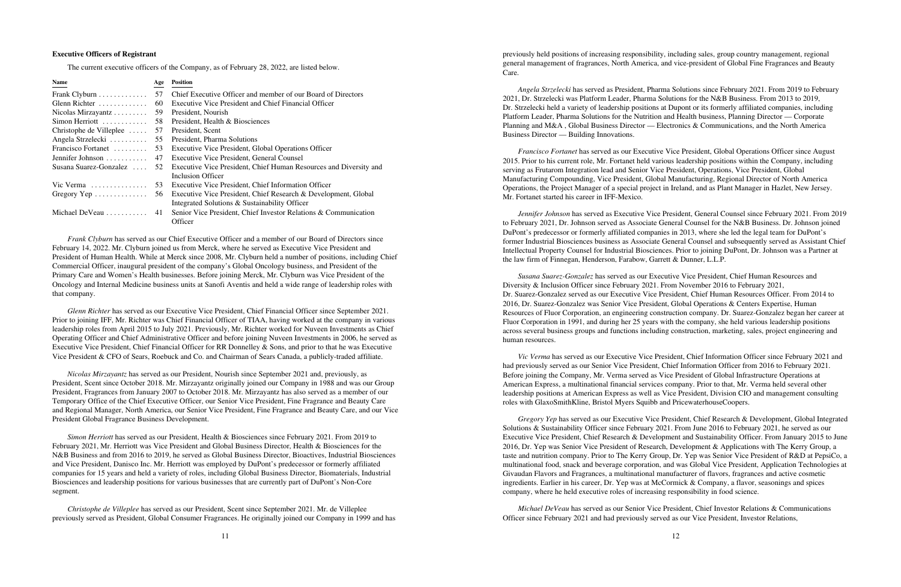**Executive Officers of Registrant**

The current executive officers of the Company, as of February 28, 2022, are listed below.

| Name | Age | Position |
|---|---|---|
| Frank Clyburn | 57 | Chief Executive Officer and member of our Board of Directors |
| Glenn Richter | 60 | Executive Vice President and Chief Financial Officer |
| Nicolas Mirzayantz | 59 | President, Nourish |
| Simon Herriott | 58 | President, Health & Biosciences |
| Christophe de Villeplee | 57 | President, Scent |
| Angela Strzelecki | 55 | President, Pharma Solutions |
| Francisco Fortanet | 53 | Executive Vice President, Global Operations Officer |
| Jennifer Johnson | 47 | Executive Vice President, General Counsel |
| Susana Suarez-Gonzalez | 52 | Executive Vice President, Chief Human Resources and Diversity and Inclusion Officer |
| Vic Verma | 53 | Executive Vice President, Chief Information Officer |
| Gregory Yep | 56 | Executive Vice President, Chief Research & Development, Global Integrated Solutions & Sustainability Officer |
| Michael DeVeau | 41 | Senior Vice President, Chief Investor Relations & Communication Officer |

*Frank Clyburn* has served as our Chief Executive Officer and a member of our Board of Directors since February 14, 2022. Mr. Clyburn joined us from Merck, where he served as Executive Vice President and President of Human Health. While at Merck since 2008, Mr. Clyburn held a number of positions, including Chief Commercial Officer, inaugural president of the company's Global Oncology business, and President of the Primary Care and Women's Health businesses. Before joining Merck, Mr. Clyburn was Vice President of the Oncology and Internal Medicine business units at Sanofi Aventis and held a wide range of leadership roles with that company.

*Glenn Richter* has served as our Executive Vice President, Chief Financial Officer since September 2021. Prior to joining IFF, Mr. Richter was Chief Financial Officer of TIAA, having worked at the company in various leadership roles from April 2015 to July 2021. Previously, Mr. Richter worked for Nuveen Investments as Chief Operating Officer and Chief Administrative Officer and before joining Nuveen Investments in 2006, he served as Executive Vice President, Chief Financial Officer for RR Donnelley & Sons, and prior to that he was Executive Vice President & CFO of Sears, Roebuck and Co. and Chairman of Sears Canada, a publicly-traded affiliate.

*Nicolas Mirzayantz* has served as our President, Nourish since September 2021 and, previously, as President, Scent since October 2018. Mr. Mirzayantz originally joined our Company in 1988 and was our Group President, Fragrances from January 2007 to October 2018. Mr. Mirzayantz has also served as a member of our Temporary Office of the Chief Executive Officer, our Senior Vice President, Fine Fragrance and Beauty Care and Regional Manager, North America, our Senior Vice President, Fine Fragrance and Beauty Care, and our Vice President Global Fragrance Business Development.

*Simon Herriott* has served as our President, Health & Biosciences since February 2021. From 2019 to February 2021, Mr. Herriott was Vice President and Global Business Director, Health & Biosciences for the N&B Business and from 2016 to 2019, he served as Global Business Director, Bioactives, Industrial Biosciences and Vice President, Danisco Inc. Mr. Herriott was employed by DuPont's predecessor or formerly affiliated companies for 15 years and held a variety of roles, including Global Business Director, Biomaterials, Industrial Biosciences and leadership positions for various businesses that are currently part of DuPont's Non-Core segment.

*Christophe de Villeplee* has served as our President, Scent since September 2021. Mr. de Villeplee previously served as President, Global Consumer Fragrances. He originally joined our Company in 1999 and has previously held positions of increasing responsibility, including sales, group country management, regional general management of fragrances, North America, and vice-president of Global Fine Fragrances and Beauty Care.

*Angela Strzelecki* has served as President, Pharma Solutions since February 2021. From 2019 to February 2021, Dr. Strzelecki was Platform Leader, Pharma Solutions for the N&B Business. From 2013 to 2019, Dr. Strzelecki held a variety of leadership positions at Dupont or its formerly affiliated companies, including Platform Leader, Pharma Solutions for the Nutrition and Health business, Planning Director — Corporate Planning and M&A , Global Business Director — Electronics & Communications, and the North America Business Director — Building Innovations.

*Francisco Fortanet* has served as our Executive Vice President, Global Operations Officer since August 2015. Prior to his current role, Mr. Fortanet held various leadership positions within the Company, including serving as Frutarom Integration lead and Senior Vice President, Operations, Vice President, Global Manufacturing Compounding, Vice President, Global Manufacturing, Regional Director of North America Operations, the Project Manager of a special project in Ireland, and as Plant Manager in Hazlet, New Jersey. Mr. Fortanet started his career in IFF-Mexico.

*Jennifer Johnson* has served as Executive Vice President, General Counsel since February 2021. From 2019 to February 2021, Dr. Johnson served as Associate General Counsel for the N&B Business. Dr. Johnson joined DuPont's predecessor or formerly affiliated companies in 2013, where she led the legal team for DuPont's former Industrial Biosciences business as Associate General Counsel and subsequently served as Assistant Chief Intellectual Property Counsel for Industrial Biosciences. Prior to joining DuPont, Dr. Johnson was a Partner at the law firm of Finnegan, Henderson, Farabow, Garrett & Dunner, L.L.P.

*Susana Suarez-Gonzalez* has served as our Executive Vice President, Chief Human Resources and Diversity & Inclusion Officer since February 2021. From November 2016 to February 2021, Dr. Suarez-Gonzalez served as our Executive Vice President, Chief Human Resources Officer. From 2014 to 2016, Dr. Suarez-Gonzalez was Senior Vice President, Global Operations & Centers Expertise, Human Resources of Fluor Corporation, an engineering construction company. Dr. Suarez-Gonzalez began her career at Fluor Corporation in 1991, and during her 25 years with the company, she held various leadership positions across several business groups and functions including construction, marketing, sales, project engineering and human resources.

*Vic Verma* has served as our Executive Vice President, Chief Information Officer since February 2021 and had previously served as our Senior Vice President, Chief Information Officer from 2016 to February 2021. Before joining the Company, Mr. Verma served as Vice President of Global Infrastructure Operations at American Express, a multinational financial services company. Prior to that, Mr. Verma held several other leadership positions at American Express as well as Vice President, Division CIO and management consulting roles with GlaxoSmithKline, Bristol Myers Squibb and PricewaterhouseCoopers.

*Gregory Yep* has served as our Executive Vice President, Chief Research & Development, Global Integrated Solutions & Sustainability Officer since February 2021. From June 2016 to February 2021, he served as our Executive Vice President, Chief Research & Development and Sustainability Officer. From January 2015 to June 2016, Dr. Yep was Senior Vice President of Research, Development & Applications with The Kerry Group, a taste and nutrition company. Prior to The Kerry Group, Dr. Yep was Senior Vice President of R&D at PepsiCo, a multinational food, snack and beverage corporation, and was Global Vice President, Application Technologies at Givaudan Flavors and Fragrances, a multinational manufacturer of flavors, fragrances and active cosmetic ingredients. Earlier in his career, Dr. Yep was at McCormick & Company, a flavor, seasonings and spices company, where he held executive roles of increasing responsibility in food science.

*Michael DeVeau* has served as our Senior Vice President, Chief Investor Relations & Communications Officer since February 2021 and had previously served as our Vice President, Investor Relations,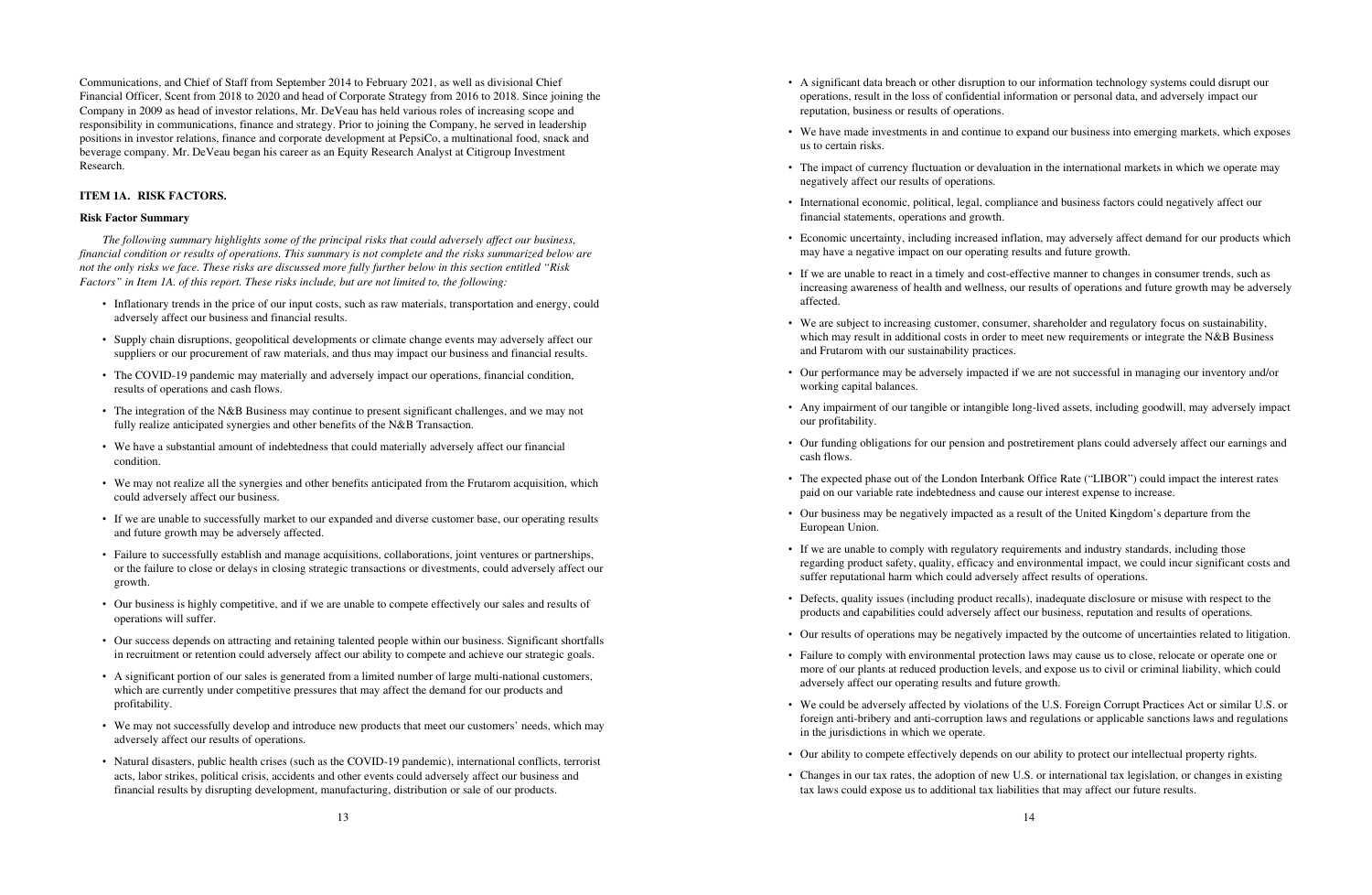Communications, and Chief of Staff from September 2014 to February 2021, as well as divisional Chief Financial Officer, Scent from 2018 to 2020 and head of Corporate Strategy from 2016 to 2018. Since joining the Company in 2009 as head of investor relations, Mr. DeVeau has held various roles of increasing scope and responsibility in communications, finance and strategy. Prior to joining the Company, he served in leadership positions in investor relations, finance and corporate development at PepsiCo, a multinational food, snack and beverage company. Mr. DeVeau began his career as an Equity Research Analyst at Citigroup Investment Research.

## ITEM 1A. RISK FACTORS.

### Risk Factor Summary

*The following summary highlights some of the principal risks that could adversely affect our business, financial condition or results of operations. This summary is not complete and the risks summarized below are not the only risks we face. These risks are discussed more fully further below in this section entitled "Risk Factors" in Item 1A. of this report. These risks include, but are not limited to, the following:*

- Inflationary trends in the price of our input costs, such as raw materials, transportation and energy, could adversely affect our business and financial results.
- Supply chain disruptions, geopolitical developments or climate change events may adversely affect our suppliers or our procurement of raw materials, and thus may impact our business and financial results.
- The COVID-19 pandemic may materially and adversely impact our operations, financial condition, results of operations and cash flows.
- The integration of the N&B Business may continue to present significant challenges, and we may not fully realize anticipated synergies and other benefits of the N&B Transaction.
- We have a substantial amount of indebtedness that could materially adversely affect our financial condition.
- We may not realize all the synergies and other benefits anticipated from the Frutarom acquisition, which could adversely affect our business.
- If we are unable to successfully market to our expanded and diverse customer base, our operating results and future growth may be adversely affected.
- Failure to successfully establish and manage acquisitions, collaborations, joint ventures or partnerships, or the failure to close or delays in closing strategic transactions or divestments, could adversely affect our growth.
- Our business is highly competitive, and if we are unable to compete effectively our sales and results of operations will suffer.
- Our success depends on attracting and retaining talented people within our business. Significant shortfalls in recruitment or retention could adversely affect our ability to compete and achieve our strategic goals.
- A significant portion of our sales is generated from a limited number of large multi-national customers, which are currently under competitive pressures that may affect the demand for our products and profitability.
- We may not successfully develop and introduce new products that meet our customers' needs, which may adversely affect our results of operations.
- Natural disasters, public health crises (such as the COVID-19 pandemic), international conflicts, terrorist acts, labor strikes, political crisis, accidents and other events could adversely affect our business and financial results by disrupting development, manufacturing, distribution or sale of our products.
- A significant data breach or other disruption to our information technology systems could disrupt our operations, result in the loss of confidential information or personal data, and adversely impact our reputation, business or results of operations.
- We have made investments in and continue to expand our business into emerging markets, which exposes us to certain risks.
- The impact of currency fluctuation or devaluation in the international markets in which we operate may negatively affect our results of operations.
- International economic, political, legal, compliance and business factors could negatively affect our financial statements, operations and growth.
- Economic uncertainty, including increased inflation, may adversely affect demand for our products which may have a negative impact on our operating results and future growth.
- If we are unable to react in a timely and cost-effective manner to changes in consumer trends, such as increasing awareness of health and wellness, our results of operations and future growth may be adversely affected.
- We are subject to increasing customer, consumer, shareholder and regulatory focus on sustainability, which may result in additional costs in order to meet new requirements or integrate the N&B Business and Frutarom with our sustainability practices.
- Our performance may be adversely impacted if we are not successful in managing our inventory and/or working capital balances.
- Any impairment of our tangible or intangible long-lived assets, including goodwill, may adversely impact our profitability.
- Our funding obligations for our pension and postretirement plans could adversely affect our earnings and cash flows.
- The expected phase out of the London Interbank Office Rate ("LIBOR") could impact the interest rates paid on our variable rate indebtedness and cause our interest expense to increase.
- Our business may be negatively impacted as a result of the United Kingdom's departure from the European Union.
- If we are unable to comply with regulatory requirements and industry standards, including those regarding product safety, quality, efficacy and environmental impact, we could incur significant costs and suffer reputational harm which could adversely affect results of operations.
- Defects, quality issues (including product recalls), inadequate disclosure or misuse with respect to the products and capabilities could adversely affect our business, reputation and results of operations.
- Our results of operations may be negatively impacted by the outcome of uncertainties related to litigation.
- Failure to comply with environmental protection laws may cause us to close, relocate or operate one or more of our plants at reduced production levels, and expose us to civil or criminal liability, which could adversely affect our operating results and future growth.
- We could be adversely affected by violations of the U.S. Foreign Corrupt Practices Act or similar U.S. or foreign anti-bribery and anti-corruption laws and regulations or applicable sanctions laws and regulations in the jurisdictions in which we operate.
- Our ability to compete effectively depends on our ability to protect our intellectual property rights.
- Changes in our tax rates, the adoption of new U.S. or international tax legislation, or changes in existing tax laws could expose us to additional tax liabilities that may affect our future results.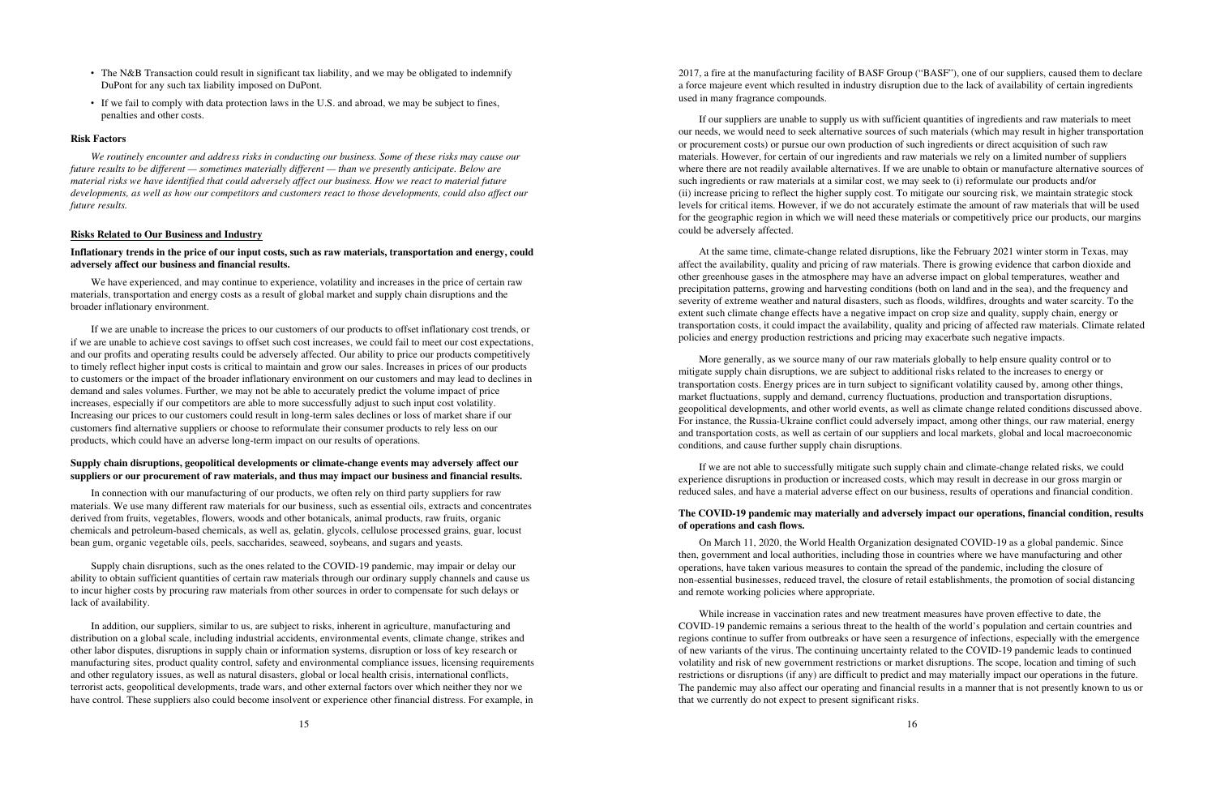- The N&B Transaction could result in significant tax liability, and we may be obligated to indemnify DuPont for any such tax liability imposed on DuPont.
- If we fail to comply with data protection laws in the U.S. and abroad, we may be subject to fines, penalties and other costs.

### Risk Factors

*We routinely encounter and address risks in conducting our business. Some of these risks may cause our future results to be different — sometimes materially different — than we presently anticipate. Below are material risks we have identified that could adversely affect our business. How we react to material future developments, as well as how our competitors and customers react to those developments, could also affect our future results.*

#### Risks Related to Our Business and Industry

**Inflationary trends in the price of our input costs, such as raw materials, transportation and energy, could adversely affect our business and financial results.**

We have experienced, and may continue to experience, volatility and increases in the price of certain raw materials, transportation and energy costs as a result of global market and supply chain disruptions and the broader inflationary environment.

If we are unable to increase the prices to our customers of our products to offset inflationary cost trends, or if we are unable to achieve cost savings to offset such cost increases, we could fail to meet our cost expectations, and our profits and operating results could be adversely affected. Our ability to price our products competitively to timely reflect higher input costs is critical to maintain and grow our sales. Increases in prices of our products to customers or the impact of the broader inflationary environment on our customers and may lead to declines in demand and sales volumes. Further, we may not be able to accurately predict the volume impact of price increases, especially if our competitors are able to more successfully adjust to such input cost volatility. Increasing our prices to our customers could result in long-term sales declines or loss of market share if our customers find alternative suppliers or choose to reformulate their consumer products to rely less on our products, which could have an adverse long-term impact on our results of operations.

**Supply chain disruptions, geopolitical developments or climate-change events may adversely affect our suppliers or our procurement of raw materials, and thus may impact our business and financial results.**

In connection with our manufacturing of our products, we often rely on third party suppliers for raw materials. We use many different raw materials for our business, such as essential oils, extracts and concentrates derived from fruits, vegetables, flowers, woods and other botanicals, animal products, raw fruits, organic chemicals and petroleum-based chemicals, as well as, gelatin, glycols, cellulose processed grains, guar, locust bean gum, organic vegetable oils, peels, saccharides, seaweed, soybeans, and sugars and yeasts.

Supply chain disruptions, such as the ones related to the COVID-19 pandemic, may impair or delay our ability to obtain sufficient quantities of certain raw materials through our ordinary supply channels and cause us to incur higher costs by procuring raw materials from other sources in order to compensate for such delays or lack of availability.

In addition, our suppliers, similar to us, are subject to risks, inherent in agriculture, manufacturing and distribution on a global scale, including industrial accidents, environmental events, climate change, strikes and other labor disputes, disruptions in supply chain or information systems, disruption or loss of key research or manufacturing sites, product quality control, safety and environmental compliance issues, licensing requirements and other regulatory issues, as well as natural disasters, global or local health crisis, international conflicts, terrorist acts, geopolitical developments, trade wars, and other external factors over which neither they nor we have control. These suppliers also could become insolvent or experience other financial distress. For example, in 2017, a fire at the manufacturing facility of BASF Group ("BASF"), one of our suppliers, caused them to declare a force majeure event which resulted in industry disruption due to the lack of availability of certain ingredients used in many fragrance compounds.

If our suppliers are unable to supply us with sufficient quantities of ingredients and raw materials to meet our needs, we would need to seek alternative sources of such materials (which may result in higher transportation or procurement costs) or pursue our own production of such ingredients or direct acquisition of such raw materials. However, for certain of our ingredients and raw materials we rely on a limited number of suppliers where there are not readily available alternatives. If we are unable to obtain or manufacture alternative sources of such ingredients or raw materials at a similar cost, we may seek to (i) reformulate our products and/or (ii) increase pricing to reflect the higher supply cost. To mitigate our sourcing risk, we maintain strategic stock levels for critical items. However, if we do not accurately estimate the amount of raw materials that will be used for the geographic region in which we will need these materials or competitively price our products, our margins could be adversely affected.

At the same time, climate-change related disruptions, like the February 2021 winter storm in Texas, may affect the availability, quality and pricing of raw materials. There is growing evidence that carbon dioxide and other greenhouse gases in the atmosphere may have an adverse impact on global temperatures, weather and precipitation patterns, growing and harvesting conditions (both on land and in the sea), and the frequency and severity of extreme weather and natural disasters, such as floods, wildfires, droughts and water scarcity. To the extent such climate change effects have a negative impact on crop size and quality, supply chain, energy or transportation costs, it could impact the availability, quality and pricing of affected raw materials. Climate related policies and energy production restrictions and pricing may exacerbate such negative impacts.

More generally, as we source many of our raw materials globally to help ensure quality control or to mitigate supply chain disruptions, we are subject to additional risks related to the increases to energy or transportation costs. Energy prices are in turn subject to significant volatility caused by, among other things, market fluctuations, supply and demand, currency fluctuations, production and transportation disruptions, geopolitical developments, and other world events, as well as climate change related conditions discussed above. For instance, the Russia-Ukraine conflict could adversely impact, among other things, our raw material, energy and transportation costs, as well as certain of our suppliers and local markets, global and local macroeconomic conditions, and cause further supply chain disruptions.

If we are not able to successfully mitigate such supply chain and climate-change related risks, we could experience disruptions in production or increased costs, which may result in decrease in our gross margin or reduced sales, and have a material adverse effect on our business, results of operations and financial condition.

**The COVID-19 pandemic may materially and adversely impact our operations, financial condition, results of operations and cash flows.**

On March 11, 2020, the World Health Organization designated COVID-19 as a global pandemic. Since then, government and local authorities, including those in countries where we have manufacturing and other operations, have taken various measures to contain the spread of the pandemic, including the closure of non-essential businesses, reduced travel, the closure of retail establishments, the promotion of social distancing and remote working policies where appropriate.

While increase in vaccination rates and new treatment measures have proven effective to date, the COVID-19 pandemic remains a serious threat to the health of the world's population and certain countries and regions continue to suffer from outbreaks or have seen a resurgence of infections, especially with the emergence of new variants of the virus. The continuing uncertainty related to the COVID-19 pandemic leads to continued volatility and risk of new government restrictions or market disruptions. The scope, location and timing of such restrictions or disruptions (if any) are difficult to predict and may materially impact our operations in the future. The pandemic may also affect our operating and financial results in a manner that is not presently known to us or that we currently do not expect to present significant risks.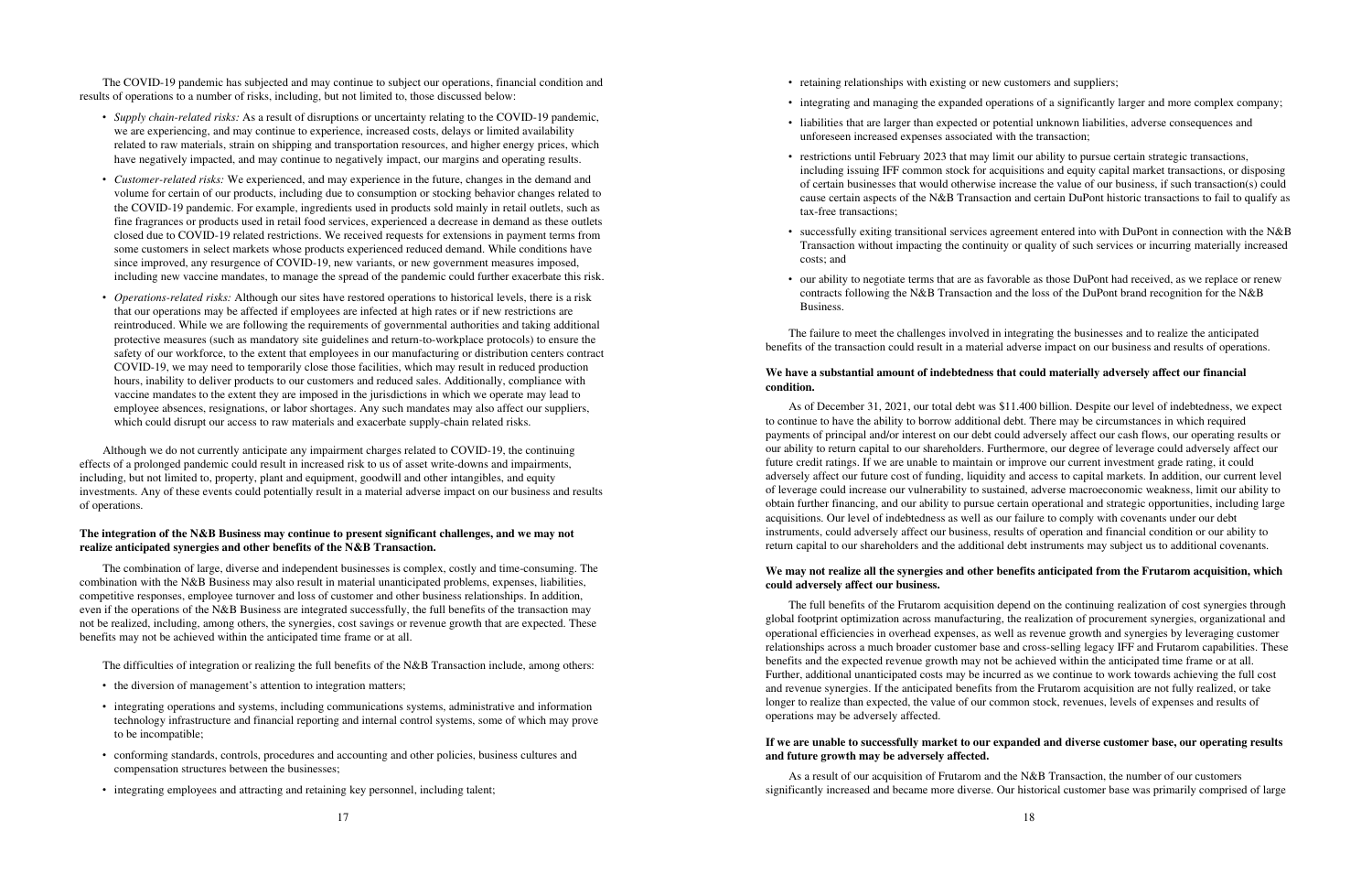The COVID-19 pandemic has subjected and may continue to subject our operations, financial condition and results of operations to a number of risks, including, but not limited to, those discussed below:

- *Supply chain-related risks:* As a result of disruptions or uncertainty relating to the COVID-19 pandemic, we are experiencing, and may continue to experience, increased costs, delays or limited availability related to raw materials, strain on shipping and transportation resources, and higher energy prices, which have negatively impacted, and may continue to negatively impact, our margins and operating results.
- *Customer-related risks:* We experienced, and may experience in the future, changes in the demand and volume for certain of our products, including due to consumption or stocking behavior changes related to the COVID-19 pandemic. For example, ingredients used in products sold mainly in retail outlets, such as fine fragrances or products used in retail food services, experienced a decrease in demand as these outlets closed due to COVID-19 related restrictions. We received requests for extensions in payment terms from some customers in select markets whose products experienced reduced demand. While conditions have since improved, any resurgence of COVID-19, new variants, or new government measures imposed, including new vaccine mandates, to manage the spread of the pandemic could further exacerbate this risk.
- *Operations-related risks:* Although our sites have restored operations to historical levels, there is a risk that our operations may be affected if employees are infected at high rates or if new restrictions are reintroduced. While we are following the requirements of governmental authorities and taking additional protective measures (such as mandatory site guidelines and return-to-workplace protocols) to ensure the safety of our workforce, to the extent that employees in our manufacturing or distribution centers contract COVID-19, we may need to temporarily close those facilities, which may result in reduced production hours, inability to deliver products to our customers and reduced sales. Additionally, compliance with vaccine mandates to the extent they are imposed in the jurisdictions in which we operate may lead to employee absences, resignations, or labor shortages. Any such mandates may also affect our suppliers, which could disrupt our access to raw materials and exacerbate supply-chain related risks.

Although we do not currently anticipate any impairment charges related to COVID-19, the continuing effects of a prolonged pandemic could result in increased risk to us of asset write-downs and impairments, including, but not limited to, property, plant and equipment, goodwill and other intangibles, and equity investments. Any of these events could potentially result in a material adverse impact on our business and results of operations.

**The integration of the N&B Business may continue to present significant challenges, and we may not realize anticipated synergies and other benefits of the N&B Transaction.**

The combination of large, diverse and independent businesses is complex, costly and time-consuming. The combination with the N&B Business may also result in material unanticipated problems, expenses, liabilities, competitive responses, employee turnover and loss of customer and other business relationships. In addition, even if the operations of the N&B Business are integrated successfully, the full benefits of the transaction may not be realized, including, among others, the synergies, cost savings or revenue growth that are expected. These benefits may not be achieved within the anticipated time frame or at all.

The difficulties of integration or realizing the full benefits of the N&B Transaction include, among others:

- the diversion of management's attention to integration matters;
- integrating operations and systems, including communications systems, administrative and information technology infrastructure and financial reporting and internal control systems, some of which may prove to be incompatible;
- conforming standards, controls, procedures and accounting and other policies, business cultures and compensation structures between the businesses;
- integrating employees and attracting and retaining key personnel, including talent;
- retaining relationships with existing or new customers and suppliers;
- integrating and managing the expanded operations of a significantly larger and more complex company;
- liabilities that are larger than expected or potential unknown liabilities, adverse consequences and unforeseen increased expenses associated with the transaction;
- restrictions until February 2023 that may limit our ability to pursue certain strategic transactions, including issuing IFF common stock for acquisitions and equity capital market transactions, or disposing of certain businesses that would otherwise increase the value of our business, if such transaction(s) could cause certain aspects of the N&B Transaction and certain DuPont historic transactions to fail to qualify as tax-free transactions;
- successfully exiting transitional services agreement entered into with DuPont in connection with the N&B Transaction without impacting the continuity or quality of such services or incurring materially increased costs; and
- our ability to negotiate terms that are as favorable as those DuPont had received, as we replace or renew contracts following the N&B Transaction and the loss of the DuPont brand recognition for the N&B Business.

The failure to meet the challenges involved in integrating the businesses and to realize the anticipated benefits of the transaction could result in a material adverse impact on our business and results of operations.

**We have a substantial amount of indebtedness that could materially adversely affect our financial condition.**

As of December 31, 2021, our total debt was $11.400 billion. Despite our level of indebtedness, we expect to continue to have the ability to borrow additional debt. There may be circumstances in which required payments of principal and/or interest on our debt could adversely affect our cash flows, our operating results or our ability to return capital to our shareholders. Furthermore, our degree of leverage could adversely affect our future credit ratings. If we are unable to maintain or improve our current investment grade rating, it could adversely affect our future cost of funding, liquidity and access to capital markets. In addition, our current level of leverage could increase our vulnerability to sustained, adverse macroeconomic weakness, limit our ability to obtain further financing, and our ability to pursue certain operational and strategic opportunities, including large acquisitions. Our level of indebtedness as well as our failure to comply with covenants under our debt instruments, could adversely affect our business, results of operation and financial condition or our ability to return capital to our shareholders and the additional debt instruments may subject us to additional covenants.

**We may not realize all the synergies and other benefits anticipated from the Frutarom acquisition, which could adversely affect our business.**

The full benefits of the Frutarom acquisition depend on the continuing realization of cost synergies through global footprint optimization across manufacturing, the realization of procurement synergies, organizational and operational efficiencies in overhead expenses, as well as revenue growth and synergies by leveraging customer relationships across a much broader customer base and cross-selling legacy IFF and Frutarom capabilities. These benefits and the expected revenue growth may not be achieved within the anticipated time frame or at all. Further, additional unanticipated costs may be incurred as we continue to work towards achieving the full cost and revenue synergies. If the anticipated benefits from the Frutarom acquisition are not fully realized, or take longer to realize than expected, the value of our common stock, revenues, levels of expenses and results of operations may be adversely affected.

**If we are unable to successfully market to our expanded and diverse customer base, our operating results and future growth may be adversely affected.**

As a result of our acquisition of Frutarom and the N&B Transaction, the number of our customers significantly increased and became more diverse. Our historical customer base was primarily comprised of large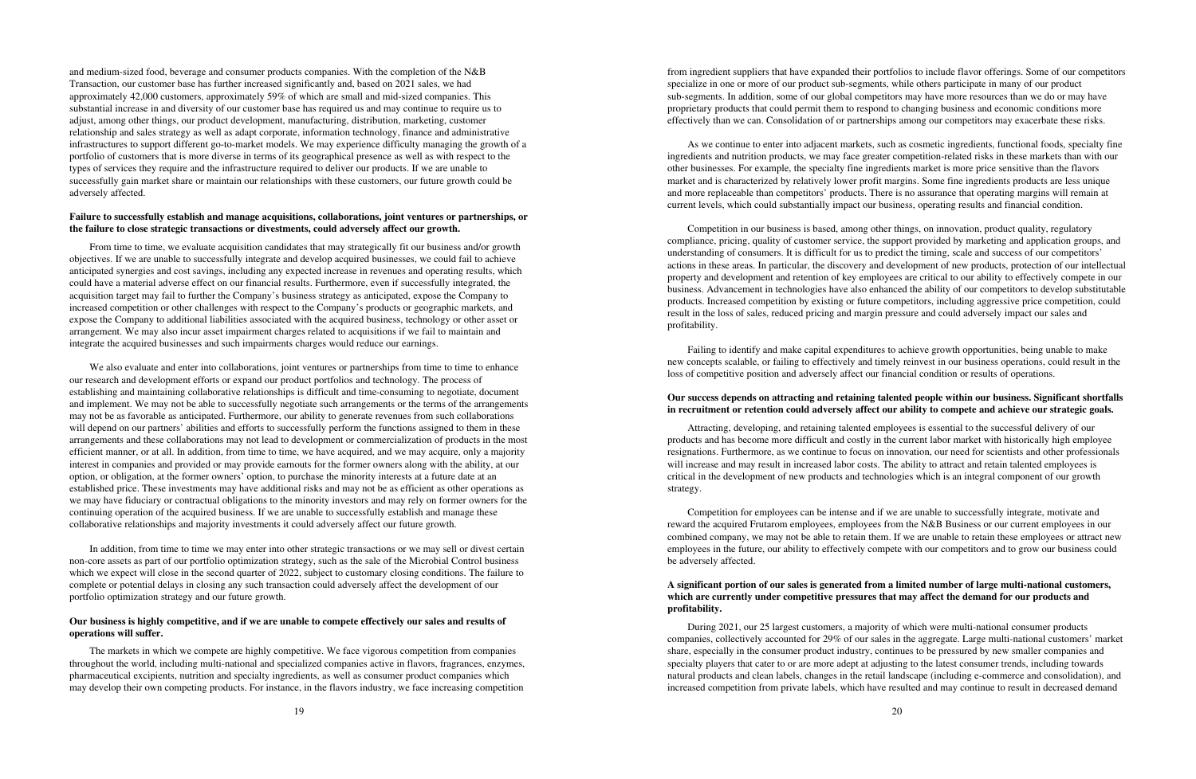and medium-sized food, beverage and consumer products companies. With the completion of the N&B Transaction, our customer base has further increased significantly and, based on 2021 sales, we had approximately 42,000 customers, approximately 59% of which are small and mid-sized companies. This substantial increase in and diversity of our customer base has required us and may continue to require us to adjust, among other things, our product development, manufacturing, distribution, marketing, customer relationship and sales strategy as well as adapt corporate, information technology, finance and administrative infrastructures to support different go-to-market models. We may experience difficulty managing the growth of a portfolio of customers that is more diverse in terms of its geographical presence as well as with respect to the types of services they require and the infrastructure required to deliver our products. If we are unable to successfully gain market share or maintain our relationships with these customers, our future growth could be adversely affected.

**Failure to successfully establish and manage acquisitions, collaborations, joint ventures or partnerships, or the failure to close strategic transactions or divestments, could adversely affect our growth.**

From time to time, we evaluate acquisition candidates that may strategically fit our business and/or growth objectives. If we are unable to successfully integrate and develop acquired businesses, we could fail to achieve anticipated synergies and cost savings, including any expected increase in revenues and operating results, which could have a material adverse effect on our financial results. Furthermore, even if successfully integrated, the acquisition target may fail to further the Company's business strategy as anticipated, expose the Company to increased competition or other challenges with respect to the Company's products or geographic markets, and expose the Company to additional liabilities associated with the acquired business, technology or other asset or arrangement. We may also incur asset impairment charges related to acquisitions if we fail to maintain and integrate the acquired businesses and such impairments charges would reduce our earnings.

We also evaluate and enter into collaborations, joint ventures or partnerships from time to time to enhance our research and development efforts or expand our product portfolios and technology. The process of establishing and maintaining collaborative relationships is difficult and time-consuming to negotiate, document and implement. We may not be able to successfully negotiate such arrangements or the terms of the arrangements may not be as favorable as anticipated. Furthermore, our ability to generate revenues from such collaborations will depend on our partners' abilities and efforts to successfully perform the functions assigned to them in these arrangements and these collaborations may not lead to development or commercialization of products in the most efficient manner, or at all. In addition, from time to time, we have acquired, and we may acquire, only a majority interest in companies and provided or may provide earnouts for the former owners along with the ability, at our option, or obligation, at the former owners' option, to purchase the minority interests at a future date at an established price. These investments may have additional risks and may not be as efficient as other operations as we may have fiduciary or contractual obligations to the minority investors and may rely on former owners for the continuing operation of the acquired business. If we are unable to successfully establish and manage these collaborative relationships and majority investments it could adversely affect our future growth.

In addition, from time to time we may enter into other strategic transactions or we may sell or divest certain non-core assets as part of our portfolio optimization strategy, such as the sale of the Microbial Control business which we expect will close in the second quarter of 2022, subject to customary closing conditions. The failure to complete or potential delays in closing any such transaction could adversely affect the development of our portfolio optimization strategy and our future growth.

**Our business is highly competitive, and if we are unable to compete effectively our sales and results of operations will suffer.**

The markets in which we compete are highly competitive. We face vigorous competition from companies throughout the world, including multi-national and specialized companies active in flavors, fragrances, enzymes, pharmaceutical excipients, nutrition and specialty ingredients, as well as consumer product companies which may develop their own competing products. For instance, in the flavors industry, we face increasing competition from ingredient suppliers that have expanded their portfolios to include flavor offerings. Some of our competitors specialize in one or more of our product sub-segments, while others participate in many of our product sub-segments. In addition, some of our global competitors may have more resources than we do or may have proprietary products that could permit them to respond to changing business and economic conditions more effectively than we can. Consolidation of or partnerships among our competitors may exacerbate these risks.

As we continue to enter into adjacent markets, such as cosmetic ingredients, functional foods, specialty fine ingredients and nutrition products, we may face greater competition-related risks in these markets than with our other businesses. For example, the specialty fine ingredients market is more price sensitive than the flavors market and is characterized by relatively lower profit margins. Some fine ingredients products are less unique and more replaceable than competitors' products. There is no assurance that operating margins will remain at current levels, which could substantially impact our business, operating results and financial condition.

Competition in our business is based, among other things, on innovation, product quality, regulatory compliance, pricing, quality of customer service, the support provided by marketing and application groups, and understanding of consumers. It is difficult for us to predict the timing, scale and success of our competitors' actions in these areas. In particular, the discovery and development of new products, protection of our intellectual property and development and retention of key employees are critical to our ability to effectively compete in our business. Advancement in technologies have also enhanced the ability of our competitors to develop substitutable products. Increased competition by existing or future competitors, including aggressive price competition, could result in the loss of sales, reduced pricing and margin pressure and could adversely impact our sales and profitability.

Failing to identify and make capital expenditures to achieve growth opportunities, being unable to make new concepts scalable, or failing to effectively and timely reinvest in our business operations, could result in the loss of competitive position and adversely affect our financial condition or results of operations.

**Our success depends on attracting and retaining talented people within our business. Significant shortfalls in recruitment or retention could adversely affect our ability to compete and achieve our strategic goals.**

Attracting, developing, and retaining talented employees is essential to the successful delivery of our products and has become more difficult and costly in the current labor market with historically high employee resignations. Furthermore, as we continue to focus on innovation, our need for scientists and other professionals will increase and may result in increased labor costs. The ability to attract and retain talented employees is critical in the development of new products and technologies which is an integral component of our growth strategy.

Competition for employees can be intense and if we are unable to successfully integrate, motivate and reward the acquired Frutarom employees, employees from the N&B Business or our current employees in our combined company, we may not be able to retain them. If we are unable to retain these employees or attract new employees in the future, our ability to effectively compete with our competitors and to grow our business could be adversely affected.

**A significant portion of our sales is generated from a limited number of large multi-national customers, which are currently under competitive pressures that may affect the demand for our products and profitability.**

During 2021, our 25 largest customers, a majority of which were multi-national consumer products companies, collectively accounted for 29% of our sales in the aggregate. Large multi-national customers' market share, especially in the consumer product industry, continues to be pressured by new smaller companies and specialty players that cater to or are more adept at adjusting to the latest consumer trends, including towards natural products and clean labels, changes in the retail landscape (including e-commerce and consolidation), and increased competition from private labels, which have resulted and may continue to result in decreased demand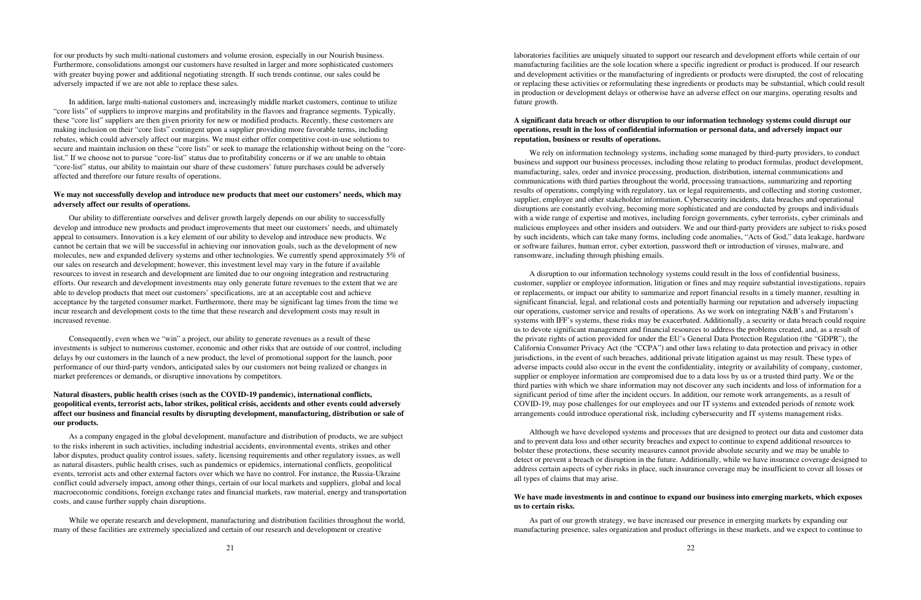for our products by such multi-national customers and volume erosion, especially in our Nourish business. Furthermore, consolidations amongst our customers have resulted in larger and more sophisticated customers with greater buying power and additional negotiating strength. If such trends continue, our sales could be adversely impacted if we are not able to replace these sales.

In addition, large multi-national customers and, increasingly middle market customers, continue to utilize "core lists" of suppliers to improve margins and profitability in the flavors and fragrance segments. Typically, these "core list" suppliers are then given priority for new or modified products. Recently, these customers are making inclusion on their "core lists" contingent upon a supplier providing more favorable terms, including rebates, which could adversely affect our margins. We must either offer competitive cost-in-use solutions to secure and maintain inclusion on these "core lists" or seek to manage the relationship without being on the "core-list." If we choose not to pursue "core-list" status due to profitability concerns or if we are unable to obtain "core-list" status, our ability to maintain our share of these customers' future purchases could be adversely affected and therefore our future results of operations.

**We may not successfully develop and introduce new products that meet our customers' needs, which may adversely affect our results of operations.**

Our ability to differentiate ourselves and deliver growth largely depends on our ability to successfully develop and introduce new products and product improvements that meet our customers' needs, and ultimately appeal to consumers. Innovation is a key element of our ability to develop and introduce new products. We cannot be certain that we will be successful in achieving our innovation goals, such as the development of new molecules, new and expanded delivery systems and other technologies. We currently spend approximately 5% of our sales on research and development; however, this investment level may vary in the future if available resources to invest in research and development are limited due to our ongoing integration and restructuring efforts. Our research and development investments may only generate future revenues to the extent that we are able to develop products that meet our customers' specifications, are at an acceptable cost and achieve acceptance by the targeted consumer market. Furthermore, there may be significant lag times from the time we incur research and development costs to the time that these research and development costs may result in increased revenue.

Consequently, even when we "win" a project, our ability to generate revenues as a result of these investments is subject to numerous customer, economic and other risks that are outside of our control, including delays by our customers in the launch of a new product, the level of promotional support for the launch, poor performance of our third-party vendors, anticipated sales by our customers not being realized or changes in market preferences or demands, or disruptive innovations by competitors.

**Natural disasters, public health crises (such as the COVID-19 pandemic), international conflicts, geopolitical events, terrorist acts, labor strikes, political crisis, accidents and other events could adversely affect our business and financial results by disrupting development, manufacturing, distribution or sale of our products.**

As a company engaged in the global development, manufacture and distribution of products, we are subject to the risks inherent in such activities, including industrial accidents, environmental events, strikes and other labor disputes, product quality control issues, safety, licensing requirements and other regulatory issues, as well as natural disasters, public health crises, such as pandemics or epidemics, international conflicts, geopolitical events, terrorist acts and other external factors over which we have no control. For instance, the Russia-Ukraine conflict could adversely impact, among other things, certain of our local markets and suppliers, global and local macroeconomic conditions, foreign exchange rates and financial markets, raw material, energy and transportation costs, and cause further supply chain disruptions.

While we operate research and development, manufacturing and distribution facilities throughout the world, many of these facilities are extremely specialized and certain of our research and development or creative laboratories facilities are uniquely situated to support our research and development efforts while certain of our manufacturing facilities are the sole location where a specific ingredient or product is produced. If our research and development activities or the manufacturing of ingredients or products were disrupted, the cost of relocating or replacing these activities or reformulating these ingredients or products may be substantial, which could result in production or development delays or otherwise have an adverse effect on our margins, operating results and future growth.

**A significant data breach or other disruption to our information technology systems could disrupt our operations, result in the loss of confidential information or personal data, and adversely impact our reputation, business or results of operations.**

We rely on information technology systems, including some managed by third-party providers, to conduct business and support our business processes, including those relating to product formulas, product development, manufacturing, sales, order and invoice processing, production, distribution, internal communications and communications with third parties throughout the world, processing transactions, summarizing and reporting results of operations, complying with regulatory, tax or legal requirements, and collecting and storing customer, supplier, employee and other stakeholder information. Cybersecurity incidents, data breaches and operational disruptions are constantly evolving, becoming more sophisticated and are conducted by groups and individuals with a wide range of expertise and motives, including foreign governments, cyber terrorists, cyber criminals and malicious employees and other insiders and outsiders. We and our third-party providers are subject to risks posed by such incidents, which can take many forms, including code anomalies, "Acts of God," data leakage, hardware or software failures, human error, cyber extortion, password theft or introduction of viruses, malware, and ransomware, including through phishing emails.

A disruption to our information technology systems could result in the loss of confidential business, customer, supplier or employee information, litigation or fines and may require substantial investigations, repairs or replacements, or impact our ability to summarize and report financial results in a timely manner, resulting in significant financial, legal, and relational costs and potentially harming our reputation and adversely impacting our operations, customer service and results of operations. As we work on integrating N&B's and Frutarom's systems with IFF's systems, these risks may be exacerbated. Additionally, a security or data breach could require us to devote significant management and financial resources to address the problems created, and, as a result of the private rights of action provided for under the EU's General Data Protection Regulation (the "GDPR"), the California Consumer Privacy Act (the "CCPA") and other laws relating to data protection and privacy in other jurisdictions, in the event of such breaches, additional private litigation against us may result. These types of adverse impacts could also occur in the event the confidentiality, integrity or availability of company, customer, supplier or employee information are compromised due to a data loss by us or a trusted third party. We or the third parties with which we share information may not discover any such incidents and loss of information for a significant period of time after the incident occurs. In addition, our remote work arrangements, as a result of COVID-19, may pose challenges for our employees and our IT systems and extended periods of remote work arrangements could introduce operational risk, including cybersecurity and IT systems management risks.

Although we have developed systems and processes that are designed to protect our data and customer data and to prevent data loss and other security breaches and expect to continue to expend additional resources to bolster these protections, these security measures cannot provide absolute security and we may be unable to detect or prevent a breach or disruption in the future. Additionally, while we have insurance coverage designed to address certain aspects of cyber risks in place, such insurance coverage may be insufficient to cover all losses or all types of claims that may arise.

**We have made investments in and continue to expand our business into emerging markets, which exposes us to certain risks.**

As part of our growth strategy, we have increased our presence in emerging markets by expanding our manufacturing presence, sales organization and product offerings in these markets, and we expect to continue to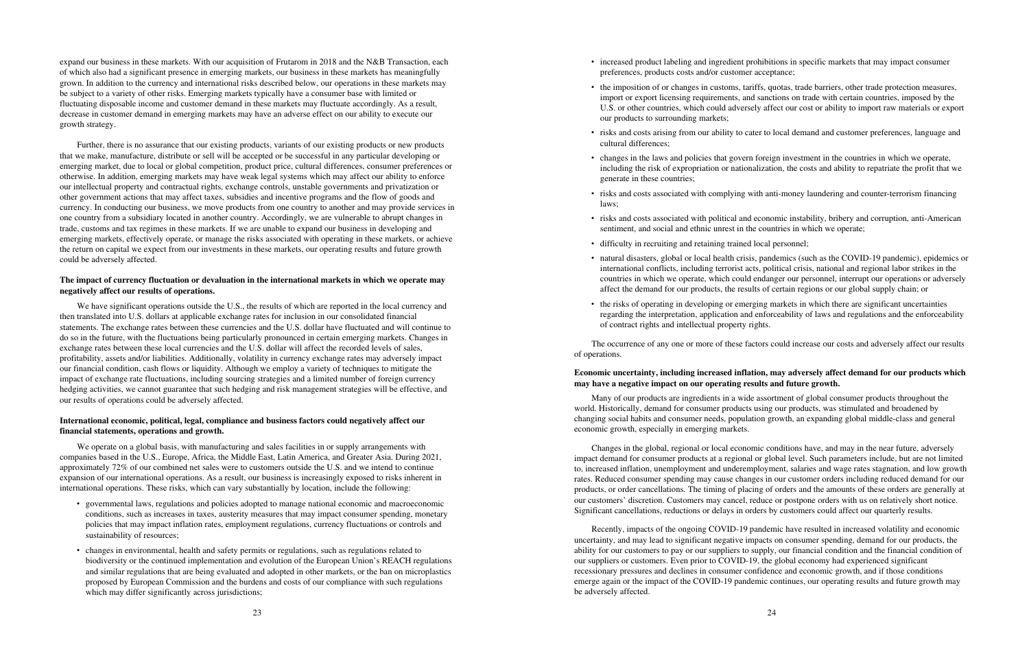expand our business in these markets. With our acquisition of Frutarom in 2018 and the N&B Transaction, each of which also had a significant presence in emerging markets, our business in these markets has meaningfully grown. In addition to the currency and international risks described below, our operations in these markets may be subject to a variety of other risks. Emerging markets typically have a consumer base with limited or fluctuating disposable income and customer demand in these markets may fluctuate accordingly. As a result, decrease in customer demand in emerging markets may have an adverse effect on our ability to execute our growth strategy.

Further, there is no assurance that our existing products, variants of our existing products or new products that we make, manufacture, distribute or sell will be accepted or be successful in any particular developing or emerging market, due to local or global competition, product price, cultural differences, consumer preferences or otherwise. In addition, emerging markets may have weak legal systems which may affect our ability to enforce our intellectual property and contractual rights, exchange controls, unstable governments and privatization or other government actions that may affect taxes, subsidies and incentive programs and the flow of goods and currency. In conducting our business, we move products from one country to another and may provide services in one country from a subsidiary located in another country. Accordingly, we are vulnerable to abrupt changes in trade, customs and tax regimes in these markets. If we are unable to expand our business in developing and emerging markets, effectively operate, or manage the risks associated with operating in these markets, or achieve the return on capital we expect from our investments in these markets, our operating results and future growth could be adversely affected.

**The impact of currency fluctuation or devaluation in the international markets in which we operate may negatively affect our results of operations.**

We have significant operations outside the U.S., the results of which are reported in the local currency and then translated into U.S. dollars at applicable exchange rates for inclusion in our consolidated financial statements. The exchange rates between these currencies and the U.S. dollar have fluctuated and will continue to do so in the future, with the fluctuations being particularly pronounced in certain emerging markets. Changes in exchange rates between these local currencies and the U.S. dollar will affect the recorded levels of sales, profitability, assets and/or liabilities. Additionally, volatility in currency exchange rates may adversely impact our financial condition, cash flows or liquidity. Although we employ a variety of techniques to mitigate the impact of exchange rate fluctuations, including sourcing strategies and a limited number of foreign currency hedging activities, we cannot guarantee that such hedging and risk management strategies will be effective, and our results of operations could be adversely affected.

**International economic, political, legal, compliance and business factors could negatively affect our financial statements, operations and growth.**

We operate on a global basis, with manufacturing and sales facilities in or supply arrangements with companies based in the U.S., Europe, Africa, the Middle East, Latin America, and Greater Asia. During 2021, approximately 72% of our combined net sales were to customers outside the U.S. and we intend to continue expansion of our international operations. As a result, our business is increasingly exposed to risks inherent in international operations. These risks, which can vary substantially by location, include the following:

- governmental laws, regulations and policies adopted to manage national economic and macroeconomic conditions, such as increases in taxes, austerity measures that may impact consumer spending, monetary policies that may impact inflation rates, employment regulations, currency fluctuations or controls and sustainability of resources;
- changes in environmental, health and safety permits or regulations, such as regulations related to biodiversity or the continued implementation and evolution of the European Union's REACH regulations and similar regulations that are being evaluated and adopted in other markets, or the ban on microplastics proposed by European Commission and the burdens and costs of our compliance with such regulations which may differ significantly across jurisdictions;
- increased product labeling and ingredient prohibitions in specific markets that may impact consumer preferences, products costs and/or customer acceptance;
- the imposition of or changes in customs, tariffs, quotas, trade barriers, other trade protection measures, import or export licensing requirements, and sanctions on trade with certain countries, imposed by the U.S. or other countries, which could adversely affect our cost or ability to import raw materials or export our products to surrounding markets;
- risks and costs arising from our ability to cater to local demand and customer preferences, language and cultural differences;
- changes in the laws and policies that govern foreign investment in the countries in which we operate, including the risk of expropriation or nationalization, the costs and ability to repatriate the profit that we generate in these countries;
- risks and costs associated with complying with anti-money laundering and counter-terrorism financing laws;
- risks and costs associated with political and economic instability, bribery and corruption, anti-American sentiment, and social and ethnic unrest in the countries in which we operate;
- difficulty in recruiting and retaining trained local personnel;
- natural disasters, global or local health crisis, pandemics (such as the COVID-19 pandemic), epidemics or international conflicts, including terrorist acts, political crisis, national and regional labor strikes in the countries in which we operate, which could endanger our personnel, interrupt our operations or adversely affect the demand for our products, the results of certain regions or our global supply chain; or
- the risks of operating in developing or emerging markets in which there are significant uncertainties regarding the interpretation, application and enforceability of laws and regulations and the enforceability of contract rights and intellectual property rights.

The occurrence of any one or more of these factors could increase our costs and adversely affect our results of operations.

**Economic uncertainty, including increased inflation, may adversely affect demand for our products which may have a negative impact on our operating results and future growth.**

Many of our products are ingredients in a wide assortment of global consumer products throughout the world. Historically, demand for consumer products using our products, was stimulated and broadened by changing social habits and consumer needs, population growth, an expanding global middle-class and general economic growth, especially in emerging markets.

Changes in the global, regional or local economic conditions have, and may in the near future, adversely impact demand for consumer products at a regional or global level. Such parameters include, but are not limited to, increased inflation, unemployment and underemployment, salaries and wage rates stagnation, and low growth rates. Reduced consumer spending may cause changes in our customer orders including reduced demand for our products, or order cancellations. The timing of placing of orders and the amounts of these orders are generally at our customers' discretion. Customers may cancel, reduce or postpone orders with us on relatively short notice. Significant cancellations, reductions or delays in orders by customers could affect our quarterly results.

Recently, impacts of the ongoing COVID-19 pandemic have resulted in increased volatility and economic uncertainty, and may lead to significant negative impacts on consumer spending, demand for our products, the ability for our customers to pay or our suppliers to supply, our financial condition and the financial condition of our suppliers or customers. Even prior to COVID-19, the global economy had experienced significant recessionary pressures and declines in consumer confidence and economic growth, and if those conditions emerge again or the impact of the COVID-19 pandemic continues, our operating results and future growth may be adversely affected.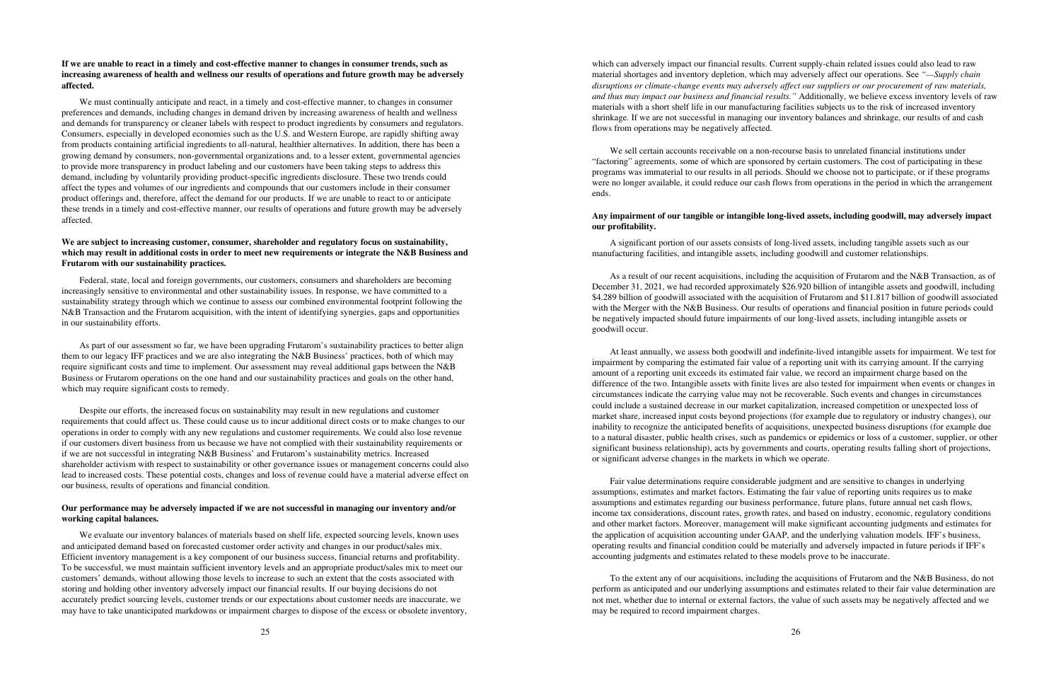**If we are unable to react in a timely and cost-effective manner to changes in consumer trends, such as increasing awareness of health and wellness our results of operations and future growth may be adversely affected.**

We must continually anticipate and react, in a timely and cost-effective manner, to changes in consumer preferences and demands, including changes in demand driven by increasing awareness of health and wellness and demands for transparency or cleaner labels with respect to product ingredients by consumers and regulators. Consumers, especially in developed economies such as the U.S. and Western Europe, are rapidly shifting away from products containing artificial ingredients to all-natural, healthier alternatives. In addition, there has been a growing demand by consumers, non-governmental organizations and, to a lesser extent, governmental agencies to provide more transparency in product labeling and our customers have been taking steps to address this demand, including by voluntarily providing product-specific ingredients disclosure. These two trends could affect the types and volumes of our ingredients and compounds that our customers include in their consumer product offerings and, therefore, affect the demand for our products. If we are unable to react to or anticipate these trends in a timely and cost-effective manner, our results of operations and future growth may be adversely affected.

**We are subject to increasing customer, consumer, shareholder and regulatory focus on sustainability, which may result in additional costs in order to meet new requirements or integrate the N&B Business and Frutarom with our sustainability practices.**

Federal, state, local and foreign governments, our customers, consumers and shareholders are becoming increasingly sensitive to environmental and other sustainability issues. In response, we have committed to a sustainability strategy through which we continue to assess our combined environmental footprint following the N&B Transaction and the Frutarom acquisition, with the intent of identifying synergies, gaps and opportunities in our sustainability efforts.

As part of our assessment so far, we have been upgrading Frutarom's sustainability practices to better align them to our legacy IFF practices and we are also integrating the N&B Business' practices, both of which may require significant costs and time to implement. Our assessment may reveal additional gaps between the N&B Business or Frutarom operations on the one hand and our sustainability practices and goals on the other hand, which may require significant costs to remedy.

Despite our efforts, the increased focus on sustainability may result in new regulations and customer requirements that could affect us. These could cause us to incur additional direct costs or to make changes to our operations in order to comply with any new regulations and customer requirements. We could also lose revenue if our customers divert business from us because we have not complied with their sustainability requirements or if we are not successful in integrating N&B Business' and Frutarom's sustainability metrics. Increased shareholder activism with respect to sustainability or other governance issues or management concerns could also lead to increased costs. These potential costs, changes and loss of revenue could have a material adverse effect on our business, results of operations and financial condition.

**Our performance may be adversely impacted if we are not successful in managing our inventory and/or working capital balances.**

We evaluate our inventory balances of materials based on shelf life, expected sourcing levels, known uses and anticipated demand based on forecasted customer order activity and changes in our product/sales mix. Efficient inventory management is a key component of our business success, financial returns and profitability. To be successful, we must maintain sufficient inventory levels and an appropriate product/sales mix to meet our customers' demands, without allowing those levels to increase to such an extent that the costs associated with storing and holding other inventory adversely impact our financial results. If our buying decisions do not accurately predict sourcing levels, customer trends or our expectations about customer needs are inaccurate, we may have to take unanticipated markdowns or impairment charges to dispose of the excess or obsolete inventory, which can adversely impact our financial results. Current supply-chain related issues could also lead to raw material shortages and inventory depletion, which may adversely affect our operations. See *"—Supply chain disruptions or climate-change events may adversely affect our suppliers or our procurement of raw materials, and thus may impact our business and financial results."* Additionally, we believe excess inventory levels of raw materials with a short shelf life in our manufacturing facilities subjects us to the risk of increased inventory shrinkage. If we are not successful in managing our inventory balances and shrinkage, our results of and cash flows from operations may be negatively affected.

We sell certain accounts receivable on a non-recourse basis to unrelated financial institutions under "factoring" agreements, some of which are sponsored by certain customers. The cost of participating in these programs was immaterial to our results in all periods. Should we choose not to participate, or if these programs were no longer available, it could reduce our cash flows from operations in the period in which the arrangement ends.

**Any impairment of our tangible or intangible long-lived assets, including goodwill, may adversely impact our profitability.**

A significant portion of our assets consists of long-lived assets, including tangible assets such as our manufacturing facilities, and intangible assets, including goodwill and customer relationships.

As a result of our recent acquisitions, including the acquisition of Frutarom and the N&B Transaction, as of December 31, 2021, we had recorded approximately $26.920 billion of intangible assets and goodwill, including $4.289 billion of goodwill associated with the acquisition of Frutarom and $11.817 billion of goodwill associated with the Merger with the N&B Business. Our results of operations and financial position in future periods could be negatively impacted should future impairments of our long-lived assets, including intangible assets or goodwill occur.

At least annually, we assess both goodwill and indefinite-lived intangible assets for impairment. We test for impairment by comparing the estimated fair value of a reporting unit with its carrying amount. If the carrying amount of a reporting unit exceeds its estimated fair value, we record an impairment charge based on the difference of the two. Intangible assets with finite lives are also tested for impairment when events or changes in circumstances indicate the carrying value may not be recoverable. Such events and changes in circumstances could include a sustained decrease in our market capitalization, increased competition or unexpected loss of market share, increased input costs beyond projections (for example due to regulatory or industry changes), our inability to recognize the anticipated benefits of acquisitions, unexpected business disruptions (for example due to a natural disaster, public health crises, such as pandemics or epidemics or loss of a customer, supplier, or other significant business relationship), acts by governments and courts, operating results falling short of projections, or significant adverse changes in the markets in which we operate.

Fair value determinations require considerable judgment and are sensitive to changes in underlying assumptions, estimates and market factors. Estimating the fair value of reporting units requires us to make assumptions and estimates regarding our business performance, future plans, future annual net cash flows, income tax considerations, discount rates, growth rates, and based on industry, economic, regulatory conditions and other market factors. Moreover, management will make significant accounting judgments and estimates for the application of acquisition accounting under GAAP, and the underlying valuation models. IFF's business, operating results and financial condition could be materially and adversely impacted in future periods if IFF's accounting judgments and estimates related to these models prove to be inaccurate.

To the extent any of our acquisitions, including the acquisitions of Frutarom and the N&B Business, do not perform as anticipated and our underlying assumptions and estimates related to their fair value determination are not met, whether due to internal or external factors, the value of such assets may be negatively affected and we may be required to record impairment charges.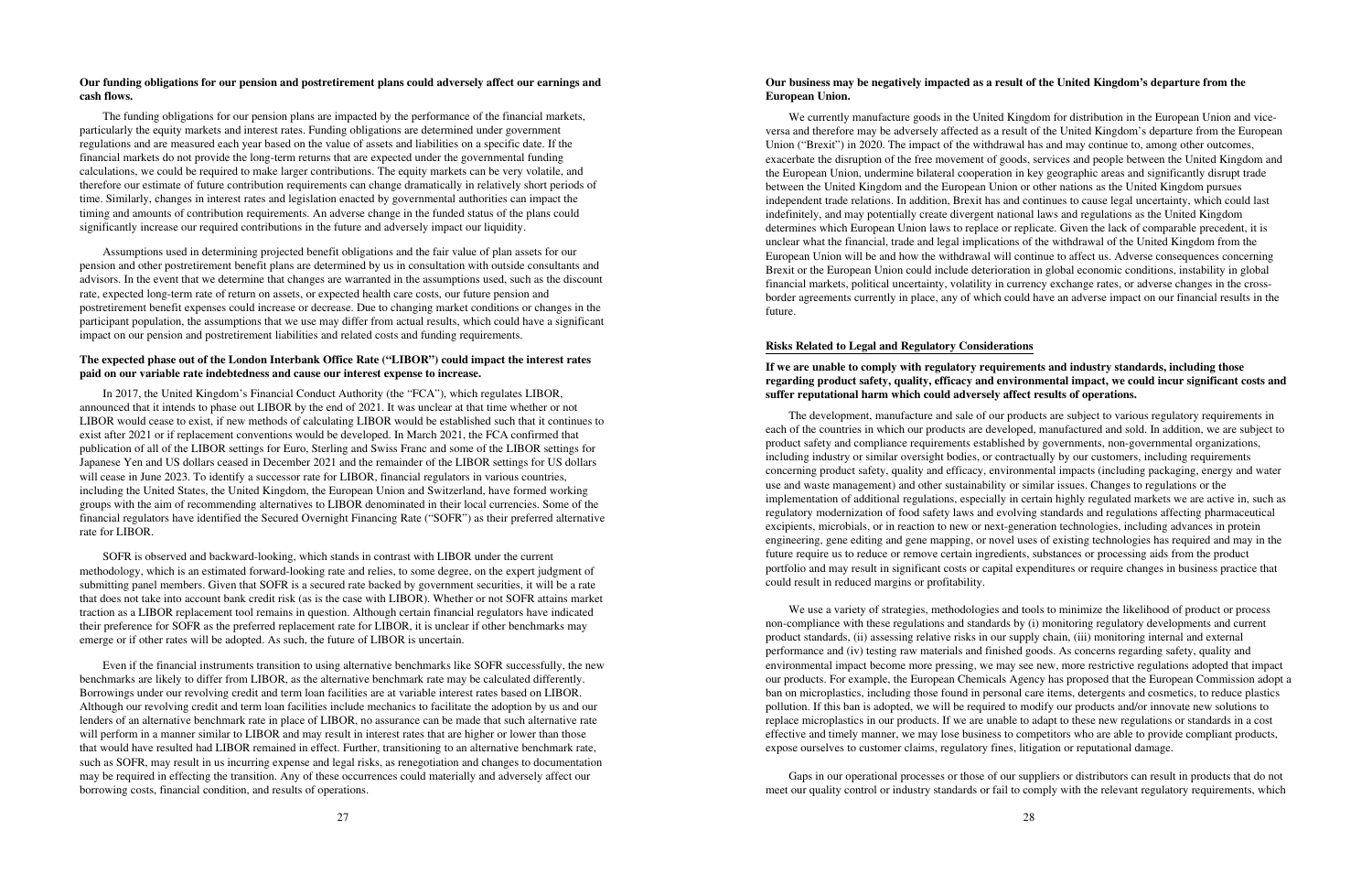**Our funding obligations for our pension and postretirement plans could adversely affect our earnings and cash flows.**

The funding obligations for our pension plans are impacted by the performance of the financial markets, particularly the equity markets and interest rates. Funding obligations are determined under government regulations and are measured each year based on the value of assets and liabilities on a specific date. If the financial markets do not provide the long-term returns that are expected under the governmental funding calculations, we could be required to make larger contributions. The equity markets can be very volatile, and therefore our estimate of future contribution requirements can change dramatically in relatively short periods of time. Similarly, changes in interest rates and legislation enacted by governmental authorities can impact the timing and amounts of contribution requirements. An adverse change in the funded status of the plans could significantly increase our required contributions in the future and adversely impact our liquidity.

Assumptions used in determining projected benefit obligations and the fair value of plan assets for our pension and other postretirement benefit plans are determined by us in consultation with outside consultants and advisors. In the event that we determine that changes are warranted in the assumptions used, such as the discount rate, expected long-term rate of return on assets, or expected health care costs, our future pension and postretirement benefit expenses could increase or decrease. Due to changing market conditions or changes in the participant population, the assumptions that we use may differ from actual results, which could have a significant impact on our pension and postretirement liabilities and related costs and funding requirements.

**The expected phase out of the London Interbank Office Rate ("LIBOR") could impact the interest rates paid on our variable rate indebtedness and cause our interest expense to increase.**

In 2017, the United Kingdom's Financial Conduct Authority (the "FCA"), which regulates LIBOR, announced that it intends to phase out LIBOR by the end of 2021. It was unclear at that time whether or not LIBOR would cease to exist, if new methods of calculating LIBOR would be established such that it continues to exist after 2021 or if replacement conventions would be developed. In March 2021, the FCA confirmed that publication of all of the LIBOR settings for Euro, Sterling and Swiss Franc and some of the LIBOR settings for Japanese Yen and US dollars ceased in December 2021 and the remainder of the LIBOR settings for US dollars will cease in June 2023. To identify a successor rate for LIBOR, financial regulators in various countries, including the United States, the United Kingdom, the European Union and Switzerland, have formed working groups with the aim of recommending alternatives to LIBOR denominated in their local currencies. Some of the financial regulators have identified the Secured Overnight Financing Rate ("SOFR") as their preferred alternative rate for LIBOR.

SOFR is observed and backward-looking, which stands in contrast with LIBOR under the current methodology, which is an estimated forward-looking rate and relies, to some degree, on the expert judgment of submitting panel members. Given that SOFR is a secured rate backed by government securities, it will be a rate that does not take into account bank credit risk (as is the case with LIBOR). Whether or not SOFR attains market traction as a LIBOR replacement tool remains in question. Although certain financial regulators have indicated their preference for SOFR as the preferred replacement rate for LIBOR, it is unclear if other benchmarks may emerge or if other rates will be adopted. As such, the future of LIBOR is uncertain.

Even if the financial instruments transition to using alternative benchmarks like SOFR successfully, the new benchmarks are likely to differ from LIBOR, as the alternative benchmark rate may be calculated differently. Borrowings under our revolving credit and term loan facilities are at variable interest rates based on LIBOR. Although our revolving credit and term loan facilities include mechanics to facilitate the adoption by us and our lenders of an alternative benchmark rate in place of LIBOR, no assurance can be made that such alternative rate will perform in a manner similar to LIBOR and may result in interest rates that are higher or lower than those that would have resulted had LIBOR remained in effect. Further, transitioning to an alternative benchmark rate, such as SOFR, may result in us incurring expense and legal risks, as renegotiation and changes to documentation may be required in effecting the transition. Any of these occurrences could materially and adversely affect our borrowing costs, financial condition, and results of operations.

**Our business may be negatively impacted as a result of the United Kingdom's departure from the European Union.**

We currently manufacture goods in the United Kingdom for distribution in the European Union and vice-versa and therefore may be adversely affected as a result of the United Kingdom's departure from the European Union ("Brexit") in 2020. The impact of the withdrawal has and may continue to, among other outcomes, exacerbate the disruption of the free movement of goods, services and people between the United Kingdom and the European Union, undermine bilateral cooperation in key geographic areas and significantly disrupt trade between the United Kingdom and the European Union or other nations as the United Kingdom pursues independent trade relations. In addition, Brexit has and continues to cause legal uncertainty, which could last indefinitely, and may potentially create divergent national laws and regulations as the United Kingdom determines which European Union laws to replace or replicate. Given the lack of comparable precedent, it is unclear what the financial, trade and legal implications of the withdrawal of the United Kingdom from the European Union will be and how the withdrawal will continue to affect us. Adverse consequences concerning Brexit or the European Union could include deterioration in global economic conditions, instability in global financial markets, political uncertainty, volatility in currency exchange rates, or adverse changes in the cross-border agreements currently in place, any of which could have an adverse impact on our financial results in the future.

## Risks Related to Legal and Regulatory Considerations

**If we are unable to comply with regulatory requirements and industry standards, including those regarding product safety, quality, efficacy and environmental impact, we could incur significant costs and suffer reputational harm which could adversely affect results of operations.**

The development, manufacture and sale of our products are subject to various regulatory requirements in each of the countries in which our products are developed, manufactured and sold. In addition, we are subject to product safety and compliance requirements established by governments, non-governmental organizations, including industry or similar oversight bodies, or contractually by our customers, including requirements concerning product safety, quality and efficacy, environmental impacts (including packaging, energy and water use and waste management) and other sustainability or similar issues. Changes to regulations or the implementation of additional regulations, especially in certain highly regulated markets we are active in, such as regulatory modernization of food safety laws and evolving standards and regulations affecting pharmaceutical excipients, microbials, or in reaction to new or next-generation technologies, including advances in protein engineering, gene editing and gene mapping, or novel uses of existing technologies has required and may in the future require us to reduce or remove certain ingredients, substances or processing aids from the product portfolio and may result in significant costs or capital expenditures or require changes in business practice that could result in reduced margins or profitability.

We use a variety of strategies, methodologies and tools to minimize the likelihood of product or process non-compliance with these regulations and standards by (i) monitoring regulatory developments and current product standards, (ii) assessing relative risks in our supply chain, (iii) monitoring internal and external performance and (iv) testing raw materials and finished goods. As concerns regarding safety, quality and environmental impact become more pressing, we may see new, more restrictive regulations adopted that impact our products. For example, the European Chemicals Agency has proposed that the European Commission adopt a ban on microplastics, including those found in personal care items, detergents and cosmetics, to reduce plastics pollution. If this ban is adopted, we will be required to modify our products and/or innovate new solutions to replace microplastics in our products. If we are unable to adapt to these new regulations or standards in a cost effective and timely manner, we may lose business to competitors who are able to provide compliant products, expose ourselves to customer claims, regulatory fines, litigation or reputational damage.

Gaps in our operational processes or those of our suppliers or distributors can result in products that do not meet our quality control or industry standards or fail to comply with the relevant regulatory requirements, which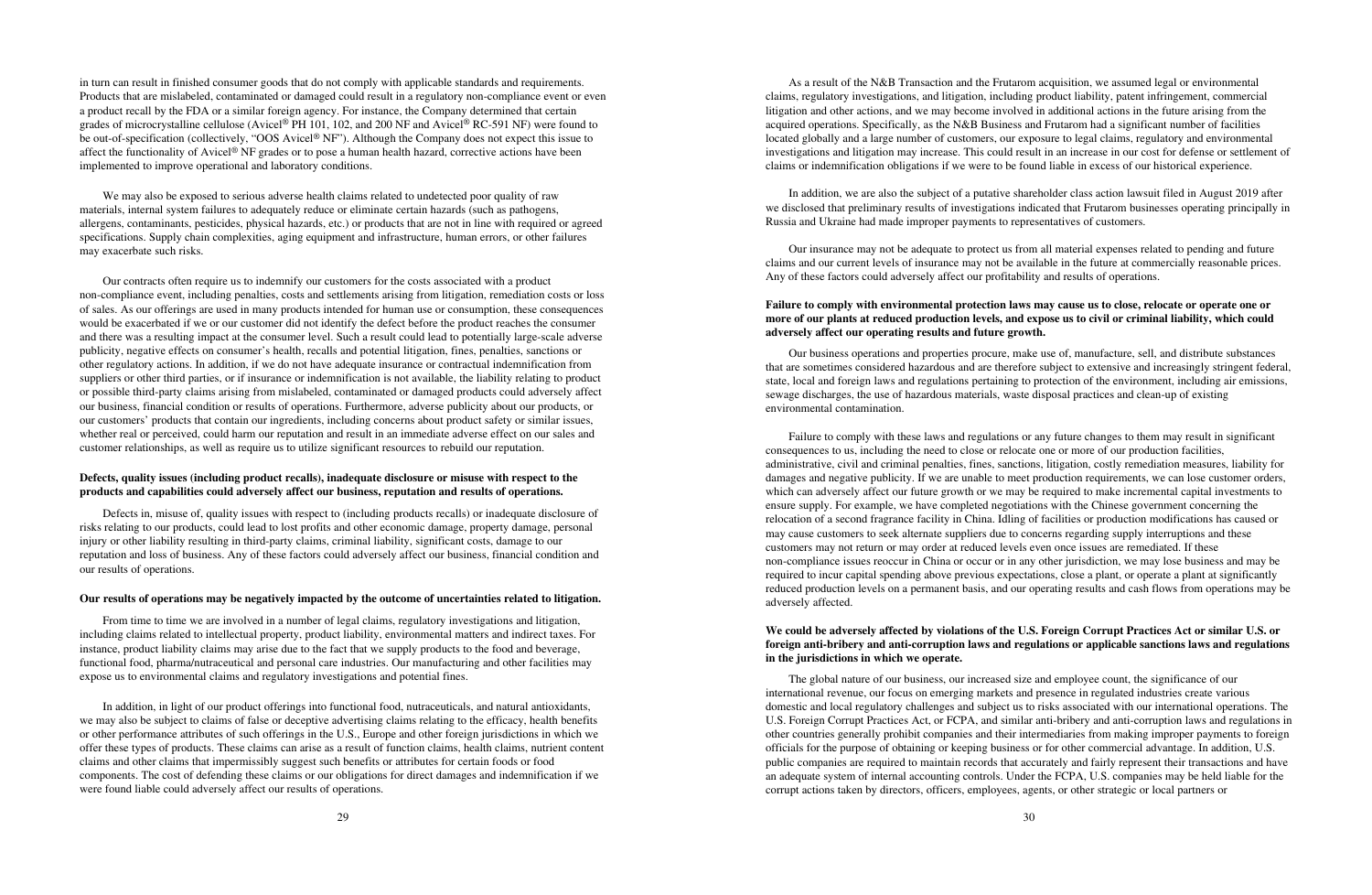in turn can result in finished consumer goods that do not comply with applicable standards and requirements. Products that are mislabeled, contaminated or damaged could result in a regulatory non-compliance event or even a product recall by the FDA or a similar foreign agency. For instance, the Company determined that certain grades of microcrystalline cellulose (Avicel® PH 101, 102, and 200 NF and Avicel® RC-591 NF) were found to be out-of-specification (collectively, "OOS Avicel® NF"). Although the Company does not expect this issue to affect the functionality of Avicel® NF grades or to pose a human health hazard, corrective actions have been implemented to improve operational and laboratory conditions.

We may also be exposed to serious adverse health claims related to undetected poor quality of raw materials, internal system failures to adequately reduce or eliminate certain hazards (such as pathogens, allergens, contaminants, pesticides, physical hazards, etc.) or products that are not in line with required or agreed specifications. Supply chain complexities, aging equipment and infrastructure, human errors, or other failures may exacerbate such risks.

Our contracts often require us to indemnify our customers for the costs associated with a product non-compliance event, including penalties, costs and settlements arising from litigation, remediation costs or loss of sales. As our offerings are used in many products intended for human use or consumption, these consequences would be exacerbated if we or our customer did not identify the defect before the product reaches the consumer and there was a resulting impact at the consumer level. Such a result could lead to potentially large-scale adverse publicity, negative effects on consumer's health, recalls and potential litigation, fines, penalties, sanctions or other regulatory actions. In addition, if we do not have adequate insurance or contractual indemnification from suppliers or other third parties, or if insurance or indemnification is not available, the liability relating to product or possible third-party claims arising from mislabeled, contaminated or damaged products could adversely affect our business, financial condition or results of operations. Furthermore, adverse publicity about our products, or our customers' products that contain our ingredients, including concerns about product safety or similar issues, whether real or perceived, could harm our reputation and result in an immediate adverse effect on our sales and customer relationships, as well as require us to utilize significant resources to rebuild our reputation.

**Defects, quality issues (including product recalls), inadequate disclosure or misuse with respect to the products and capabilities could adversely affect our business, reputation and results of operations.**

Defects in, misuse of, quality issues with respect to (including products recalls) or inadequate disclosure of risks relating to our products, could lead to lost profits and other economic damage, property damage, personal injury or other liability resulting in third-party claims, criminal liability, significant costs, damage to our reputation and loss of business. Any of these factors could adversely affect our business, financial condition and our results of operations.

**Our results of operations may be negatively impacted by the outcome of uncertainties related to litigation.**

From time to time we are involved in a number of legal claims, regulatory investigations and litigation, including claims related to intellectual property, product liability, environmental matters and indirect taxes. For instance, product liability claims may arise due to the fact that we supply products to the food and beverage, functional food, pharma/nutraceutical and personal care industries. Our manufacturing and other facilities may expose us to environmental claims and regulatory investigations and potential fines.

In addition, in light of our product offerings into functional food, nutraceuticals, and natural antioxidants, we may also be subject to claims of false or deceptive advertising claims relating to the efficacy, health benefits or other performance attributes of such offerings in the U.S., Europe and other foreign jurisdictions in which we offer these types of products. These claims can arise as a result of function claims, health claims, nutrient content claims and other claims that impermissibly suggest such benefits or attributes for certain foods or food components. The cost of defending these claims or our obligations for direct damages and indemnification if we were found liable could adversely affect our results of operations.

As a result of the N&B Transaction and the Frutarom acquisition, we assumed legal or environmental claims, regulatory investigations, and litigation, including product liability, patent infringement, commercial litigation and other actions, and we may become involved in additional actions in the future arising from the acquired operations. Specifically, as the N&B Business and Frutarom had a significant number of facilities located globally and a large number of customers, our exposure to legal claims, regulatory and environmental investigations and litigation may increase. This could result in an increase in our cost for defense or settlement of claims or indemnification obligations if we were to be found liable in excess of our historical experience.

In addition, we are also the subject of a putative shareholder class action lawsuit filed in August 2019 after we disclosed that preliminary results of investigations indicated that Frutarom businesses operating principally in Russia and Ukraine had made improper payments to representatives of customers.

Our insurance may not be adequate to protect us from all material expenses related to pending and future claims and our current levels of insurance may not be available in the future at commercially reasonable prices. Any of these factors could adversely affect our profitability and results of operations.

**Failure to comply with environmental protection laws may cause us to close, relocate or operate one or more of our plants at reduced production levels, and expose us to civil or criminal liability, which could adversely affect our operating results and future growth.**

Our business operations and properties procure, make use of, manufacture, sell, and distribute substances that are sometimes considered hazardous and are therefore subject to extensive and increasingly stringent federal, state, local and foreign laws and regulations pertaining to protection of the environment, including air emissions, sewage discharges, the use of hazardous materials, waste disposal practices and clean-up of existing environmental contamination.

Failure to comply with these laws and regulations or any future changes to them may result in significant consequences to us, including the need to close or relocate one or more of our production facilities, administrative, civil and criminal penalties, fines, sanctions, litigation, costly remediation measures, liability for damages and negative publicity. If we are unable to meet production requirements, we can lose customer orders, which can adversely affect our future growth or we may be required to make incremental capital investments to ensure supply. For example, we have completed negotiations with the Chinese government concerning the relocation of a second fragrance facility in China. Idling of facilities or production modifications has caused or may cause customers to seek alternate suppliers due to concerns regarding supply interruptions and these customers may not return or may order at reduced levels even once issues are remediated. If these non-compliance issues reoccur in China or occur in or in any other jurisdiction, we may lose business and may be required to incur capital spending above previous expectations, close a plant, or operate a plant at significantly reduced production levels on a permanent basis, and our operating results and cash flows from operations may be adversely affected.

**We could be adversely affected by violations of the U.S. Foreign Corrupt Practices Act or similar U.S. or foreign anti-bribery and anti-corruption laws and regulations or applicable sanctions laws and regulations in the jurisdictions in which we operate.**

The global nature of our business, our increased size and employee count, the significance of our international revenue, our focus on emerging markets and presence in regulated industries create various domestic and local regulatory challenges and subject us to risks associated with our international operations. The U.S. Foreign Corrupt Practices Act, or FCPA, and similar anti-bribery and anti-corruption laws and regulations in other countries generally prohibit companies and their intermediaries from making improper payments to foreign officials for the purpose of obtaining or keeping business or for other commercial advantage. In addition, U.S. public companies are required to maintain records that accurately and fairly represent their transactions and have an adequate system of internal accounting controls. Under the FCPA, U.S. companies may be held liable for the corrupt actions taken by directors, officers, employees, agents, or other strategic or local partners or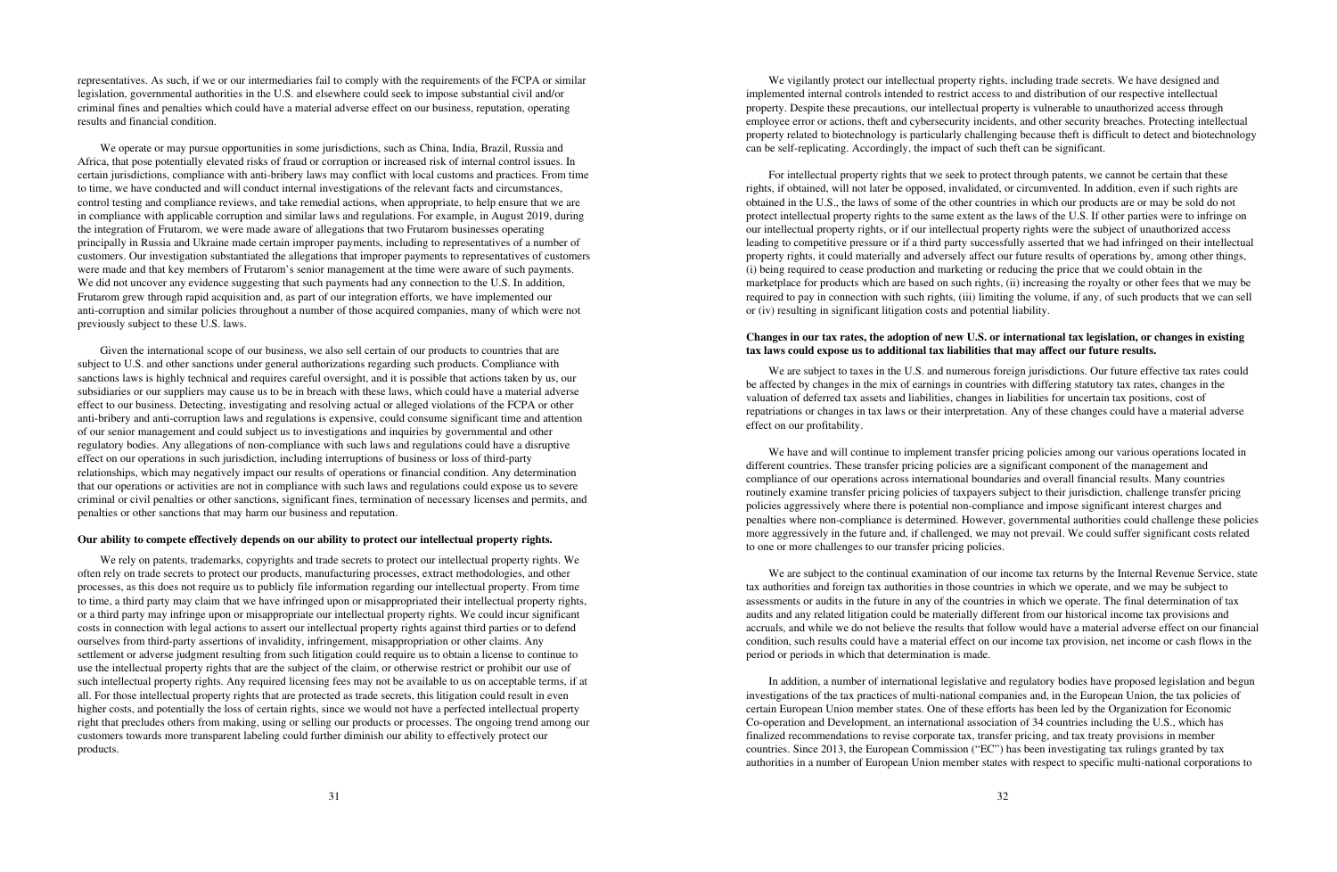representatives. As such, if we or our intermediaries fail to comply with the requirements of the FCPA or similar legislation, governmental authorities in the U.S. and elsewhere could seek to impose substantial civil and/or criminal fines and penalties which could have a material adverse effect on our business, reputation, operating results and financial condition.

We operate or may pursue opportunities in some jurisdictions, such as China, India, Brazil, Russia and Africa, that pose potentially elevated risks of fraud or corruption or increased risk of internal control issues. In certain jurisdictions, compliance with anti-bribery laws may conflict with local customs and practices. From time to time, we have conducted and will conduct internal investigations of the relevant facts and circumstances, control testing and compliance reviews, and take remedial actions, when appropriate, to help ensure that we are in compliance with applicable corruption and similar laws and regulations. For example, in August 2019, during the integration of Frutarom, we were made aware of allegations that two Frutarom businesses operating principally in Russia and Ukraine made certain improper payments, including to representatives of a number of customers. Our investigation substantiated the allegations that improper payments to representatives of customers were made and that key members of Frutarom's senior management at the time were aware of such payments. We did not uncover any evidence suggesting that such payments had any connection to the U.S. In addition, Frutarom grew through rapid acquisition and, as part of our integration efforts, we have implemented our anti-corruption and similar policies throughout a number of those acquired companies, many of which were not previously subject to these U.S. laws.

Given the international scope of our business, we also sell certain of our products to countries that are subject to U.S. and other sanctions under general authorizations regarding such products. Compliance with sanctions laws is highly technical and requires careful oversight, and it is possible that actions taken by us, our subsidiaries or our suppliers may cause us to be in breach with these laws, which could have a material adverse effect to our business. Detecting, investigating and resolving actual or alleged violations of the FCPA or other anti-bribery and anti-corruption laws and regulations is expensive, could consume significant time and attention of our senior management and could subject us to investigations and inquiries by governmental and other regulatory bodies. Any allegations of non-compliance with such laws and regulations could have a disruptive effect on our operations in such jurisdiction, including interruptions of business or loss of third-party relationships, which may negatively impact our results of operations or financial condition. Any determination that our operations or activities are not in compliance with such laws and regulations could expose us to severe criminal or civil penalties or other sanctions, significant fines, termination of necessary licenses and permits, and penalties or other sanctions that may harm our business and reputation.

**Our ability to compete effectively depends on our ability to protect our intellectual property rights.**

We rely on patents, trademarks, copyrights and trade secrets to protect our intellectual property rights. We often rely on trade secrets to protect our products, manufacturing processes, extract methodologies, and other processes, as this does not require us to publicly file information regarding our intellectual property. From time to time, a third party may claim that we have infringed upon or misappropriated their intellectual property rights, or a third party may infringe upon or misappropriate our intellectual property rights. We could incur significant costs in connection with legal actions to assert our intellectual property rights against third parties or to defend ourselves from third-party assertions of invalidity, infringement, misappropriation or other claims. Any settlement or adverse judgment resulting from such litigation could require us to obtain a license to continue to use the intellectual property rights that are the subject of the claim, or otherwise restrict or prohibit our use of such intellectual property rights. Any required licensing fees may not be available to us on acceptable terms, if at all. For those intellectual property rights that are protected as trade secrets, this litigation could result in even higher costs, and potentially the loss of certain rights, since we would not have a perfected intellectual property right that precludes others from making, using or selling our products or processes. The ongoing trend among our customers towards more transparent labeling could further diminish our ability to effectively protect our products.

We vigilantly protect our intellectual property rights, including trade secrets. We have designed and implemented internal controls intended to restrict access to and distribution of our respective intellectual property. Despite these precautions, our intellectual property is vulnerable to unauthorized access through employee error or actions, theft and cybersecurity incidents, and other security breaches. Protecting intellectual property related to biotechnology is particularly challenging because theft is difficult to detect and biotechnology can be self-replicating. Accordingly, the impact of such theft can be significant.

For intellectual property rights that we seek to protect through patents, we cannot be certain that these rights, if obtained, will not later be opposed, invalidated, or circumvented. In addition, even if such rights are obtained in the U.S., the laws of some of the other countries in which our products are or may be sold do not protect intellectual property rights to the same extent as the laws of the U.S. If other parties were to infringe on our intellectual property rights, or if our intellectual property rights were the subject of unauthorized access leading to competitive pressure or if a third party successfully asserted that we had infringed on their intellectual property rights, it could materially and adversely affect our future results of operations by, among other things, (i) being required to cease production and marketing or reducing the price that we could obtain in the marketplace for products which are based on such rights, (ii) increasing the royalty or other fees that we may be required to pay in connection with such rights, (iii) limiting the volume, if any, of such products that we can sell or (iv) resulting in significant litigation costs and potential liability.

**Changes in our tax rates, the adoption of new U.S. or international tax legislation, or changes in existing tax laws could expose us to additional tax liabilities that may affect our future results.**

We are subject to taxes in the U.S. and numerous foreign jurisdictions. Our future effective tax rates could be affected by changes in the mix of earnings in countries with differing statutory tax rates, changes in the valuation of deferred tax assets and liabilities, changes in liabilities for uncertain tax positions, cost of repatriations or changes in tax laws or their interpretation. Any of these changes could have a material adverse effect on our profitability.

We have and will continue to implement transfer pricing policies among our various operations located in different countries. These transfer pricing policies are a significant component of the management and compliance of our operations across international boundaries and overall financial results. Many countries routinely examine transfer pricing policies of taxpayers subject to their jurisdiction, challenge transfer pricing policies aggressively where there is potential non-compliance and impose significant interest charges and penalties where non-compliance is determined. However, governmental authorities could challenge these policies more aggressively in the future and, if challenged, we may not prevail. We could suffer significant costs related to one or more challenges to our transfer pricing policies.

We are subject to the continual examination of our income tax returns by the Internal Revenue Service, state tax authorities and foreign tax authorities in those countries in which we operate, and we may be subject to assessments or audits in the future in any of the countries in which we operate. The final determination of tax audits and any related litigation could be materially different from our historical income tax provisions and accruals, and while we do not believe the results that follow would have a material adverse effect on our financial condition, such results could have a material effect on our income tax provision, net income or cash flows in the period or periods in which that determination is made.

In addition, a number of international legislative and regulatory bodies have proposed legislation and begun investigations of the tax practices of multi-national companies and, in the European Union, the tax policies of certain European Union member states. One of these efforts has been led by the Organization for Economic Co-operation and Development, an international association of 34 countries including the U.S., which has finalized recommendations to revise corporate tax, transfer pricing, and tax treaty provisions in member countries. Since 2013, the European Commission ("EC") has been investigating tax rulings granted by tax authorities in a number of European Union member states with respect to specific multi-national corporations to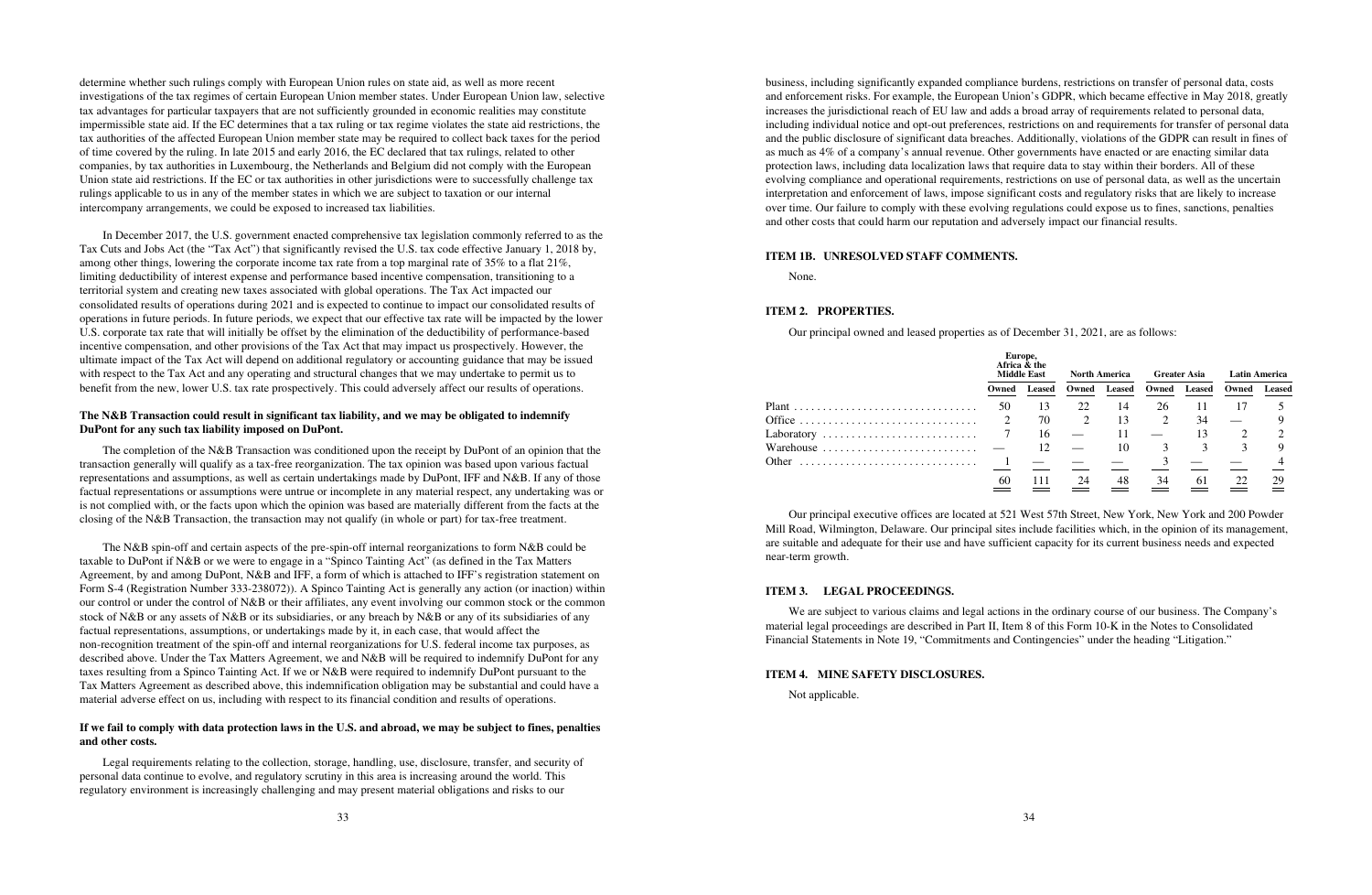determine whether such rulings comply with European Union rules on state aid, as well as more recent investigations of the tax regimes of certain European Union member states. Under European Union law, selective tax advantages for particular taxpayers that are not sufficiently grounded in economic realities may constitute impermissible state aid. If the EC determines that a tax ruling or tax regime violates the state aid restrictions, the tax authorities of the affected European Union member state may be required to collect back taxes for the period of time covered by the ruling. In late 2015 and early 2016, the EC declared that tax rulings, related to other companies, by tax authorities in Luxembourg, the Netherlands and Belgium did not comply with the European Union state aid restrictions. If the EC or tax authorities in other jurisdictions were to successfully challenge tax rulings applicable to us in any of the member states in which we are subject to taxation or our internal intercompany arrangements, we could be exposed to increased tax liabilities.

In December 2017, the U.S. government enacted comprehensive tax legislation commonly referred to as the Tax Cuts and Jobs Act (the "Tax Act") that significantly revised the U.S. tax code effective January 1, 2018 by, among other things, lowering the corporate income tax rate from a top marginal rate of 35% to a flat 21%, limiting deductibility of interest expense and performance based incentive compensation, transitioning to a territorial system and creating new taxes associated with global operations. The Tax Act impacted our consolidated results of operations during 2021 and is expected to continue to impact our consolidated results of operations in future periods. In future periods, we expect that our effective tax rate will be impacted by the lower U.S. corporate tax rate that will initially be offset by the elimination of the deductibility of performance-based incentive compensation, and other provisions of the Tax Act that may impact us prospectively. However, the ultimate impact of the Tax Act will depend on additional regulatory or accounting guidance that may be issued with respect to the Tax Act and any operating and structural changes that we may undertake to permit us to benefit from the new, lower U.S. tax rate prospectively. This could adversely affect our results of operations.

**The N&B Transaction could result in significant tax liability, and we may be obligated to indemnify DuPont for any such tax liability imposed on DuPont.**

The completion of the N&B Transaction was conditioned upon the receipt by DuPont of an opinion that the transaction generally will qualify as a tax-free reorganization. The tax opinion was based upon various factual representations and assumptions, as well as certain undertakings made by DuPont, IFF and N&B. If any of those factual representations or assumptions were untrue or incomplete in any material respect, any undertaking was or is not complied with, or the facts upon which the opinion was based are materially different from the facts at the closing of the N&B Transaction, the transaction may not qualify (in whole or part) for tax-free treatment.

The N&B spin-off and certain aspects of the pre-spin-off internal reorganizations to form N&B could be taxable to DuPont if N&B or we were to engage in a "Spinco Tainting Act" (as defined in the Tax Matters Agreement, by and among DuPont, N&B and IFF, a form of which is attached to IFF's registration statement on Form S-4 (Registration Number 333-238072)). A Spinco Tainting Act is generally any action (or inaction) within our control or under the control of N&B or their affiliates, any event involving our common stock or the common stock of N&B or any assets of N&B or its subsidiaries, or any breach by N&B or any of its subsidiaries of any factual representations, assumptions, or undertakings made by it, in each case, that would affect the non-recognition treatment of the spin-off and internal reorganizations for U.S. federal income tax purposes, as described above. Under the Tax Matters Agreement, we and N&B will be required to indemnify DuPont for any taxes resulting from a Spinco Tainting Act. If we or N&B were required to indemnify DuPont pursuant to the Tax Matters Agreement as described above, this indemnification obligation may be substantial and could have a material adverse effect on us, including with respect to its financial condition and results of operations.

**If we fail to comply with data protection laws in the U.S. and abroad, we may be subject to fines, penalties and other costs.**

Legal requirements relating to the collection, storage, handling, use, disclosure, transfer, and security of personal data continue to evolve, and regulatory scrutiny in this area is increasing around the world. This regulatory environment is increasingly challenging and may present material obligations and risks to our business, including significantly expanded compliance burdens, restrictions on transfer of personal data, costs and enforcement risks. For example, the European Union's GDPR, which became effective in May 2018, greatly increases the jurisdictional reach of EU law and adds a broad array of requirements related to personal data, including individual notice and opt-out preferences, restrictions on and requirements for transfer of personal data and the public disclosure of significant data breaches. Additionally, violations of the GDPR can result in fines of as much as 4% of a company's annual revenue. Other governments have enacted or are enacting similar data protection laws, including data localization laws that require data to stay within their borders. All of these evolving compliance and operational requirements, restrictions on use of personal data, as well as the uncertain interpretation and enforcement of laws, impose significant costs and regulatory risks that are likely to increase over time. Our failure to comply with these evolving regulations could expose us to fines, sanctions, penalties and other costs that could harm our reputation and adversely impact our financial results.

## ITEM 1B. UNRESOLVED STAFF COMMENTS.

None.

## ITEM 2. PROPERTIES.

Our principal owned and leased properties as of December 31, 2021, are as follows:

| | Europe, Africa & the Middle East | | North America | | Greater Asia | | Latin America | |
|---|---|---|---|---|---|---|---|---|
| | Owned | Leased | Owned | Leased | Owned | Leased | Owned | Leased |
| Plant | 50 | 13 | 22 | 14 | 26 | 11 | 17 | 5 |
| Office | 2 | 70 | 2 | 13 | 2 | 34 | — | 9 |
| Laboratory | 7 | 16 | — | 11 | — | 13 | 2 | 2 |
| Warehouse | — | 12 | — | 10 | 3 | 3 | 3 | 9 |
| Other | 1 | — | — | — | 3 | — | — | 4 |
| | 60 | 111 | 24 | 48 | 34 | 61 | 22 | 29 |

Our principal executive offices are located at 521 West 57th Street, New York, New York and 200 Powder Mill Road, Wilmington, Delaware. Our principal sites include facilities which, in the opinion of its management, are suitable and adequate for their use and have sufficient capacity for its current business needs and expected near-term growth.

## ITEM 3. LEGAL PROCEEDINGS.

We are subject to various claims and legal actions in the ordinary course of our business. The Company's material legal proceedings are described in Part II, Item 8 of this Form 10-K in the Notes to Consolidated Financial Statements in Note 19, "Commitments and Contingencies" under the heading "Litigation."

## ITEM 4. MINE SAFETY DISCLOSURES.

Not applicable.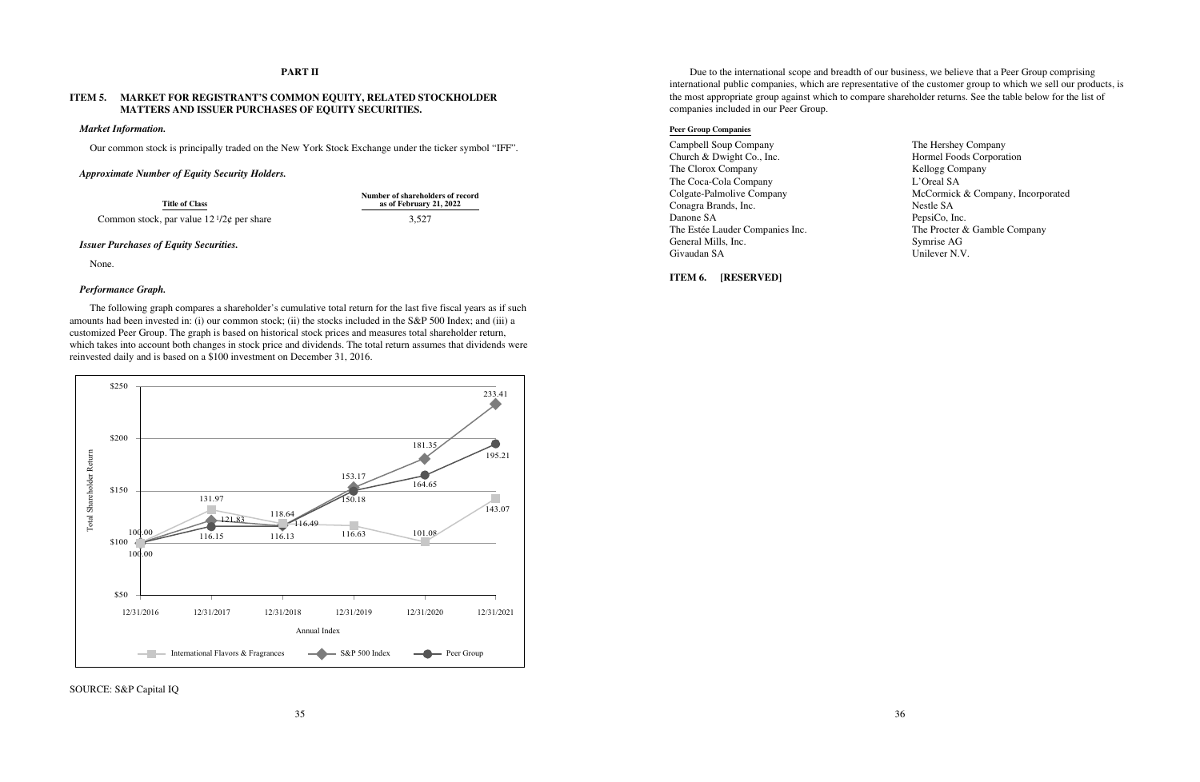## PART II

## ITEM 5. MARKET FOR REGISTRANT'S COMMON EQUITY, RELATED STOCKHOLDER MATTERS AND ISSUER PURCHASES OF EQUITY SECURITIES.

***Market Information.***

Our common stock is principally traded on the New York Stock Exchange under the ticker symbol "IFF".

***Approximate Number of Equity Security Holders.***

| Title of Class | Number of shareholders of record as of February 21, 2022 |
|---|---|
| Common stock, par value 12 1/2¢ per share | 3,527 |

***Issuer Purchases of Equity Securities.***

None.

***Performance Graph.***

The following graph compares a shareholder's cumulative total return for the last five fiscal years as if such amounts had been invested in: (i) our common stock; (ii) the stocks included in the S&P 500 Index; and (iii) a customized Peer Group. The graph is based on historical stock prices and measures total shareholder return, which takes into account both changes in stock price and dividends. The total return assumes that dividends were reinvested daily and is based on a $100 investment on December 31, 2016.

$250
$200
$150
$100
$50

Total Shareholder Return

100.00
100.00
131.97
121.83
116.15
118.64
116.49
116.13
153.17
150.18
116.63
181.35
164.65
101.08
233.41
195.21
143.07

12/31/2016
12/31/2017
12/31/2018
12/31/2019
12/31/2020
12/31/2021

Annual Index

International Flavors & Fragrances
S&P 500 Index
Peer Group

SOURCE: S&P Capital IQ

Due to the international scope and breadth of our business, we believe that a Peer Group comprising international public companies, which are representative of the customer group to which we sell our products, is the most appropriate group against which to compare shareholder returns. See the table below for the list of companies included in our Peer Group.

**Peer Group Companies**

Campbell Soup Company
Church & Dwight Co., Inc.
The Clorox Company
The Coca-Cola Company
Colgate-Palmolive Company
Conagra Brands, Inc.
Danone SA
The Estée Lauder Companies Inc.
General Mills, Inc.
Givaudan SA
The Hershey Company
Hormel Foods Corporation
Kellogg Company
L'Oreal SA
McCormick & Company, Incorporated
Nestle SA
PepsiCo, Inc.
The Procter & Gamble Company
Symrise AG
Unilever N.V.

## ITEM 6. [RESERVED]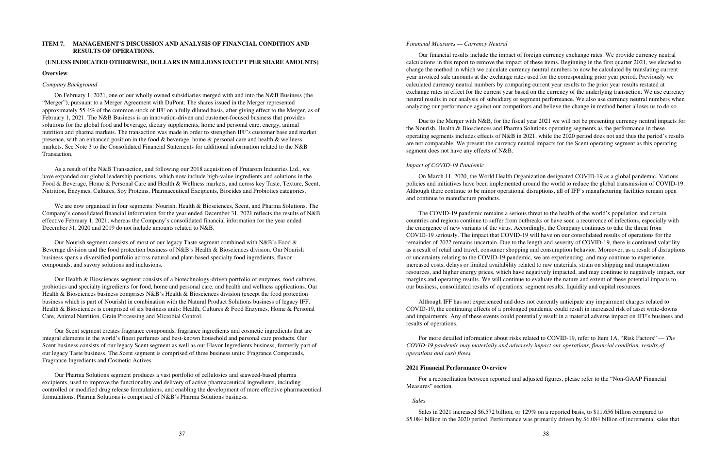## ITEM 7. MANAGEMENT'S DISCUSSION AND ANALYSIS OF FINANCIAL CONDITION AND RESULTS OF OPERATIONS.

### (UNLESS INDICATED OTHERWISE, DOLLARS IN MILLIONS EXCEPT PER SHARE AMOUNTS)

### Overview

*Company Background*

On February 1, 2021, one of our wholly owned subsidiaries merged with and into the N&B Business (the "Merger"), pursuant to a Merger Agreement with DuPont. The shares issued in the Merger represented approximately 55.4% of the common stock of IFF on a fully diluted basis, after giving effect to the Merger, as of February 1, 2021. The N&B Business is an innovation-driven and customer-focused business that provides solutions for the global food and beverage, dietary supplements, home and personal care, energy, animal nutrition and pharma markets. The transaction was made in order to strengthen IFF's customer base and market presence, with an enhanced position in the food & beverage, home & personal care and health & wellness markets. See Note 3 to the Consolidated Financial Statements for additional information related to the N&B Transaction.

As a result of the N&B Transaction, and following our 2018 acquisition of Frutarom Industries Ltd., we have expanded our global leadership positions, which now include high-value ingredients and solutions in the Food & Beverage, Home & Personal Care and Health & Wellness markets, and across key Taste, Texture, Scent, Nutrition, Enzymes, Cultures, Soy Proteins, Pharmaceutical Excipients, Biocides and Probiotics categories.

We are now organized in four segments: Nourish, Health & Biosciences, Scent, and Pharma Solutions. The Company's consolidated financial information for the year ended December 31, 2021 reflects the results of N&B effective February 1, 2021, whereas the Company's consolidated financial information for the year ended December 31, 2020 and 2019 do not include amounts related to N&B.

Our Nourish segment consists of most of our legacy Taste segment combined with N&B's Food & Beverage division and the food protection business of N&B's Health & Biosciences division. Our Nourish business spans a diversified portfolio across natural and plant-based specialty food ingredients, flavor compounds, and savory solutions and inclusions.

Our Health & Biosciences segment consists of a biotechnology-driven portfolio of enzymes, food cultures, probiotics and specialty ingredients for food, home and personal care, and health and wellness applications. Our Health & Biosciences business comprises N&B's Health & Biosciences division (except the food protection business which is part of Nourish) in combination with the Natural Product Solutions business of legacy IFF. Health & Biosciences is comprised of six business units: Health, Cultures & Food Enzymes, Home & Personal Care, Animal Nutrition, Grain Processing and Microbial Control.

Our Scent segment creates fragrance compounds, fragrance ingredients and cosmetic ingredients that are integral elements in the world's finest perfumes and best-known household and personal care products. Our Scent business consists of our legacy Scent segment as well as our Flavor Ingredients business, formerly part of our legacy Taste business. The Scent segment is comprised of three business units: Fragrance Compounds, Fragrance Ingredients and Cosmetic Actives.

Our Pharma Solutions segment produces a vast portfolio of cellulosics and seaweed-based pharma excipients, used to improve the functionality and delivery of active pharmaceutical ingredients, including controlled or modified drug release formulations, and enabling the development of more effective pharmaceutical formulations. Pharma Solutions is comprised of N&B's Pharma Solutions business.

*Financial Measures — Currency Neutral*

Our financial results include the impact of foreign currency exchange rates. We provide currency neutral calculations in this report to remove the impact of these items. Beginning in the first quarter 2021, we elected to change the method in which we calculate currency neutral numbers to now be calculated by translating current year invoiced sale amounts at the exchange rates used for the corresponding prior year period. Previously we calculated currency neutral numbers by comparing current year results to the prior year results restated at exchange rates in effect for the current year based on the currency of the underlying transaction. We use currency neutral results in our analysis of subsidiary or segment performance. We also use currency neutral numbers when analyzing our performance against our competitors and believe the change in method better allows us to do so.

Due to the Merger with N&B, for the fiscal year 2021 we will not be presenting currency neutral impacts for the Nourish, Health & Biosciences and Pharma Solutions operating segments as the performance in these operating segments includes effects of N&B in 2021, while the 2020 period does not and thus the period's results are not comparable. We present the currency neutral impacts for the Scent operating segment as this operating segment does not have any effects of N&B.

*Impact of COVID-19 Pandemic*

On March 11, 2020, the World Health Organization designated COVID-19 as a global pandemic. Various policies and initiatives have been implemented around the world to reduce the global transmission of COVID-19. Although there continue to be minor operational disruptions, all of IFF's manufacturing facilities remain open and continue to manufacture products.

The COVID-19 pandemic remains a serious threat to the health of the world's population and certain countries and regions continue to suffer from outbreaks or have seen a recurrence of infections, especially with the emergence of new variants of the virus. Accordingly, the Company continues to take the threat from COVID-19 seriously. The impact that COVID-19 will have on our consolidated results of operations for the remainder of 2022 remains uncertain. Due to the length and severity of COVID-19, there is continued volatility as a result of retail and travel, consumer shopping and consumption behavior. Moreover, as a result of disruptions or uncertainty relating to the COVID-19 pandemic, we are experiencing, and may continue to experience, increased costs, delays or limited availability related to raw materials, strain on shipping and transportation resources, and higher energy prices, which have negatively impacted, and may continue to negatively impact, our margins and operating results. We will continue to evaluate the nature and extent of these potential impacts to our business, consolidated results of operations, segment results, liquidity and capital resources.

Although IFF has not experienced and does not currently anticipate any impairment charges related to COVID-19, the continuing effects of a prolonged pandemic could result in increased risk of asset write-downs and impairments. Any of these events could potentially result in a material adverse impact on IFF's business and results of operations.

For more detailed information about risks related to COVID-19, refer to Item 1A, "Risk Factors" — *The COVID-19 pandemic may materially and adversely impact our operations, financial condition, results of operations and cash flows.*

### 2021 Financial Performance Overview

For a reconciliation between reported and adjusted figures, please refer to the "Non-GAAP Financial Measures" section.

*Sales*

Sales in 2021 increased $6.572 billion, or 129% on a reported basis, to $11.656 billion compared to $5.084 billion in the 2020 period. Performance was primarily driven by $6.084 billion of incremental sales that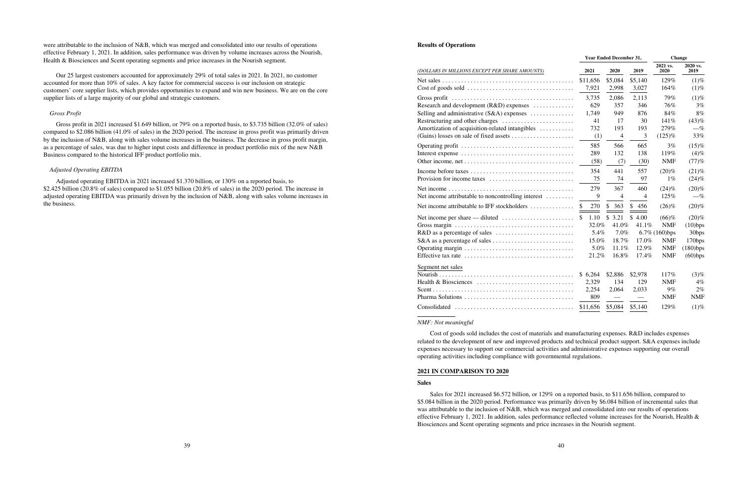were attributable to the inclusion of N&B, which was merged and consolidated into our results of operations effective February 1, 2021. In addition, sales performance was driven by volume increases across the Nourish, Health & Biosciences and Scent operating segments and price increases in the Nourish segment.

Our 25 largest customers accounted for approximately 29% of total sales in 2021. In 2021, no customer accounted for more than 10% of sales. A key factor for commercial success is our inclusion on strategic customers' core supplier lists, which provides opportunities to expand and win new business. We are on the core supplier lists of a large majority of our global and strategic customers.

*Gross Profit*

Gross profit in 2021 increased $1.649 billion, or 79% on a reported basis, to $3.735 billion (32.0% of sales) compared to $2.086 billion (41.0% of sales) in the 2020 period. The increase in gross profit was primarily driven by the inclusion of N&B, along with sales volume increases in the business. The decrease in gross profit margin, as a percentage of sales, was due to higher input costs and difference in product portfolio mix of the new N&B Business compared to the historical IFF product portfolio mix.

*Adjusted Operating EBITDA*

Adjusted operating EBITDA in 2021 increased $1.370 billion, or 130% on a reported basis, to $2.425 billion (20.8% of sales) compared to $1.055 billion (20.8% of sales) in the 2020 period. The increase in adjusted operating EBITDA was primarily driven by the inclusion of N&B, along with sales volume increases in the business.

**Results of Operations**

| | Year Ended December 31, | | | Change | |
|---|---|---|---|---|---|
| *(DOLLARS IN MILLIONS EXCEPT PER SHARE AMOUNTS)* | 2021 | 2020 | 2019 | 2021 vs. 2020 | 2020 vs. 2019 |
| Net sales | $11,656 | $5,084 | $5,140 | 129% | (1)% |
| Cost of goods sold | 7,921 | 2,998 | 3,027 | 164% | (1)% |
| Gross profit | 3,735 | 2,086 | 2,113 | 79% | (1)% |
| Research and development (R&D) expenses | 629 | 357 | 346 | 76% | 3% |
| Selling and administrative (S&A) expenses | 1,749 | 949 | 876 | 84% | 8% |
| Restructuring and other charges | 41 | 17 | 30 | 141% | (43)% |
| Amortization of acquisition-related intangibles | 732 | 193 | 193 | 279% | —% |
| (Gains) losses on sale of fixed assets | (1) | 4 | 3 | (125)% | 33% |
| Operating profit | 585 | 566 | 665 | 3% | (15)% |
| Interest expense | 289 | 132 | 138 | 119% | (4)% |
| Other income, net | (58) | (7) | (30) | NMF | (77)% |
| Income before taxes | 354 | 441 | 557 | (20)% | (21)% |
| Provision for income taxes | 75 | 74 | 97 | 1% | (24)% |
| Net income | 279 | 367 | 460 | (24)% | (20)% |
| Net income attributable to noncontrolling interest | 9 | 4 | 4 | 125% | —% |
| Net income attributable to IFF stockholders | $ 270 | $ 363 | $ 456 | (26)% | (20)% |
| Net income per share — diluted | $ 1.10 | $ 3.21 | $ 4.00 | (66)% | (20)% |
| Gross margin | 32.0% | 41.0% | 41.1% | NMF | (10)bps |
| R&D as a percentage of sales | 5.4% | 7.0% | 6.7% | (160)bps | 30bps |
| S&A as a percentage of sales | 15.0% | 18.7% | 17.0% | NMF | 170bps |
| Operating margin | 5.0% | 11.1% | 12.9% | NMF | (180)bps |
| Effective tax rate | 21.2% | 16.8% | 17.4% | NMF | (60)bps |
| Segment net sales | | | | | |
| Nourish | $ 6,264 | $2,886 | $2,978 | 117% | (3)% |
| Health & Biosciences | 2,329 | 134 | 129 | NMF | 4% |
| Scent | 2,254 | 2,064 | 2,033 | 9% | 2% |
| Pharma Solutions | 809 | — | — | NMF | NMF |
| Consolidated | $11,656 | $5,084 | $5,140 | 129% | (1)% |

*NMF: Not meaningful*

Cost of goods sold includes the cost of materials and manufacturing expenses. R&D includes expenses related to the development of new and improved products and technical product support. S&A expenses include expenses necessary to support our commercial activities and administrative expenses supporting our overall operating activities including compliance with governmental regulations.

## 2021 IN COMPARISON TO 2020

**Sales**

Sales for 2021 increased $6.572 billion, or 129% on a reported basis, to $11.656 billion, compared to $5.084 billion in the 2020 period. Performance was primarily driven by $6.084 billion of incremental sales that was attributable to the inclusion of N&B, which was merged and consolidated into our results of operations effective February 1, 2021. In addition, sales performance reflected volume increases for the Nourish, Health & Biosciences and Scent operating segments and price increases in the Nourish segment.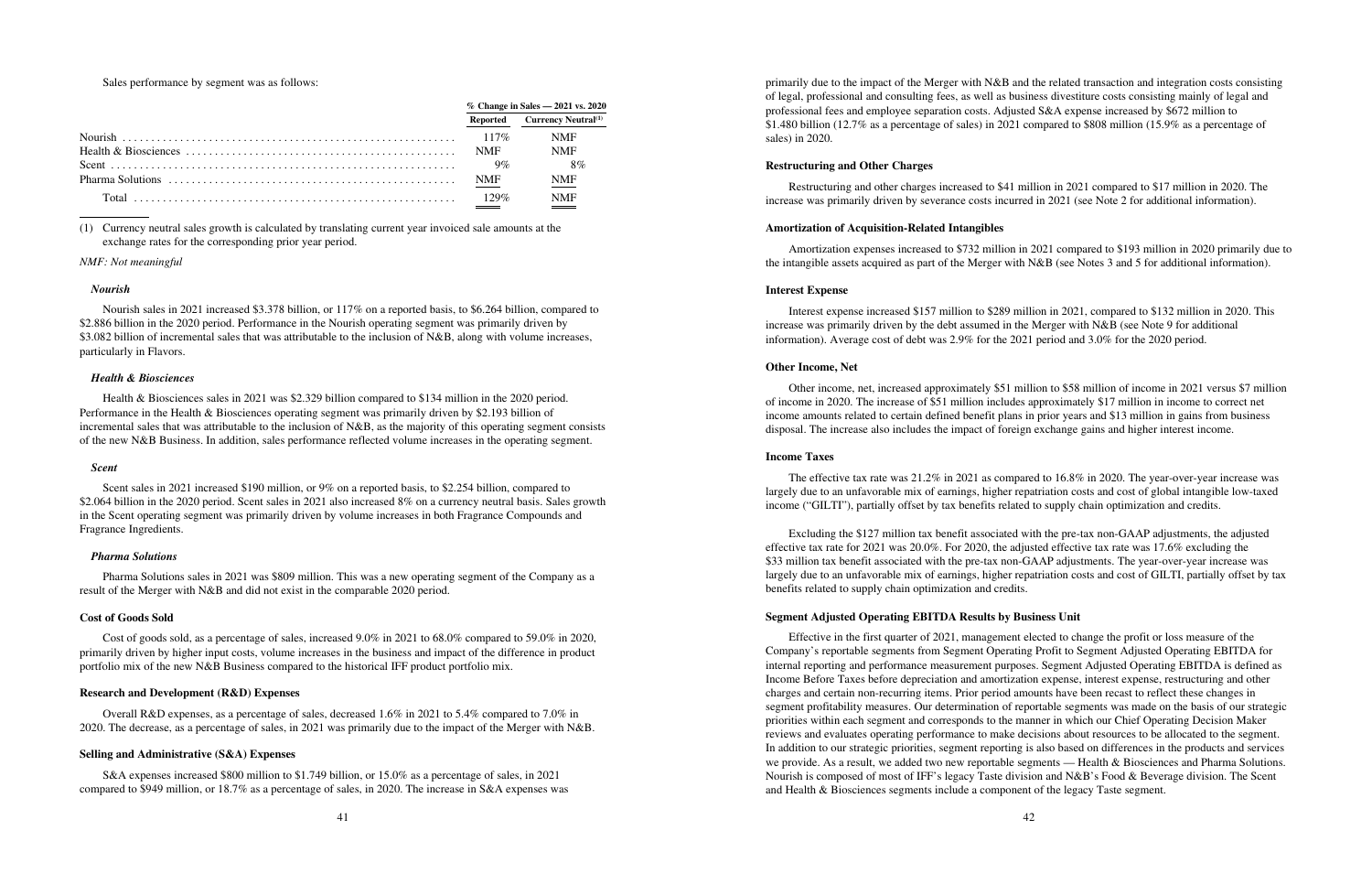Sales performance by segment was as follows:

| | % Change in Sales — 2021 vs. 2020 | |
|---|---|---|
| | Reported | Currency Neutral[(1)] |
| Nourish | 117% | NMF |
| Health & Biosciences | NMF | NMF |
| Scent | 9% | 8% |
| Pharma Solutions | NMF | NMF |
| Total | 129% | NMF |

(1) Currency neutral sales growth is calculated by translating current year invoiced sale amounts at the exchange rates for the corresponding prior year period.

*NMF: Not meaningful*

### *Nourish*

Nourish sales in 2021 increased $3.378 billion, or 117% on a reported basis, to $6.264 billion, compared to $2.886 billion in the 2020 period. Performance in the Nourish operating segment was primarily driven by $3.082 billion of incremental sales that was attributable to the inclusion of N&B, along with volume increases, particularly in Flavors.

### *Health & Biosciences*

Health & Biosciences sales in 2021 was $2.329 billion compared to $134 million in the 2020 period. Performance in the Health & Biosciences operating segment was primarily driven by $2.193 billion of incremental sales that was attributable to the inclusion of N&B, as the majority of this operating segment consists of the new N&B Business. In addition, sales performance reflected volume increases in the operating segment.

### *Scent*

Scent sales in 2021 increased $190 million, or 9% on a reported basis, to $2.254 billion, compared to $2.064 billion in the 2020 period. Scent sales in 2021 also increased 8% on a currency neutral basis. Sales growth in the Scent operating segment was primarily driven by volume increases in both Fragrance Compounds and Fragrance Ingredients.

### *Pharma Solutions*

Pharma Solutions sales in 2021 was $809 million. This was a new operating segment of the Company as a result of the Merger with N&B and did not exist in the comparable 2020 period.

## Cost of Goods Sold

Cost of goods sold, as a percentage of sales, increased 9.0% in 2021 to 68.0% compared to 59.0% in 2020, primarily driven by higher input costs, volume increases in the business and impact of the difference in product portfolio mix of the new N&B Business compared to the historical IFF product portfolio mix.

## Research and Development (R&D) Expenses

Overall R&D expenses, as a percentage of sales, decreased 1.6% in 2021 to 5.4% compared to 7.0% in 2020. The decrease, as a percentage of sales, in 2021 was primarily due to the impact of the Merger with N&B.

## Selling and Administrative (S&A) Expenses

S&A expenses increased $800 million to $1.749 billion, or 15.0% as a percentage of sales, in 2021 compared to $949 million, or 18.7% as a percentage of sales, in 2020. The increase in S&A expenses was primarily due to the impact of the Merger with N&B and the related transaction and integration costs consisting of legal, professional and consulting fees, as well as business divestiture costs consisting mainly of legal and professional fees and employee separation costs. Adjusted S&A expense increased by $672 million to $1.480 billion (12.7% as a percentage of sales) in 2021 compared to $808 million (15.9% as a percentage of sales) in 2020.

## Restructuring and Other Charges

Restructuring and other charges increased to $41 million in 2021 compared to $17 million in 2020. The increase was primarily driven by severance costs incurred in 2021 (see Note 2 for additional information).

## Amortization of Acquisition-Related Intangibles

Amortization expenses increased to $732 million in 2021 compared to $193 million in 2020 primarily due to the intangible assets acquired as part of the Merger with N&B (see Notes 3 and 5 for additional information).

## Interest Expense

Interest expense increased $157 million to $289 million in 2021, compared to $132 million in 2020. This increase was primarily driven by the debt assumed in the Merger with N&B (see Note 9 for additional information). Average cost of debt was 2.9% for the 2021 period and 3.0% for the 2020 period.

## Other Income, Net

Other income, net, increased approximately $51 million to $58 million of income in 2021 versus $7 million of income in 2020. The increase of $51 million includes approximately $17 million in income to correct net income amounts related to certain defined benefit plans in prior years and $13 million in gains from business disposal. The increase also includes the impact of foreign exchange gains and higher interest income.

## Income Taxes

The effective tax rate was 21.2% in 2021 as compared to 16.8% in 2020. The year-over-year increase was largely due to an unfavorable mix of earnings, higher repatriation costs and cost of global intangible low-taxed income ("GILTI"), partially offset by tax benefits related to supply chain optimization and credits.

Excluding the $127 million tax benefit associated with the pre-tax non-GAAP adjustments, the adjusted effective tax rate for 2021 was 20.0%. For 2020, the adjusted effective tax rate was 17.6% excluding the $33 million tax benefit associated with the pre-tax non-GAAP adjustments. The year-over-year increase was largely due to an unfavorable mix of earnings, higher repatriation costs and cost of GILTI, partially offset by tax benefits related to supply chain optimization and credits.

## Segment Adjusted Operating EBITDA Results by Business Unit

Effective in the first quarter of 2021, management elected to change the profit or loss measure of the Company's reportable segments from Segment Operating Profit to Segment Adjusted Operating EBITDA for internal reporting and performance measurement purposes. Segment Adjusted Operating EBITDA is defined as Income Before Taxes before depreciation and amortization expense, interest expense, restructuring and other charges and certain non-recurring items. Prior period amounts have been recast to reflect these changes in segment profitability measures. Our determination of reportable segments was made on the basis of our strategic priorities within each segment and corresponds to the manner in which our Chief Operating Decision Maker reviews and evaluates operating performance to make decisions about resources to be allocated to the segment. In addition to our strategic priorities, segment reporting is also based on differences in the products and services we provide. As a result, we added two new reportable segments — Health & Biosciences and Pharma Solutions. Nourish is composed of most of IFF's legacy Taste division and N&B's Food & Beverage division. The Scent and Health & Biosciences segments include a component of the legacy Taste segment.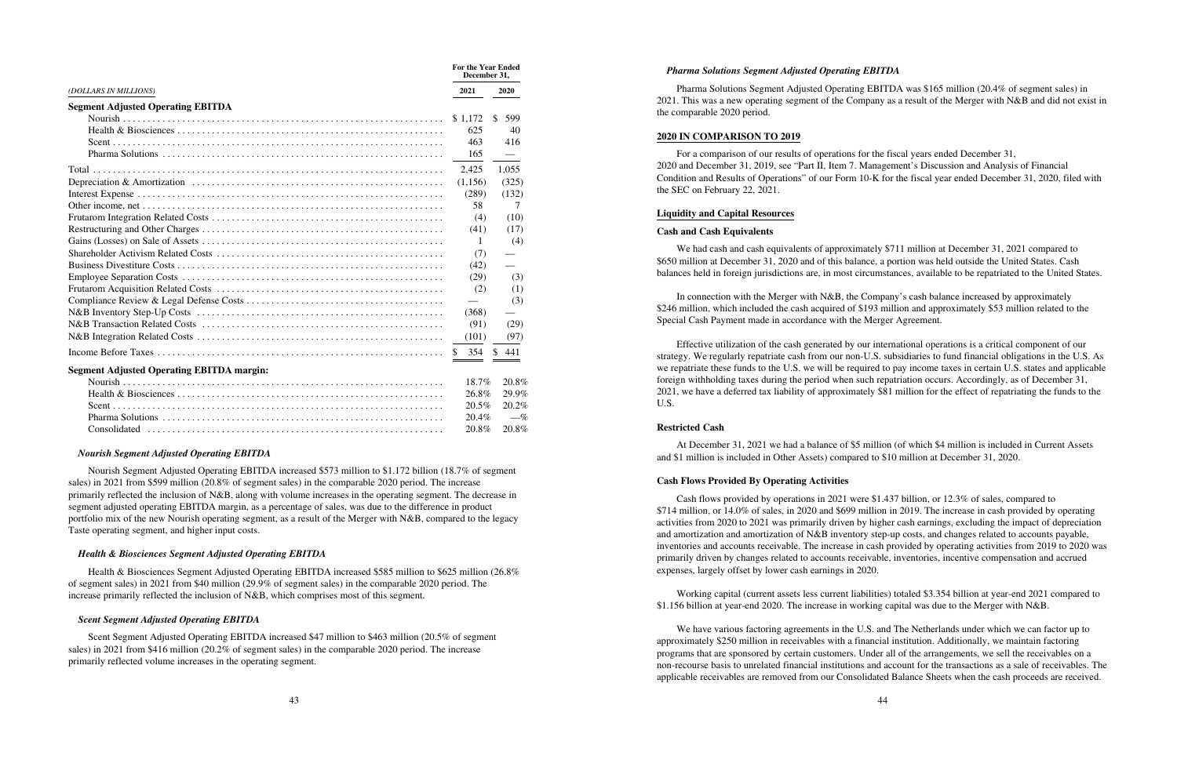| (DOLLARS IN MILLIONS) | For the Year Ended December 31, 2021 | 2020 |
|---|---|---|
| **Segment Adjusted Operating EBITDA** | | |
| Nourish | $ 1,172 | $ 599 |
| Health & Biosciences | 625 | 40 |
| Scent | 463 | 416 |
| Pharma Solutions | 165 | — |
| Total | 2,425 | 1,055 |
| Depreciation & Amortization | (1,156) | (325) |
| Interest Expense | (289) | (132) |
| Other income, net | 58 | 7 |
| Frutarom Integration Related Costs | (4) | (10) |
| Restructuring and Other Charges | (41) | (17) |
| Gains (Losses) on Sale of Assets | 1 | (4) |
| Shareholder Activism Related Costs | (7) | — |
| Business Divestiture Costs | (42) | — |
| Employee Separation Costs | (29) | (3) |
| Frutarom Acquisition Related Costs | (2) | (1) |
| Compliance Review & Legal Defense Costs | — | (3) |
| N&B Inventory Step-Up Costs | (368) | — |
| N&B Transaction Related Costs | (91) | (29) |
| N&B Integration Related Costs | (101) | (97) |
| Income Before Taxes | $ 354 | $ 441 |
| **Segment Adjusted Operating EBITDA margin:** | | |
| Nourish | 18.7% | 20.8% |
| Health & Biosciences | 26.8% | 29.9% |
| Scent | 20.5% | 20.2% |
| Pharma Solutions | 20.4% | —% |
| Consolidated | 20.8% | 20.8% |

### *Nourish Segment Adjusted Operating EBITDA*

Nourish Segment Adjusted Operating EBITDA increased $573 million to $1.172 billion (18.7% of segment sales) in 2021 from $599 million (20.8% of segment sales) in the comparable 2020 period. The increase primarily reflected the inclusion of N&B, along with volume increases in the operating segment. The decrease in segment adjusted operating EBITDA margin, as a percentage of sales, was due to the difference in product portfolio mix of the new Nourish operating segment, as a result of the Merger with N&B, compared to the legacy Taste operating segment, and higher input costs.

### *Health & Biosciences Segment Adjusted Operating EBITDA*

Health & Biosciences Segment Adjusted Operating EBITDA increased $585 million to $625 million (26.8% of segment sales) in 2021 from $40 million (29.9% of segment sales) in the comparable 2020 period. The increase primarily reflected the inclusion of N&B, which comprises most of this segment.

### *Scent Segment Adjusted Operating EBITDA*

Scent Segment Adjusted Operating EBITDA increased $47 million to $463 million (20.5% of segment sales) in 2021 from $416 million (20.2% of segment sales) in the comparable 2020 period. The increase primarily reflected volume increases in the operating segment.

### *Pharma Solutions Segment Adjusted Operating EBITDA*

Pharma Solutions Segment Adjusted Operating EBITDA was $165 million (20.4% of segment sales) in 2021. This was a new operating segment of the Company as a result of the Merger with N&B and did not exist in the comparable 2020 period.

## 2020 IN COMPARISON TO 2019

For a comparison of our results of operations for the fiscal years ended December 31, 2020 and December 31, 2019, see "Part II, Item 7. Management's Discussion and Analysis of Financial Condition and Results of Operations" of our Form 10-K for the fiscal year ended December 31, 2020, filed with the SEC on February 22, 2021.

## Liquidity and Capital Resources

### Cash and Cash Equivalents

We had cash and cash equivalents of approximately $711 million at December 31, 2021 compared to $650 million at December 31, 2020 and of this balance, a portion was held outside the United States. Cash balances held in foreign jurisdictions are, in most circumstances, available to be repatriated to the United States.

In connection with the Merger with N&B, the Company's cash balance increased by approximately $246 million, which included the cash acquired of $193 million and approximately $53 million related to the Special Cash Payment made in accordance with the Merger Agreement.

Effective utilization of the cash generated by our international operations is a critical component of our strategy. We regularly repatriate cash from our non-U.S. subsidiaries to fund financial obligations in the U.S. As we repatriate these funds to the U.S. we will be required to pay income taxes in certain U.S. states and applicable foreign withholding taxes during the period when such repatriation occurs. Accordingly, as of December 31, 2021, we have a deferred tax liability of approximately $81 million for the effect of repatriating the funds to the U.S.

### Restricted Cash

At December 31, 2021 we had a balance of $5 million (of which $4 million is included in Current Assets and $1 million is included in Other Assets) compared to $10 million at December 31, 2020.

### Cash Flows Provided By Operating Activities

Cash flows provided by operations in 2021 were $1.437 billion, or 12.3% of sales, compared to $714 million, or 14.0% of sales, in 2020 and $699 million in 2019. The increase in cash provided by operating activities from 2020 to 2021 was primarily driven by higher cash earnings, excluding the impact of depreciation and amortization and amortization of N&B inventory step-up costs, and changes related to accounts payable, inventories and accounts receivable. The increase in cash provided by operating activities from 2019 to 2020 was primarily driven by changes related to accounts receivable, inventories, incentive compensation and accrued expenses, largely offset by lower cash earnings in 2020.

Working capital (current assets less current liabilities) totaled $3.354 billion at year-end 2021 compared to $1.156 billion at year-end 2020. The increase in working capital was due to the Merger with N&B.

We have various factoring agreements in the U.S. and The Netherlands under which we can factor up to approximately $250 million in receivables with a financial institution. Additionally, we maintain factoring programs that are sponsored by certain customers. Under all of the arrangements, we sell the receivables on a non-recourse basis to unrelated financial institutions and account for the transactions as a sale of receivables. The applicable receivables are removed from our Consolidated Balance Sheets when the cash proceeds are received.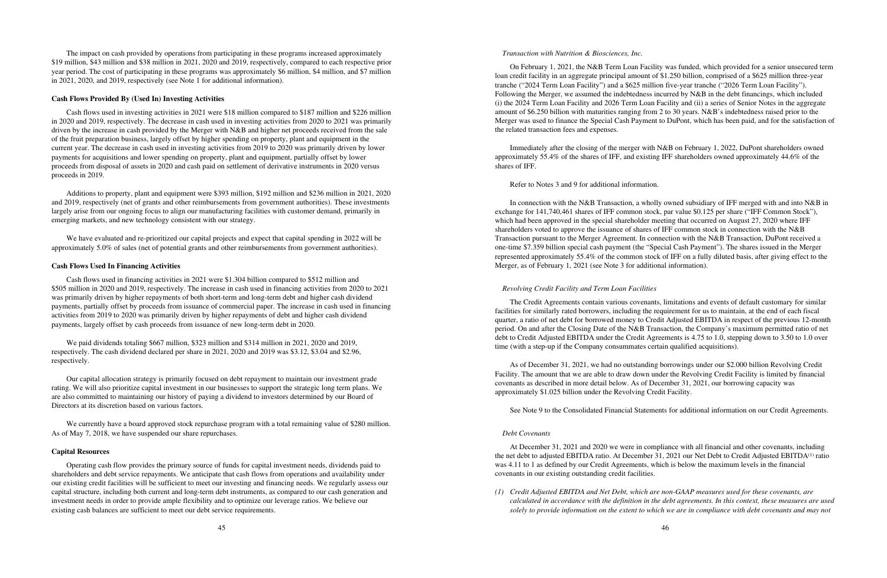The impact on cash provided by operations from participating in these programs increased approximately $19 million, $43 million and $38 million in 2021, 2020 and 2019, respectively, compared to each respective prior year period. The cost of participating in these programs was approximately $6 million, $4 million, and $7 million in 2021, 2020, and 2019, respectively (see Note 1 for additional information).

**Cash Flows Provided By (Used In) Investing Activities**

Cash flows used in investing activities in 2021 were $18 million compared to $187 million and $226 million in 2020 and 2019, respectively. The decrease in cash used in investing activities from 2020 to 2021 was primarily driven by the increase in cash provided by the Merger with N&B and higher net proceeds received from the sale of the fruit preparation business, largely offset by higher spending on property, plant and equipment in the current year. The decrease in cash used in investing activities from 2019 to 2020 was primarily driven by lower payments for acquisitions and lower spending on property, plant and equipment, partially offset by lower proceeds from disposal of assets in 2020 and cash paid on settlement of derivative instruments in 2020 versus proceeds in 2019.

Additions to property, plant and equipment were $393 million, $192 million and $236 million in 2021, 2020 and 2019, respectively (net of grants and other reimbursements from government authorities). These investments largely arise from our ongoing focus to align our manufacturing facilities with customer demand, primarily in emerging markets, and new technology consistent with our strategy.

We have evaluated and re-prioritized our capital projects and expect that capital spending in 2022 will be approximately 5.0% of sales (net of potential grants and other reimbursements from government authorities).

**Cash Flows Used In Financing Activities**

Cash flows used in financing activities in 2021 were $1.304 billion compared to $512 million and $505 million in 2020 and 2019, respectively. The increase in cash used in financing activities from 2020 to 2021 was primarily driven by higher repayments of both short-term and long-term debt and higher cash dividend payments, partially offset by proceeds from issuance of commercial paper. The increase in cash used in financing activities from 2019 to 2020 was primarily driven by higher repayments of debt and higher cash dividend payments, largely offset by cash proceeds from issuance of new long-term debt in 2020.

We paid dividends totaling $667 million, $323 million and $314 million in 2021, 2020 and 2019, respectively. The cash dividend declared per share in 2021, 2020 and 2019 was $3.12, $3.04 and $2.96, respectively.

Our capital allocation strategy is primarily focused on debt repayment to maintain our investment grade rating. We will also prioritize capital investment in our businesses to support the strategic long term plans. We are also committed to maintaining our history of paying a dividend to investors determined by our Board of Directors at its discretion based on various factors.

We currently have a board approved stock repurchase program with a total remaining value of $280 million. As of May 7, 2018, we have suspended our share repurchases.

**Capital Resources**

Operating cash flow provides the primary source of funds for capital investment needs, dividends paid to shareholders and debt service repayments. We anticipate that cash flows from operations and availability under our existing credit facilities will be sufficient to meet our investing and financing needs. We regularly assess our capital structure, including both current and long-term debt instruments, as compared to our cash generation and investment needs in order to provide ample flexibility and to optimize our leverage ratios. We believe our existing cash balances are sufficient to meet our debt service requirements.

*Transaction with Nutrition & Biosciences, Inc.*

On February 1, 2021, the N&B Term Loan Facility was funded, which provided for a senior unsecured term loan credit facility in an aggregate principal amount of $1.250 billion, comprised of a $625 million three-year tranche ("2024 Term Loan Facility") and a $625 million five-year tranche ("2026 Term Loan Facility"). Following the Merger, we assumed the indebtedness incurred by N&B in the debt financings, which included (i) the 2024 Term Loan Facility and 2026 Term Loan Facility and (ii) a series of Senior Notes in the aggregate amount of $6.250 billion with maturities ranging from 2 to 30 years. N&B's indebtedness raised prior to the Merger was used to finance the Special Cash Payment to DuPont, which has been paid, and for the satisfaction of the related transaction fees and expenses.

Immediately after the closing of the merger with N&B on February 1, 2022, DuPont shareholders owned approximately 55.4% of the shares of IFF, and existing IFF shareholders owned approximately 44.6% of the shares of IFF.

Refer to Notes 3 and 9 for additional information.

In connection with the N&B Transaction, a wholly owned subsidiary of IFF merged with and into N&B in exchange for 141,740,461 shares of IFF common stock, par value $0.125 per share ("IFF Common Stock"), which had been approved in the special shareholder meeting that occurred on August 27, 2020 where IFF shareholders voted to approve the issuance of shares of IFF common stock in connection with the N&B Transaction pursuant to the Merger Agreement. In connection with the N&B Transaction, DuPont received a one-time $7.359 billion special cash payment (the "Special Cash Payment"). The shares issued in the Merger represented approximately 55.4% of the common stock of IFF on a fully diluted basis, after giving effect to the Merger, as of February 1, 2021 (see Note 3 for additional information).

*Revolving Credit Facility and Term Loan Facilities*

The Credit Agreements contain various covenants, limitations and events of default customary for similar facilities for similarly rated borrowers, including the requirement for us to maintain, at the end of each fiscal quarter, a ratio of net debt for borrowed money to Credit Adjusted EBITDA in respect of the previous 12-month period. On and after the Closing Date of the N&B Transaction, the Company's maximum permitted ratio of net debt to Credit Adjusted EBITDA under the Credit Agreements is 4.75 to 1.0, stepping down to 3.50 to 1.0 over time (with a step-up if the Company consummates certain qualified acquisitions).

As of December 31, 2021, we had no outstanding borrowings under our $2.000 billion Revolving Credit Facility. The amount that we are able to draw down under the Revolving Credit Facility is limited by financial covenants as described in more detail below. As of December 31, 2021, our borrowing capacity was approximately $1.025 billion under the Revolving Credit Facility.

See Note 9 to the Consolidated Financial Statements for additional information on our Credit Agreements.

*Debt Covenants*

At December 31, 2021 and 2020 we were in compliance with all financial and other covenants, including the net debt to adjusted EBITDA ratio. At December 31, 2021 our Net Debt to Credit Adjusted EBITDA[1] ratio was 4.11 to 1 as defined by our Credit Agreements, which is below the maximum levels in the financial covenants in our existing outstanding credit facilities.

*(1) Credit Adjusted EBITDA and Net Debt, which are non-GAAP measures used for these covenants, are calculated in accordance with the definition in the debt agreements. In this context, these measures are used solely to provide information on the extent to which we are in compliance with debt covenants and may not*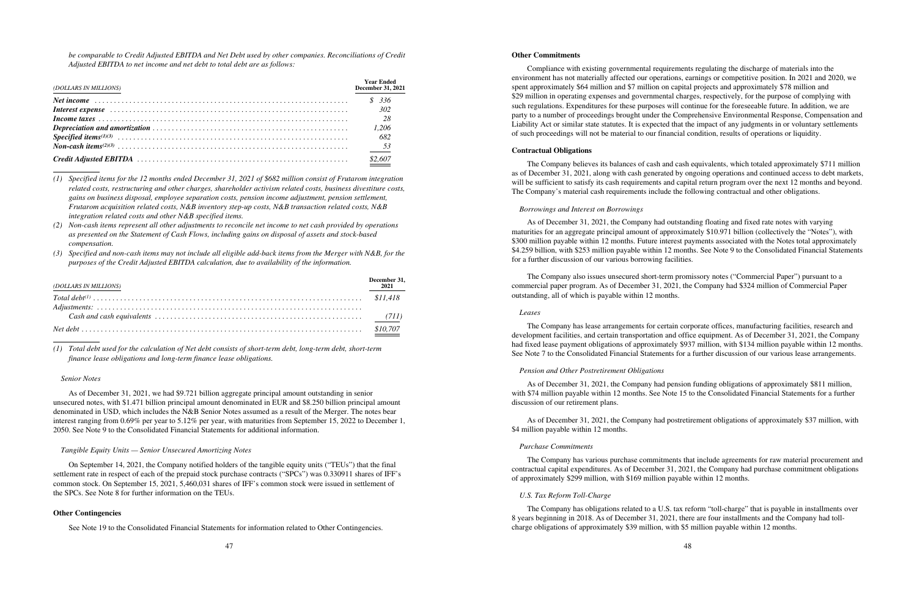*be comparable to Credit Adjusted EBITDA and Net Debt used by other companies. Reconciliations of Credit Adjusted EBITDA to net income and net debt to total debt are as follows:*

| *(DOLLARS IN MILLIONS)* | Year Ended December 31, 2021 |
| --- | --- |
| ***Net income*** | *$ 336* |
| ***Interest expense*** | *302* |
| ***Income taxes*** | *28* |
| ***Depreciation and amortization*** | *1,206* |
| ***Specified items***[(1)(3)] | *682* |
| ***Non-cash items***[(2)(3)] | *53* |
| ***Credit Adjusted EBITDA*** | *$2,607* |

*(1) Specified items for the 12 months ended December 31, 2021 of $682 million consist of Frutarom integration related costs, restructuring and other charges, shareholder activism related costs, business divestiture costs, gains on business disposal, employee separation costs, pension income adjustment, pension settlement, Frutarom acquisition related costs, N&B inventory step-up costs, N&B transaction related costs, N&B integration related costs and other N&B specified items.*

*(2) Non-cash items represent all other adjustments to reconcile net income to net cash provided by operations as presented on the Statement of Cash Flows, including gains on disposal of assets and stock-based compensation.*

*(3) Specified and non-cash items may not include all eligible add-back items from the Merger with N&B, for the purposes of the Credit Adjusted EBITDA calculation, due to availability of the information.*

| *(DOLLARS IN MILLIONS)* | December 31, 2021 |
| --- | --- |
| *Total debt*[(1)] | *$11,418* |
| *Adjustments:* | |
| *Cash and cash equivalents* | *(711)* |
| *Net debt* | *$10,707* |

*(1) Total debt used for the calculation of Net debt consists of short-term debt, long-term debt, short-term finance lease obligations and long-term finance lease obligations.*

#### *Senior Notes*

As of December 31, 2021, we had $9.721 billion aggregate principal amount outstanding in senior unsecured notes, with $1.471 billion principal amount denominated in EUR and $8.250 billion principal amount denominated in USD, which includes the N&B Senior Notes assumed as a result of the Merger. The notes bear interest ranging from 0.69% per year to 5.12% per year, with maturities from September 15, 2022 to December 1, 2050. See Note 9 to the Consolidated Financial Statements for additional information.

#### *Tangible Equity Units — Senior Unsecured Amortizing Notes*

On September 14, 2021, the Company notified holders of the tangible equity units ("TEUs") that the final settlement rate in respect of each of the prepaid stock purchase contracts ("SPCs") was 0.330911 shares of IFF's common stock. On September 15, 2021, 5,460,031 shares of IFF's common stock were issued in settlement of the SPCs. See Note 8 for further information on the TEUs.

### Other Contingencies

See Note 19 to the Consolidated Financial Statements for information related to Other Contingencies.

### Other Commitments

Compliance with existing governmental requirements regulating the discharge of materials into the environment has not materially affected our operations, earnings or competitive position. In 2021 and 2020, we spent approximately $64 million and $7 million on capital projects and approximately $78 million and $29 million in operating expenses and governmental charges, respectively, for the purpose of complying with such regulations. Expenditures for these purposes will continue for the foreseeable future. In addition, we are party to a number of proceedings brought under the Comprehensive Environmental Response, Compensation and Liability Act or similar state statutes. It is expected that the impact of any judgments in or voluntary settlements of such proceedings will not be material to our financial condition, results of operations or liquidity.

### Contractual Obligations

The Company believes its balances of cash and cash equivalents, which totaled approximately $711 million as of December 31, 2021, along with cash generated by ongoing operations and continued access to debt markets, will be sufficient to satisfy its cash requirements and capital return program over the next 12 months and beyond. The Company's material cash requirements include the following contractual and other obligations.

#### *Borrowings and Interest on Borrowings*

As of December 31, 2021, the Company had outstanding floating and fixed rate notes with varying maturities for an aggregate principal amount of approximately $10.971 billion (collectively the "Notes"), with $300 million payable within 12 months. Future interest payments associated with the Notes total approximately $4.259 billion, with $253 million payable within 12 months. See Note 9 to the Consolidated Financial Statements for a further discussion of our various borrowing facilities.

The Company also issues unsecured short-term promissory notes ("Commercial Paper") pursuant to a commercial paper program. As of December 31, 2021, the Company had $324 million of Commercial Paper outstanding, all of which is payable within 12 months.

#### *Leases*

The Company has lease arrangements for certain corporate offices, manufacturing facilities, research and development facilities, and certain transportation and office equipment. As of December 31, 2021, the Company had fixed lease payment obligations of approximately $937 million, with $134 million payable within 12 months. See Note 7 to the Consolidated Financial Statements for a further discussion of our various lease arrangements.

#### *Pension and Other Postretirement Obligations*

As of December 31, 2021, the Company had pension funding obligations of approximately $811 million, with $74 million payable within 12 months. See Note 15 to the Consolidated Financial Statements for a further discussion of our retirement plans.

As of December 31, 2021, the Company had postretirement obligations of approximately $37 million, with $4 million payable within 12 months.

#### *Purchase Commitments*

The Company has various purchase commitments that include agreements for raw material procurement and contractual capital expenditures. As of December 31, 2021, the Company had purchase commitment obligations of approximately $299 million, with $169 million payable within 12 months.

#### *U.S. Tax Reform Toll-Charge*

The Company has obligations related to a U.S. tax reform "toll-charge" that is payable in installments over 8 years beginning in 2018. As of December 31, 2021, there are four installments and the Company had toll-charge obligations of approximately $39 million, with $5 million payable within 12 months.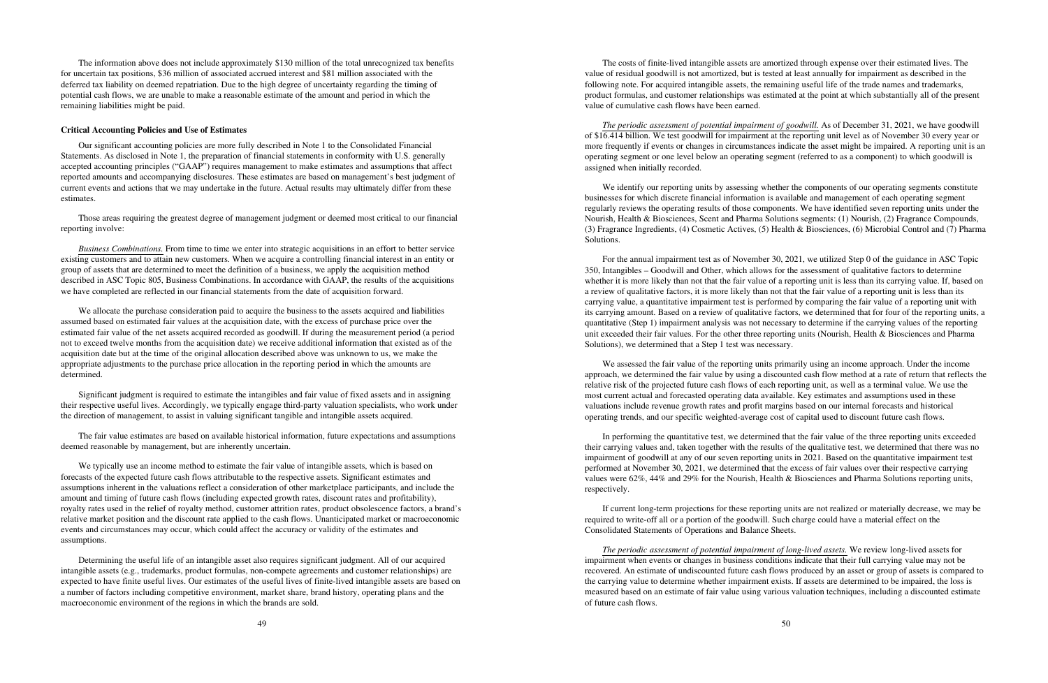The information above does not include approximately $130 million of the total unrecognized tax benefits for uncertain tax positions, $36 million of associated accrued interest and $81 million associated with the deferred tax liability on deemed repatriation. Due to the high degree of uncertainty regarding the timing of potential cash flows, we are unable to make a reasonable estimate of the amount and period in which the remaining liabilities might be paid.

**Critical Accounting Policies and Use of Estimates**

Our significant accounting policies are more fully described in Note 1 to the Consolidated Financial Statements. As disclosed in Note 1, the preparation of financial statements in conformity with U.S. generally accepted accounting principles ("GAAP") requires management to make estimates and assumptions that affect reported amounts and accompanying disclosures. These estimates are based on management's best judgment of current events and actions that we may undertake in the future. Actual results may ultimately differ from these estimates.

Those areas requiring the greatest degree of management judgment or deemed most critical to our financial reporting involve:

*Business Combinations.* From time to time we enter into strategic acquisitions in an effort to better service existing customers and to attain new customers. When we acquire a controlling financial interest in an entity or group of assets that are determined to meet the definition of a business, we apply the acquisition method described in ASC Topic 805, Business Combinations. In accordance with GAAP, the results of the acquisitions we have completed are reflected in our financial statements from the date of acquisition forward.

We allocate the purchase consideration paid to acquire the business to the assets acquired and liabilities assumed based on estimated fair values at the acquisition date, with the excess of purchase price over the estimated fair value of the net assets acquired recorded as goodwill. If during the measurement period (a period not to exceed twelve months from the acquisition date) we receive additional information that existed as of the acquisition date but at the time of the original allocation described above was unknown to us, we make the appropriate adjustments to the purchase price allocation in the reporting period in which the amounts are determined.

Significant judgment is required to estimate the intangibles and fair value of fixed assets and in assigning their respective useful lives. Accordingly, we typically engage third-party valuation specialists, who work under the direction of management, to assist in valuing significant tangible and intangible assets acquired.

The fair value estimates are based on available historical information, future expectations and assumptions deemed reasonable by management, but are inherently uncertain.

We typically use an income method to estimate the fair value of intangible assets, which is based on forecasts of the expected future cash flows attributable to the respective assets. Significant estimates and assumptions inherent in the valuations reflect a consideration of other marketplace participants, and include the amount and timing of future cash flows (including expected growth rates, discount rates and profitability), royalty rates used in the relief of royalty method, customer attrition rates, product obsolescence factors, a brand's relative market position and the discount rate applied to the cash flows. Unanticipated market or macroeconomic events and circumstances may occur, which could affect the accuracy or validity of the estimates and assumptions.

Determining the useful life of an intangible asset also requires significant judgment. All of our acquired intangible assets (e.g., trademarks, product formulas, non-compete agreements and customer relationships) are expected to have finite useful lives. Our estimates of the useful lives of finite-lived intangible assets are based on a number of factors including competitive environment, market share, brand history, operating plans and the macroeconomic environment of the regions in which the brands are sold.

The costs of finite-lived intangible assets are amortized through expense over their estimated lives. The value of residual goodwill is not amortized, but is tested at least annually for impairment as described in the following note. For acquired intangible assets, the remaining useful life of the trade names and trademarks, product formulas, and customer relationships was estimated at the point at which substantially all of the present value of cumulative cash flows have been earned.

*The periodic assessment of potential impairment of goodwill.* As of December 31, 2021, we have goodwill of $16.414 billion. We test goodwill for impairment at the reporting unit level as of November 30 every year or more frequently if events or changes in circumstances indicate the asset might be impaired. A reporting unit is an operating segment or one level below an operating segment (referred to as a component) to which goodwill is assigned when initially recorded.

We identify our reporting units by assessing whether the components of our operating segments constitute businesses for which discrete financial information is available and management of each operating segment regularly reviews the operating results of those components. We have identified seven reporting units under the Nourish, Health & Biosciences, Scent and Pharma Solutions segments: (1) Nourish, (2) Fragrance Compounds, (3) Fragrance Ingredients, (4) Cosmetic Actives, (5) Health & Biosciences, (6) Microbial Control and (7) Pharma Solutions.

For the annual impairment test as of November 30, 2021, we utilized Step 0 of the guidance in ASC Topic 350, Intangibles – Goodwill and Other, which allows for the assessment of qualitative factors to determine whether it is more likely than not that the fair value of a reporting unit is less than its carrying value. If, based on a review of qualitative factors, it is more likely than not that the fair value of a reporting unit is less than its carrying value, a quantitative impairment test is performed by comparing the fair value of a reporting unit with its carrying amount. Based on a review of qualitative factors, we determined that for four of the reporting units, a quantitative (Step 1) impairment analysis was not necessary to determine if the carrying values of the reporting unit exceeded their fair values. For the other three reporting units (Nourish, Health & Biosciences and Pharma Solutions), we determined that a Step 1 test was necessary.

We assessed the fair value of the reporting units primarily using an income approach. Under the income approach, we determined the fair value by using a discounted cash flow method at a rate of return that reflects the relative risk of the projected future cash flows of each reporting unit, as well as a terminal value. We use the most current actual and forecasted operating data available. Key estimates and assumptions used in these valuations include revenue growth rates and profit margins based on our internal forecasts and historical operating trends, and our specific weighted-average cost of capital used to discount future cash flows.

In performing the quantitative test, we determined that the fair value of the three reporting units exceeded their carrying values and, taken together with the results of the qualitative test, we determined that there was no impairment of goodwill at any of our seven reporting units in 2021. Based on the quantitative impairment test performed at November 30, 2021, we determined that the excess of fair values over their respective carrying values were 62%, 44% and 29% for the Nourish, Health & Biosciences and Pharma Solutions reporting units, respectively.

If current long-term projections for these reporting units are not realized or materially decrease, we may be required to write-off all or a portion of the goodwill. Such charge could have a material effect on the Consolidated Statements of Operations and Balance Sheets.

*The periodic assessment of potential impairment of long-lived assets.* We review long-lived assets for impairment when events or changes in business conditions indicate that their full carrying value may not be recovered. An estimate of undiscounted future cash flows produced by an asset or group of assets is compared to the carrying value to determine whether impairment exists. If assets are determined to be impaired, the loss is measured based on an estimate of fair value using various valuation techniques, including a discounted estimate of future cash flows.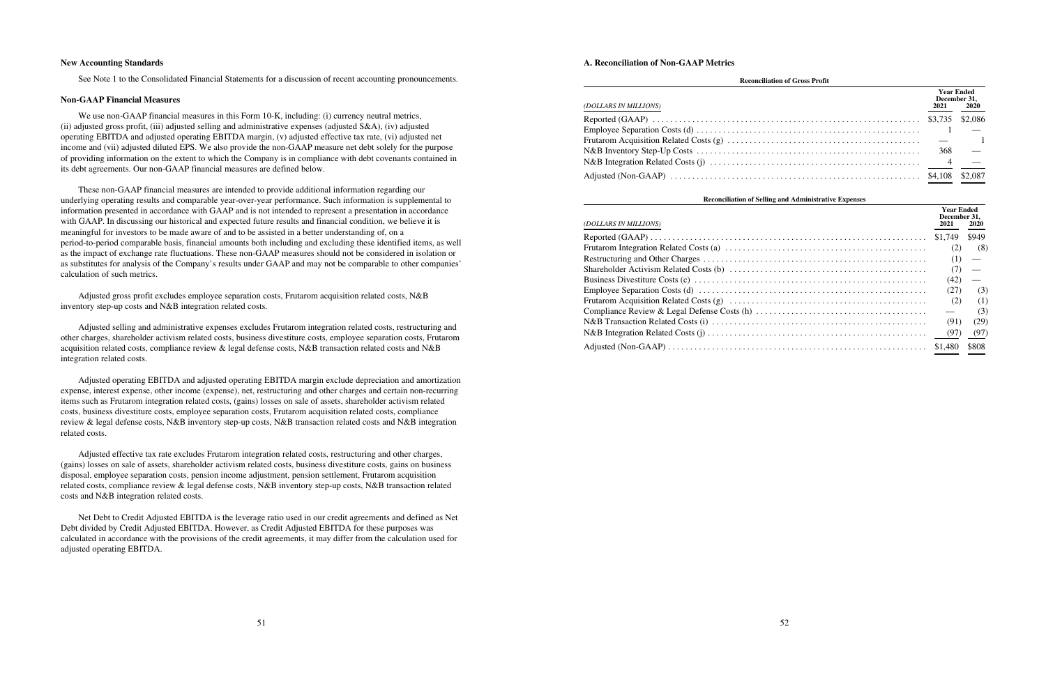### New Accounting Standards

See Note 1 to the Consolidated Financial Statements for a discussion of recent accounting pronouncements.

### Non-GAAP Financial Measures

We use non-GAAP financial measures in this Form 10-K, including: (i) currency neutral metrics, (ii) adjusted gross profit, (iii) adjusted selling and administrative expenses (adjusted S&A), (iv) adjusted operating EBITDA and adjusted operating EBITDA margin, (v) adjusted effective tax rate, (vi) adjusted net income and (vii) adjusted diluted EPS. We also provide the non-GAAP measure net debt solely for the purpose of providing information on the extent to which the Company is in compliance with debt covenants contained in its debt agreements. Our non-GAAP financial measures are defined below.

These non-GAAP financial measures are intended to provide additional information regarding our underlying operating results and comparable year-over-year performance. Such information is supplemental to information presented in accordance with GAAP and is not intended to represent a presentation in accordance with GAAP. In discussing our historical and expected future results and financial condition, we believe it is meaningful for investors to be made aware of and to be assisted in a better understanding of, on a period-to-period comparable basis, financial amounts both including and excluding these identified items, as well as the impact of exchange rate fluctuations. These non-GAAP measures should not be considered in isolation or as substitutes for analysis of the Company's results under GAAP and may not be comparable to other companies' calculation of such metrics.

Adjusted gross profit excludes employee separation costs, Frutarom acquisition related costs, N&B inventory step-up costs and N&B integration related costs.

Adjusted selling and administrative expenses excludes Frutarom integration related costs, restructuring and other charges, shareholder activism related costs, business divestiture costs, employee separation costs, Frutarom acquisition related costs, compliance review & legal defense costs, N&B transaction related costs and N&B integration related costs.

Adjusted operating EBITDA and adjusted operating EBITDA margin exclude depreciation and amortization expense, interest expense, other income (expense), net, restructuring and other charges and certain non-recurring items such as Frutarom integration related costs, (gains) losses on sale of assets, shareholder activism related costs, business divestiture costs, employee separation costs, Frutarom acquisition related costs, compliance review & legal defense costs, N&B inventory step-up costs, N&B transaction related costs and N&B integration related costs.

Adjusted effective tax rate excludes Frutarom integration related costs, restructuring and other charges, (gains) losses on sale of assets, shareholder activism related costs, business divestiture costs, gains on business disposal, employee separation costs, pension income adjustment, pension settlement, Frutarom acquisition related costs, compliance review & legal defense costs, N&B inventory step-up costs, N&B transaction related costs and N&B integration related costs.

Net Debt to Credit Adjusted EBITDA is the leverage ratio used in our credit agreements and defined as Net Debt divided by Credit Adjusted EBITDA. However, as Credit Adjusted EBITDA for these purposes was calculated in accordance with the provisions of the credit agreements, it may differ from the calculation used for adjusted operating EBITDA.

### A. Reconciliation of Non-GAAP Metrics

**Reconciliation of Gross Profit**

| *(DOLLARS IN MILLIONS)* | Year Ended December 31, 2021 | 2020 |
|---|---|---|
| Reported (GAAP) | $3,735 | $2,086 |
| Employee Separation Costs (d) | 1 | — |
| Frutarom Acquisition Related Costs (g) | — | 1 |
| N&B Inventory Step-Up Costs | 368 | — |
| N&B Integration Related Costs (j) | 4 | — |
| Adjusted (Non-GAAP) | $4,108 | $2,087 |

**Reconciliation of Selling and Administrative Expenses**

| *(DOLLARS IN MILLIONS)* | Year Ended December 31, 2021 | 2020 |
|---|---|---|
| Reported (GAAP) | $1,749 | $949 |
| Frutarom Integration Related Costs (a) | (2) | (8) |
| Restructuring and Other Charges | (1) | — |
| Shareholder Activism Related Costs (b) | (7) | — |
| Business Divestiture Costs (c) | (42) | — |
| Employee Separation Costs (d) | (27) | (3) |
| Frutarom Acquisition Related Costs (g) | (2) | (1) |
| Compliance Review & Legal Defense Costs (h) | — | (3) |
| N&B Transaction Related Costs (i) | (91) | (29) |
| N&B Integration Related Costs (j) | (97) | (97) |
| Adjusted (Non-GAAP) | $1,480 | $808 |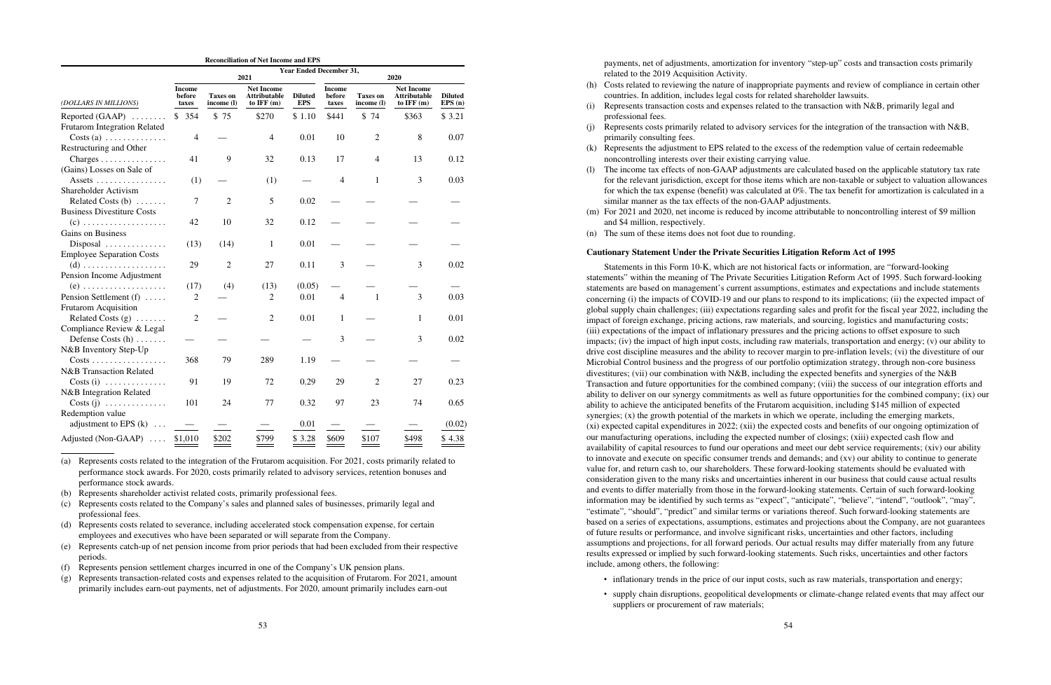**Reconciliation of Net Income and EPS**

| | Year Ended December 31, | | | | | | | |
|---|---|---|---|---|---|---|---|---|
| | 2021 | | | | 2020 | | | |
| *(DOLLARS IN MILLIONS)* | Income before taxes | Taxes on income (l) | Net Income Attributable to IFF (m) | Diluted EPS | Income before taxes | Taxes on income (l) | Net Income Attributable to IFF (m) | Diluted EPS (n) |
| Reported (GAAP) | $ 354 | $ 75 | $270 | $ 1.10 | $441 | $ 74 | $363 | $ 3.21 |
| Frutarom Integration Related Costs (a) | 4 | — | 4 | 0.01 | 10 | 2 | 8 | 0.07 |
| Restructuring and Other Charges | 41 | 9 | 32 | 0.13 | 17 | 4 | 13 | 0.12 |
| (Gains) Losses on Sale of Assets | (1) | — | (1) | — | 4 | 1 | 3 | 0.03 |
| Shareholder Activism Related Costs (b) | 7 | 2 | 5 | 0.02 | — | — | — | — |
| Business Divestiture Costs (c) | 42 | 10 | 32 | 0.12 | — | — | — | — |
| Gains on Business Disposal | (13) | (14) | 1 | 0.01 | — | — | — | — |
| Employee Separation Costs (d) | 29 | 2 | 27 | 0.11 | 3 | — | 3 | 0.02 |
| Pension Income Adjustment (e) | (17) | (4) | (13) | (0.05) | — | — | — | — |
| Pension Settlement (f) | 2 | — | 2 | 0.01 | 4 | 1 | 3 | 0.03 |
| Frutarom Acquisition Related Costs (g) | 2 | — | 2 | 0.01 | 1 | — | 1 | 0.01 |
| Compliance Review & Legal Defense Costs (h) | — | — | — | — | 3 | — | 3 | 0.02 |
| N&B Inventory Step-Up Costs | 368 | 79 | 289 | 1.19 | — | — | — | — |
| N&B Transaction Related Costs (i) | 91 | 19 | 72 | 0.29 | 29 | 2 | 27 | 0.23 |
| N&B Integration Related Costs (j) | 101 | 24 | 77 | 0.32 | 97 | 23 | 74 | 0.65 |
| Redemption value adjustment to EPS (k) | — | — | — | 0.01 | — | — | — | (0.02) |
| Adjusted (Non-GAAP) | $1,010 | $202 | $799 | $ 3.28 | $609 | $107 | $498 | $ 4.38 |

(a) Represents costs related to the integration of the Frutarom acquisition. For 2021, costs primarily related to performance stock awards. For 2020, costs primarily related to advisory services, retention bonuses and performance stock awards.

(b) Represents shareholder activist related costs, primarily professional fees.

(c) Represents costs related to the Company's sales and planned sales of businesses, primarily legal and professional fees.

(d) Represents costs related to severance, including accelerated stock compensation expense, for certain employees and executives who have been separated or will separate from the Company.

(e) Represents catch-up of net pension income from prior periods that had been excluded from their respective periods.

(f) Represents pension settlement charges incurred in one of the Company's UK pension plans.

(g) Represents transaction-related costs and expenses related to the acquisition of Frutarom. For 2021, amount primarily includes earn-out payments, net of adjustments. For 2020, amount primarily includes earn-out payments, net of adjustments, amortization for inventory "step-up" costs and transaction costs primarily related to the 2019 Acquisition Activity.

(h) Costs related to reviewing the nature of inappropriate payments and review of compliance in certain other countries. In addition, includes legal costs for related shareholder lawsuits.

(i) Represents transaction costs and expenses related to the transaction with N&B, primarily legal and professional fees.

(j) Represents costs primarily related to advisory services for the integration of the transaction with N&B, primarily consulting fees.

(k) Represents the adjustment to EPS related to the excess of the redemption value of certain redeemable noncontrolling interests over their existing carrying value.

(l) The income tax effects of non-GAAP adjustments are calculated based on the applicable statutory tax rate for the relevant jurisdiction, except for those items which are non-taxable or subject to valuation allowances for which the tax expense (benefit) was calculated at 0%. The tax benefit for amortization is calculated in a similar manner as the tax effects of the non-GAAP adjustments.

(m) For 2021 and 2020, net income is reduced by income attributable to noncontrolling interest of $9 million and $4 million, respectively.

(n) The sum of these items does not foot due to rounding.

**Cautionary Statement Under the Private Securities Litigation Reform Act of 1995**

Statements in this Form 10-K, which are not historical facts or information, are "forward-looking statements" within the meaning of The Private Securities Litigation Reform Act of 1995. Such forward-looking statements are based on management's current assumptions, estimates and expectations and include statements concerning (i) the impacts of COVID-19 and our plans to respond to its implications; (ii) the expected impact of global supply chain challenges; (iii) expectations regarding sales and profit for the fiscal year 2022, including the impact of foreign exchange, pricing actions, raw materials, and sourcing, logistics and manufacturing costs; (iii) expectations of the impact of inflationary pressures and the pricing actions to offset exposure to such impacts; (iv) the impact of high input costs, including raw materials, transportation and energy; (v) our ability to drive cost discipline measures and the ability to recover margin to pre-inflation levels; (vi) the divestiture of our Microbial Control business and the progress of our portfolio optimization strategy, through non-core business divestitures; (vii) our combination with N&B, including the expected benefits and synergies of the N&B Transaction and future opportunities for the combined company; (viii) the success of our integration efforts and ability to deliver on our synergy commitments as well as future opportunities for the combined company; (ix) our ability to achieve the anticipated benefits of the Frutarom acquisition, including $145 million of expected synergies; (x) the growth potential of the markets in which we operate, including the emerging markets, (xi) expected capital expenditures in 2022; (xii) the expected costs and benefits of our ongoing optimization of our manufacturing operations, including the expected number of closings; (xiii) expected cash flow and availability of capital resources to fund our operations and meet our debt service requirements; (xiv) our ability to innovate and execute on specific consumer trends and demands; and (xv) our ability to continue to generate value for, and return cash to, our shareholders. These forward-looking statements should be evaluated with consideration given to the many risks and uncertainties inherent in our business that could cause actual results and events to differ materially from those in the forward-looking statements. Certain of such forward-looking information may be identified by such terms as "expect", "anticipate", "believe", "intend", "outlook", "may", "estimate", "should", "predict" and similar terms or variations thereof. Such forward-looking statements are based on a series of expectations, assumptions, estimates and projections about the Company, are not guarantees of future results or performance, and involve significant risks, uncertainties and other factors, including assumptions and projections, for all forward periods. Our actual results may differ materially from any future results expressed or implied by such forward-looking statements. Such risks, uncertainties and other factors include, among others, the following:

- inflationary trends in the price of our input costs, such as raw materials, transportation and energy;
- supply chain disruptions, geopolitical developments or climate-change related events that may affect our suppliers or procurement of raw materials;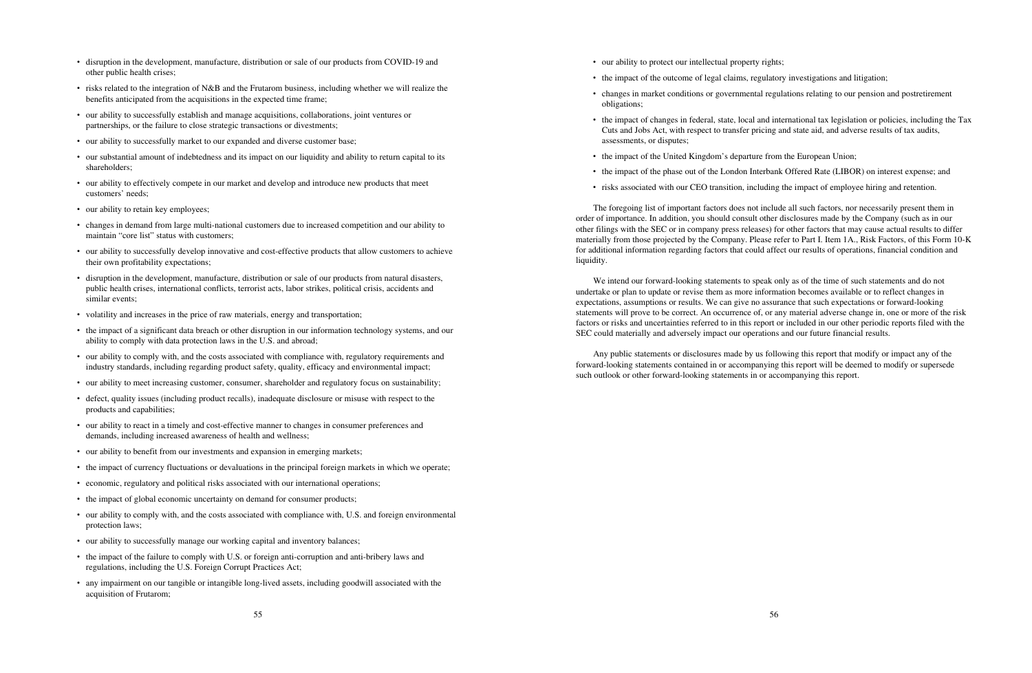- disruption in the development, manufacture, distribution or sale of our products from COVID-19 and other public health crises;
- risks related to the integration of N&B and the Frutarom business, including whether we will realize the benefits anticipated from the acquisitions in the expected time frame;
- our ability to successfully establish and manage acquisitions, collaborations, joint ventures or partnerships, or the failure to close strategic transactions or divestments;
- our ability to successfully market to our expanded and diverse customer base;
- our substantial amount of indebtedness and its impact on our liquidity and ability to return capital to its shareholders;
- our ability to effectively compete in our market and develop and introduce new products that meet customers' needs;
- our ability to retain key employees;
- changes in demand from large multi-national customers due to increased competition and our ability to maintain "core list" status with customers;
- our ability to successfully develop innovative and cost-effective products that allow customers to achieve their own profitability expectations;
- disruption in the development, manufacture, distribution or sale of our products from natural disasters, public health crises, international conflicts, terrorist acts, labor strikes, political crisis, accidents and similar events;
- volatility and increases in the price of raw materials, energy and transportation;
- the impact of a significant data breach or other disruption in our information technology systems, and our ability to comply with data protection laws in the U.S. and abroad;
- our ability to comply with, and the costs associated with compliance with, regulatory requirements and industry standards, including regarding product safety, quality, efficacy and environmental impact;
- our ability to meet increasing customer, consumer, shareholder and regulatory focus on sustainability;
- defect, quality issues (including product recalls), inadequate disclosure or misuse with respect to the products and capabilities;
- our ability to react in a timely and cost-effective manner to changes in consumer preferences and demands, including increased awareness of health and wellness;
- our ability to benefit from our investments and expansion in emerging markets;
- the impact of currency fluctuations or devaluations in the principal foreign markets in which we operate;
- economic, regulatory and political risks associated with our international operations;
- the impact of global economic uncertainty on demand for consumer products;
- our ability to comply with, and the costs associated with compliance with, U.S. and foreign environmental protection laws;
- our ability to successfully manage our working capital and inventory balances;
- the impact of the failure to comply with U.S. or foreign anti-corruption and anti-bribery laws and regulations, including the U.S. Foreign Corrupt Practices Act;
- any impairment on our tangible or intangible long-lived assets, including goodwill associated with the acquisition of Frutarom;
- our ability to protect our intellectual property rights;
- the impact of the outcome of legal claims, regulatory investigations and litigation;
- changes in market conditions or governmental regulations relating to our pension and postretirement obligations;
- the impact of changes in federal, state, local and international tax legislation or policies, including the Tax Cuts and Jobs Act, with respect to transfer pricing and state aid, and adverse results of tax audits, assessments, or disputes;
- the impact of the United Kingdom's departure from the European Union;
- the impact of the phase out of the London Interbank Offered Rate (LIBOR) on interest expense; and
- risks associated with our CEO transition, including the impact of employee hiring and retention.

The foregoing list of important factors does not include all such factors, nor necessarily present them in order of importance. In addition, you should consult other disclosures made by the Company (such as in our other filings with the SEC or in company press releases) for other factors that may cause actual results to differ materially from those projected by the Company. Please refer to Part I. Item 1A., Risk Factors, of this Form 10-K for additional information regarding factors that could affect our results of operations, financial condition and liquidity.

We intend our forward-looking statements to speak only as of the time of such statements and do not undertake or plan to update or revise them as more information becomes available or to reflect changes in expectations, assumptions or results. We can give no assurance that such expectations or forward-looking statements will prove to be correct. An occurrence of, or any material adverse change in, one or more of the risk factors or risks and uncertainties referred to in this report or included in our other periodic reports filed with the SEC could materially and adversely impact our operations and our future financial results.

Any public statements or disclosures made by us following this report that modify or impact any of the forward-looking statements contained in or accompanying this report will be deemed to modify or supersede such outlook or other forward-looking statements in or accompanying this report.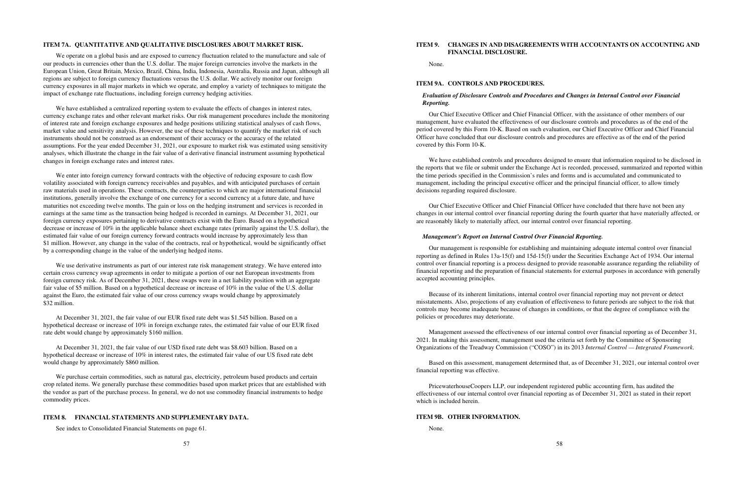## ITEM 7A. QUANTITATIVE AND QUALITATIVE DISCLOSURES ABOUT MARKET RISK.

We operate on a global basis and are exposed to currency fluctuation related to the manufacture and sale of our products in currencies other than the U.S. dollar. The major foreign currencies involve the markets in the European Union, Great Britain, Mexico, Brazil, China, India, Indonesia, Australia, Russia and Japan, although all regions are subject to foreign currency fluctuations versus the U.S. dollar. We actively monitor our foreign currency exposures in all major markets in which we operate, and employ a variety of techniques to mitigate the impact of exchange rate fluctuations, including foreign currency hedging activities.

We have established a centralized reporting system to evaluate the effects of changes in interest rates, currency exchange rates and other relevant market risks. Our risk management procedures include the monitoring of interest rate and foreign exchange exposures and hedge positions utilizing statistical analyses of cash flows, market value and sensitivity analysis. However, the use of these techniques to quantify the market risk of such instruments should not be construed as an endorsement of their accuracy or the accuracy of the related assumptions. For the year ended December 31, 2021, our exposure to market risk was estimated using sensitivity analyses, which illustrate the change in the fair value of a derivative financial instrument assuming hypothetical changes in foreign exchange rates and interest rates.

We enter into foreign currency forward contracts with the objective of reducing exposure to cash flow volatility associated with foreign currency receivables and payables, and with anticipated purchases of certain raw materials used in operations. These contracts, the counterparties to which are major international financial institutions, generally involve the exchange of one currency for a second currency at a future date, and have maturities not exceeding twelve months. The gain or loss on the hedging instrument and services is recorded in earnings at the same time as the transaction being hedged is recorded in earnings. At December 31, 2021, our foreign currency exposures pertaining to derivative contracts exist with the Euro. Based on a hypothetical decrease or increase of 10% in the applicable balance sheet exchange rates (primarily against the U.S. dollar), the estimated fair value of our foreign currency forward contracts would increase by approximately less than $1 million. However, any change in the value of the contracts, real or hypothetical, would be significantly offset by a corresponding change in the value of the underlying hedged items.

We use derivative instruments as part of our interest rate risk management strategy. We have entered into certain cross currency swap agreements in order to mitigate a portion of our net European investments from foreign currency risk. As of December 31, 2021, these swaps were in a net liability position with an aggregate fair value of $5 million. Based on a hypothetical decrease or increase of 10% in the value of the U.S. dollar against the Euro, the estimated fair value of our cross currency swaps would change by approximately $32 million.

At December 31, 2021, the fair value of our EUR fixed rate debt was $1.545 billion. Based on a hypothetical decrease or increase of 10% in foreign exchange rates, the estimated fair value of our EUR fixed rate debt would change by approximately $160 million.

At December 31, 2021, the fair value of our USD fixed rate debt was $8.603 billion. Based on a hypothetical decrease or increase of 10% in interest rates, the estimated fair value of our US fixed rate debt would change by approximately $860 million.

We purchase certain commodities, such as natural gas, electricity, petroleum based products and certain crop related items. We generally purchase these commodities based upon market prices that are established with the vendor as part of the purchase process. In general, we do not use commodity financial instruments to hedge commodity prices.

## ITEM 8. FINANCIAL STATEMENTS AND SUPPLEMENTARY DATA.

See index to Consolidated Financial Statements on page 61.

## ITEM 9. CHANGES IN AND DISAGREEMENTS WITH ACCOUNTANTS ON ACCOUNTING AND FINANCIAL DISCLOSURE.

None.

## ITEM 9A. CONTROLS AND PROCEDURES.

### *Evaluation of Disclosure Controls and Procedures and Changes in Internal Control over Financial Reporting.*

Our Chief Executive Officer and Chief Financial Officer, with the assistance of other members of our management, have evaluated the effectiveness of our disclosure controls and procedures as of the end of the period covered by this Form 10-K. Based on such evaluation, our Chief Executive Officer and Chief Financial Officer have concluded that our disclosure controls and procedures are effective as of the end of the period covered by this Form 10-K.

We have established controls and procedures designed to ensure that information required to be disclosed in the reports that we file or submit under the Exchange Act is recorded, processed, summarized and reported within the time periods specified in the Commission's rules and forms and is accumulated and communicated to management, including the principal executive officer and the principal financial officer, to allow timely decisions regarding required disclosure.

Our Chief Executive Officer and Chief Financial Officer have concluded that there have not been any changes in our internal control over financial reporting during the fourth quarter that have materially affected, or are reasonably likely to materially affect, our internal control over financial reporting.

### *Management's Report on Internal Control Over Financial Reporting.*

Our management is responsible for establishing and maintaining adequate internal control over financial reporting as defined in Rules 13a-15(f) and 15d-15(f) under the Securities Exchange Act of 1934. Our internal control over financial reporting is a process designed to provide reasonable assurance regarding the reliability of financial reporting and the preparation of financial statements for external purposes in accordance with generally accepted accounting principles.

Because of its inherent limitations, internal control over financial reporting may not prevent or detect misstatements. Also, projections of any evaluation of effectiveness to future periods are subject to the risk that controls may become inadequate because of changes in conditions, or that the degree of compliance with the policies or procedures may deteriorate.

Management assessed the effectiveness of our internal control over financial reporting as of December 31, 2021. In making this assessment, management used the criteria set forth by the Committee of Sponsoring Organizations of the Treadway Commission ("COSO") in its 2013 *Internal Control — Integrated Framework*.

Based on this assessment, management determined that, as of December 31, 2021, our internal control over financial reporting was effective.

PricewaterhouseCoopers LLP, our independent registered public accounting firm, has audited the effectiveness of our internal control over financial reporting as of December 31, 2021 as stated in their report which is included herein.

## ITEM 9B. OTHER INFORMATION.

None.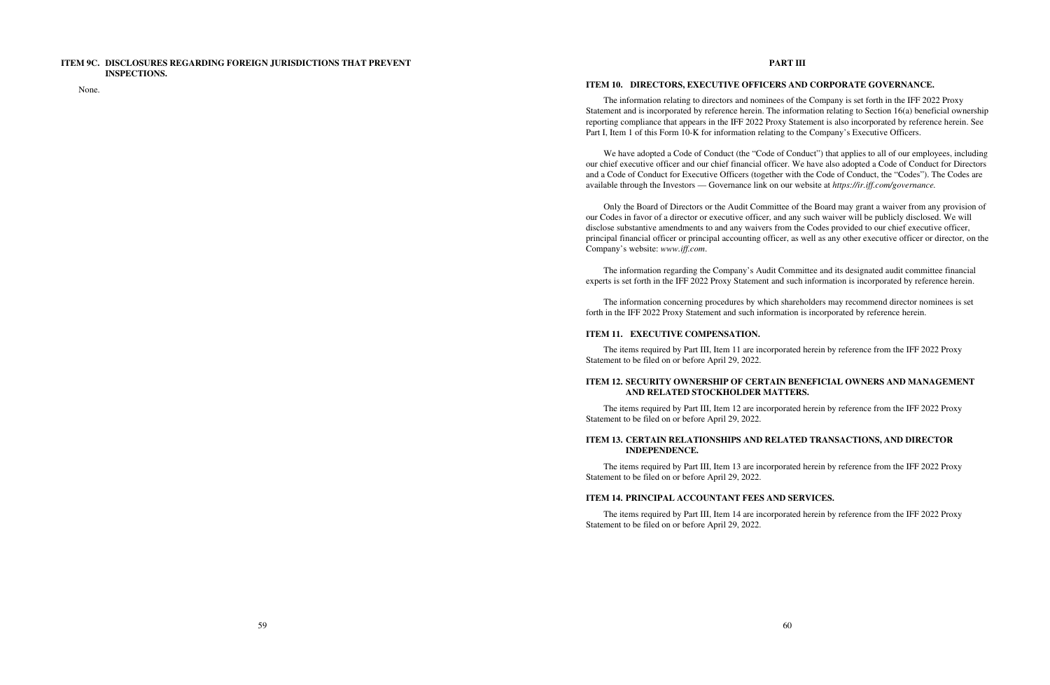## ITEM 9C. DISCLOSURES REGARDING FOREIGN JURISDICTIONS THAT PREVENT INSPECTIONS.

None.

# PART III

## ITEM 10. DIRECTORS, EXECUTIVE OFFICERS AND CORPORATE GOVERNANCE.

The information relating to directors and nominees of the Company is set forth in the IFF 2022 Proxy Statement and is incorporated by reference herein. The information relating to Section 16(a) beneficial ownership reporting compliance that appears in the IFF 2022 Proxy Statement is also incorporated by reference herein. See Part I, Item 1 of this Form 10-K for information relating to the Company's Executive Officers.

We have adopted a Code of Conduct (the "Code of Conduct") that applies to all of our employees, including our chief executive officer and our chief financial officer. We have also adopted a Code of Conduct for Directors and a Code of Conduct for Executive Officers (together with the Code of Conduct, the "Codes"). The Codes are available through the Investors — Governance link on our website at *https://ir.iff.com/governance.*

Only the Board of Directors or the Audit Committee of the Board may grant a waiver from any provision of our Codes in favor of a director or executive officer, and any such waiver will be publicly disclosed. We will disclose substantive amendments to and any waivers from the Codes provided to our chief executive officer, principal financial officer or principal accounting officer, as well as any other executive officer or director, on the Company's website: *www.iff.com*.

The information regarding the Company's Audit Committee and its designated audit committee financial experts is set forth in the IFF 2022 Proxy Statement and such information is incorporated by reference herein.

The information concerning procedures by which shareholders may recommend director nominees is set forth in the IFF 2022 Proxy Statement and such information is incorporated by reference herein.

## ITEM 11. EXECUTIVE COMPENSATION.

The items required by Part III, Item 11 are incorporated herein by reference from the IFF 2022 Proxy Statement to be filed on or before April 29, 2022.

## ITEM 12. SECURITY OWNERSHIP OF CERTAIN BENEFICIAL OWNERS AND MANAGEMENT AND RELATED STOCKHOLDER MATTERS.

The items required by Part III, Item 12 are incorporated herein by reference from the IFF 2022 Proxy Statement to be filed on or before April 29, 2022.

## ITEM 13. CERTAIN RELATIONSHIPS AND RELATED TRANSACTIONS, AND DIRECTOR INDEPENDENCE.

The items required by Part III, Item 13 are incorporated herein by reference from the IFF 2022 Proxy Statement to be filed on or before April 29, 2022.

## ITEM 14. PRINCIPAL ACCOUNTANT FEES AND SERVICES.

The items required by Part III, Item 14 are incorporated herein by reference from the IFF 2022 Proxy Statement to be filed on or before April 29, 2022.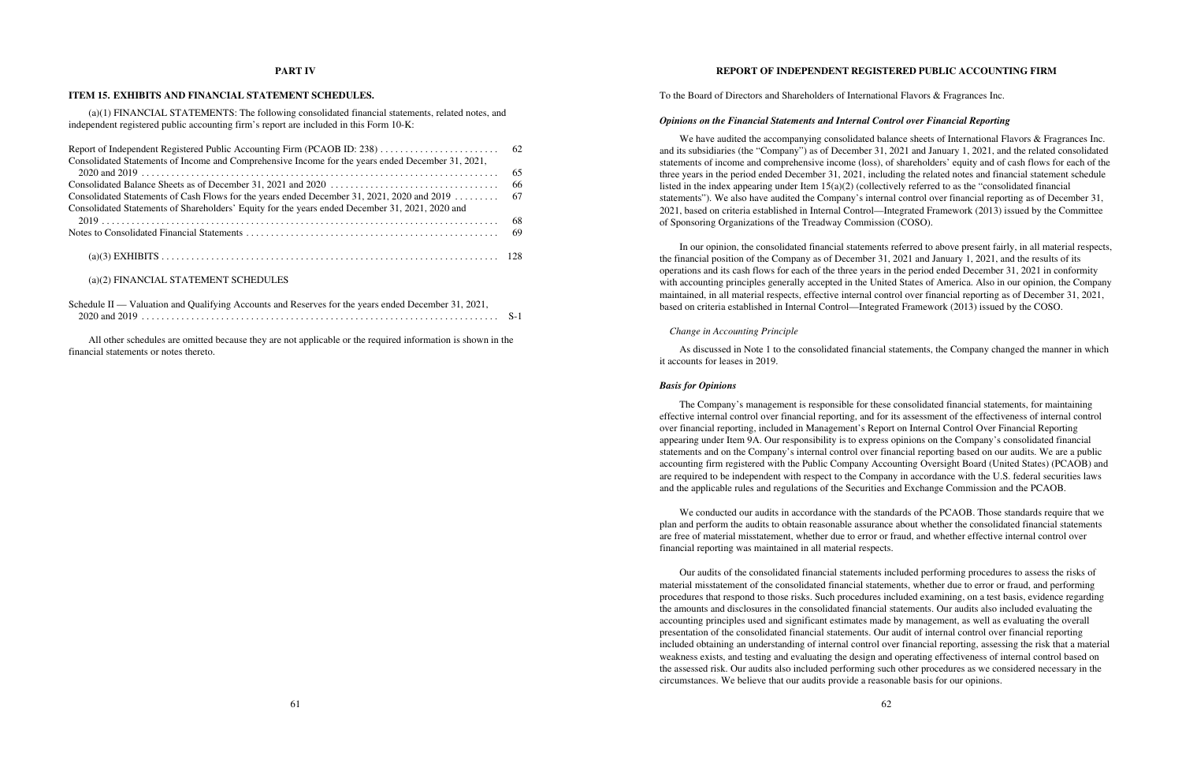# PART IV

## ITEM 15. EXHIBITS AND FINANCIAL STATEMENT SCHEDULES.

(a)(1) FINANCIAL STATEMENTS: The following consolidated financial statements, related notes, and independent registered public accounting firm's report are included in this Form 10-K:

| | |
|---|---|
| Report of Independent Registered Public Accounting Firm (PCAOB ID: 238) | 62 |
| Consolidated Statements of Income and Comprehensive Income for the years ended December 31, 2021, 2020 and 2019 | 65 |
| Consolidated Balance Sheets as of December 31, 2021 and 2020 | 66 |
| Consolidated Statements of Cash Flows for the years ended December 31, 2021, 2020 and 2019 | 67 |
| Consolidated Statements of Shareholders' Equity for the years ended December 31, 2021, 2020 and 2019 | 68 |
| Notes to Consolidated Financial Statements | 69 |
| (a)(3) EXHIBITS | 128 |

(a)(2) FINANCIAL STATEMENT SCHEDULES

| | |
|---|---|
| Schedule II — Valuation and Qualifying Accounts and Reserves for the years ended December 31, 2021, 2020 and 2019 | S-1 |

All other schedules are omitted because they are not applicable or the required information is shown in the financial statements or notes thereto.

# REPORT OF INDEPENDENT REGISTERED PUBLIC ACCOUNTING FIRM

To the Board of Directors and Shareholders of International Flavors & Fragrances Inc.

### *Opinions on the Financial Statements and Internal Control over Financial Reporting*

We have audited the accompanying consolidated balance sheets of International Flavors & Fragrances Inc. and its subsidiaries (the "Company") as of December 31, 2021 and January 1, 2021, and the related consolidated statements of income and comprehensive income (loss), of shareholders' equity and of cash flows for each of the three years in the period ended December 31, 2021, including the related notes and financial statement schedule listed in the index appearing under Item 15(a)(2) (collectively referred to as the "consolidated financial statements"). We also have audited the Company's internal control over financial reporting as of December 31, 2021, based on criteria established in Internal Control—Integrated Framework (2013) issued by the Committee of Sponsoring Organizations of the Treadway Commission (COSO).

In our opinion, the consolidated financial statements referred to above present fairly, in all material respects, the financial position of the Company as of December 31, 2021 and January 1, 2021, and the results of its operations and its cash flows for each of the three years in the period ended December 31, 2021 in conformity with accounting principles generally accepted in the United States of America. Also in our opinion, the Company maintained, in all material respects, effective internal control over financial reporting as of December 31, 2021, based on criteria established in Internal Control—Integrated Framework (2013) issued by the COSO.

*Change in Accounting Principle*

As discussed in Note 1 to the consolidated financial statements, the Company changed the manner in which it accounts for leases in 2019.

### *Basis for Opinions*

The Company's management is responsible for these consolidated financial statements, for maintaining effective internal control over financial reporting, and for its assessment of the effectiveness of internal control over financial reporting, included in Management's Report on Internal Control Over Financial Reporting appearing under Item 9A. Our responsibility is to express opinions on the Company's consolidated financial statements and on the Company's internal control over financial reporting based on our audits. We are a public accounting firm registered with the Public Company Accounting Oversight Board (United States) (PCAOB) and are required to be independent with respect to the Company in accordance with the U.S. federal securities laws and the applicable rules and regulations of the Securities and Exchange Commission and the PCAOB.

We conducted our audits in accordance with the standards of the PCAOB. Those standards require that we plan and perform the audits to obtain reasonable assurance about whether the consolidated financial statements are free of material misstatement, whether due to error or fraud, and whether effective internal control over financial reporting was maintained in all material respects.

Our audits of the consolidated financial statements included performing procedures to assess the risks of material misstatement of the consolidated financial statements, whether due to error or fraud, and performing procedures that respond to those risks. Such procedures included examining, on a test basis, evidence regarding the amounts and disclosures in the consolidated financial statements. Our audits also included evaluating the accounting principles used and significant estimates made by management, as well as evaluating the overall presentation of the consolidated financial statements. Our audit of internal control over financial reporting included obtaining an understanding of internal control over financial reporting, assessing the risk that a material weakness exists, and testing and evaluating the design and operating effectiveness of internal control based on the assessed risk. Our audits also included performing such other procedures as we considered necessary in the circumstances. We believe that our audits provide a reasonable basis for our opinions.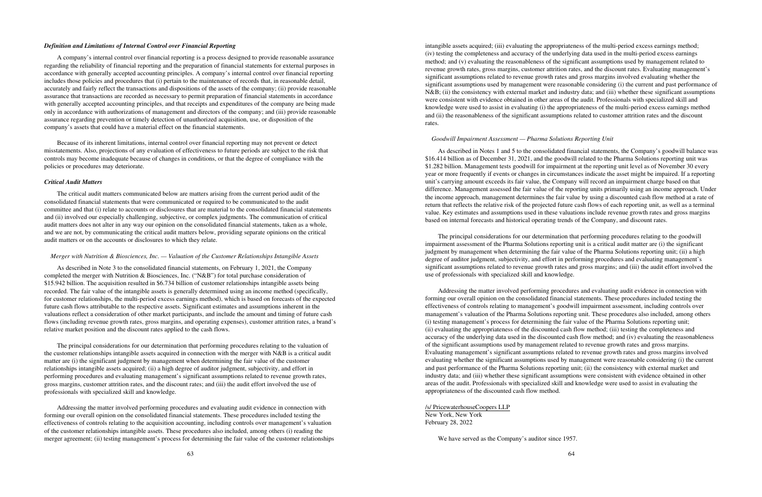### *Definition and Limitations of Internal Control over Financial Reporting*

A company's internal control over financial reporting is a process designed to provide reasonable assurance regarding the reliability of financial reporting and the preparation of financial statements for external purposes in accordance with generally accepted accounting principles. A company's internal control over financial reporting includes those policies and procedures that (i) pertain to the maintenance of records that, in reasonable detail, accurately and fairly reflect the transactions and dispositions of the assets of the company; (ii) provide reasonable assurance that transactions are recorded as necessary to permit preparation of financial statements in accordance with generally accepted accounting principles, and that receipts and expenditures of the company are being made only in accordance with authorizations of management and directors of the company; and (iii) provide reasonable assurance regarding prevention or timely detection of unauthorized acquisition, use, or disposition of the company's assets that could have a material effect on the financial statements.

Because of its inherent limitations, internal control over financial reporting may not prevent or detect misstatements. Also, projections of any evaluation of effectiveness to future periods are subject to the risk that controls may become inadequate because of changes in conditions, or that the degree of compliance with the policies or procedures may deteriorate.

### *Critical Audit Matters*

The critical audit matters communicated below are matters arising from the current period audit of the consolidated financial statements that were communicated or required to be communicated to the audit committee and that (i) relate to accounts or disclosures that are material to the consolidated financial statements and (ii) involved our especially challenging, subjective, or complex judgments. The communication of critical audit matters does not alter in any way our opinion on the consolidated financial statements, taken as a whole, and we are not, by communicating the critical audit matters below, providing separate opinions on the critical audit matters or on the accounts or disclosures to which they relate.

*Merger with Nutrition & Biosciences, Inc. — Valuation of the Customer Relationships Intangible Assets*

As described in Note 3 to the consolidated financial statements, on February 1, 2021, the Company completed the merger with Nutrition & Biosciences, Inc. ("N&B") for total purchase consideration of $15.942 billion. The acquisition resulted in $6.734 billion of customer relationships intangible assets being recorded. The fair value of the intangible assets is generally determined using an income method (specifically, for customer relationships, the multi-period excess earnings method), which is based on forecasts of the expected future cash flows attributable to the respective assets. Significant estimates and assumptions inherent in the valuations reflect a consideration of other market participants, and include the amount and timing of future cash flows (including revenue growth rates, gross margins, and operating expenses), customer attrition rates, a brand's relative market position and the discount rates applied to the cash flows.

The principal considerations for our determination that performing procedures relating to the valuation of the customer relationships intangible assets acquired in connection with the merger with N&B is a critical audit matter are (i) the significant judgment by management when determining the fair value of the customer relationships intangible assets acquired; (ii) a high degree of auditor judgment, subjectivity, and effort in performing procedures and evaluating management's significant assumptions related to revenue growth rates, gross margins, customer attrition rates, and the discount rates; and (iii) the audit effort involved the use of professionals with specialized skill and knowledge.

Addressing the matter involved performing procedures and evaluating audit evidence in connection with forming our overall opinion on the consolidated financial statements. These procedures included testing the effectiveness of controls relating to the acquisition accounting, including controls over management's valuation of the customer relationships intangible assets. These procedures also included, among others (i) reading the merger agreement; (ii) testing management's process for determining the fair value of the customer relationships intangible assets acquired; (iii) evaluating the appropriateness of the multi-period excess earnings method; (iv) testing the completeness and accuracy of the underlying data used in the multi-period excess earnings method; and (v) evaluating the reasonableness of the significant assumptions used by management related to revenue growth rates, gross margins, customer attrition rates, and the discount rates. Evaluating management's significant assumptions related to revenue growth rates and gross margins involved evaluating whether the significant assumptions used by management were reasonable considering (i) the current and past performance of N&B; (ii) the consistency with external market and industry data; and (iii) whether these significant assumptions were consistent with evidence obtained in other areas of the audit. Professionals with specialized skill and knowledge were used to assist in evaluating (i) the appropriateness of the multi-period excess earnings method and (ii) the reasonableness of the significant assumptions related to customer attrition rates and the discount rates.

*Goodwill Impairment Assessment — Pharma Solutions Reporting Unit*

As described in Notes 1 and 5 to the consolidated financial statements, the Company's goodwill balance was $16.414 billion as of December 31, 2021, and the goodwill related to the Pharma Solutions reporting unit was $1.282 billion. Management tests goodwill for impairment at the reporting unit level as of November 30 every year or more frequently if events or changes in circumstances indicate the asset might be impaired. If a reporting unit's carrying amount exceeds its fair value, the Company will record an impairment charge based on that difference. Management assessed the fair value of the reporting units primarily using an income approach. Under the income approach, management determines the fair value by using a discounted cash flow method at a rate of return that reflects the relative risk of the projected future cash flows of each reporting unit, as well as a terminal value. Key estimates and assumptions used in these valuations include revenue growth rates and gross margins based on internal forecasts and historical operating trends of the Company, and discount rates.

The principal considerations for our determination that performing procedures relating to the goodwill impairment assessment of the Pharma Solutions reporting unit is a critical audit matter are (i) the significant judgment by management when determining the fair value of the Pharma Solutions reporting unit; (ii) a high degree of auditor judgment, subjectivity, and effort in performing procedures and evaluating management's significant assumptions related to revenue growth rates and gross margins; and (iii) the audit effort involved the use of professionals with specialized skill and knowledge.

Addressing the matter involved performing procedures and evaluating audit evidence in connection with forming our overall opinion on the consolidated financial statements. These procedures included testing the effectiveness of controls relating to management's goodwill impairment assessment, including controls over management's valuation of the Pharma Solutions reporting unit. These procedures also included, among others (i) testing management's process for determining the fair value of the Pharma Solutions reporting unit; (ii) evaluating the appropriateness of the discounted cash flow method; (iii) testing the completeness and accuracy of the underlying data used in the discounted cash flow method; and (iv) evaluating the reasonableness of the significant assumptions used by management related to revenue growth rates and gross margins. Evaluating management's significant assumptions related to revenue growth rates and gross margins involved evaluating whether the significant assumptions used by management were reasonable considering (i) the current and past performance of the Pharma Solutions reporting unit; (ii) the consistency with external market and industry data; and (iii) whether these significant assumptions were consistent with evidence obtained in other areas of the audit. Professionals with specialized skill and knowledge were used to assist in evaluating the appropriateness of the discounted cash flow method.

/s/ PricewaterhouseCoopers LLP
New York, New York
February 28, 2022

We have served as the Company's auditor since 1957.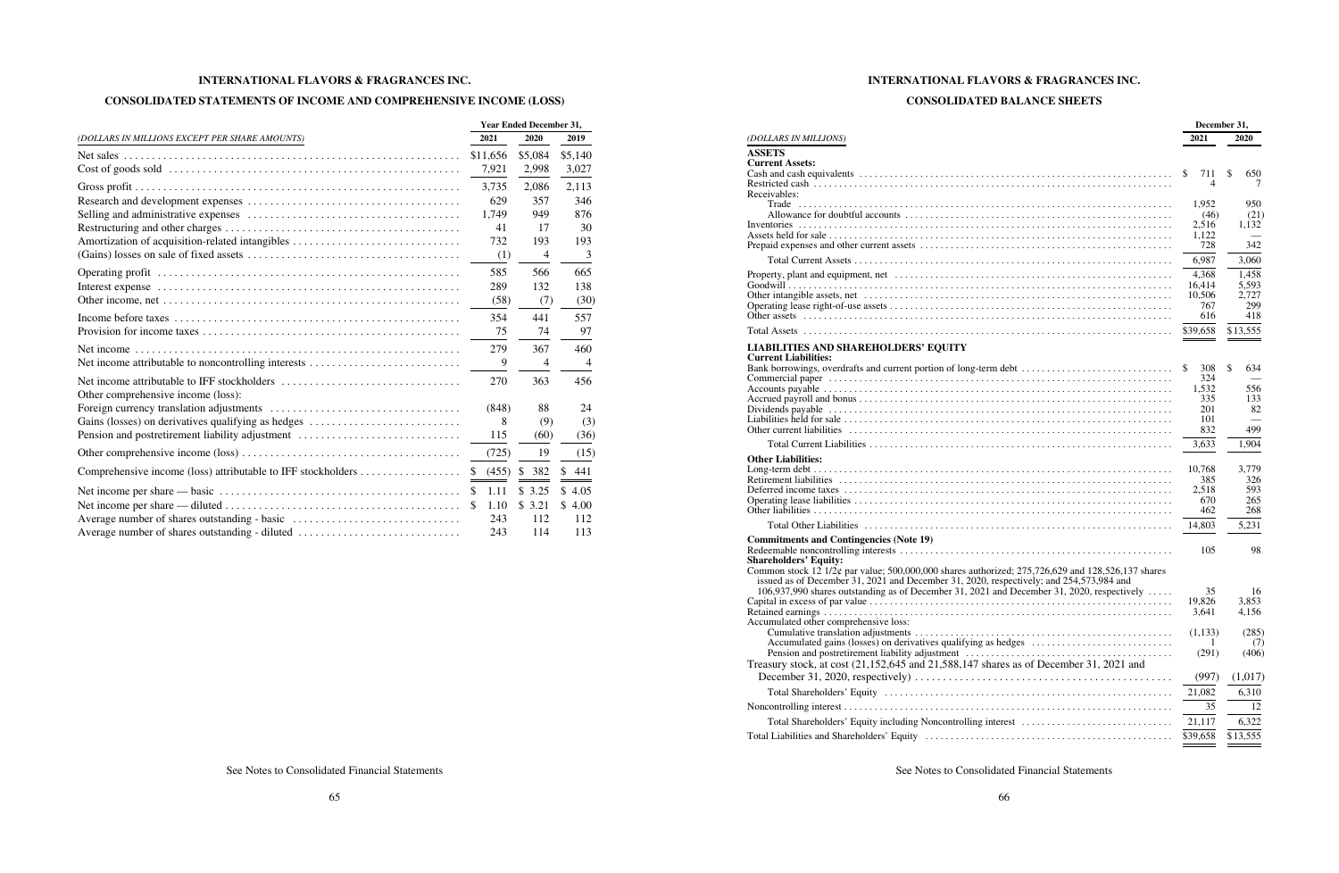# INTERNATIONAL FLAVORS & FRAGRANCES INC.

## CONSOLIDATED STATEMENTS OF INCOME AND COMPREHENSIVE INCOME (LOSS)

| *(DOLLARS IN MILLIONS EXCEPT PER SHARE AMOUNTS)* | Year Ended December 31, 2021 | 2020 | 2019 |
|---|---|---|---|
| Net sales | $11,656 | $5,084 | $5,140 |
| Cost of goods sold | 7,921 | 2,998 | 3,027 |
| Gross profit | 3,735 | 2,086 | 2,113 |
| Research and development expenses | 629 | 357 | 346 |
| Selling and administrative expenses | 1,749 | 949 | 876 |
| Restructuring and other charges | 41 | 17 | 30 |
| Amortization of acquisition-related intangibles | 732 | 193 | 193 |
| (Gains) losses on sale of fixed assets | (1) | 4 | 3 |
| Operating profit | 585 | 566 | 665 |
| Interest expense | 289 | 132 | 138 |
| Other income, net | (58) | (7) | (30) |
| Income before taxes | 354 | 441 | 557 |
| Provision for income taxes | 75 | 74 | 97 |
| Net income | 279 | 367 | 460 |
| Net income attributable to noncontrolling interests | 9 | 4 | 4 |
| Net income attributable to IFF stockholders | 270 | 363 | 456 |
| Other comprehensive income (loss): | | | |
| Foreign currency translation adjustments | (848) | 88 | 24 |
| Gains (losses) on derivatives qualifying as hedges | 8 | (9) | (3) |
| Pension and postretirement liability adjustment | 115 | (60) | (36) |
| Other comprehensive income (loss) | (725) | 19 | (15) |
| Comprehensive income (loss) attributable to IFF stockholders | $ (455) | $ 382 | $ 441 |
| Net income per share — basic | $ 1.11 | $ 3.25 | $ 4.05 |
| Net income per share — diluted | $ 1.10 | $ 3.21 | $ 4.00 |
| Average number of shares outstanding - basic | 243 | 112 | 112 |
| Average number of shares outstanding - diluted | 243 | 114 | 113 |

See Notes to Consolidated Financial Statements

# INTERNATIONAL FLAVORS & FRAGRANCES INC.

## CONSOLIDATED BALANCE SHEETS

| *(DOLLARS IN MILLIONS)* | December 31, 2021 | 2020 |
|---|---|---|
| **ASSETS** | | |
| **Current Assets:** | | |
| Cash and cash equivalents | $ 711 | $ 650 |
| Restricted cash | 4 | 7 |
| Receivables: | | |
| Trade | 1,952 | 950 |
| Allowance for doubtful accounts | (46) | (21) |
| Inventories | 2,516 | 1,132 |
| Assets held for sale | 1,122 | — |
| Prepaid expenses and other current assets | 728 | 342 |
| Total Current Assets | 6,987 | 3,060 |
| Property, plant and equipment, net | 4,368 | 1,458 |
| Goodwill | 16,414 | 5,593 |
| Other intangible assets, net | 10,506 | 2,727 |
| Operating lease right-of-use assets | 767 | 299 |
| Other assets | 616 | 418 |
| Total Assets | $39,658 | $13,555 |
| **LIABILITIES AND SHAREHOLDERS' EQUITY** | | |
| **Current Liabilities:** | | |
| Bank borrowings, overdrafts and current portion of long-term debt | $ 308 | $ 634 |
| Commercial paper | 324 | — |
| Accounts payable | 1,532 | 556 |
| Accrued payroll and bonus | 335 | 133 |
| Dividends payable | 201 | 82 |
| Liabilities held for sale | 101 | — |
| Other current liabilities | 832 | 499 |
| Total Current Liabilities | 3,633 | 1,904 |
| **Other Liabilities:** | | |
| Long-term debt | 10,768 | 3,779 |
| Retirement liabilities | 385 | 326 |
| Deferred income taxes | 2,518 | 593 |
| Operating lease liabilities | 670 | 265 |
| Other liabilities | 462 | 268 |
| Total Other Liabilities | 14,803 | 5,231 |
| **Commitments and Contingencies (Note 19)** | | |
| Redeemable noncontrolling interests | 105 | 98 |
| **Shareholders' Equity:** | | |
| Common stock 12 1/2¢ par value; 500,000,000 shares authorized; 275,726,629 and 128,526,137 shares issued as of December 31, 2021 and December 31, 2020, respectively; and 254,573,984 and 106,937,990 shares outstanding as of December 31, 2021 and December 31, 2020, respectively | 35 | 16 |
| Capital in excess of par value | 19,826 | 3,853 |
| Retained earnings | 3,641 | 4,156 |
| Accumulated other comprehensive loss: | | |
| Cumulative translation adjustments | (1,133) | (285) |
| Accumulated gains (losses) on derivatives qualifying as hedges | 1 | (7) |
| Pension and postretirement liability adjustment | (291) | (406) |
| Treasury stock, at cost (21,152,645 and 21,588,147 shares as of December 31, 2021 and December 31, 2020, respectively) | (997) | (1,017) |
| Total Shareholders' Equity | 21,082 | 6,310 |
| Noncontrolling interest | 35 | 12 |
| Total Shareholders' Equity including Noncontrolling interest | 21,117 | 6,322 |
| Total Liabilities and Shareholders' Equity | $39,658 | $13,555 |

See Notes to Consolidated Financial Statements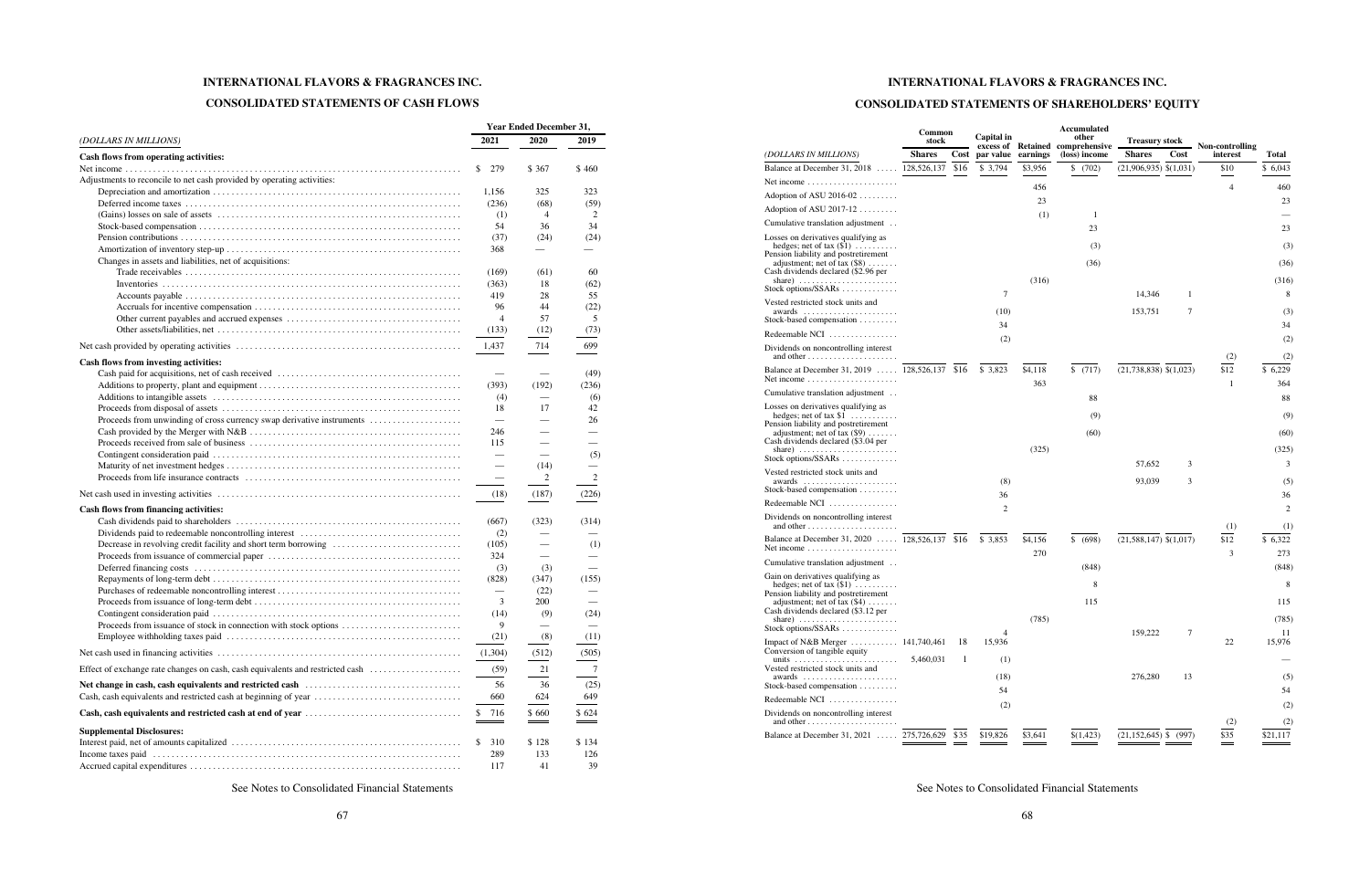# INTERNATIONAL FLAVORS & FRAGRANCES INC.

## CONSOLIDATED STATEMENTS OF CASH FLOWS

| *(DOLLARS IN MILLIONS)* | Year Ended December 31, 2021 | 2020 | 2019 |
|---|---|---|---|
| **Cash flows from operating activities:** | | | |
| Net income | $ 279 | $ 367 | $ 460 |
| Adjustments to reconcile to net cash provided by operating activities: | | | |
| Depreciation and amortization | 1,156 | 325 | 323 |
| Deferred income taxes | (236) | (68) | (59) |
| (Gains) losses on sale of assets | (1) | 4 | 2 |
| Stock-based compensation | 54 | 36 | 34 |
| Pension contributions | (37) | (24) | (24) |
| Amortization of inventory step-up | 368 | — | — |
| Changes in assets and liabilities, net of acquisitions: | | | |
| Trade receivables | (169) | (61) | 60 |
| Inventories | (363) | 18 | (62) |
| Accounts payable | 419 | 28 | 55 |
| Accruals for incentive compensation | 96 | 44 | (22) |
| Other current payables and accrued expenses | 4 | 57 | 5 |
| Other assets/liabilities, net | (133) | (12) | (73) |
| Net cash provided by operating activities | 1,437 | 714 | 699 |
| **Cash flows from investing activities:** | | | |
| Cash paid for acquisitions, net of cash received | — | — | (49) |
| Additions to property, plant and equipment | (393) | (192) | (236) |
| Additions to intangible assets | (4) | — | (6) |
| Proceeds from disposal of assets | 18 | 17 | 42 |
| Proceeds from unwinding of cross currency swap derivative instruments | — | — | 26 |
| Cash provided by the Merger with N&B | 246 | — | — |
| Proceeds received from sale of business | 115 | — | — |
| Contingent consideration paid | — | — | (5) |
| Maturity of net investment hedges | — | (14) | — |
| Proceeds from life insurance contracts | — | 2 | 2 |
| Net cash used in investing activities | (18) | (187) | (226) |
| **Cash flows from financing activities:** | | | |
| Cash dividends paid to shareholders | (667) | (323) | (314) |
| Dividends paid to redeemable noncontrolling interest | (2) | — | — |
| Decrease in revolving credit facility and short term borrowing | (105) | — | (1) |
| Proceeds from issuance of commercial paper | 324 | — | — |
| Deferred financing costs | (3) | (3) | — |
| Repayments of long-term debt | (828) | (347) | (155) |
| Purchases of redeemable noncontrolling interest | — | (22) | — |
| Proceeds from issuance of long-term debt | 3 | 200 | — |
| Contingent consideration paid | (14) | (9) | (24) |
| Proceeds from issuance of stock in connection with stock options | 9 | — | — |
| Employee withholding taxes paid | (21) | (8) | (11) |
| Net cash used in financing activities | (1,304) | (512) | (505) |
| Effect of exchange rate changes on cash, cash equivalents and restricted cash | (59) | 21 | 7 |
| **Net change in cash, cash equivalents and restricted cash** | 56 | 36 | (25) |
| Cash, cash equivalents and restricted cash at beginning of year | 660 | 624 | 649 |
| **Cash, cash equivalents and restricted cash at end of year** | $ 716 | $ 660 | $ 624 |
| **Supplemental Disclosures:** | | | |
| Interest paid, net of amounts capitalized | $ 310 | $ 128 | $ 134 |
| Income taxes paid | 289 | 133 | 126 |
| Accrued capital expenditures | 117 | 41 | 39 |

See Notes to Consolidated Financial Statements

# INTERNATIONAL FLAVORS & FRAGRANCES INC.

## CONSOLIDATED STATEMENTS OF SHAREHOLDERS' EQUITY

| *(DOLLARS IN MILLIONS)* | Common stock Shares | Common stock Cost | Capital in excess of par value | Retained earnings | Accumulated other comprehensive (loss) income | Treasury stock Shares | Treasury stock Cost | Non-controlling interest | Total |
|---|---|---|---|---|---|---|---|---|---|
| Balance at December 31, 2018 | 128,526,137 | $16 | $ 3,794 | $3,956 | $ (702) | (21,906,935) | $(1,031) | $10 | $ 6,043 |
| Net income | | | | 456 | | | | 4 | 460 |
| Adoption of ASU 2016-02 | | | | 23 | | | | | 23 |
| Adoption of ASU 2017-12 | | | | (1) | 1 | | | | — |
| Cumulative translation adjustment | | | | | 23 | | | | 23 |
| Losses on derivatives qualifying as hedges; net of tax ($1) | | | | | (3) | | | | (3) |
| Pension liability and postretirement adjustment; net of tax ($8) | | | | | (36) | | | | (36) |
| Cash dividends declared ($2.96 per share) | | | | (316) | | | | | (316) |
| Stock options/SSARs | | | 7 | | | 14,346 | 1 | | 8 |
| Vested restricted stock units and awards | | | (10) | | | 153,751 | 7 | | (3) |
| Stock-based compensation | | | 34 | | | | | | 34 |
| Redeemable NCI | | | (2) | | | | | | (2) |
| Dividends on noncontrolling interest and other | | | | | | | | (2) | (2) |
| Balance at December 31, 2019 | 128,526,137 | $16 | $ 3,823 | $4,118 | $ (717) | (21,738,838) | $(1,023) | $12 | $ 6,229 |
| Net income | | | | 363 | | | | 1 | 364 |
| Cumulative translation adjustment | | | | | 88 | | | | 88 |
| Losses on derivatives qualifying as hedges; net of tax $1 | | | | | (9) | | | | (9) |
| Pension liability and postretirement adjustment; net of tax ($9) | | | | | (60) | | | | (60) |
| Cash dividends declared ($3.04 per share) | | | | (325) | | | | | (325) |
| Stock options/SSARs | | | | | | 57,652 | 3 | | 3 |
| Vested restricted stock units and awards | | | (8) | | | 93,039 | 3 | | (5) |
| Stock-based compensation | | | 36 | | | | | | 36 |
| Redeemable NCI | | | 2 | | | | | | 2 |
| Dividends on noncontrolling interest and other | | | | | | | | (1) | (1) |
| Balance at December 31, 2020 | 128,526,137 | $16 | $ 3,853 | $4,156 | $ (698) | (21,588,147) | $(1,017) | $12 | $ 6,322 |
| Net income | | | | 270 | | | | 3 | 273 |
| Cumulative translation adjustment | | | | | (848) | | | | (848) |
| Gain on derivatives qualifying as hedges; net of tax ($1) | | | | | 8 | | | | 8 |
| Pension liability and postretirement adjustment; net of tax ($4) | | | | | 115 | | | | 115 |
| Cash dividends declared ($3.12 per share) | | | | (785) | | | | | (785) |
| Stock options/SSARs | | | 4 | | | 159,222 | 7 | | 11 |
| Impact of N&B Merger | 141,740,461 | 18 | 15,936 | | | | | 22 | 15,976 |
| Conversion of tangible equity units | 5,460,031 | 1 | (1) | | | | | | — |
| Vested restricted stock units and awards | | | (18) | | | 276,280 | 13 | | (5) |
| Stock-based compensation | | | 54 | | | | | | 54 |
| Redeemable NCI | | | (2) | | | | | | (2) |
| Dividends on noncontrolling interest and other | | | | | | | | (2) | (2) |
| Balance at December 31, 2021 | 275,726,629 | $35 | $19,826 | $3,641 | $(1,423) | (21,152,645) | $ (997) | $35 | $21,117 |

See Notes to Consolidated Financial Statements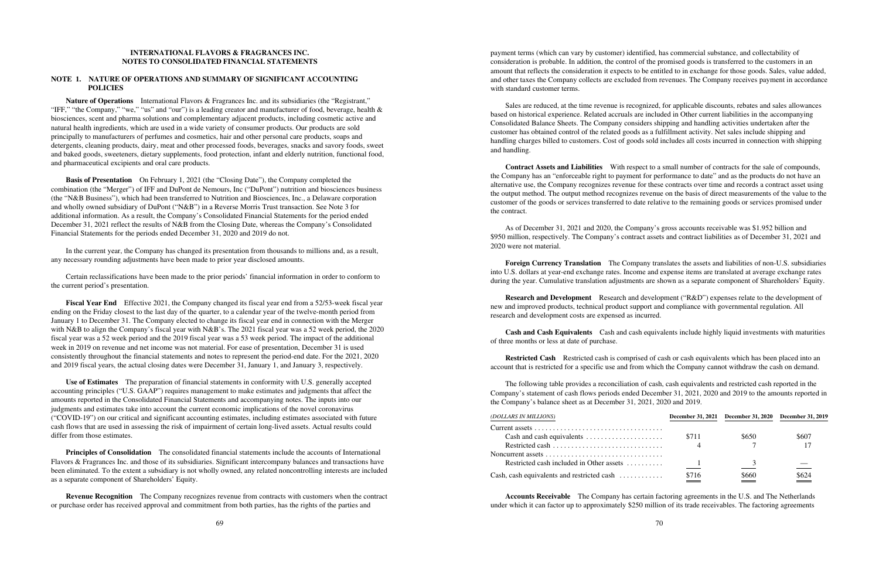## INTERNATIONAL FLAVORS & FRAGRANCES INC.
## NOTES TO CONSOLIDATED FINANCIAL STATEMENTS

### NOTE 1. NATURE OF OPERATIONS AND SUMMARY OF SIGNIFICANT ACCOUNTING POLICIES

**Nature of Operations** International Flavors & Fragrances Inc. and its subsidiaries (the "Registrant," "IFF," "the Company," "we," "us" and "our") is a leading creator and manufacturer of food, beverage, health & biosciences, scent and pharma solutions and complementary adjacent products, including cosmetic active and natural health ingredients, which are used in a wide variety of consumer products. Our products are sold principally to manufacturers of perfumes and cosmetics, hair and other personal care products, soaps and detergents, cleaning products, dairy, meat and other processed foods, beverages, snacks and savory foods, sweet and baked goods, sweeteners, dietary supplements, food protection, infant and elderly nutrition, functional food, and pharmaceutical excipients and oral care products.

**Basis of Presentation** On February 1, 2021 (the "Closing Date"), the Company completed the combination (the "Merger") of IFF and DuPont de Nemours, Inc ("DuPont") nutrition and biosciences business (the "N&B Business"), which had been transferred to Nutrition and Biosciences, Inc., a Delaware corporation and wholly owned subsidiary of DuPont ("N&B") in a Reverse Morris Trust transaction. See Note 3 for additional information. As a result, the Company's Consolidated Financial Statements for the period ended December 31, 2021 reflect the results of N&B from the Closing Date, whereas the Company's Consolidated Financial Statements for the periods ended December 31, 2020 and 2019 do not.

In the current year, the Company has changed its presentation from thousands to millions and, as a result, any necessary rounding adjustments have been made to prior year disclosed amounts.

Certain reclassifications have been made to the prior periods' financial information in order to conform to the current period's presentation.

**Fiscal Year End** Effective 2021, the Company changed its fiscal year end from a 52/53-week fiscal year ending on the Friday closest to the last day of the quarter, to a calendar year of the twelve-month period from January 1 to December 31. The Company elected to change its fiscal year end in connection with the Merger with N&B to align the Company's fiscal year with N&B's. The 2021 fiscal year was a 52 week period, the 2020 fiscal year was a 52 week period and the 2019 fiscal year was a 53 week period. The impact of the additional week in 2019 on revenue and net income was not material. For ease of presentation, December 31 is used consistently throughout the financial statements and notes to represent the period-end date. For the 2021, 2020 and 2019 fiscal years, the actual closing dates were December 31, January 1, and January 3, respectively.

**Use of Estimates** The preparation of financial statements in conformity with U.S. generally accepted accounting principles ("U.S. GAAP") requires management to make estimates and judgments that affect the amounts reported in the Consolidated Financial Statements and accompanying notes. The inputs into our judgments and estimates take into account the current economic implications of the novel coronavirus ("COVID-19") on our critical and significant accounting estimates, including estimates associated with future cash flows that are used in assessing the risk of impairment of certain long-lived assets. Actual results could differ from those estimates.

**Principles of Consolidation** The consolidated financial statements include the accounts of International Flavors & Fragrances Inc. and those of its subsidiaries. Significant intercompany balances and transactions have been eliminated. To the extent a subsidiary is not wholly owned, any related noncontrolling interests are included as a separate component of Shareholders' Equity.

**Revenue Recognition** The Company recognizes revenue from contracts with customers when the contract or purchase order has received approval and commitment from both parties, has the rights of the parties and payment terms (which can vary by customer) identified, has commercial substance, and collectability of consideration is probable. In addition, the control of the promised goods is transferred to the customers in an amount that reflects the consideration it expects to be entitled to in exchange for those goods. Sales, value added, and other taxes the Company collects are excluded from revenues. The Company receives payment in accordance with standard customer terms.

Sales are reduced, at the time revenue is recognized, for applicable discounts, rebates and sales allowances based on historical experience. Related accruals are included in Other current liabilities in the accompanying Consolidated Balance Sheets. The Company considers shipping and handling activities undertaken after the customer has obtained control of the related goods as a fulfillment activity. Net sales include shipping and handling charges billed to customers. Cost of goods sold includes all costs incurred in connection with shipping and handling.

**Contract Assets and Liabilities** With respect to a small number of contracts for the sale of compounds, the Company has an "enforceable right to payment for performance to date" and as the products do not have an alternative use, the Company recognizes revenue for these contracts over time and records a contract asset using the output method. The output method recognizes revenue on the basis of direct measurements of the value to the customer of the goods or services transferred to date relative to the remaining goods or services promised under the contract.

As of December 31, 2021 and 2020, the Company's gross accounts receivable was $1.952 billion and $950 million, respectively. The Company's contract assets and contract liabilities as of December 31, 2021 and 2020 were not material.

**Foreign Currency Translation** The Company translates the assets and liabilities of non-U.S. subsidiaries into U.S. dollars at year-end exchange rates. Income and expense items are translated at average exchange rates during the year. Cumulative translation adjustments are shown as a separate component of Shareholders' Equity.

**Research and Development** Research and development ("R&D") expenses relate to the development of new and improved products, technical product support and compliance with governmental regulation. All research and development costs are expensed as incurred.

**Cash and Cash Equivalents** Cash and cash equivalents include highly liquid investments with maturities of three months or less at date of purchase.

**Restricted Cash** Restricted cash is comprised of cash or cash equivalents which has been placed into an account that is restricted for a specific use and from which the Company cannot withdraw the cash on demand.

The following table provides a reconciliation of cash, cash equivalents and restricted cash reported in the Company's statement of cash flows periods ended December 31, 2021, 2020 and 2019 to the amounts reported in the Company's balance sheet as at December 31, 2021, 2020 and 2019.

| *(DOLLARS IN MILLIONS)* | December 31, 2021 | December 31, 2020 | December 31, 2019 |
|---|---|---|---|
| Current assets | | | |
| Cash and cash equivalents | $711 | $650 | $607 |
| Restricted cash | 4 | 7 | 17 |
| Noncurrent assets | | | |
| Restricted cash included in Other assets | 1 | 3 | — |
| Cash, cash equivalents and restricted cash | $716 | $660 | $624 |

**Accounts Receivable** The Company has certain factoring agreements in the U.S. and The Netherlands under which it can factor up to approximately $250 million of its trade receivables. The factoring agreements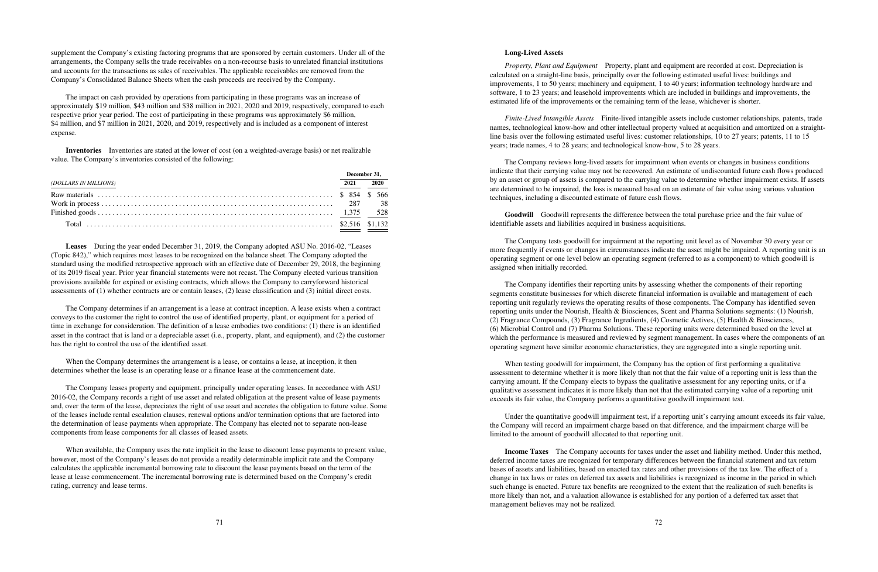supplement the Company's existing factoring programs that are sponsored by certain customers. Under all of the arrangements, the Company sells the trade receivables on a non-recourse basis to unrelated financial institutions and accounts for the transactions as sales of receivables. The applicable receivables are removed from the Company's Consolidated Balance Sheets when the cash proceeds are received by the Company.

The impact on cash provided by operations from participating in these programs was an increase of approximately $19 million, $43 million and $38 million in 2021, 2020 and 2019, respectively, compared to each respective prior year period. The cost of participating in these programs was approximately $6 million, $4 million, and $7 million in 2021, 2020, and 2019, respectively and is included as a component of interest expense.

**Inventories** Inventories are stated at the lower of cost (on a weighted-average basis) or net realizable value. The Company's inventories consisted of the following:

| *(DOLLARS IN MILLIONS)* | December 31, 2021 | 2020 |
|---|---|---|
| Raw materials | $ 854 | $ 566 |
| Work in process | 287 | 38 |
| Finished goods | 1,375 | 528 |
| Total | $2,516 | $1,132 |

**Leases** During the year ended December 31, 2019, the Company adopted ASU No. 2016-02, "Leases (Topic 842)," which requires most leases to be recognized on the balance sheet. The Company adopted the standard using the modified retrospective approach with an effective date of December 29, 2018, the beginning of its 2019 fiscal year. Prior year financial statements were not recast. The Company elected various transition provisions available for expired or existing contracts, which allows the Company to carryforward historical assessments of (1) whether contracts are or contain leases, (2) lease classification and (3) initial direct costs.

The Company determines if an arrangement is a lease at contract inception. A lease exists when a contract conveys to the customer the right to control the use of identified property, plant, or equipment for a period of time in exchange for consideration. The definition of a lease embodies two conditions: (1) there is an identified asset in the contract that is land or a depreciable asset (i.e., property, plant, and equipment), and (2) the customer has the right to control the use of the identified asset.

When the Company determines the arrangement is a lease, or contains a lease, at inception, it then determines whether the lease is an operating lease or a finance lease at the commencement date.

The Company leases property and equipment, principally under operating leases. In accordance with ASU 2016-02, the Company records a right of use asset and related obligation at the present value of lease payments and, over the term of the lease, depreciates the right of use asset and accretes the obligation to future value. Some of the leases include rental escalation clauses, renewal options and/or termination options that are factored into the determination of lease payments when appropriate. The Company has elected not to separate non-lease components from lease components for all classes of leased assets.

When available, the Company uses the rate implicit in the lease to discount lease payments to present value, however, most of the Company's leases do not provide a readily determinable implicit rate and the Company calculates the applicable incremental borrowing rate to discount the lease payments based on the term of the lease at lease commencement. The incremental borrowing rate is determined based on the Company's credit rating, currency and lease terms.

**Long-Lived Assets**

*Property, Plant and Equipment* Property, plant and equipment are recorded at cost. Depreciation is calculated on a straight-line basis, principally over the following estimated useful lives: buildings and improvements, 1 to 50 years; machinery and equipment, 1 to 40 years; information technology hardware and software, 1 to 23 years; and leasehold improvements which are included in buildings and improvements, the estimated life of the improvements or the remaining term of the lease, whichever is shorter.

*Finite-Lived Intangible Assets* Finite-lived intangible assets include customer relationships, patents, trade names, technological know-how and other intellectual property valued at acquisition and amortized on a straight-line basis over the following estimated useful lives: customer relationships, 10 to 27 years; patents, 11 to 15 years; trade names, 4 to 28 years; and technological know-how, 5 to 28 years.

The Company reviews long-lived assets for impairment when events or changes in business conditions indicate that their carrying value may not be recovered. An estimate of undiscounted future cash flows produced by an asset or group of assets is compared to the carrying value to determine whether impairment exists. If assets are determined to be impaired, the loss is measured based on an estimate of fair value using various valuation techniques, including a discounted estimate of future cash flows.

**Goodwill** Goodwill represents the difference between the total purchase price and the fair value of identifiable assets and liabilities acquired in business acquisitions.

The Company tests goodwill for impairment at the reporting unit level as of November 30 every year or more frequently if events or changes in circumstances indicate the asset might be impaired. A reporting unit is an operating segment or one level below an operating segment (referred to as a component) to which goodwill is assigned when initially recorded.

The Company identifies their reporting units by assessing whether the components of their reporting segments constitute businesses for which discrete financial information is available and management of each reporting unit regularly reviews the operating results of those components. The Company has identified seven reporting units under the Nourish, Health & Biosciences, Scent and Pharma Solutions segments: (1) Nourish, (2) Fragrance Compounds, (3) Fragrance Ingredients, (4) Cosmetic Actives, (5) Health & Biosciences, (6) Microbial Control and (7) Pharma Solutions. These reporting units were determined based on the level at which the performance is measured and reviewed by segment management. In cases where the components of an operating segment have similar economic characteristics, they are aggregated into a single reporting unit.

When testing goodwill for impairment, the Company has the option of first performing a qualitative assessment to determine whether it is more likely than not that the fair value of a reporting unit is less than the carrying amount. If the Company elects to bypass the qualitative assessment for any reporting units, or if a qualitative assessment indicates it is more likely than not that the estimated carrying value of a reporting unit exceeds its fair value, the Company performs a quantitative goodwill impairment test.

Under the quantitative goodwill impairment test, if a reporting unit's carrying amount exceeds its fair value, the Company will record an impairment charge based on that difference, and the impairment charge will be limited to the amount of goodwill allocated to that reporting unit.

**Income Taxes** The Company accounts for taxes under the asset and liability method. Under this method, deferred income taxes are recognized for temporary differences between the financial statement and tax return bases of assets and liabilities, based on enacted tax rates and other provisions of the tax law. The effect of a change in tax laws or rates on deferred tax assets and liabilities is recognized as income in the period in which such change is enacted. Future tax benefits are recognized to the extent that the realization of such benefits is more likely than not, and a valuation allowance is established for any portion of a deferred tax asset that management believes may not be realized.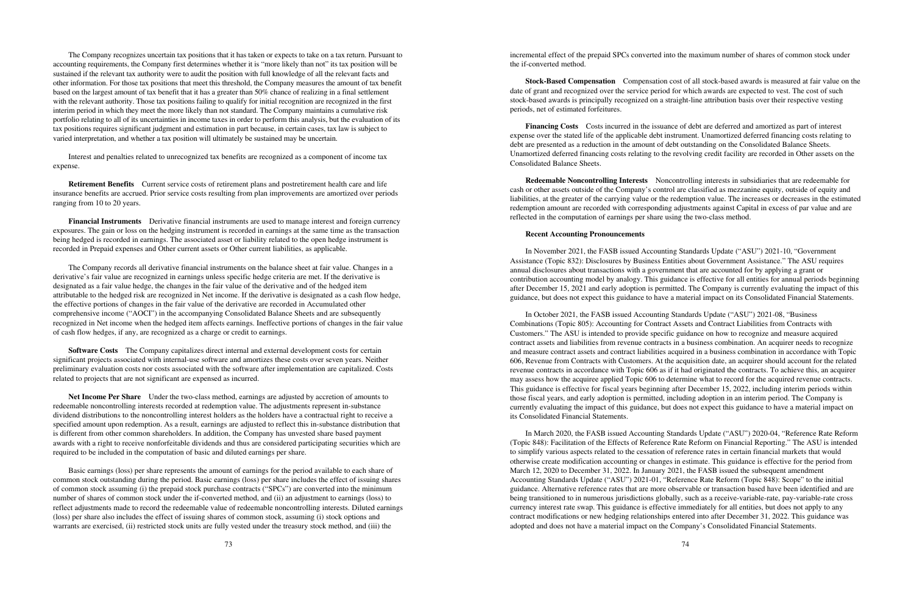The Company recognizes uncertain tax positions that it has taken or expects to take on a tax return. Pursuant to accounting requirements, the Company first determines whether it is "more likely than not" its tax position will be sustained if the relevant tax authority were to audit the position with full knowledge of all the relevant facts and other information. For those tax positions that meet this threshold, the Company measures the amount of tax benefit based on the largest amount of tax benefit that it has a greater than 50% chance of realizing in a final settlement with the relevant authority. Those tax positions failing to qualify for initial recognition are recognized in the first interim period in which they meet the more likely than not standard. The Company maintains a cumulative risk portfolio relating to all of its uncertainties in income taxes in order to perform this analysis, but the evaluation of its tax positions requires significant judgment and estimation in part because, in certain cases, tax law is subject to varied interpretation, and whether a tax position will ultimately be sustained may be uncertain.

Interest and penalties related to unrecognized tax benefits are recognized as a component of income tax expense.

**Retirement Benefits** Current service costs of retirement plans and postretirement health care and life insurance benefits are accrued. Prior service costs resulting from plan improvements are amortized over periods ranging from 10 to 20 years.

**Financial Instruments** Derivative financial instruments are used to manage interest and foreign currency exposures. The gain or loss on the hedging instrument is recorded in earnings at the same time as the transaction being hedged is recorded in earnings. The associated asset or liability related to the open hedge instrument is recorded in Prepaid expenses and Other current assets or Other current liabilities, as applicable.

The Company records all derivative financial instruments on the balance sheet at fair value. Changes in a derivative's fair value are recognized in earnings unless specific hedge criteria are met. If the derivative is designated as a fair value hedge, the changes in the fair value of the derivative and of the hedged item attributable to the hedged risk are recognized in Net income. If the derivative is designated as a cash flow hedge, the effective portions of changes in the fair value of the derivative are recorded in Accumulated other comprehensive income ("AOCI") in the accompanying Consolidated Balance Sheets and are subsequently recognized in Net income when the hedged item affects earnings. Ineffective portions of changes in the fair value of cash flow hedges, if any, are recognized as a charge or credit to earnings.

**Software Costs** The Company capitalizes direct internal and external development costs for certain significant projects associated with internal-use software and amortizes these costs over seven years. Neither preliminary evaluation costs nor costs associated with the software after implementation are capitalized. Costs related to projects that are not significant are expensed as incurred.

**Net Income Per Share** Under the two-class method, earnings are adjusted by accretion of amounts to redeemable noncontrolling interests recorded at redemption value. The adjustments represent in-substance dividend distributions to the noncontrolling interest holders as the holders have a contractual right to receive a specified amount upon redemption. As a result, earnings are adjusted to reflect this in-substance distribution that is different from other common shareholders. In addition, the Company has unvested share based payment awards with a right to receive nonforfeitable dividends and thus are considered participating securities which are required to be included in the computation of basic and diluted earnings per share.

Basic earnings (loss) per share represents the amount of earnings for the period available to each share of common stock outstanding during the period. Basic earnings (loss) per share includes the effect of issuing shares of common stock assuming (i) the prepaid stock purchase contracts ("SPCs") are converted into the minimum number of shares of common stock under the if-converted method, and (ii) an adjustment to earnings (loss) to reflect adjustments made to record the redeemable value of redeemable noncontrolling interests. Diluted earnings (loss) per share also includes the effect of issuing shares of common stock, assuming (i) stock options and warrants are exercised, (ii) restricted stock units are fully vested under the treasury stock method, and (iii) the incremental effect of the prepaid SPCs converted into the maximum number of shares of common stock under the if-converted method.

**Stock-Based Compensation** Compensation cost of all stock-based awards is measured at fair value on the date of grant and recognized over the service period for which awards are expected to vest. The cost of such stock-based awards is principally recognized on a straight-line attribution basis over their respective vesting periods, net of estimated forfeitures.

**Financing Costs** Costs incurred in the issuance of debt are deferred and amortized as part of interest expense over the stated life of the applicable debt instrument. Unamortized deferred financing costs relating to debt are presented as a reduction in the amount of debt outstanding on the Consolidated Balance Sheets. Unamortized deferred financing costs relating to the revolving credit facility are recorded in Other assets on the Consolidated Balance Sheets.

**Redeemable Noncontrolling Interests** Noncontrolling interests in subsidiaries that are redeemable for cash or other assets outside of the Company's control are classified as mezzanine equity, outside of equity and liabilities, at the greater of the carrying value or the redemption value. The increases or decreases in the estimated redemption amount are recorded with corresponding adjustments against Capital in excess of par value and are reflected in the computation of earnings per share using the two-class method.

**Recent Accounting Pronouncements**

In November 2021, the FASB issued Accounting Standards Update ("ASU") 2021-10, "Government Assistance (Topic 832): Disclosures by Business Entities about Government Assistance." The ASU requires annual disclosures about transactions with a government that are accounted for by applying a grant or contribution accounting model by analogy. This guidance is effective for all entities for annual periods beginning after December 15, 2021 and early adoption is permitted. The Company is currently evaluating the impact of this guidance, but does not expect this guidance to have a material impact on its Consolidated Financial Statements.

In October 2021, the FASB issued Accounting Standards Update ("ASU") 2021-08, "Business Combinations (Topic 805): Accounting for Contract Assets and Contract Liabilities from Contracts with Customers." The ASU is intended to provide specific guidance on how to recognize and measure acquired contract assets and liabilities from revenue contracts in a business combination. An acquirer needs to recognize and measure contract assets and contract liabilities acquired in a business combination in accordance with Topic 606, Revenue from Contracts with Customers. At the acquisition date, an acquirer should account for the related revenue contracts in accordance with Topic 606 as if it had originated the contracts. To achieve this, an acquirer may assess how the acquiree applied Topic 606 to determine what to record for the acquired revenue contracts. This guidance is effective for fiscal years beginning after December 15, 2022, including interim periods within those fiscal years, and early adoption is permitted, including adoption in an interim period. The Company is currently evaluating the impact of this guidance, but does not expect this guidance to have a material impact on its Consolidated Financial Statements.

In March 2020, the FASB issued Accounting Standards Update ("ASU") 2020-04, "Reference Rate Reform (Topic 848): Facilitation of the Effects of Reference Rate Reform on Financial Reporting." The ASU is intended to simplify various aspects related to the cessation of reference rates in certain financial markets that would otherwise create modification accounting or changes in estimate. This guidance is effective for the period from March 12, 2020 to December 31, 2022. In January 2021, the FASB issued the subsequent amendment Accounting Standards Update ("ASU") 2021-01, "Reference Rate Reform (Topic 848): Scope" to the initial guidance. Alternative reference rates that are more observable or transaction based have been identified and are being transitioned to in numerous jurisdictions globally, such as a receive-variable-rate, pay-variable-rate cross currency interest rate swap. This guidance is effective immediately for all entities, but does not apply to any contract modifications or new hedging relationships entered into after December 31, 2022. This guidance was adopted and does not have a material impact on the Company's Consolidated Financial Statements.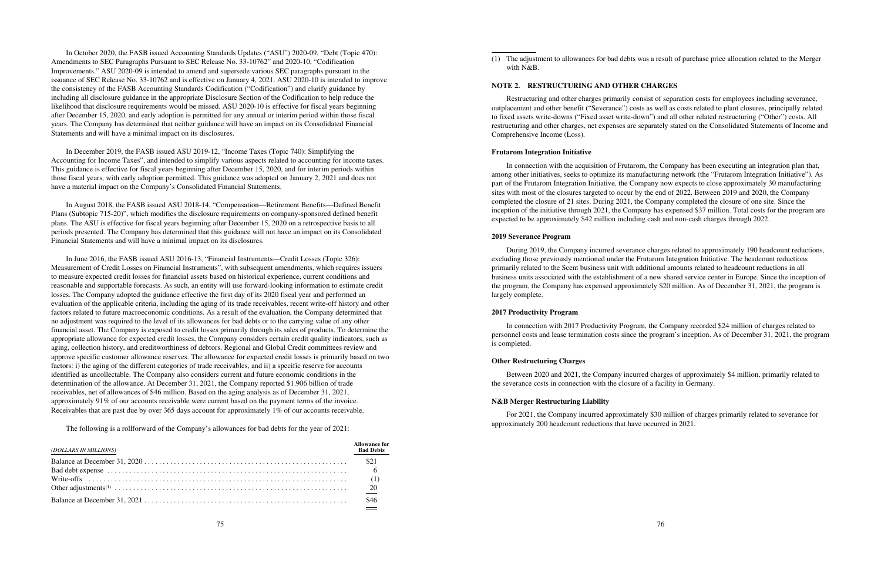In October 2020, the FASB issued Accounting Standards Updates ("ASU") 2020-09, "Debt (Topic 470): Amendments to SEC Paragraphs Pursuant to SEC Release No. 33-10762" and 2020-10, "Codification Improvements." ASU 2020-09 is intended to amend and supersede various SEC paragraphs pursuant to the issuance of SEC Release No. 33-10762 and is effective on January 4, 2021. ASU 2020-10 is intended to improve the consistency of the FASB Accounting Standards Codification ("Codification") and clarify guidance by including all disclosure guidance in the appropriate Disclosure Section of the Codification to help reduce the likelihood that disclosure requirements would be missed. ASU 2020-10 is effective for fiscal years beginning after December 15, 2020, and early adoption is permitted for any annual or interim period within those fiscal years. The Company has determined that neither guidance will have an impact on its Consolidated Financial Statements and will have a minimal impact on its disclosures.

In December 2019, the FASB issued ASU 2019-12, "Income Taxes (Topic 740): Simplifying the Accounting for Income Taxes", and intended to simplify various aspects related to accounting for income taxes. This guidance is effective for fiscal years beginning after December 15, 2020, and for interim periods within those fiscal years, with early adoption permitted. This guidance was adopted on January 2, 2021 and does not have a material impact on the Company's Consolidated Financial Statements.

In August 2018, the FASB issued ASU 2018-14, "Compensation—Retirement Benefits—Defined Benefit Plans (Subtopic 715-20)", which modifies the disclosure requirements on company-sponsored defined benefit plans. The ASU is effective for fiscal years beginning after December 15, 2020 on a retrospective basis to all periods presented. The Company has determined that this guidance will not have an impact on its Consolidated Financial Statements and will have a minimal impact on its disclosures.

In June 2016, the FASB issued ASU 2016-13, "Financial Instruments—Credit Losses (Topic 326): Measurement of Credit Losses on Financial Instruments", with subsequent amendments, which requires issuers to measure expected credit losses for financial assets based on historical experience, current conditions and reasonable and supportable forecasts. As such, an entity will use forward-looking information to estimate credit losses. The Company adopted the guidance effective the first day of its 2020 fiscal year and performed an evaluation of the applicable criteria, including the aging of its trade receivables, recent write-off history and other factors related to future macroeconomic conditions. As a result of the evaluation, the Company determined that no adjustment was required to the level of its allowances for bad debts or to the carrying value of any other financial asset. The Company is exposed to credit losses primarily through its sales of products. To determine the appropriate allowance for expected credit losses, the Company considers certain credit quality indicators, such as aging, collection history, and creditworthiness of debtors. Regional and Global Credit committees review and approve specific customer allowance reserves. The allowance for expected credit losses is primarily based on two factors: i) the aging of the different categories of trade receivables, and ii) a specific reserve for accounts identified as uncollectable. The Company also considers current and future economic conditions in the determination of the allowance. At December 31, 2021, the Company reported $1.906 billion of trade receivables, net of allowances of $46 million. Based on the aging analysis as of December 31, 2021, approximately 91% of our accounts receivable were current based on the payment terms of the invoice. Receivables that are past due by over 365 days account for approximately 1% of our accounts receivable.

The following is a rollforward of the Company's allowances for bad debts for the year of 2021:

| *(DOLLARS IN MILLIONS)* | Allowance for Bad Debts |
|---|---|
| Balance at December 31, 2020 | $21 |
| Bad debt expense | 6 |
| Write-offs | (1) |
| Other adjustments[(1)] | 20 |
| Balance at December 31, 2021 | $46 |

(1) The adjustment to allowances for bad debts was a result of purchase price allocation related to the Merger with N&B.

## NOTE 2. RESTRUCTURING AND OTHER CHARGES

Restructuring and other charges primarily consist of separation costs for employees including severance, outplacement and other benefit ("Severance") costs as well as costs related to plant closures, principally related to fixed assets write-downs ("Fixed asset write-down") and all other related restructuring ("Other") costs. All restructuring and other charges, net expenses are separately stated on the Consolidated Statements of Income and Comprehensive Income (Loss).

### Frutarom Integration Initiative

In connection with the acquisition of Frutarom, the Company has been executing an integration plan that, among other initiatives, seeks to optimize its manufacturing network (the "Frutarom Integration Initiative"). As part of the Frutarom Integration Initiative, the Company now expects to close approximately 30 manufacturing sites with most of the closures targeted to occur by the end of 2022. Between 2019 and 2020, the Company completed the closure of 21 sites. During 2021, the Company completed the closure of one site. Since the inception of the initiative through 2021, the Company has expensed $37 million. Total costs for the program are expected to be approximately $42 million including cash and non-cash charges through 2022.

### 2019 Severance Program

During 2019, the Company incurred severance charges related to approximately 190 headcount reductions, excluding those previously mentioned under the Frutarom Integration Initiative. The headcount reductions primarily related to the Scent business unit with additional amounts related to headcount reductions in all business units associated with the establishment of a new shared service center in Europe. Since the inception of the program, the Company has expensed approximately $20 million. As of December 31, 2021, the program is largely complete.

### 2017 Productivity Program

In connection with 2017 Productivity Program, the Company recorded $24 million of charges related to personnel costs and lease termination costs since the program's inception. As of December 31, 2021, the program is completed.

### Other Restructuring Charges

Between 2020 and 2021, the Company incurred charges of approximately $4 million, primarily related to the severance costs in connection with the closure of a facility in Germany.

### N&B Merger Restructuring Liability

For 2021, the Company incurred approximately $30 million of charges primarily related to severance for approximately 200 headcount reductions that have occurred in 2021.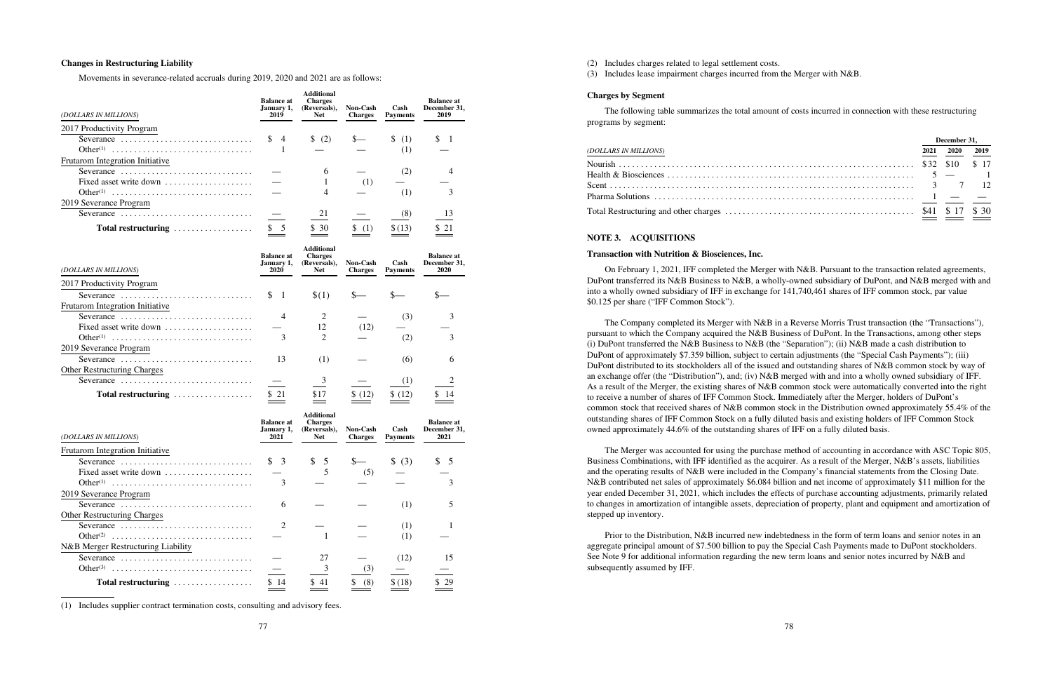### Changes in Restructuring Liability

Movements in severance-related accruals during 2019, 2020 and 2021 are as follows:

| *(DOLLARS IN MILLIONS)* | Balance at January 1, 2019 | Additional Charges (Reversals), Net | Non-Cash Charges | Cash Payments | Balance at December 31, 2019 |
|---|---|---|---|---|---|
| 2017 Productivity Program | | | | | |
| Severance | $ 4 | $ (2) | $— | $ (1) | $ 1 |
| Other[1] | 1 | — | — | (1) | — |
| Frutarom Integration Initiative | | | | | |
| Severance | — | 6 | — | (2) | 4 |
| Fixed asset write down | — | 1 | (1) | — | — |
| Other[1] | — | 4 | — | (1) | 3 |
| 2019 Severance Program | | | | | |
| Severance | — | 21 | — | (8) | 13 |
| **Total restructuring** | $ 5 | $ 30 | $ (1) | $ (13) | $ 21 |

| *(DOLLARS IN MILLIONS)* | Balance at January 1, 2020 | Additional Charges (Reversals), Net | Non-Cash Charges | Cash Payments | Balance at December 31, 2020 |
|---|---|---|---|---|---|
| 2017 Productivity Program | | | | | |
| Severance | $ 1 | $(1) | $— | $— | $— |
| Frutarom Integration Initiative | | | | | |
| Severance | 4 | 2 | — | (3) | 3 |
| Fixed asset write down | — | 12 | (12) | — | — |
| Other[1] | 3 | 2 | — | (2) | 3 |
| 2019 Severance Program | | | | | |
| Severance | 13 | (1) | — | (6) | 6 |
| Other Restructuring Charges | | | | | |
| Severance | — | 3 | — | (1) | 2 |
| **Total restructuring** | $ 21 | $17 | $ (12) | $ (12) | $ 14 |

| *(DOLLARS IN MILLIONS)* | Balance at January 1, 2021 | Additional Charges (Reversals), Net | Non-Cash Charges | Cash Payments | Balance at December 31, 2021 |
|---|---|---|---|---|---|
| Frutarom Integration Initiative | | | | | |
| Severance | $ 3 | $ 5 | $— | $ (3) | $ 5 |
| Fixed asset write down | — | 5 | (5) | — | — |
| Other[1] | 3 | — | — | — | 3 |
| 2019 Severance Program | | | | | |
| Severance | 6 | — | — | (1) | 5 |
| Other Restructuring Charges | | | | | |
| Severance | 2 | — | — | (1) | 1 |
| Other[2] | — | 1 | — | (1) | — |
| N&B Merger Restructuring Liability | | | | | |
| Severance | — | 27 | — | (12) | 15 |
| Other[3] | — | 3 | (3) | — | — |
| **Total restructuring** | $ 14 | $ 41 | $ (8) | $ (18) | $ 29 |

(1) Includes supplier contract termination costs, consulting and advisory fees.

(2) Includes charges related to legal settlement costs.

(3) Includes lease impairment charges incurred from the Merger with N&B.

### Charges by Segment

The following table summarizes the total amount of costs incurred in connection with these restructuring programs by segment:

| *(DOLLARS IN MILLIONS)* | December 31, 2021 | 2020 | 2019 |
|---|---|---|---|
| Nourish | $32 | $10 | $ 17 |
| Health & Biosciences | 5 | — | 1 |
| Scent | 3 | 7 | 12 |
| Pharma Solutions | 1 | — | — |
| Total Restructuring and other charges | $41 | $ 17 | $ 30 |

## NOTE 3. ACQUISITIONS

### Transaction with Nutrition & Biosciences, Inc.

On February 1, 2021, IFF completed the Merger with N&B. Pursuant to the transaction related agreements, DuPont transferred its N&B Business to N&B, a wholly-owned subsidiary of DuPont, and N&B merged with and into a wholly owned subsidiary of IFF in exchange for 141,740,461 shares of IFF common stock, par value $0.125 per share ("IFF Common Stock").

The Company completed its Merger with N&B in a Reverse Morris Trust transaction (the "Transactions"), pursuant to which the Company acquired the N&B Business of DuPont. In the Transactions, among other steps (i) DuPont transferred the N&B Business to N&B (the "Separation"); (ii) N&B made a cash distribution to DuPont of approximately $7.359 billion, subject to certain adjustments (the "Special Cash Payments"); (iii) DuPont distributed to its stockholders all of the issued and outstanding shares of N&B common stock by way of an exchange offer (the "Distribution"), and; (iv) N&B merged with and into a wholly owned subsidiary of IFF. As a result of the Merger, the existing shares of N&B common stock were automatically converted into the right to receive a number of shares of IFF Common Stock. Immediately after the Merger, holders of DuPont's common stock that received shares of N&B common stock in the Distribution owned approximately 55.4% of the outstanding shares of IFF Common Stock on a fully diluted basis and existing holders of IFF Common Stock owned approximately 44.6% of the outstanding shares of IFF on a fully diluted basis.

The Merger was accounted for using the purchase method of accounting in accordance with ASC Topic 805, Business Combinations, with IFF identified as the acquirer. As a result of the Merger, N&B's assets, liabilities and the operating results of N&B were included in the Company's financial statements from the Closing Date. N&B contributed net sales of approximately $6.084 billion and net income of approximately $11 million for the year ended December 31, 2021, which includes the effects of purchase accounting adjustments, primarily related to changes in amortization of intangible assets, depreciation of property, plant and equipment and amortization of stepped up inventory.

Prior to the Distribution, N&B incurred new indebtedness in the form of term loans and senior notes in an aggregate principal amount of $7.500 billion to pay the Special Cash Payments made to DuPont stockholders. See Note 9 for additional information regarding the new term loans and senior notes incurred by N&B and subsequently assumed by IFF.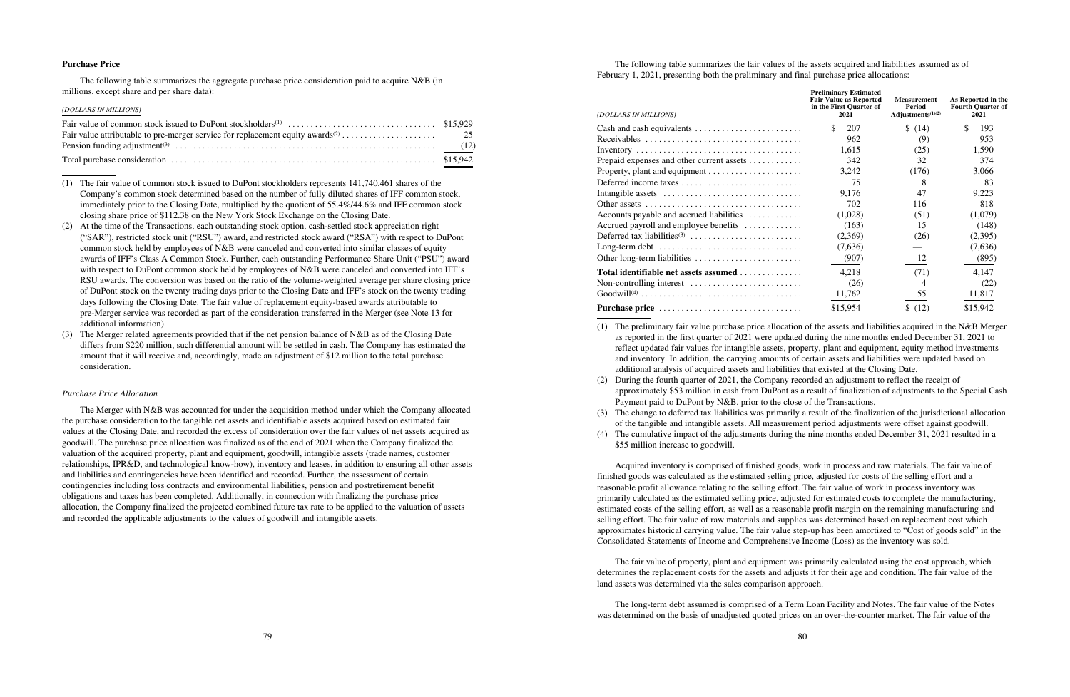**Purchase Price**

The following table summarizes the aggregate purchase price consideration paid to acquire N&B (in millions, except share and per share data):

| *(DOLLARS IN MILLIONS)* | |
|---|---|
| Fair value of common stock issued to DuPont stockholders[1] | $15,929 |
| Fair value attributable to pre-merger service for replacement equity awards[2] | 25 |
| Pension funding adjustment[3] | (12) |
| Total purchase consideration | $15,942 |

(1) The fair value of common stock issued to DuPont stockholders represents 141,740,461 shares of the Company's common stock determined based on the number of fully diluted shares of IFF common stock, immediately prior to the Closing Date, multiplied by the quotient of 55.4%/44.6% and IFF common stock closing share price of $112.38 on the New York Stock Exchange on the Closing Date.

(2) At the time of the Transactions, each outstanding stock option, cash-settled stock appreciation right ("SAR"), restricted stock unit ("RSU") award, and restricted stock award ("RSA") with respect to DuPont common stock held by employees of N&B were canceled and converted into similar classes of equity awards of IFF's Class A Common Stock. Further, each outstanding Performance Share Unit ("PSU") award with respect to DuPont common stock held by employees of N&B were canceled and converted into IFF's RSU awards. The conversion was based on the ratio of the volume-weighted average per share closing price of DuPont stock on the twenty trading days prior to the Closing Date and IFF's stock on the twenty trading days following the Closing Date. The fair value of replacement equity-based awards attributable to pre-Merger service was recorded as part of the consideration transferred in the Merger (see Note 13 for additional information).

(3) The Merger related agreements provided that if the net pension balance of N&B as of the Closing Date differs from $220 million, such differential amount will be settled in cash. The Company has estimated the amount that it will receive and, accordingly, made an adjustment of $12 million to the total purchase consideration.

*Purchase Price Allocation*

The Merger with N&B was accounted for under the acquisition method under which the Company allocated the purchase consideration to the tangible net assets and identifiable assets acquired based on estimated fair values at the Closing Date, and recorded the excess of consideration over the fair values of net assets acquired as goodwill. The purchase price allocation was finalized as of the end of 2021 when the Company finalized the valuation of the acquired property, plant and equipment, goodwill, intangible assets (trade names, customer relationships, IPR&D, and technological know-how), inventory and leases, in addition to ensuring all other assets and liabilities and contingencies have been identified and recorded. Further, the assessment of certain contingencies including loss contracts and environmental liabilities, pension and postretirement benefit obligations and taxes has been completed. Additionally, in connection with finalizing the purchase price allocation, the Company finalized the projected combined future tax rate to be applied to the valuation of assets and recorded the applicable adjustments to the values of goodwill and intangible assets.

The following table summarizes the fair values of the assets acquired and liabilities assumed as of February 1, 2021, presenting both the preliminary and final purchase price allocations:

| *(DOLLARS IN MILLIONS)* | Preliminary Estimated Fair Value as Reported in the First Quarter of 2021 | Measurement Period Adjustments[1][2] | As Reported in the Fourth Quarter of 2021 |
|---|---|---|---|
| Cash and cash equivalents | $ 207 | $ (14) | $ 193 |
| Receivables | 962 | (9) | 953 |
| Inventory | 1,615 | (25) | 1,590 |
| Prepaid expenses and other current assets | 342 | 32 | 374 |
| Property, plant and equipment | 3,242 | (176) | 3,066 |
| Deferred income taxes | 75 | 8 | 83 |
| Intangible assets | 9,176 | 47 | 9,223 |
| Other assets | 702 | 116 | 818 |
| Accounts payable and accrued liabilities | (1,028) | (51) | (1,079) |
| Accrued payroll and employee benefits | (163) | 15 | (148) |
| Deferred tax liabilities[3] | (2,369) | (26) | (2,395) |
| Long-term debt | (7,636) | — | (7,636) |
| Other long-term liabilities | (907) | 12 | (895) |
| **Total identifiable net assets assumed** | 4,218 | (71) | 4,147 |
| Non-controlling interest | (26) | 4 | (22) |
| Goodwill[4] | 11,762 | 55 | 11,817 |
| **Purchase price** | $15,954 | $ (12) | $15,942 |

(1) The preliminary fair value purchase price allocation of the assets and liabilities acquired in the N&B Merger as reported in the first quarter of 2021 were updated during the nine months ended December 31, 2021 to reflect updated fair values for intangible assets, property, plant and equipment, equity method investments and inventory. In addition, the carrying amounts of certain assets and liabilities were updated based on additional analysis of acquired assets and liabilities that existed at the Closing Date.

(2) During the fourth quarter of 2021, the Company recorded an adjustment to reflect the receipt of approximately $53 million in cash from DuPont as a result of finalization of adjustments to the Special Cash Payment paid to DuPont by N&B, prior to the close of the Transactions.

(3) The change to deferred tax liabilities was primarily a result of the finalization of the jurisdictional allocation of the tangible and intangible assets. All measurement period adjustments were offset against goodwill.

(4) The cumulative impact of the adjustments during the nine months ended December 31, 2021 resulted in a $55 million increase to goodwill.

Acquired inventory is comprised of finished goods, work in process and raw materials. The fair value of finished goods was calculated as the estimated selling price, adjusted for costs of the selling effort and a reasonable profit allowance relating to the selling effort. The fair value of work in process inventory was primarily calculated as the estimated selling price, adjusted for estimated costs to complete the manufacturing, estimated costs of the selling effort, as well as a reasonable profit margin on the remaining manufacturing and selling effort. The fair value of raw materials and supplies was determined based on replacement cost which approximates historical carrying value. The fair value step-up has been amortized to "Cost of goods sold" in the Consolidated Statements of Income and Comprehensive Income (Loss) as the inventory was sold.

The fair value of property, plant and equipment was primarily calculated using the cost approach, which determines the replacement costs for the assets and adjusts it for their age and condition. The fair value of the land assets was determined via the sales comparison approach.

The long-term debt assumed is comprised of a Term Loan Facility and Notes. The fair value of the Notes was determined on the basis of unadjusted quoted prices on an over-the-counter market. The fair value of the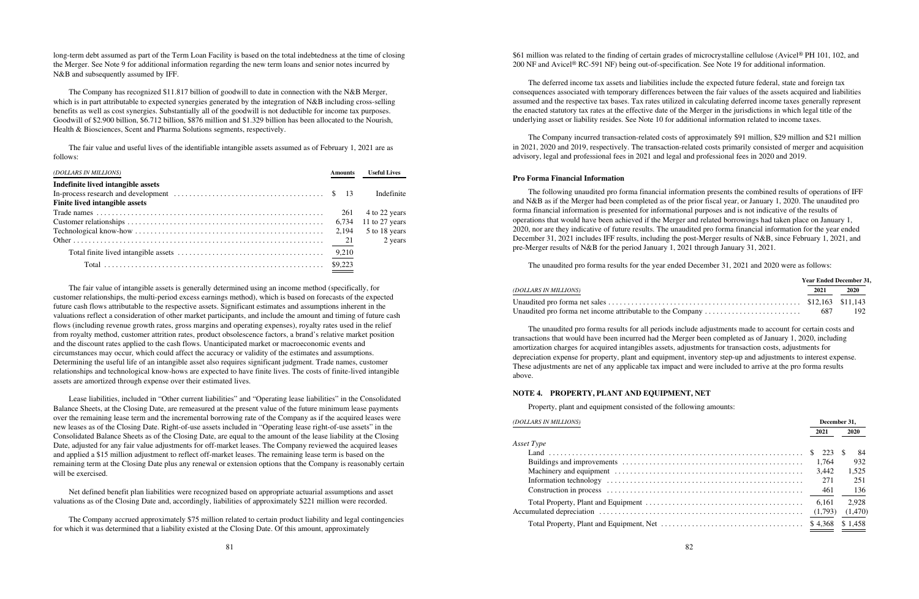long-term debt assumed as part of the Term Loan Facility is based on the total indebtedness at the time of closing the Merger. See Note 9 for additional information regarding the new term loans and senior notes incurred by N&B and subsequently assumed by IFF.

The Company has recognized $11.817 billion of goodwill to date in connection with the N&B Merger, which is in part attributable to expected synergies generated by the integration of N&B including cross-selling benefits as well as cost synergies. Substantially all of the goodwill is not deductible for income tax purposes. Goodwill of $2.900 billion, $6.712 billion, $876 million and $1.329 billion has been allocated to the Nourish, Health & Biosciences, Scent and Pharma Solutions segments, respectively.

The fair value and useful lives of the identifiable intangible assets assumed as of February 1, 2021 are as follows:

| *(DOLLARS IN MILLIONS)* | Amounts | Useful Lives |
|---|---|---|
| **Indefinite lived intangible assets** | | |
| In-process research and development | $ 13 | Indefinite |
| **Finite lived intangible assets** | | |
| Trade names | 261 | 4 to 22 years |
| Customer relationships | 6,734 | 11 to 27 years |
| Technological know-how | 2,194 | 5 to 18 years |
| Other | 21 | 2 years |
| Total finite lived intangible assets | 9,210 | |
| Total | $9,223 | |

The fair value of intangible assets is generally determined using an income method (specifically, for customer relationships, the multi-period excess earnings method), which is based on forecasts of the expected future cash flows attributable to the respective assets. Significant estimates and assumptions inherent in the valuations reflect a consideration of other market participants, and include the amount and timing of future cash flows (including revenue growth rates, gross margins and operating expenses), royalty rates used in the relief from royalty method, customer attrition rates, product obsolescence factors, a brand's relative market position and the discount rates applied to the cash flows. Unanticipated market or macroeconomic events and circumstances may occur, which could affect the accuracy or validity of the estimates and assumptions. Determining the useful life of an intangible asset also requires significant judgment. Trade names, customer relationships and technological know-hows are expected to have finite lives. The costs of finite-lived intangible assets are amortized through expense over their estimated lives.

Lease liabilities, included in "Other current liabilities" and "Operating lease liabilities" in the Consolidated Balance Sheets, at the Closing Date, are remeasured at the present value of the future minimum lease payments over the remaining lease term and the incremental borrowing rate of the Company as if the acquired leases were new leases as of the Closing Date. Right-of-use assets included in "Operating lease right-of-use assets" in the Consolidated Balance Sheets as of the Closing Date, are equal to the amount of the lease liability at the Closing Date, adjusted for any fair value adjustments for off-market leases. The Company reviewed the acquired leases and applied a $15 million adjustment to reflect off-market leases. The remaining lease term is based on the remaining term at the Closing Date plus any renewal or extension options that the Company is reasonably certain will be exercised.

Net defined benefit plan liabilities were recognized based on appropriate actuarial assumptions and asset valuations as of the Closing Date and, accordingly, liabilities of approximately $221 million were recorded.

The Company accrued approximately $75 million related to certain product liability and legal contingencies for which it was determined that a liability existed at the Closing Date. Of this amount, approximately $61 million was related to the finding of certain grades of microcrystalline cellulose (Avicel® PH 101, 102, and 200 NF and Avicel® RC-591 NF) being out-of-specification. See Note 19 for additional information.

The deferred income tax assets and liabilities include the expected future federal, state and foreign tax consequences associated with temporary differences between the fair values of the assets acquired and liabilities assumed and the respective tax bases. Tax rates utilized in calculating deferred income taxes generally represent the enacted statutory tax rates at the effective date of the Merger in the jurisdictions in which legal title of the underlying asset or liability resides. See Note 10 for additional information related to income taxes.

The Company incurred transaction-related costs of approximately $91 million, $29 million and $21 million in 2021, 2020 and 2019, respectively. The transaction-related costs primarily consisted of merger and acquisition advisory, legal and professional fees in 2021 and legal and professional fees in 2020 and 2019.

**Pro Forma Financial Information**

The following unaudited pro forma financial information presents the combined results of operations of IFF and N&B as if the Merger had been completed as of the prior fiscal year, or January 1, 2020. The unaudited pro forma financial information is presented for informational purposes and is not indicative of the results of operations that would have been achieved if the Merger and related borrowings had taken place on January 1, 2020, nor are they indicative of future results. The unaudited pro forma financial information for the year ended December 31, 2021 includes IFF results, including the post-Merger results of N&B, since February 1, 2021, and pre-Merger results of N&B for the period January 1, 2021 through January 31, 2021.

The unaudited pro forma results for the year ended December 31, 2021 and 2020 were as follows:

| *(DOLLARS IN MILLIONS)* | Year Ended December 31, | |
|---|---|---|
| | 2021 | 2020 |
| Unaudited pro forma net sales | $12,163 | $11,143 |
| Unaudited pro forma net income attributable to the Company | 687 | 192 |

The unaudited pro forma results for all periods include adjustments made to account for certain costs and transactions that would have been incurred had the Merger been completed as of January 1, 2020, including amortization charges for acquired intangibles assets, adjustments for transaction costs, adjustments for depreciation expense for property, plant and equipment, inventory step-up and adjustments to interest expense. These adjustments are net of any applicable tax impact and were included to arrive at the pro forma results above.

## NOTE 4. PROPERTY, PLANT AND EQUIPMENT, NET

Property, plant and equipment consisted of the following amounts:

| *(DOLLARS IN MILLIONS)* | December 31, | |
|---|---|---|
| | 2021 | 2020 |
| *Asset Type* | | |
| Land | $ 223 | $ 84 |
| Buildings and improvements | 1,764 | 932 |
| Machinery and equipment | 3,442 | 1,525 |
| Information technology | 271 | 251 |
| Construction in process | 461 | 136 |
| Total Property, Plant and Equipment | 6,161 | 2,928 |
| Accumulated depreciation | (1,793) | (1,470) |
| Total Property, Plant and Equipment, Net | $ 4,368 | $ 1,458 |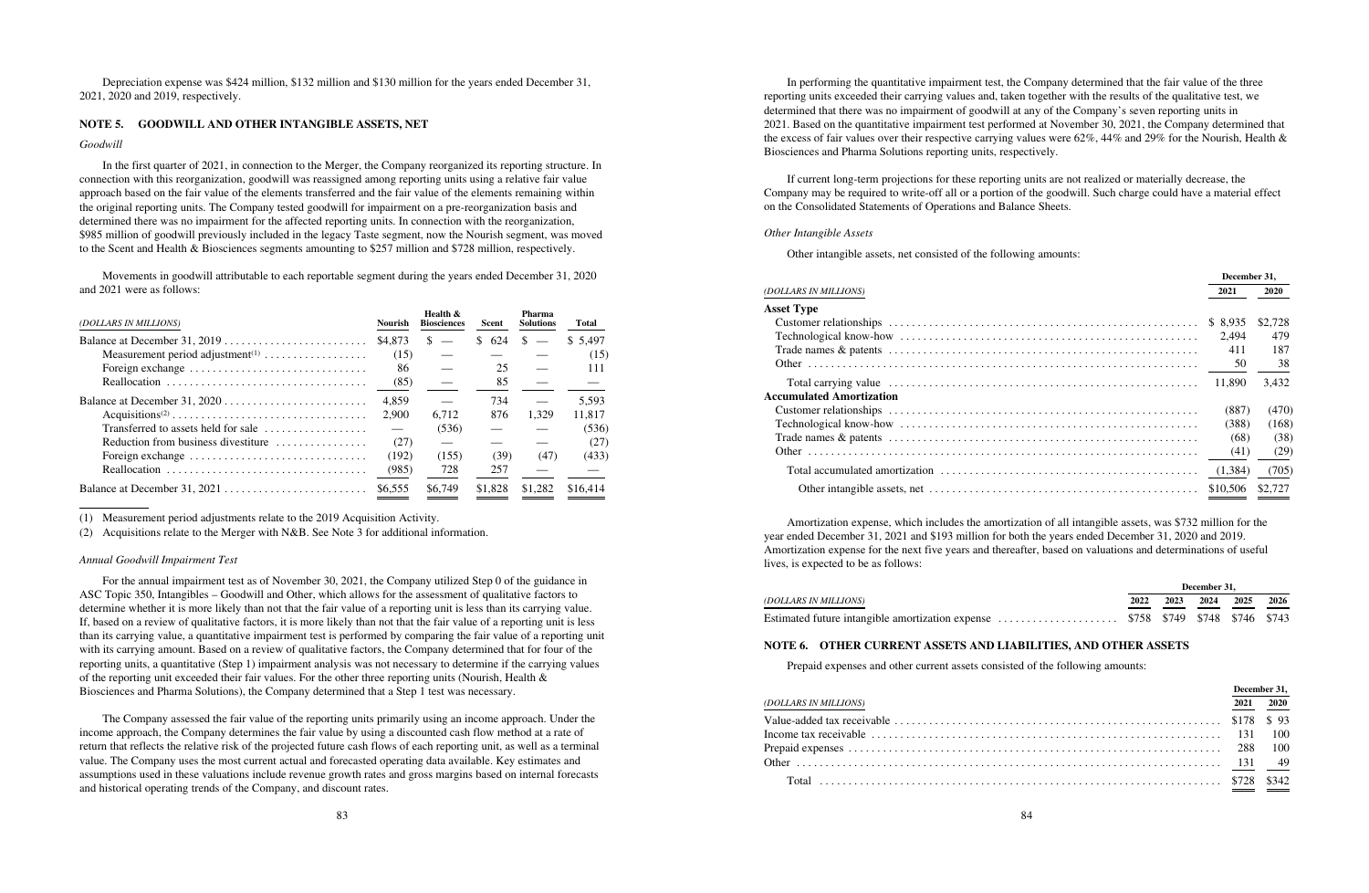Depreciation expense was $424 million, $132 million and $130 million for the years ended December 31, 2021, 2020 and 2019, respectively.

## NOTE 5. GOODWILL AND OTHER INTANGIBLE ASSETS, NET

*Goodwill*

In the first quarter of 2021, in connection to the Merger, the Company reorganized its reporting structure. In connection with this reorganization, goodwill was reassigned among reporting units using a relative fair value approach based on the fair value of the elements transferred and the fair value of the elements remaining within the original reporting units. The Company tested goodwill for impairment on a pre-reorganization basis and determined there was no impairment for the affected reporting units. In connection with the reorganization, $985 million of goodwill previously included in the legacy Taste segment, now the Nourish segment, was moved to the Scent and Health & Biosciences segments amounting to $257 million and $728 million, respectively.

Movements in goodwill attributable to each reportable segment during the years ended December 31, 2020 and 2021 were as follows:

| *(DOLLARS IN MILLIONS)* | Nourish | Health & Biosciences | Scent | Pharma Solutions | Total |
|---|---|---|---|---|---|
| Balance at December 31, 2019 | $4,873 | $ — | $ 624 | $ — | $ 5,497 |
| Measurement period adjustment[1] | (15) | — | — | — | (15) |
| Foreign exchange | 86 | — | 25 | — | 111 |
| Reallocation | (85) | — | 85 | — | — |
| Balance at December 31, 2020 | 4,859 | — | 734 | — | 5,593 |
| Acquisitions[2] | 2,900 | 6,712 | 876 | 1,329 | 11,817 |
| Transferred to assets held for sale | — | (536) | — | — | (536) |
| Reduction from business divestiture | (27) | — | — | — | (27) |
| Foreign exchange | (192) | (155) | (39) | (47) | (433) |
| Reallocation | (985) | 728 | 257 | — | — |
| Balance at December 31, 2021 | $6,555 | $6,749 | $1,828 | $1,282 | $16,414 |

(1) Measurement period adjustments relate to the 2019 Acquisition Activity.

(2) Acquisitions relate to the Merger with N&B. See Note 3 for additional information.

*Annual Goodwill Impairment Test*

For the annual impairment test as of November 30, 2021, the Company utilized Step 0 of the guidance in ASC Topic 350, Intangibles – Goodwill and Other, which allows for the assessment of qualitative factors to determine whether it is more likely than not that the fair value of a reporting unit is less than its carrying value. If, based on a review of qualitative factors, it is more likely than not that the fair value of a reporting unit is less than its carrying value, a quantitative impairment test is performed by comparing the fair value of a reporting unit with its carrying amount. Based on a review of qualitative factors, the Company determined that for four of the reporting units, a quantitative (Step 1) impairment analysis was not necessary to determine if the carrying values of the reporting unit exceeded their fair values. For the other three reporting units (Nourish, Health & Biosciences and Pharma Solutions), the Company determined that a Step 1 test was necessary.

The Company assessed the fair value of the reporting units primarily using an income approach. Under the income approach, the Company determines the fair value by using a discounted cash flow method at a rate of return that reflects the relative risk of the projected future cash flows of each reporting unit, as well as a terminal value. The Company uses the most current actual and forecasted operating data available. Key estimates and assumptions used in these valuations include revenue growth rates and gross margins based on internal forecasts and historical operating trends of the Company, and discount rates.

In performing the quantitative impairment test, the Company determined that the fair value of the three reporting units exceeded their carrying values and, taken together with the results of the qualitative test, we determined that there was no impairment of goodwill at any of the Company's seven reporting units in 2021. Based on the quantitative impairment test performed at November 30, 2021, the Company determined that the excess of fair values over their respective carrying values were 62%, 44% and 29% for the Nourish, Health & Biosciences and Pharma Solutions reporting units, respectively.

If current long-term projections for these reporting units are not realized or materially decrease, the Company may be required to write-off all or a portion of the goodwill. Such charge could have a material effect on the Consolidated Statements of Operations and Balance Sheets.

*Other Intangible Assets*

Other intangible assets, net consisted of the following amounts:

| *(DOLLARS IN MILLIONS)* | December 31, 2021 | December 31, 2020 |
|---|---|---|
| **Asset Type** | | |
| Customer relationships | $ 8,935 | $2,728 |
| Technological know-how | 2,494 | 479 |
| Trade names & patents | 411 | 187 |
| Other | 50 | 38 |
| Total carrying value | 11,890 | 3,432 |
| **Accumulated Amortization** | | |
| Customer relationships | (887) | (470) |
| Technological know-how | (388) | (168) |
| Trade names & patents | (68) | (38) |
| Other | (41) | (29) |
| Total accumulated amortization | (1,384) | (705) |
| Other intangible assets, net | $10,506 | $2,727 |

Amortization expense, which includes the amortization of all intangible assets, was $732 million for the year ended December 31, 2021 and $193 million for both the years ended December 31, 2020 and 2019. Amortization expense for the next five years and thereafter, based on valuations and determinations of useful lives, is expected to be as follows:

| *(DOLLARS IN MILLIONS)* | December 31, 2022 | 2023 | 2024 | 2025 | 2026 |
|---|---|---|---|---|---|
| Estimated future intangible amortization expense | $758 | $749 | $748 | $746 | $743 |

## NOTE 6. OTHER CURRENT ASSETS AND LIABILITIES, AND OTHER ASSETS

Prepaid expenses and other current assets consisted of the following amounts:

| *(DOLLARS IN MILLIONS)* | December 31, 2021 | December 31, 2020 |
|---|---|---|
| Value-added tax receivable | $178 | $ 93 |
| Income tax receivable | 131 | 100 |
| Prepaid expenses | 288 | 100 |
| Other | 131 | 49 |
| Total | $728 | $342 |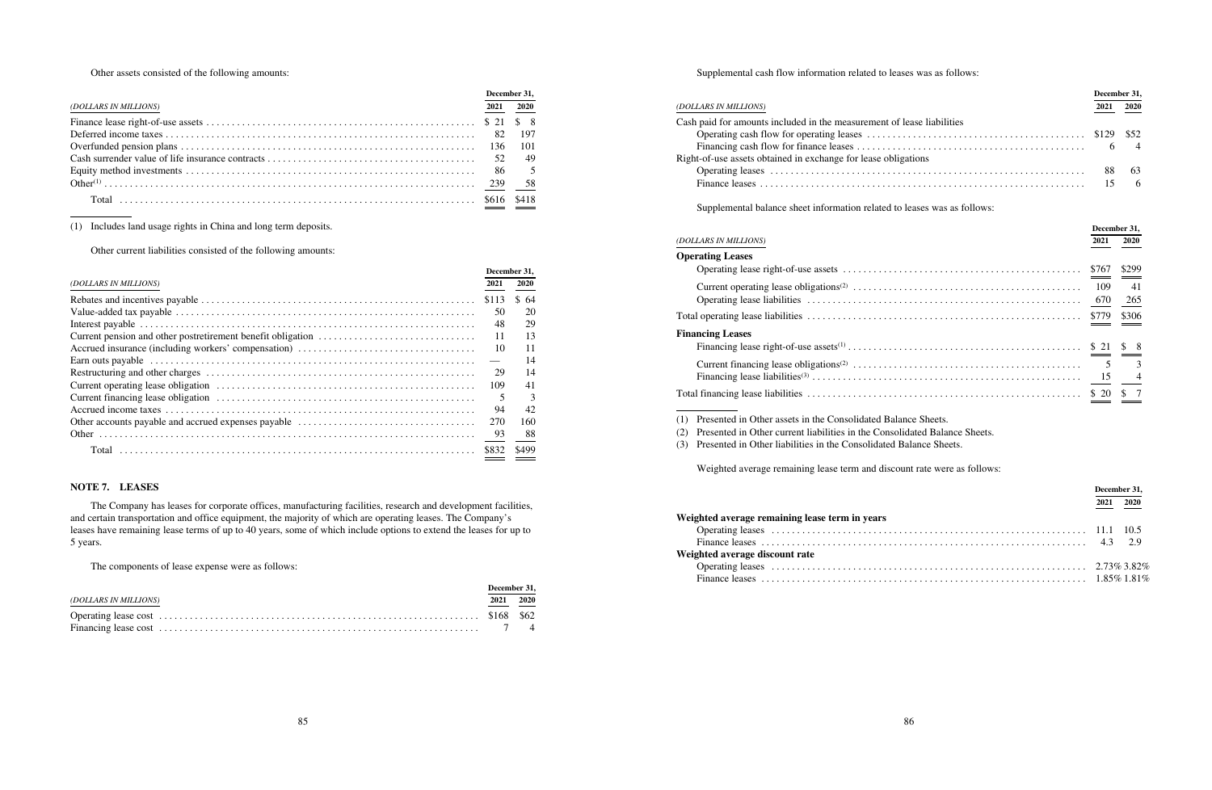Other assets consisted of the following amounts:

| (DOLLARS IN MILLIONS) | December 31, 2021 | December 31, 2020 |
|---|---|---|
| Finance lease right-of-use assets | $ 21 | $ 8 |
| Deferred income taxes | 82 | 197 |
| Overfunded pension plans | 136 | 101 |
| Cash surrender value of life insurance contracts | 52 | 49 |
| Equity method investments | 86 | 5 |
| Other[(1)] | 239 | 58 |
| Total | $616 | $418 |

(1) Includes land usage rights in China and long term deposits.

Other current liabilities consisted of the following amounts:

| (DOLLARS IN MILLIONS) | December 31, 2021 | December 31, 2020 |
|---|---|---|
| Rebates and incentives payable | $113 | $ 64 |
| Value-added tax payable | 50 | 20 |
| Interest payable | 48 | 29 |
| Current pension and other postretirement benefit obligation | 11 | 13 |
| Accrued insurance (including workers' compensation) | 10 | 11 |
| Earn outs payable | — | 14 |
| Restructuring and other charges | 29 | 14 |
| Current operating lease obligation | 109 | 41 |
| Current financing lease obligation | 5 | 3 |
| Accrued income taxes | 94 | 42 |
| Other accounts payable and accrued expenses payable | 270 | 160 |
| Other | 93 | 88 |
| Total | $832 | $499 |

## NOTE 7. LEASES

The Company has leases for corporate offices, manufacturing facilities, research and development facilities, and certain transportation and office equipment, the majority of which are operating leases. The Company's leases have remaining lease terms of up to 40 years, some of which include options to extend the leases for up to 5 years.

The components of lease expense were as follows:

| (DOLLARS IN MILLIONS) | December 31, 2021 | December 31, 2020 |
|---|---|---|
| Operating lease cost | $168 | $62 |
| Financing lease cost | 7 | 4 |

Supplemental cash flow information related to leases was as follows:

| (DOLLARS IN MILLIONS) | December 31, 2021 | December 31, 2020 |
|---|---|---|
| Cash paid for amounts included in the measurement of lease liabilities | | |
| Operating cash flow for operating leases | $129 | $52 |
| Financing cash flow for finance leases | 6 | 4 |
| Right-of-use assets obtained in exchange for lease obligations | | |
| Operating leases | 88 | 63 |
| Finance leases | 15 | 6 |

Supplemental balance sheet information related to leases was as follows:

| (DOLLARS IN MILLIONS) | December 31, 2021 | December 31, 2020 |
|---|---|---|
| **Operating Leases** | | |
| Operating lease right-of-use assets | $767 | $299 |
| Current operating lease obligations[(2)] | 109 | 41 |
| Operating lease liabilities | 670 | 265 |
| Total operating lease liabilities | $779 | $306 |
| **Financing Leases** | | |
| Financing lease right-of-use assets[(1)] | $ 21 | $ 8 |
| Current financing lease obligations[(2)] | 5 | 3 |
| Financing lease liabilities[(3)] | 15 | 4 |
| Total financing lease liabilities | $ 20 | $ 7 |

(1) Presented in Other assets in the Consolidated Balance Sheets.
(2) Presented in Other current liabilities in the Consolidated Balance Sheets.
(3) Presented in Other liabilities in the Consolidated Balance Sheets.

Weighted average remaining lease term and discount rate were as follows:

| | December 31, 2021 | December 31, 2020 |
|---|---|---|
| **Weighted average remaining lease term in years** | | |
| Operating leases | 11.1 | 10.5 |
| Finance leases | 4.3 | 2.9 |
| **Weighted average discount rate** | | |
| Operating leases | 2.73% | 3.82% |
| Finance leases | 1.85% | 1.81% |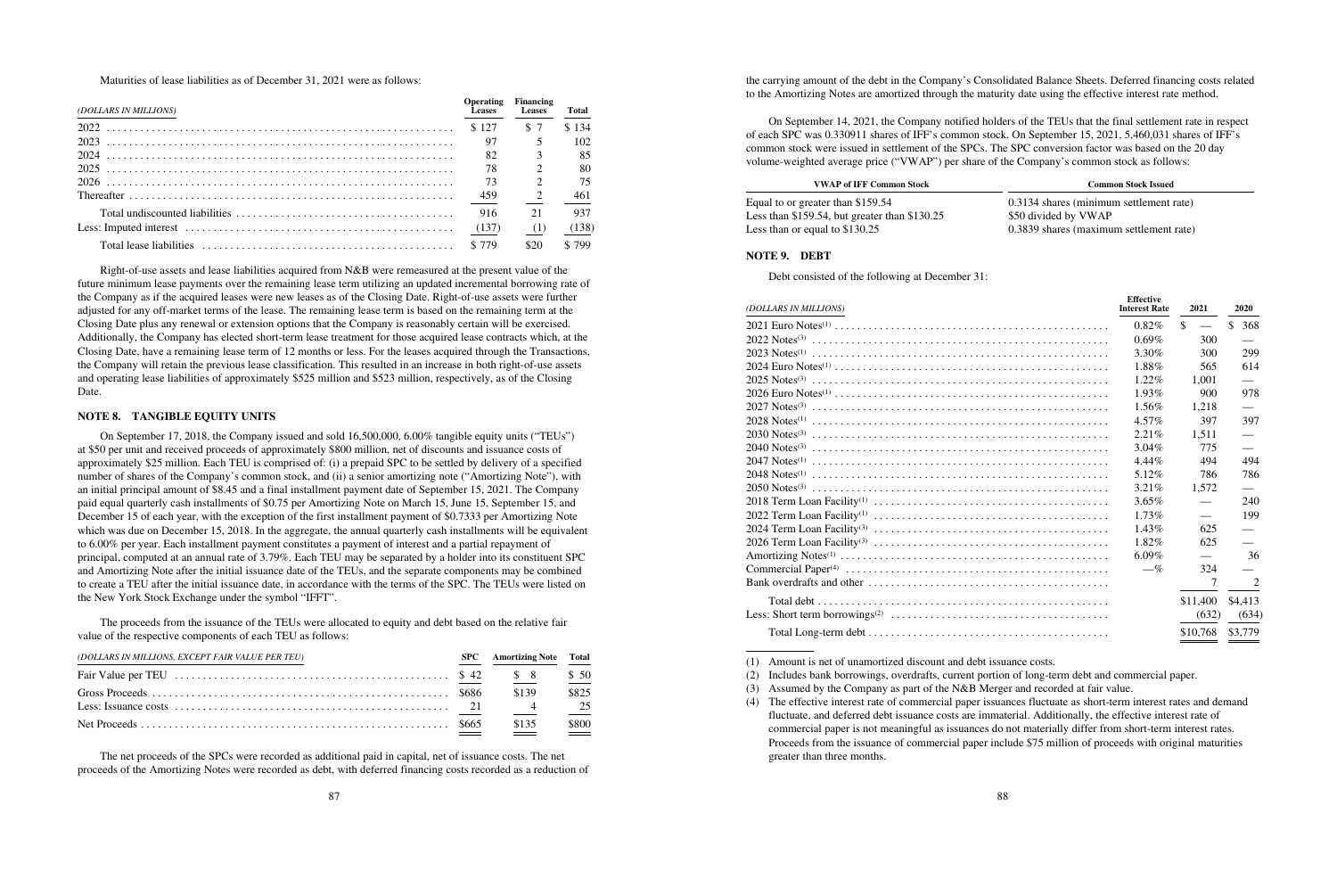Maturities of lease liabilities as of December 31, 2021 were as follows:

| *(DOLLARS IN MILLIONS)* | Operating Leases | Financing Leases | Total |
|---|---|---|---|
| 2022 | $ 127 | $ 7 | $ 134 |
| 2023 | 97 | 5 | 102 |
| 2024 | 82 | 3 | 85 |
| 2025 | 78 | 2 | 80 |
| 2026 | 73 | 2 | 75 |
| Thereafter | 459 | 2 | 461 |
| Total undiscounted liabilities | 916 | 21 | 937 |
| Less: Imputed interest | (137) | (1) | (138) |
| Total lease liabilities | $ 779 | $20 | $ 799 |

Right-of-use assets and lease liabilities acquired from N&B were remeasured at the present value of the future minimum lease payments over the remaining lease term utilizing an updated incremental borrowing rate of the Company as if the acquired leases were new leases as of the Closing Date. Right-of-use assets were further adjusted for any off-market terms of the lease. The remaining lease term is based on the remaining term at the Closing Date plus any renewal or extension options that the Company is reasonably certain will be exercised. Additionally, the Company has elected short-term lease treatment for those acquired lease contracts which, at the Closing Date, have a remaining lease term of 12 months or less. For the leases acquired through the Transactions, the Company will retain the previous lease classification. This resulted in an increase in both right-of-use assets and operating lease liabilities of approximately $525 million and $523 million, respectively, as of the Closing Date.

## NOTE 8. TANGIBLE EQUITY UNITS

On September 17, 2018, the Company issued and sold 16,500,000, 6.00% tangible equity units ("TEUs") at $50 per unit and received proceeds of approximately $800 million, net of discounts and issuance costs of approximately $25 million. Each TEU is comprised of: (i) a prepaid SPC to be settled by delivery of a specified number of shares of the Company's common stock, and (ii) a senior amortizing note ("Amortizing Note"), with an initial principal amount of $8.45 and a final installment payment date of September 15, 2021. The Company paid equal quarterly cash installments of $0.75 per Amortizing Note on March 15, June 15, September 15, and December 15 of each year, with the exception of the first installment payment of $0.7333 per Amortizing Note which was due on December 15, 2018. In the aggregate, the annual quarterly cash installments will be equivalent to 6.00% per year. Each installment payment constitutes a payment of interest and a partial repayment of principal, computed at an annual rate of 3.79%. Each TEU may be separated by a holder into its constituent SPC and Amortizing Note after the initial issuance date of the TEUs, and the separate components may be combined to create a TEU after the initial issuance date, in accordance with the terms of the SPC. The TEUs were listed on the New York Stock Exchange under the symbol "IFFT".

The proceeds from the issuance of the TEUs were allocated to equity and debt based on the relative fair value of the respective components of each TEU as follows:

| *(DOLLARS IN MILLIONS, EXCEPT FAIR VALUE PER TEU)* | SPC | Amortizing Note | Total |
|---|---|---|---|
| Fair Value per TEU | $ 42 | $ 8 | $ 50 |
| Gross Proceeds | $686 | $139 | $825 |
| Less: Issuance costs | 21 | 4 | 25 |
| Net Proceeds | $665 | $135 | $800 |

The net proceeds of the SPCs were recorded as additional paid in capital, net of issuance costs. The net proceeds of the Amortizing Notes were recorded as debt, with deferred financing costs recorded as a reduction of the carrying amount of the debt in the Company's Consolidated Balance Sheets. Deferred financing costs related to the Amortizing Notes are amortized through the maturity date using the effective interest rate method.

On September 14, 2021, the Company notified holders of the TEUs that the final settlement rate in respect of each SPC was 0.330911 shares of IFF's common stock. On September 15, 2021, 5,460,031 shares of IFF's common stock were issued in settlement of the SPCs. The SPC conversion factor was based on the 20 day volume-weighted average price ("VWAP") per share of the Company's common stock as follows:

| VWAP of IFF Common Stock | Common Stock Issued |
|---|---|
| Equal to or greater than $159.54 | 0.3134 shares (minimum settlement rate) |
| Less than $159.54, but greater than $130.25 | $50 divided by VWAP |
| Less than or equal to $130.25 | 0.3839 shares (maximum settlement rate) |

## NOTE 9. DEBT

Debt consisted of the following at December 31:

| *(DOLLARS IN MILLIONS)* | Effective Interest Rate | 2021 | 2020 |
|---|---|---|---|
| 2021 Euro Notes[1] | 0.82% | $ — | $ 368 |
| 2022 Notes[3] | 0.69% | 300 | — |
| 2023 Notes[1] | 3.30% | 300 | 299 |
| 2024 Euro Notes[1] | 1.88% | 565 | 614 |
| 2025 Notes[3] | 1.22% | 1,001 | — |
| 2026 Euro Notes[1] | 1.93% | 900 | 978 |
| 2027 Notes[3] | 1.56% | 1,218 | — |
| 2028 Notes[1] | 4.57% | 397 | 397 |
| 2030 Notes[3] | 2.21% | 1,511 | — |
| 2040 Notes[3] | 3.04% | 775 | — |
| 2047 Notes[1] | 4.44% | 494 | 494 |
| 2048 Notes[1] | 5.12% | 786 | 786 |
| 2050 Notes[3] | 3.21% | 1,572 | — |
| 2018 Term Loan Facility[1] | 3.65% | — | 240 |
| 2022 Term Loan Facility[1] | 1.73% | — | 199 |
| 2024 Term Loan Facility[3] | 1.43% | 625 | — |
| 2026 Term Loan Facility[3] | 1.82% | 625 | — |
| Amortizing Notes[1] | 6.09% | — | 36 |
| Commercial Paper[4] | —% | 324 | — |
| Bank overdrafts and other | | 7 | 2 |
| Total debt | | $11,400 | $4,413 |
| Less: Short term borrowings[2] | | (632) | (634) |
| Total Long-term debt | | $10,768 | $3,779 |

(1) Amount is net of unamortized discount and debt issuance costs.

(2) Includes bank borrowings, overdrafts, current portion of long-term debt and commercial paper.

(3) Assumed by the Company as part of the N&B Merger and recorded at fair value.

(4) The effective interest rate of commercial paper issuances fluctuate as short-term interest rates and demand fluctuate, and deferred debt issuance costs are immaterial. Additionally, the effective interest rate of commercial paper is not meaningful as issuances do not materially differ from short-term interest rates. Proceeds from the issuance of commercial paper include $75 million of proceeds with original maturities greater than three months.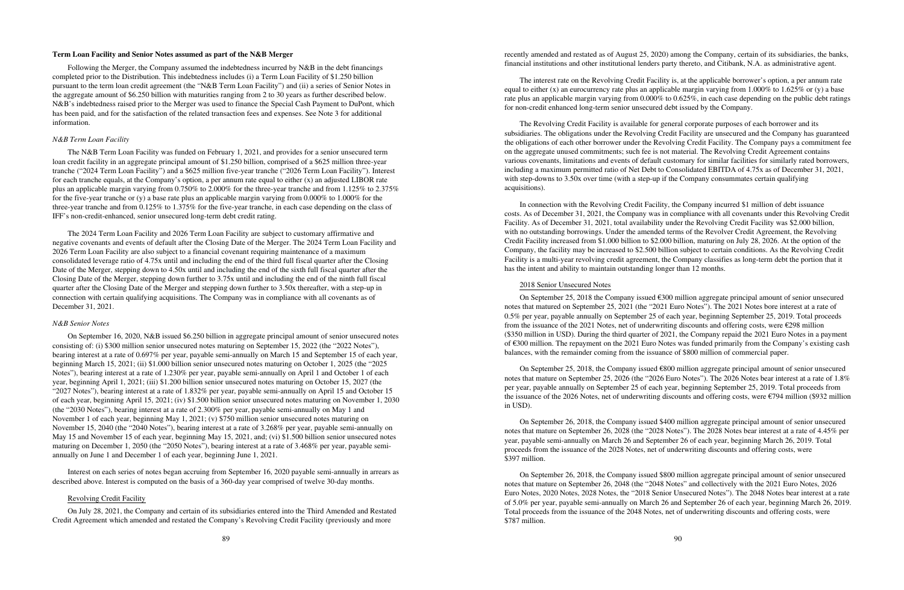**Term Loan Facility and Senior Notes assumed as part of the N&B Merger**

Following the Merger, the Company assumed the indebtedness incurred by N&B in the debt financings completed prior to the Distribution. This indebtedness includes (i) a Term Loan Facility of $1.250 billion pursuant to the term loan credit agreement (the "N&B Term Loan Facility") and (ii) a series of Senior Notes in the aggregate amount of $6.250 billion with maturities ranging from 2 to 30 years as further described below. N&B's indebtedness raised prior to the Merger was used to finance the Special Cash Payment to DuPont, which has been paid, and for the satisfaction of the related transaction fees and expenses. See Note 3 for additional information.

*N&B Term Loan Facility*

The N&B Term Loan Facility was funded on February 1, 2021, and provides for a senior unsecured term loan credit facility in an aggregate principal amount of $1.250 billion, comprised of a $625 million three-year tranche ("2024 Term Loan Facility") and a $625 million five-year tranche ("2026 Term Loan Facility"). Interest for each tranche equals, at the Company's option, a per annum rate equal to either (x) an adjusted LIBOR rate plus an applicable margin varying from 0.750% to 2.000% for the three-year tranche and from 1.125% to 2.375% for the five-year tranche or (y) a base rate plus an applicable margin varying from 0.000% to 1.000% for the three-year tranche and from 0.125% to 1.375% for the five-year tranche, in each case depending on the class of IFF's non-credit-enhanced, senior unsecured long-term debt credit rating.

The 2024 Term Loan Facility and 2026 Term Loan Facility are subject to customary affirmative and negative covenants and events of default after the Closing Date of the Merger. The 2024 Term Loan Facility and 2026 Term Loan Facility are also subject to a financial covenant requiring maintenance of a maximum consolidated leverage ratio of 4.75x until and including the end of the third full fiscal quarter after the Closing Date of the Merger, stepping down to 4.50x until and including the end of the sixth full fiscal quarter after the Closing Date of the Merger, stepping down further to 3.75x until and including the end of the ninth full fiscal quarter after the Closing Date of the Merger and stepping down further to 3.50x thereafter, with a step-up in connection with certain qualifying acquisitions. The Company was in compliance with all covenants as of December 31, 2021.

*N&B Senior Notes*

On September 16, 2020, N&B issued $6.250 billion in aggregate principal amount of senior unsecured notes consisting of: (i) $300 million senior unsecured notes maturing on September 15, 2022 (the "2022 Notes"), bearing interest at a rate of 0.697% per year, payable semi-annually on March 15 and September 15 of each year, beginning March 15, 2021; (ii) $1.000 billion senior unsecured notes maturing on October 1, 2025 (the "2025 Notes"), bearing interest at a rate of 1.230% per year, payable semi-annually on April 1 and October 1 of each year, beginning April 1, 2021; (iii) $1.200 billion senior unsecured notes maturing on October 15, 2027 (the "2027 Notes"), bearing interest at a rate of 1.832% per year, payable semi-annually on April 15 and October 15 of each year, beginning April 15, 2021; (iv) $1.500 billion senior unsecured notes maturing on November 1, 2030 (the "2030 Notes"), bearing interest at a rate of 2.300% per year, payable semi-annually on May 1 and November 1 of each year, beginning May 1, 2021; (v) $750 million senior unsecured notes maturing on November 15, 2040 (the "2040 Notes"), bearing interest at a rate of 3.268% per year, payable semi-annually on May 15 and November 15 of each year, beginning May 15, 2021, and; (vi) $1.500 billion senior unsecured notes maturing on December 1, 2050 (the "2050 Notes"), bearing interest at a rate of 3.468% per year, payable semi-annually on June 1 and December 1 of each year, beginning June 1, 2021.

Interest on each series of notes began accruing from September 16, 2020 payable semi-annually in arrears as described above. Interest is computed on the basis of a 360-day year comprised of twelve 30-day months.

Revolving Credit Facility

On July 28, 2021, the Company and certain of its subsidiaries entered into the Third Amended and Restated Credit Agreement which amended and restated the Company's Revolving Credit Facility (previously and more recently amended and restated as of August 25, 2020) among the Company, certain of its subsidiaries, the banks, financial institutions and other institutional lenders party thereto, and Citibank, N.A. as administrative agent.

The interest rate on the Revolving Credit Facility is, at the applicable borrower's option, a per annum rate equal to either (x) an eurocurrency rate plus an applicable margin varying from 1.000% to 1.625% or (y) a base rate plus an applicable margin varying from 0.000% to 0.625%, in each case depending on the public debt ratings for non-credit enhanced long-term senior unsecured debt issued by the Company.

The Revolving Credit Facility is available for general corporate purposes of each borrower and its subsidiaries. The obligations under the Revolving Credit Facility are unsecured and the Company has guaranteed the obligations of each other borrower under the Revolving Credit Facility. The Company pays a commitment fee on the aggregate unused commitments; such fee is not material. The Revolving Credit Agreement contains various covenants, limitations and events of default customary for similar facilities for similarly rated borrowers, including a maximum permitted ratio of Net Debt to Consolidated EBITDA of 4.75x as of December 31, 2021, with step-downs to 3.50x over time (with a step-up if the Company consummates certain qualifying acquisitions).

In connection with the Revolving Credit Facility, the Company incurred $1 million of debt issuance costs. As of December 31, 2021, the Company was in compliance with all covenants under this Revolving Credit Facility. As of December 31, 2021, total availability under the Revolving Credit Facility was $2.000 billion, with no outstanding borrowings. Under the amended terms of the Revolver Credit Agreement, the Revolving Credit Facility increased from $1.000 billion to $2.000 billion, maturing on July 28, 2026. At the option of the Company, the facility may be increased to $2.500 billion subject to certain conditions. As the Revolving Credit Facility is a multi-year revolving credit agreement, the Company classifies as long-term debt the portion that it has the intent and ability to maintain outstanding longer than 12 months.

2018 Senior Unsecured Notes

On September 25, 2018 the Company issued €300 million aggregate principal amount of senior unsecured notes that matured on September 25, 2021 (the "2021 Euro Notes"). The 2021 Notes bore interest at a rate of 0.5% per year, payable annually on September 25 of each year, beginning September 25, 2019. Total proceeds from the issuance of the 2021 Notes, net of underwriting discounts and offering costs, were €298 million ($350 million in USD). During the third quarter of 2021, the Company repaid the 2021 Euro Notes in a payment of €300 million. The repayment on the 2021 Euro Notes was funded primarily from the Company's existing cash balances, with the remainder coming from the issuance of $800 million of commercial paper.

On September 25, 2018, the Company issued €800 million aggregate principal amount of senior unsecured notes that mature on September 25, 2026 (the "2026 Euro Notes"). The 2026 Notes bear interest at a rate of 1.8% per year, payable annually on September 25 of each year, beginning September 25, 2019. Total proceeds from the issuance of the 2026 Notes, net of underwriting discounts and offering costs, were €794 million ($932 million in USD).

On September 26, 2018, the Company issued $400 million aggregate principal amount of senior unsecured notes that mature on September 26, 2028 (the "2028 Notes"). The 2028 Notes bear interest at a rate of 4.45% per year, payable semi-annually on March 26 and September 26 of each year, beginning March 26, 2019. Total proceeds from the issuance of the 2028 Notes, net of underwriting discounts and offering costs, were $397 million.

On September 26, 2018, the Company issued $800 million aggregate principal amount of senior unsecured notes that mature on September 26, 2048 (the "2048 Notes" and collectively with the 2021 Euro Notes, 2026 Euro Notes, 2020 Notes, 2028 Notes, the "2018 Senior Unsecured Notes"). The 2048 Notes bear interest at a rate of 5.0% per year, payable semi-annually on March 26 and September 26 of each year, beginning March 26, 2019. Total proceeds from the issuance of the 2048 Notes, net of underwriting discounts and offering costs, were $787 million.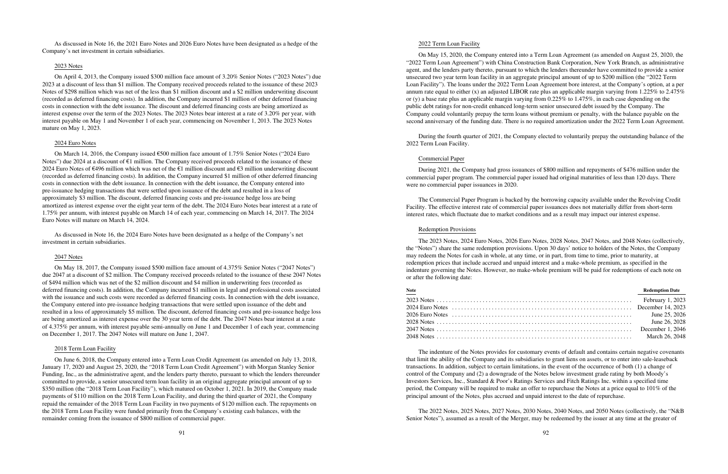As discussed in Note 16, the 2021 Euro Notes and 2026 Euro Notes have been designated as a hedge of the Company's net investment in certain subsidiaries.

2023 Notes

On April 4, 2013, the Company issued $300 million face amount of 3.20% Senior Notes ("2023 Notes") due 2023 at a discount of less than $1 million. The Company received proceeds related to the issuance of these 2023 Notes of $298 million which was net of the less than $1 million discount and a $2 million underwriting discount (recorded as deferred financing costs). In addition, the Company incurred $1 million of other deferred financing costs in connection with the debt issuance. The discount and deferred financing costs are being amortized as interest expense over the term of the 2023 Notes. The 2023 Notes bear interest at a rate of 3.20% per year, with interest payable on May 1 and November 1 of each year, commencing on November 1, 2013. The 2023 Notes mature on May 1, 2023.

2024 Euro Notes

On March 14, 2016, the Company issued €500 million face amount of 1.75% Senior Notes ("2024 Euro Notes") due 2024 at a discount of €1 million. The Company received proceeds related to the issuance of these 2024 Euro Notes of €496 million which was net of the €1 million discount and €3 million underwriting discount (recorded as deferred financing costs). In addition, the Company incurred $1 million of other deferred financing costs in connection with the debt issuance. In connection with the debt issuance, the Company entered into pre-issuance hedging transactions that were settled upon issuance of the debt and resulted in a loss of approximately $3 million. The discount, deferred financing costs and pre-issuance hedge loss are being amortized as interest expense over the eight year term of the debt. The 2024 Euro Notes bear interest at a rate of 1.75% per annum, with interest payable on March 14 of each year, commencing on March 14, 2017. The 2024 Euro Notes will mature on March 14, 2024.

As discussed in Note 16, the 2024 Euro Notes have been designated as a hedge of the Company's net investment in certain subsidiaries.

2047 Notes

On May 18, 2017, the Company issued $500 million face amount of 4.375% Senior Notes ("2047 Notes") due 2047 at a discount of $2 million. The Company received proceeds related to the issuance of these 2047 Notes of $494 million which was net of the $2 million discount and $4 million in underwriting fees (recorded as deferred financing costs). In addition, the Company incurred $1 million in legal and professional costs associated with the issuance and such costs were recorded as deferred financing costs. In connection with the debt issuance, the Company entered into pre-issuance hedging transactions that were settled upon issuance of the debt and resulted in a loss of approximately $5 million. The discount, deferred financing costs and pre-issuance hedge loss are being amortized as interest expense over the 30 year term of the debt. The 2047 Notes bear interest at a rate of 4.375% per annum, with interest payable semi-annually on June 1 and December 1 of each year, commencing on December 1, 2017. The 2047 Notes will mature on June 1, 2047.

2018 Term Loan Facility

On June 6, 2018, the Company entered into a Term Loan Credit Agreement (as amended on July 13, 2018, January 17, 2020 and August 25, 2020, the "2018 Term Loan Credit Agreement") with Morgan Stanley Senior Funding, Inc., as the administrative agent, and the lenders party thereto, pursuant to which the lenders thereunder committed to provide, a senior unsecured term loan facility in an original aggregate principal amount of up to $350 million (the "2018 Term Loan Facility"), which matured on October 1, 2021. In 2019, the Company made payments of $110 million on the 2018 Term Loan Facility, and during the third quarter of 2021, the Company repaid the remainder of the 2018 Term Loan Facility in two payments of $120 million each. The repayments on the 2018 Term Loan Facility were funded primarily from the Company's existing cash balances, with the remainder coming from the issuance of $800 million of commercial paper.

2022 Term Loan Facility

On May 15, 2020, the Company entered into a Term Loan Agreement (as amended on August 25, 2020, the "2022 Term Loan Agreement") with China Construction Bank Corporation, New York Branch, as administrative agent, and the lenders party thereto, pursuant to which the lenders thereunder have committed to provide a senior unsecured two year term loan facility in an aggregate principal amount of up to $200 million (the "2022 Term Loan Facility"). The loans under the 2022 Term Loan Agreement bore interest, at the Company's option, at a per annum rate equal to either (x) an adjusted LIBOR rate plus an applicable margin varying from 1.225% to 2.475% or (y) a base rate plus an applicable margin varying from 0.225% to 1.475%, in each case depending on the public debt ratings for non-credit enhanced long-term senior unsecured debt issued by the Company. The Company could voluntarily prepay the term loans without premium or penalty, with the balance payable on the second anniversary of the funding date. There is no required amortization under the 2022 Term Loan Agreement.

During the fourth quarter of 2021, the Company elected to voluntarily prepay the outstanding balance of the 2022 Term Loan Facility.

Commercial Paper

During 2021, the Company had gross issuances of $800 million and repayments of $476 million under the commercial paper program. The commercial paper issued had original maturities of less than 120 days. There were no commercial paper issuances in 2020.

The Commercial Paper Program is backed by the borrowing capacity available under the Revolving Credit Facility. The effective interest rate of commercial paper issuances does not materially differ from short-term interest rates, which fluctuate due to market conditions and as a result may impact our interest expense.

Redemption Provisions

The 2023 Notes, 2024 Euro Notes, 2026 Euro Notes, 2028 Notes, 2047 Notes, and 2048 Notes (collectively, the "Notes") share the same redemption provisions. Upon 30 days' notice to holders of the Notes, the Company may redeem the Notes for cash in whole, at any time, or in part, from time to time, prior to maturity, at redemption prices that include accrued and unpaid interest and a make-whole premium, as specified in the indenture governing the Notes. However, no make-whole premium will be paid for redemptions of each note on or after the following date:

| Note | Redemption Date |
|---|---|
| 2023 Notes | February 1, 2023 |
| 2024 Euro Notes | December 14, 2023 |
| 2026 Euro Notes | June 25, 2026 |
| 2028 Notes | June 26, 2028 |
| 2047 Notes | December 1, 2046 |
| 2048 Notes | March 26, 2048 |

The indenture of the Notes provides for customary events of default and contains certain negative covenants that limit the ability of the Company and its subsidiaries to grant liens on assets, or to enter into sale-leaseback transactions. In addition, subject to certain limitations, in the event of the occurrence of both (1) a change of control of the Company and (2) a downgrade of the Notes below investment grade rating by both Moody's Investors Services, Inc., Standard & Poor's Ratings Services and Fitch Ratings Inc. within a specified time period, the Company will be required to make an offer to repurchase the Notes at a price equal to 101% of the principal amount of the Notes, plus accrued and unpaid interest to the date of repurchase.

The 2022 Notes, 2025 Notes, 2027 Notes, 2030 Notes, 2040 Notes, and 2050 Notes (collectively, the "N&B Senior Notes"), assumed as a result of the Merger, may be redeemed by the issuer at any time at the greater of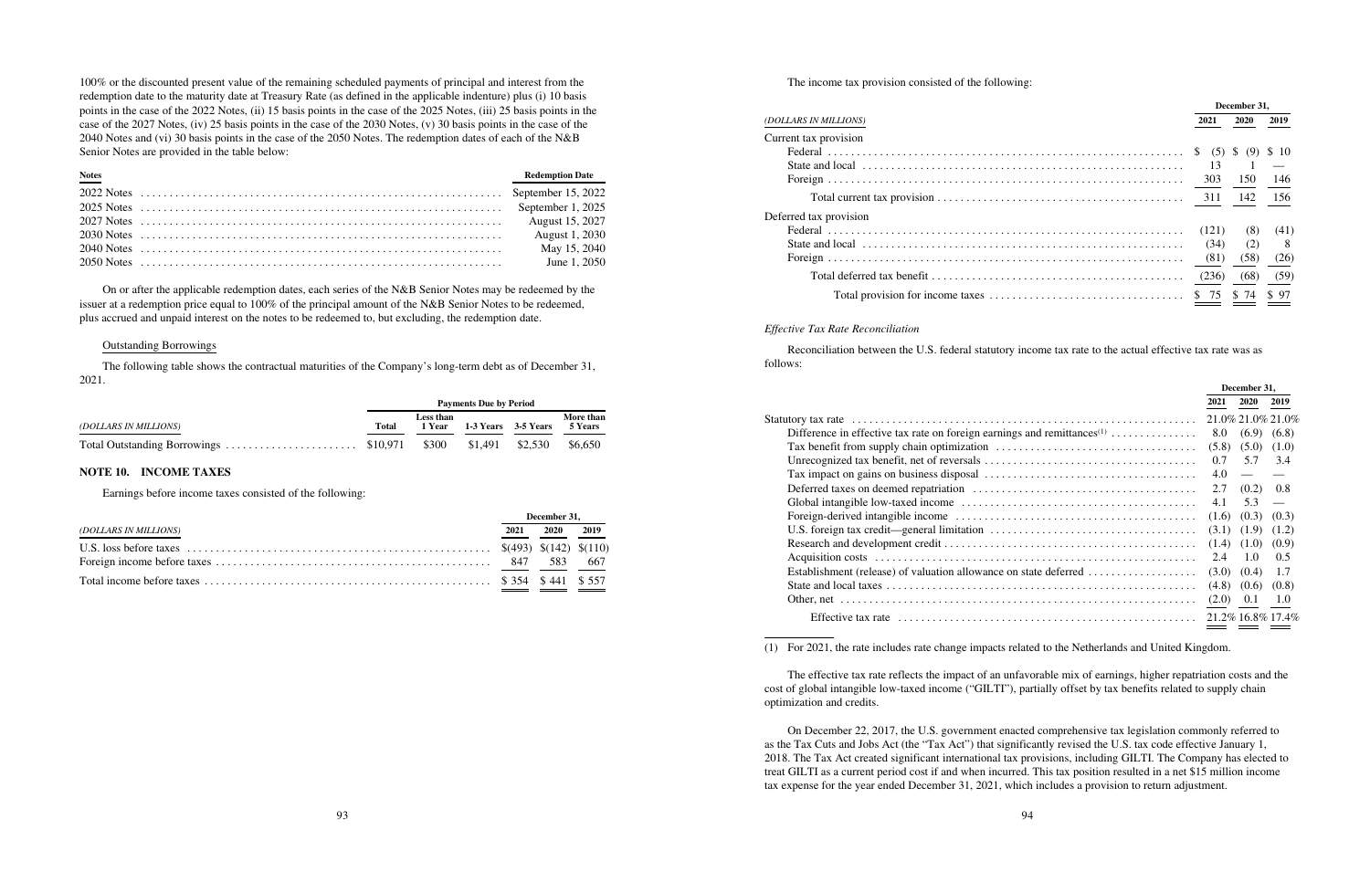100% or the discounted present value of the remaining scheduled payments of principal and interest from the redemption date to the maturity date at Treasury Rate (as defined in the applicable indenture) plus (i) 10 basis points in the case of the 2022 Notes, (ii) 15 basis points in the case of the 2025 Notes, (iii) 25 basis points in the case of the 2027 Notes, (iv) 25 basis points in the case of the 2030 Notes, (v) 30 basis points in the case of the 2040 Notes and (vi) 30 basis points in the case of the 2050 Notes. The redemption dates of each of the N&B Senior Notes are provided in the table below:

| Notes | Redemption Date |
|---|---|
| 2022 Notes | September 15, 2022 |
| 2025 Notes | September 1, 2025 |
| 2027 Notes | August 15, 2027 |
| 2030 Notes | August 1, 2030 |
| 2040 Notes | May 15, 2040 |
| 2050 Notes | June 1, 2050 |

On or after the applicable redemption dates, each series of the N&B Senior Notes may be redeemed by the issuer at a redemption price equal to 100% of the principal amount of the N&B Senior Notes to be redeemed, plus accrued and unpaid interest on the notes to be redeemed to, but excluding, the redemption date.

Outstanding Borrowings

The following table shows the contractual maturities of the Company's long-term debt as of December 31, 2021.

| | Payments Due by Period | | | | |
|---|---|---|---|---|---|
| *(DOLLARS IN MILLIONS)* | Total | Less than 1 Year | 1-3 Years | 3-5 Years | More than 5 Years |
| Total Outstanding Borrowings | $10,971 | $300 | $1,491 | $2,530 | $6,650 |

## NOTE 10. INCOME TAXES

Earnings before income taxes consisted of the following:

| | December 31, | | |
|---|---|---|---|
| *(DOLLARS IN MILLIONS)* | 2021 | 2020 | 2019 |
| U.S. loss before taxes | $(493) | $(142) | $(110) |
| Foreign income before taxes | 847 | 583 | 667 |
| Total income before taxes | $ 354 | $ 441 | $ 557 |

The income tax provision consisted of the following:

| | December 31, | | |
|---|---|---|---|
| *(DOLLARS IN MILLIONS)* | 2021 | 2020 | 2019 |
| Current tax provision | | | |
| Federal | $ (5) | $ (9) | $ 10 |
| State and local | 13 | 1 | — |
| Foreign | 303 | 150 | 146 |
| Total current tax provision | 311 | 142 | 156 |
| Deferred tax provision | | | |
| Federal | (121) | (8) | (41) |
| State and local | (34) | (2) | 8 |
| Foreign | (81) | (58) | (26) |
| Total deferred tax benefit | (236) | (68) | (59) |
| Total provision for income taxes | $ 75 | $ 74 | $ 97 |

*Effective Tax Rate Reconciliation*

Reconciliation between the U.S. federal statutory income tax rate to the actual effective tax rate was as follows:

| | December 31, | | |
|---|---|---|---|
| | 2021 | 2020 | 2019 |
| Statutory tax rate | 21.0% | 21.0% | 21.0% |
| Difference in effective tax rate on foreign earnings and remittances[(1)] | 8.0 | (6.9) | (6.8) |
| Tax benefit from supply chain optimization | (5.8) | (5.0) | (1.0) |
| Unrecognized tax benefit, net of reversals | 0.7 | 5.7 | 3.4 |
| Tax impact on gains on business disposal | 4.0 | — | — |
| Deferred taxes on deemed repatriation | 2.7 | (0.2) | 0.8 |
| Global intangible low-taxed income | 4.1 | 5.3 | — |
| Foreign-derived intangible income | (1.6) | (0.3) | (0.3) |
| U.S. foreign tax credit—general limitation | (3.1) | (1.9) | (1.2) |
| Research and development credit | (1.4) | (1.0) | (0.9) |
| Acquisition costs | 2.4 | 1.0 | 0.5 |
| Establishment (release) of valuation allowance on state deferred | (3.0) | (0.4) | 1.7 |
| State and local taxes | (4.8) | (0.6) | (0.8) |
| Other, net | (2.0) | 0.1 | 1.0 |
| Effective tax rate | 21.2% | 16.8% | 17.4% |

(1) For 2021, the rate includes rate change impacts related to the Netherlands and United Kingdom.

The effective tax rate reflects the impact of an unfavorable mix of earnings, higher repatriation costs and the cost of global intangible low-taxed income ("GILTI"), partially offset by tax benefits related to supply chain optimization and credits.

On December 22, 2017, the U.S. government enacted comprehensive tax legislation commonly referred to as the Tax Cuts and Jobs Act (the "Tax Act") that significantly revised the U.S. tax code effective January 1, 2018. The Tax Act created significant international tax provisions, including GILTI. The Company has elected to treat GILTI as a current period cost if and when incurred. This tax position resulted in a net $15 million income tax expense for the year ended December 31, 2021, which includes a provision to return adjustment.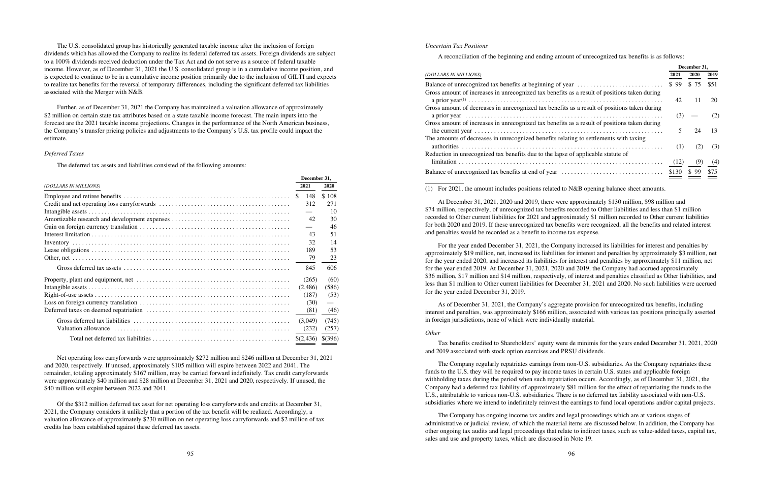The U.S. consolidated group has historically generated taxable income after the inclusion of foreign dividends which has allowed the Company to realize its federal deferred tax assets. Foreign dividends are subject to a 100% dividends received deduction under the Tax Act and do not serve as a source of federal taxable income. However, as of December 31, 2021 the U.S. consolidated group is in a cumulative income position, and is expected to continue to be in a cumulative income position primarily due to the inclusion of GILTI and expects to realize tax benefits for the reversal of temporary differences, including the significant deferred tax liabilities associated with the Merger with N&B.

Further, as of December 31, 2021 the Company has maintained a valuation allowance of approximately $2 million on certain state tax attributes based on a state taxable income forecast. The main inputs into the forecast are the 2021 taxable income projections. Changes in the performance of the North American business, the Company's transfer pricing policies and adjustments to the Company's U.S. tax profile could impact the estimate.

*Deferred Taxes*

The deferred tax assets and liabilities consisted of the following amounts:

| *(DOLLARS IN MILLIONS)* | December 31, 2021 | December 31, 2020 |
|---|---|---|
| Employee and retiree benefits | $ 148 | $ 108 |
| Credit and net operating loss carryforwards | 312 | 271 |
| Intangible assets | — | 10 |
| Amortizable research and development expenses | 42 | 30 |
| Gain on foreign currency translation | — | 46 |
| Interest limitation | 43 | 51 |
| Inventory | 32 | 14 |
| Lease obligations | 189 | 53 |
| Other, net | 79 | 23 |
| Gross deferred tax assets | 845 | 606 |
| Property, plant and equipment, net | (265) | (60) |
| Intangible assets | (2,486) | (586) |
| Right-of-use assets | (187) | (53) |
| Loss on foreign currency translation | (30) | — |
| Deferred taxes on deemed repatriation | (81) | (46) |
| Gross deferred tax liabilities | (3,049) | (745) |
| Valuation allowance | (232) | (257) |
| Total net deferred tax liabilities | $(2,436) | $(396) |

Net operating loss carryforwards were approximately $272 million and $246 million at December 31, 2021 and 2020, respectively. If unused, approximately $105 million will expire between 2022 and 2041. The remainder, totaling approximately $167 million, may be carried forward indefinitely. Tax credit carryforwards were approximately $40 million and $28 million at December 31, 2021 and 2020, respectively. If unused, the $40 million will expire between 2022 and 2041.

Of the $312 million deferred tax asset for net operating loss carryforwards and credits at December 31, 2021, the Company considers it unlikely that a portion of the tax benefit will be realized. Accordingly, a valuation allowance of approximately $230 million on net operating loss carryforwards and $2 million of tax credits has been established against these deferred tax assets.

*Uncertain Tax Positions*

A reconciliation of the beginning and ending amount of unrecognized tax benefits is as follows:

| *(DOLLARS IN MILLIONS)* | December 31, 2021 | December 31, 2020 | December 31, 2019 |
|---|---|---|---|
| Balance of unrecognized tax benefits at beginning of year | $ 99 | $ 75 | $51 |
| Gross amount of increases in unrecognized tax benefits as a result of positions taken during a prior year[(1)] | 42 | 11 | 20 |
| Gross amount of decreases in unrecognized tax benefits as a result of positions taken during a prior year | (3) | — | (2) |
| Gross amount of increases in unrecognized tax benefits as a result of positions taken during the current year | 5 | 24 | 13 |
| The amounts of decreases in unrecognized benefits relating to settlements with taxing authorities | (1) | (2) | (3) |
| Reduction in unrecognized tax benefits due to the lapse of applicable statute of limitation | (12) | (9) | (4) |
| Balance of unrecognized tax benefits at end of year | $130 | $ 99 | $75 |

(1) For 2021, the amount includes positions related to N&B opening balance sheet amounts.

At December 31, 2021, 2020 and 2019, there were approximately $130 million, $98 million and $74 million, respectively, of unrecognized tax benefits recorded to Other liabilities and less than $1 million recorded to Other current liabilities for 2021 and approximately $1 million recorded to Other current liabilities for both 2020 and 2019. If these unrecognized tax benefits were recognized, all the benefits and related interest and penalties would be recorded as a benefit to income tax expense.

For the year ended December 31, 2021, the Company increased its liabilities for interest and penalties by approximately $19 million, net, increased its liabilities for interest and penalties by approximately $3 million, net for the year ended 2020, and increased its liabilities for interest and penalties by approximately $11 million, net for the year ended 2019. At December 31, 2021, 2020 and 2019, the Company had accrued approximately $36 million, $17 million and $14 million, respectively, of interest and penalties classified as Other liabilities, and less than $1 million to Other current liabilities for December 31, 2021 and 2020. No such liabilities were accrued for the year ended December 31, 2019.

As of December 31, 2021, the Company's aggregate provision for unrecognized tax benefits, including interest and penalties, was approximately $166 million, associated with various tax positions principally asserted in foreign jurisdictions, none of which were individually material.

*Other*

Tax benefits credited to Shareholders' equity were de minimis for the years ended December 31, 2021, 2020 and 2019 associated with stock option exercises and PRSU dividends.

The Company regularly repatriates earnings from non-U.S. subsidiaries. As the Company repatriates these funds to the U.S. they will be required to pay income taxes in certain U.S. states and applicable foreign withholding taxes during the period when such repatriation occurs. Accordingly, as of December 31, 2021, the Company had a deferred tax liability of approximately $81 million for the effect of repatriating the funds to the U.S., attributable to various non-U.S. subsidiaries. There is no deferred tax liability associated with non-U.S. subsidiaries where we intend to indefinitely reinvest the earnings to fund local operations and/or capital projects.

The Company has ongoing income tax audits and legal proceedings which are at various stages of administrative or judicial review, of which the material items are discussed below. In addition, the Company has other ongoing tax audits and legal proceedings that relate to indirect taxes, such as value-added taxes, capital tax, sales and use and property taxes, which are discussed in Note 19.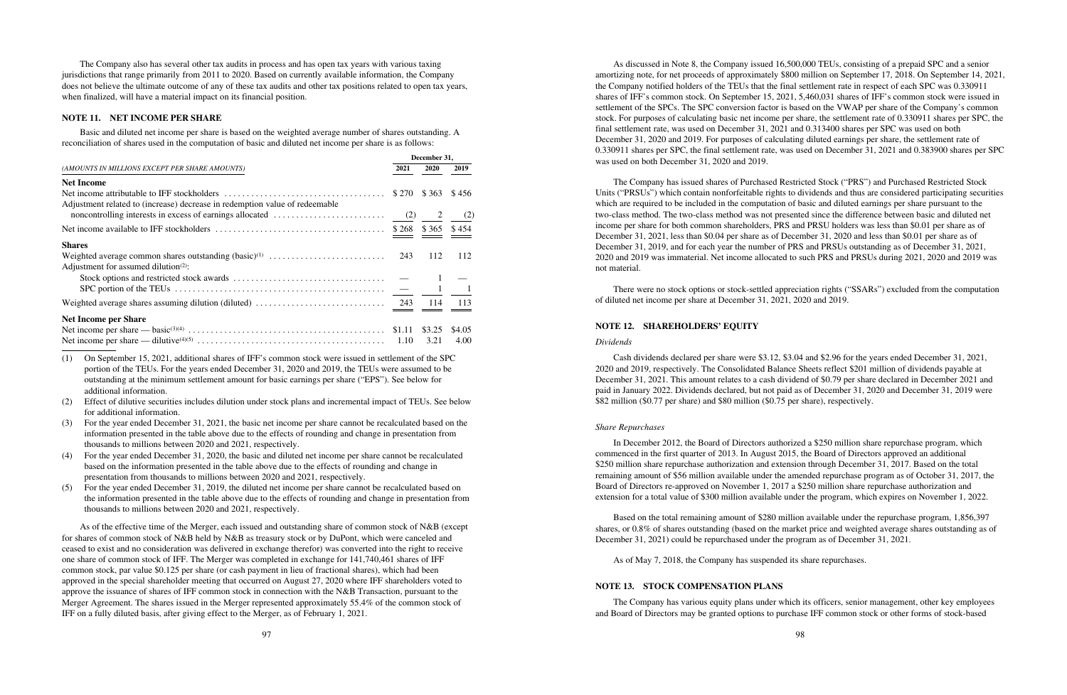The Company also has several other tax audits in process and has open tax years with various taxing jurisdictions that range primarily from 2011 to 2020. Based on currently available information, the Company does not believe the ultimate outcome of any of these tax audits and other tax positions related to open tax years, when finalized, will have a material impact on its financial position.

## NOTE 11. NET INCOME PER SHARE

Basic and diluted net income per share is based on the weighted average number of shares outstanding. A reconciliation of shares used in the computation of basic and diluted net income per share is as follows:

| *(AMOUNTS IN MILLIONS EXCEPT PER SHARE AMOUNTS)* | December 31, 2021 | 2020 | 2019 |
|---|---|---|---|
| **Net Income** | | | |
| Net income attributable to IFF stockholders | $ 270 | $ 363 | $ 456 |
| Adjustment related to (increase) decrease in redemption value of redeemable noncontrolling interests in excess of earnings allocated | (2) | 2 | (2) |
| Net income available to IFF stockholders | $ 268 | $ 365 | $ 454 |
| **Shares** | | | |
| Weighted average common shares outstanding (basic)(1) | 243 | 112 | 112 |
| Adjustment for assumed dilution(2): | | | |
| Stock options and restricted stock awards | — | 1 | — |
| SPC portion of the TEUs | — | 1 | 1 |
| Weighted average shares assuming dilution (diluted) | 243 | 114 | 113 |
| **Net Income per Share** | | | |
| Net income per share — basic(3)(4) | $1.11 | $3.25 | $4.05 |
| Net income per share — dilutive(4)(5) | 1.10 | 3.21 | 4.00 |

(1) On September 15, 2021, additional shares of IFF's common stock were issued in settlement of the SPC portion of the TEUs. For the years ended December 31, 2020 and 2019, the TEUs were assumed to be outstanding at the minimum settlement amount for basic earnings per share ("EPS"). See below for additional information.

(2) Effect of dilutive securities includes dilution under stock plans and incremental impact of TEUs. See below for additional information.

(3) For the year ended December 31, 2021, the basic net income per share cannot be recalculated based on the information presented in the table above due to the effects of rounding and change in presentation from thousands to millions between 2020 and 2021, respectively.

(4) For the year ended December 31, 2020, the basic and diluted net income per share cannot be recalculated based on the information presented in the table above due to the effects of rounding and change in presentation from thousands to millions between 2020 and 2021, respectively.

(5) For the year ended December 31, 2019, the diluted net income per share cannot be recalculated based on the information presented in the table above due to the effects of rounding and change in presentation from thousands to millions between 2020 and 2021, respectively.

As of the effective time of the Merger, each issued and outstanding share of common stock of N&B (except for shares of common stock of N&B held by N&B as treasury stock or by DuPont, which were canceled and ceased to exist and no consideration was delivered in exchange therefor) was converted into the right to receive one share of common stock of IFF. The Merger was completed in exchange for 141,740,461 shares of IFF common stock, par value $0.125 per share (or cash payment in lieu of fractional shares), which had been approved in the special shareholder meeting that occurred on August 27, 2020 where IFF shareholders voted to approve the issuance of shares of IFF common stock in connection with the N&B Transaction, pursuant to the Merger Agreement. The shares issued in the Merger represented approximately 55.4% of the common stock of IFF on a fully diluted basis, after giving effect to the Merger, as of February 1, 2021.

As discussed in Note 8, the Company issued 16,500,000 TEUs, consisting of a prepaid SPC and a senior amortizing note, for net proceeds of approximately $800 million on September 17, 2018. On September 14, 2021, the Company notified holders of the TEUs that the final settlement rate in respect of each SPC was 0.330911 shares of IFF's common stock. On September 15, 2021, 5,460,031 shares of IFF's common stock were issued in settlement of the SPCs. The SPC conversion factor is based on the VWAP per share of the Company's common stock. For purposes of calculating basic net income per share, the settlement rate of 0.330911 shares per SPC, the final settlement rate, was used on December 31, 2021 and 0.313400 shares per SPC was used on both December 31, 2020 and 2019. For purposes of calculating diluted earnings per share, the settlement rate of 0.330911 shares per SPC, the final settlement rate, was used on December 31, 2021 and 0.383900 shares per SPC was used on both December 31, 2020 and 2019.

The Company has issued shares of Purchased Restricted Stock ("PRS") and Purchased Restricted Stock Units ("PRSUs") which contain nonforfeitable rights to dividends and thus are considered participating securities which are required to be included in the computation of basic and diluted earnings per share pursuant to the two-class method. The two-class method was not presented since the difference between basic and diluted net income per share for both common shareholders, PRS and PRSU holders was less than $0.01 per share as of December 31, 2021, less than $0.04 per share as of December 31, 2020 and less than $0.01 per share as of December 31, 2019, and for each year the number of PRS and PRSUs outstanding as of December 31, 2021, 2020 and 2019 was immaterial. Net income allocated to such PRS and PRSUs during 2021, 2020 and 2019 was not material.

There were no stock options or stock-settled appreciation rights ("SSARs") excluded from the computation of diluted net income per share at December 31, 2021, 2020 and 2019.

## NOTE 12. SHAREHOLDERS' EQUITY

### *Dividends*

Cash dividends declared per share were $3.12, $3.04 and $2.96 for the years ended December 31, 2021, 2020 and 2019, respectively. The Consolidated Balance Sheets reflect $201 million of dividends payable at December 31, 2021. This amount relates to a cash dividend of $0.79 per share declared in December 2021 and paid in January 2022. Dividends declared, but not paid as of December 31, 2020 and December 31, 2019 were $82 million ($0.77 per share) and $80 million ($0.75 per share), respectively.

### *Share Repurchases*

In December 2012, the Board of Directors authorized a $250 million share repurchase program, which commenced in the first quarter of 2013. In August 2015, the Board of Directors approved an additional $250 million share repurchase authorization and extension through December 31, 2017. Based on the total remaining amount of $56 million available under the amended repurchase program as of October 31, 2017, the Board of Directors re-approved on November 1, 2017 a $250 million share repurchase authorization and extension for a total value of $300 million available under the program, which expires on November 1, 2022.

Based on the total remaining amount of $280 million available under the repurchase program, 1,856,397 shares, or 0.8% of shares outstanding (based on the market price and weighted average shares outstanding as of December 31, 2021) could be repurchased under the program as of December 31, 2021.

As of May 7, 2018, the Company has suspended its share repurchases.

## NOTE 13. STOCK COMPENSATION PLANS

The Company has various equity plans under which its officers, senior management, other key employees and Board of Directors may be granted options to purchase IFF common stock or other forms of stock-based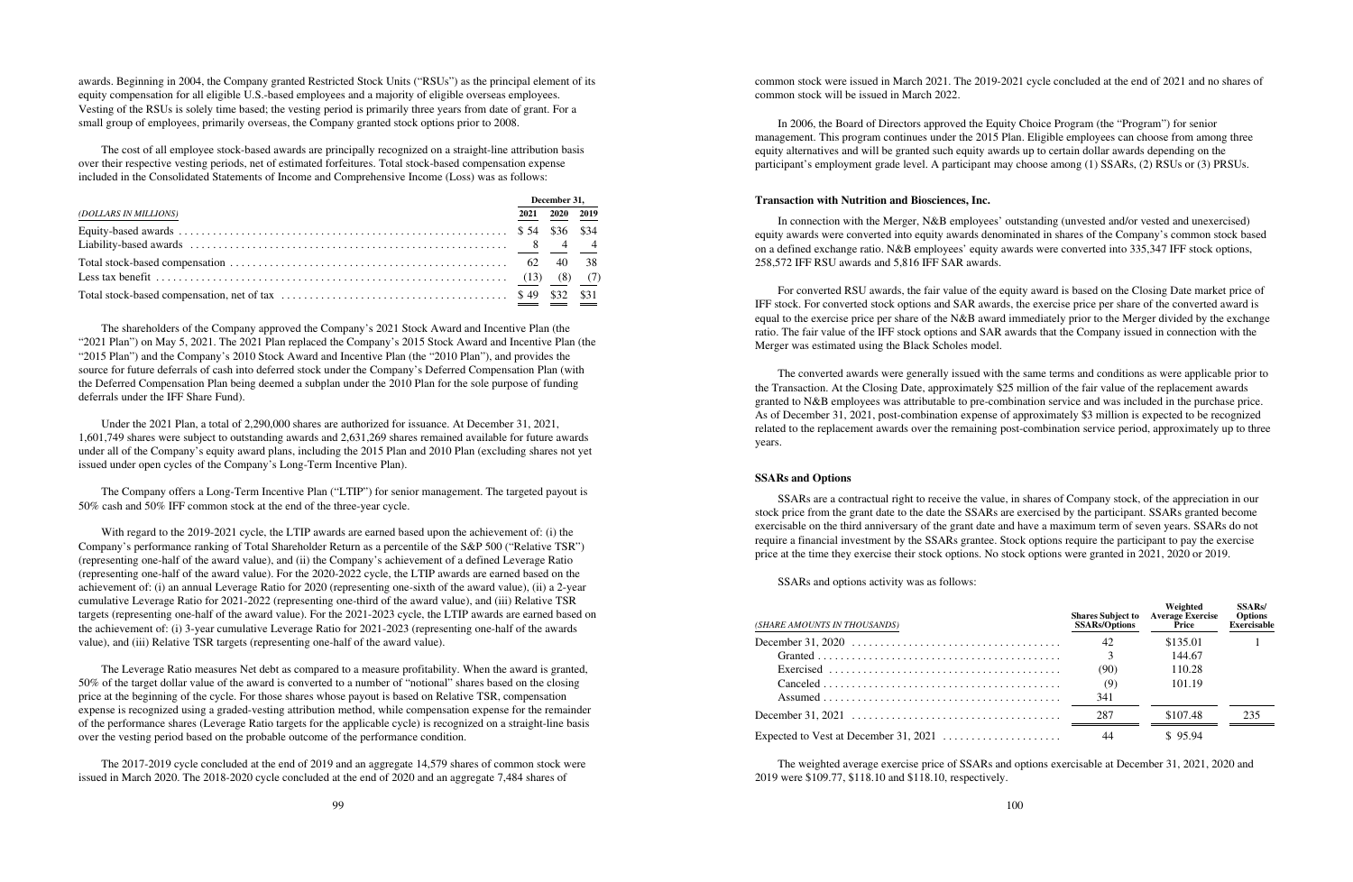awards. Beginning in 2004, the Company granted Restricted Stock Units ("RSUs") as the principal element of its equity compensation for all eligible U.S.-based employees and a majority of eligible overseas employees. Vesting of the RSUs is solely time based; the vesting period is primarily three years from date of grant. For a small group of employees, primarily overseas, the Company granted stock options prior to 2008.

The cost of all employee stock-based awards are principally recognized on a straight-line attribution basis over their respective vesting periods, net of estimated forfeitures. Total stock-based compensation expense included in the Consolidated Statements of Income and Comprehensive Income (Loss) was as follows:

| *(DOLLARS IN MILLIONS)* | December 31, 2021 | 2020 | 2019 |
|---|---|---|---|
| Equity-based awards | $ 54 | $36 | $34 |
| Liability-based awards | 8 | 4 | 4 |
| Total stock-based compensation | 62 | 40 | 38 |
| Less tax benefit | (13) | (8) | (7) |
| Total stock-based compensation, net of tax | $ 49 | $32 | $31 |

The shareholders of the Company approved the Company's 2021 Stock Award and Incentive Plan (the "2021 Plan") on May 5, 2021. The 2021 Plan replaced the Company's 2015 Stock Award and Incentive Plan (the "2015 Plan") and the Company's 2010 Stock Award and Incentive Plan (the "2010 Plan"), and provides the source for future deferrals of cash into deferred stock under the Company's Deferred Compensation Plan (with the Deferred Compensation Plan being deemed a subplan under the 2010 Plan for the sole purpose of funding deferrals under the IFF Share Fund).

Under the 2021 Plan, a total of 2,290,000 shares are authorized for issuance. At December 31, 2021, 1,601,749 shares were subject to outstanding awards and 2,631,269 shares remained available for future awards under all of the Company's equity award plans, including the 2015 Plan and 2010 Plan (excluding shares not yet issued under open cycles of the Company's Long-Term Incentive Plan).

The Company offers a Long-Term Incentive Plan ("LTIP") for senior management. The targeted payout is 50% cash and 50% IFF common stock at the end of the three-year cycle.

With regard to the 2019-2021 cycle, the LTIP awards are earned based upon the achievement of: (i) the Company's performance ranking of Total Shareholder Return as a percentile of the S&P 500 ("Relative TSR") (representing one-half of the award value), and (ii) the Company's achievement of a defined Leverage Ratio (representing one-half of the award value). For the 2020-2022 cycle, the LTIP awards are earned based on the achievement of: (i) an annual Leverage Ratio for 2020 (representing one-sixth of the award value), (ii) a 2-year cumulative Leverage Ratio for 2021-2022 (representing one-third of the award value), and (iii) Relative TSR targets (representing one-half of the award value). For the 2021-2023 cycle, the LTIP awards are earned based on the achievement of: (i) 3-year cumulative Leverage Ratio for 2021-2023 (representing one-half of the awards value), and (iii) Relative TSR targets (representing one-half of the award value).

The Leverage Ratio measures Net debt as compared to a measure profitability. When the award is granted, 50% of the target dollar value of the award is converted to a number of "notional" shares based on the closing price at the beginning of the cycle. For those shares whose payout is based on Relative TSR, compensation expense is recognized using a graded-vesting attribution method, while compensation expense for the remainder of the performance shares (Leverage Ratio targets for the applicable cycle) is recognized on a straight-line basis over the vesting period based on the probable outcome of the performance condition.

The 2017-2019 cycle concluded at the end of 2019 and an aggregate 14,579 shares of common stock were issued in March 2020. The 2018-2020 cycle concluded at the end of 2020 and an aggregate 7,484 shares of common stock were issued in March 2021. The 2019-2021 cycle concluded at the end of 2021 and no shares of common stock will be issued in March 2022.

In 2006, the Board of Directors approved the Equity Choice Program (the "Program") for senior management. This program continues under the 2015 Plan. Eligible employees can choose from among three equity alternatives and will be granted such equity awards up to certain dollar awards depending on the participant's employment grade level. A participant may choose among (1) SSARs, (2) RSUs or (3) PRSUs.

**Transaction with Nutrition and Biosciences, Inc.**

In connection with the Merger, N&B employees' outstanding (unvested and/or vested and unexercised) equity awards were converted into equity awards denominated in shares of the Company's common stock based on a defined exchange ratio. N&B employees' equity awards were converted into 335,347 IFF stock options, 258,572 IFF RSU awards and 5,816 IFF SAR awards.

For converted RSU awards, the fair value of the equity award is based on the Closing Date market price of IFF stock. For converted stock options and SAR awards, the exercise price per share of the converted award is equal to the exercise price per share of the N&B award immediately prior to the Merger divided by the exchange ratio. The fair value of the IFF stock options and SAR awards that the Company issued in connection with the Merger was estimated using the Black Scholes model.

The converted awards were generally issued with the same terms and conditions as were applicable prior to the Transaction. At the Closing Date, approximately $25 million of the fair value of the replacement awards granted to N&B employees was attributable to pre-combination service and was included in the purchase price. As of December 31, 2021, post-combination expense of approximately $3 million is expected to be recognized related to the replacement awards over the remaining post-combination service period, approximately up to three years.

**SSARs and Options**

SSARs are a contractual right to receive the value, in shares of Company stock, of the appreciation in our stock price from the grant date to the date the SSARs are exercised by the participant. SSARs granted become exercisable on the third anniversary of the grant date and have a maximum term of seven years. SSARs do not require a financial investment by the SSARs grantee. Stock options require the participant to pay the exercise price at the time they exercise their stock options. No stock options were granted in 2021, 2020 or 2019.

SSARs and options activity was as follows:

| *(SHARE AMOUNTS IN THOUSANDS)* | Shares Subject to SSARs/Options | Weighted Average Exercise Price | SSARs/ Options Exercisable |
|---|---|---|---|
| December 31, 2020 | 42 | $135.01 | 1 |
| Granted | 3 | 144.67 | |
| Exercised | (90) | 110.28 | |
| Canceled | (9) | 101.19 | |
| Assumed | 341 | | |
| December 31, 2021 | 287 | $107.48 | 235 |
| Expected to Vest at December 31, 2021 | 44 | $ 95.94 | |

The weighted average exercise price of SSARs and options exercisable at December 31, 2021, 2020 and 2019 were $109.77, $118.10 and $118.10, respectively.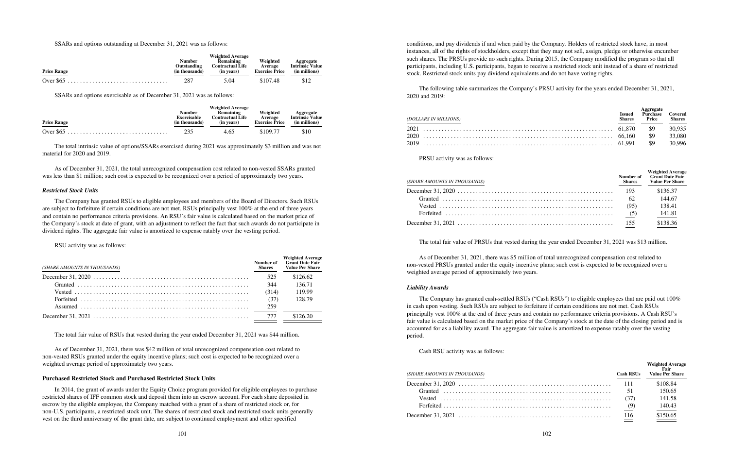SSARs and options outstanding at December 31, 2021 was as follows:

| Price Range | Number Outstanding (in thousands) | Weighted Average Remaining Contractual Life (in years) | Weighted Average Exercise Price | Aggregate Intrinsic Value (in millions) |
|---|---|---|---|---|
| Over $65 | 287 | 5.04 | $107.48 | $12 |

SSARs and options exercisable as of December 31, 2021 was as follows:

| Price Range | Number Exercisable (in thousands) | Weighted Average Remaining Contractual Life (in years) | Weighted Average Exercise Price | Aggregate Intrinsic Value (in millions) |
|---|---|---|---|---|
| Over $65 | 235 | 4.65 | $109.77 | $10 |

The total intrinsic value of options/SSARs exercised during 2021 was approximately $3 million and was not material for 2020 and 2019.

As of December 31, 2021, the total unrecognized compensation cost related to non-vested SSARs granted was less than $1 million; such cost is expected to be recognized over a period of approximately two years.

### *Restricted Stock Units*

The Company has granted RSUs to eligible employees and members of the Board of Directors. Such RSUs are subject to forfeiture if certain conditions are not met. RSUs principally vest 100% at the end of three years and contain no performance criteria provisions. An RSU's fair value is calculated based on the market price of the Company's stock at date of grant, with an adjustment to reflect the fact that such awards do not participate in dividend rights. The aggregate fair value is amortized to expense ratably over the vesting period.

RSU activity was as follows:

| *(SHARE AMOUNTS IN THOUSANDS)* | Number of Shares | Weighted Average Grant Date Fair Value Per Share |
|---|---|---|
| December 31, 2020 | 525 | $126.62 |
| Granted | 344 | 136.71 |
| Vested | (314) | 119.99 |
| Forfeited | (37) | 128.79 |
| Assumed | 259 | |
| December 31, 2021 | 777 | $126.20 |

The total fair value of RSUs that vested during the year ended December 31, 2021 was $44 million.

As of December 31, 2021, there was $42 million of total unrecognized compensation cost related to non-vested RSUs granted under the equity incentive plans; such cost is expected to be recognized over a weighted average period of approximately two years.

### Purchased Restricted Stock and Purchased Restricted Stock Units

In 2014, the grant of awards under the Equity Choice program provided for eligible employees to purchase restricted shares of IFF common stock and deposit them into an escrow account. For each share deposited in escrow by the eligible employee, the Company matched with a grant of a share of restricted stock or, for non-U.S. participants, a restricted stock unit. The shares of restricted stock and restricted stock units generally vest on the third anniversary of the grant date, are subject to continued employment and other specified conditions, and pay dividends if and when paid by the Company. Holders of restricted stock have, in most instances, all of the rights of stockholders, except that they may not sell, assign, pledge or otherwise encumber such shares. The PRSUs provide no such rights. During 2015, the Company modified the program so that all participants, including U.S. participants, began to receive a restricted stock unit instead of a share of restricted stock. Restricted stock units pay dividend equivalents and do not have voting rights.

The following table summarizes the Company's PRSU activity for the years ended December 31, 2021, 2020 and 2019:

| *(DOLLARS IN MILLIONS)* | Issued Shares | Aggregate Purchase Price | Covered Shares |
|---|---|---|---|
| 2021 | 61,870 | $9 | 30,935 |
| 2020 | 66,160 | $9 | 33,080 |
| 2019 | 61,991 | $9 | 30,996 |

PRSU activity was as follows:

| *(SHARE AMOUNTS IN THOUSANDS)* | Number of Shares | Weighted Average Grant Date Fair Value Per Share |
|---|---|---|
| December 31, 2020 | 193 | $136.37 |
| Granted | 62 | 144.67 |
| Vested | (95) | 138.41 |
| Forfeited | (5) | 141.81 |
| December 31, 2021 | 155 | $138.36 |

The total fair value of PRSUs that vested during the year ended December 31, 2021 was $13 million.

As of December 31, 2021, there was $5 million of total unrecognized compensation cost related to non-vested PRSUs granted under the equity incentive plans; such cost is expected to be recognized over a weighted average period of approximately two years.

### *Liability Awards*

The Company has granted cash-settled RSUs ("Cash RSUs") to eligible employees that are paid out 100% in cash upon vesting. Such RSUs are subject to forfeiture if certain conditions are not met. Cash RSUs principally vest 100% at the end of three years and contain no performance criteria provisions. A Cash RSU's fair value is calculated based on the market price of the Company's stock at the date of the closing period and is accounted for as a liability award. The aggregate fair value is amortized to expense ratably over the vesting period.

Cash RSU activity was as follows:

| *(SHARE AMOUNTS IN THOUSANDS)* | Cash RSUs | Weighted Average Fair Value Per Share |
|---|---|---|
| December 31, 2020 | 111 | $108.84 |
| Granted | 51 | 150.65 |
| Vested | (37) | 141.58 |
| Forfeited | (9) | 140.43 |
| December 31, 2021 | 116 | $150.65 |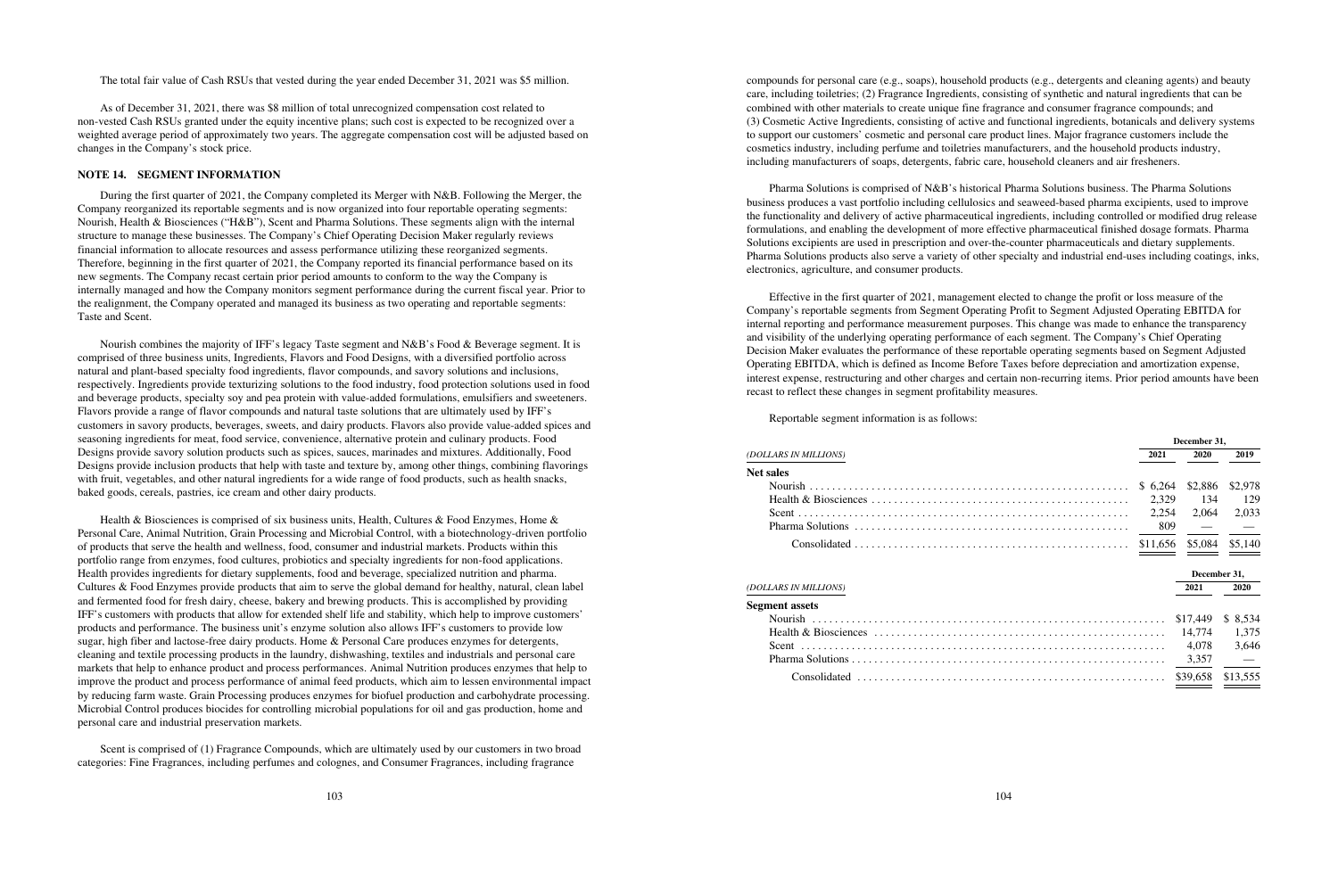The total fair value of Cash RSUs that vested during the year ended December 31, 2021 was $5 million.

As of December 31, 2021, there was $8 million of total unrecognized compensation cost related to non-vested Cash RSUs granted under the equity incentive plans; such cost is expected to be recognized over a weighted average period of approximately two years. The aggregate compensation cost will be adjusted based on changes in the Company's stock price.

### NOTE 14. SEGMENT INFORMATION

During the first quarter of 2021, the Company completed its Merger with N&B. Following the Merger, the Company reorganized its reportable segments and is now organized into four reportable operating segments: Nourish, Health & Biosciences ("H&B"), Scent and Pharma Solutions. These segments align with the internal structure to manage these businesses. The Company's Chief Operating Decision Maker regularly reviews financial information to allocate resources and assess performance utilizing these reorganized segments. Therefore, beginning in the first quarter of 2021, the Company reported its financial performance based on its new segments. The Company recast certain prior period amounts to conform to the way the Company is internally managed and how the Company monitors segment performance during the current fiscal year. Prior to the realignment, the Company operated and managed its business as two operating and reportable segments: Taste and Scent.

Nourish combines the majority of IFF's legacy Taste segment and N&B's Food & Beverage segment. It is comprised of three business units, Ingredients, Flavors and Food Designs, with a diversified portfolio across natural and plant-based specialty food ingredients, flavor compounds, and savory solutions and inclusions, respectively. Ingredients provide texturizing solutions to the food industry, food protection solutions used in food and beverage products, specialty soy and pea protein with value-added formulations, emulsifiers and sweeteners. Flavors provide a range of flavor compounds and natural taste solutions that are ultimately used by IFF's customers in savory products, beverages, sweets, and dairy products. Flavors also provide value-added spices and seasoning ingredients for meat, food service, convenience, alternative protein and culinary products. Food Designs provide savory solution products such as spices, sauces, marinades and mixtures. Additionally, Food Designs provide inclusion products that help with taste and texture by, among other things, combining flavorings with fruit, vegetables, and other natural ingredients for a wide range of food products, such as health snacks, baked goods, cereals, pastries, ice cream and other dairy products.

Health & Biosciences is comprised of six business units, Health, Cultures & Food Enzymes, Home & Personal Care, Animal Nutrition, Grain Processing and Microbial Control, with a biotechnology-driven portfolio of products that serve the health and wellness, food, consumer and industrial markets. Products within this portfolio range from enzymes, food cultures, probiotics and specialty ingredients for non-food applications. Health provides ingredients for dietary supplements, food and beverage, specialized nutrition and pharma. Cultures & Food Enzymes provide products that aim to serve the global demand for healthy, natural, clean label and fermented food for fresh dairy, cheese, bakery and brewing products. This is accomplished by providing IFF's customers with products that allow for extended shelf life and stability, which help to improve customers' products and performance. The business unit's enzyme solution also allows IFF's customers to provide low sugar, high fiber and lactose-free dairy products. Home & Personal Care produces enzymes for detergents, cleaning and textile processing products in the laundry, dishwashing, textiles and industrials and personal care markets that help to enhance product and process performances. Animal Nutrition produces enzymes that help to improve the product and process performance of animal feed products, which aim to lessen environmental impact by reducing farm waste. Grain Processing produces enzymes for biofuel production and carbohydrate processing. Microbial Control produces biocides for controlling microbial populations for oil and gas production, home and personal care and industrial preservation markets.

Scent is comprised of (1) Fragrance Compounds, which are ultimately used by our customers in two broad categories: Fine Fragrances, including perfumes and colognes, and Consumer Fragrances, including fragrance compounds for personal care (e.g., soaps), household products (e.g., detergents and cleaning agents) and beauty care, including toiletries; (2) Fragrance Ingredients, consisting of synthetic and natural ingredients that can be combined with other materials to create unique fine fragrance and consumer fragrance compounds; and (3) Cosmetic Active Ingredients, consisting of active and functional ingredients, botanicals and delivery systems to support our customers' cosmetic and personal care product lines. Major fragrance customers include the cosmetics industry, including perfume and toiletries manufacturers, and the household products industry, including manufacturers of soaps, detergents, fabric care, household cleaners and air fresheners.

Pharma Solutions is comprised of N&B's historical Pharma Solutions business. The Pharma Solutions business produces a vast portfolio including cellulosics and seaweed-based pharma excipients, used to improve the functionality and delivery of active pharmaceutical ingredients, including controlled or modified drug release formulations, and enabling the development of more effective pharmaceutical finished dosage formats. Pharma Solutions excipients are used in prescription and over-the-counter pharmaceuticals and dietary supplements. Pharma Solutions products also serve a variety of other specialty and industrial end-uses including coatings, inks, electronics, agriculture, and consumer products.

Effective in the first quarter of 2021, management elected to change the profit or loss measure of the Company's reportable segments from Segment Operating Profit to Segment Adjusted Operating EBITDA for internal reporting and performance measurement purposes. This change was made to enhance the transparency and visibility of the underlying operating performance of each segment. The Company's Chief Operating Decision Maker evaluates the performance of these reportable operating segments based on Segment Adjusted Operating EBITDA, which is defined as Income Before Taxes before depreciation and amortization expense, interest expense, restructuring and other charges and certain non-recurring items. Prior period amounts have been recast to reflect these changes in segment profitability measures.

Reportable segment information is as follows:

| | December 31, | | |
|---|---|---|---|
| *(DOLLARS IN MILLIONS)* | 2021 | 2020 | 2019 |
| **Net sales** | | | |
| Nourish | $ 6,264 | $2,886 | $2,978 |
| Health & Biosciences | 2,329 | 134 | 129 |
| Scent | 2,254 | 2,064 | 2,033 |
| Pharma Solutions | 809 | — | — |
| Consolidated | $11,656 | $5,084 | $5,140 |

| | December 31, | |
|---|---|---|
| *(DOLLARS IN MILLIONS)* | 2021 | 2020 |
| **Segment assets** | | |
| Nourish | $17,449 | $ 8,534 |
| Health & Biosciences | 14,774 | 1,375 |
| Scent | 4,078 | 3,646 |
| Pharma Solutions | 3,357 | — |
| Consolidated | $39,658 | $13,555 |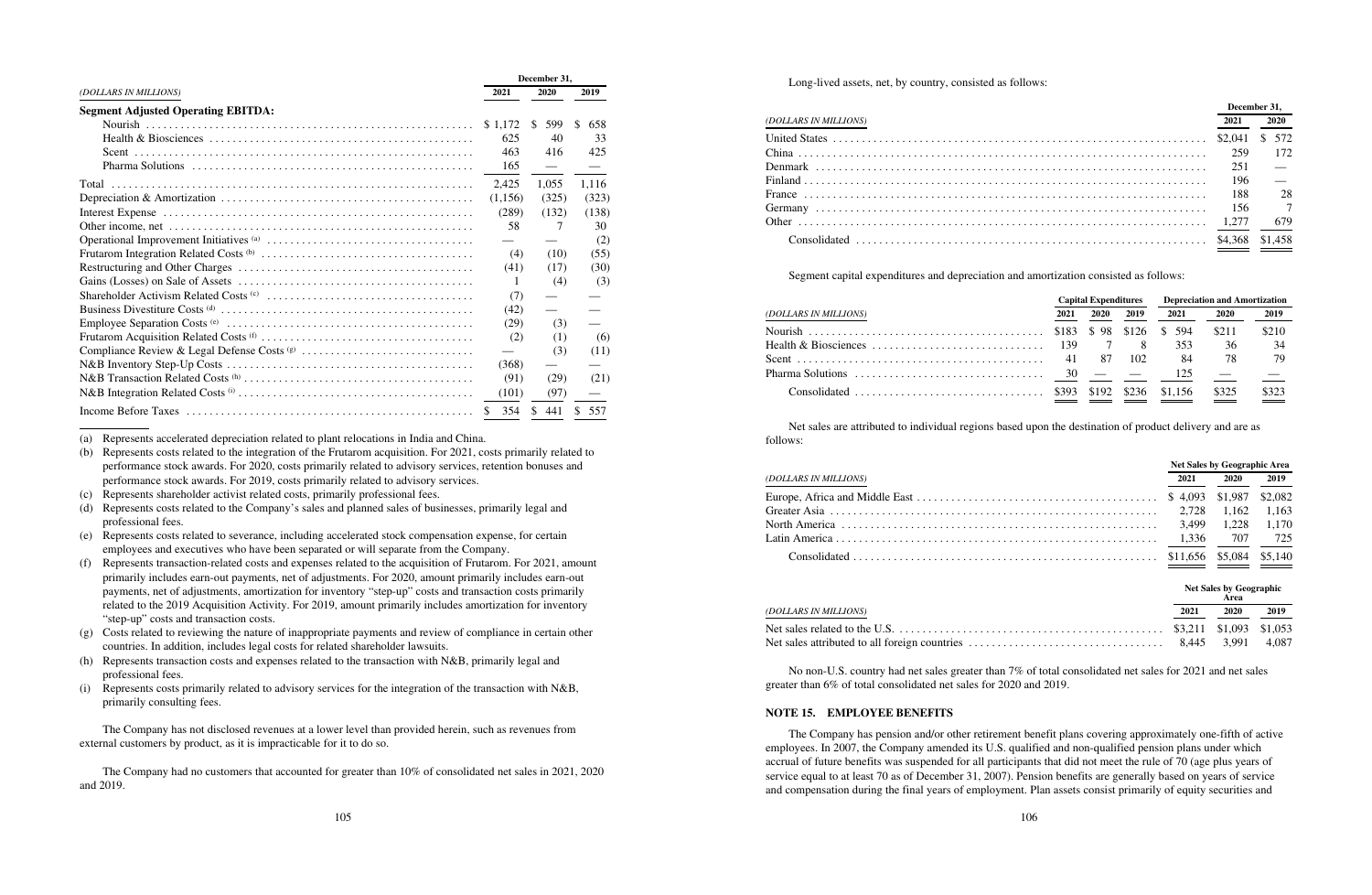| *(DOLLARS IN MILLIONS)* | December 31, 2021 | 2020 | 2019 |
|---|---|---|---|
| **Segment Adjusted Operating EBITDA:** | | | |
| Nourish | $ 1,172 | $ 599 | $ 658 |
| Health & Biosciences | 625 | 40 | 33 |
| Scent | 463 | 416 | 425 |
| Pharma Solutions | 165 | — | — |
| Total | 2,425 | 1,055 | 1,116 |
| Depreciation & Amortization | (1,156) | (325) | (323) |
| Interest Expense | (289) | (132) | (138) |
| Other income, net | 58 | 7 | 30 |
| Operational Improvement Initiatives [(a)] | — | — | (2) |
| Frutarom Integration Related Costs [(b)] | (4) | (10) | (55) |
| Restructuring and Other Charges | (41) | (17) | (30) |
| Gains (Losses) on Sale of Assets | 1 | (4) | (3) |
| Shareholder Activism Related Costs [(c)] | (7) | — | — |
| Business Divestiture Costs [(d)] | (42) | — | — |
| Employee Separation Costs [(e)] | (29) | (3) | — |
| Frutarom Acquisition Related Costs [(f)] | (2) | (1) | (6) |
| Compliance Review & Legal Defense Costs [(g)] | — | (3) | (11) |
| N&B Inventory Step-Up Costs | (368) | — | — |
| N&B Transaction Related Costs [(h)] | (91) | (29) | (21) |
| N&B Integration Related Costs [(i)] | (101) | (97) | — |
| Income Before Taxes | $ 354 | $ 441 | $ 557 |

(a) Represents accelerated depreciation related to plant relocations in India and China.

(b) Represents costs related to the integration of the Frutarom acquisition. For 2021, costs primarily related to performance stock awards. For 2020, costs primarily related to advisory services, retention bonuses and performance stock awards. For 2019, costs primarily related to advisory services.

(c) Represents shareholder activist related costs, primarily professional fees.

(d) Represents costs related to the Company's sales and planned sales of businesses, primarily legal and professional fees.

(e) Represents costs related to severance, including accelerated stock compensation expense, for certain employees and executives who have been separated or will separate from the Company.

(f) Represents transaction-related costs and expenses related to the acquisition of Frutarom. For 2021, amount primarily includes earn-out payments, net of adjustments. For 2020, amount primarily includes earn-out payments, net of adjustments, amortization for inventory "step-up" costs and transaction costs primarily related to the 2019 Acquisition Activity. For 2019, amount primarily includes amortization for inventory "step-up" costs and transaction costs.

(g) Costs related to reviewing the nature of inappropriate payments and review of compliance in certain other countries. In addition, includes legal costs for related shareholder lawsuits.

(h) Represents transaction costs and expenses related to the transaction with N&B, primarily legal and professional fees.

(i) Represents costs primarily related to advisory services for the integration of the transaction with N&B, primarily consulting fees.

The Company has not disclosed revenues at a lower level than provided herein, such as revenues from external customers by product, as it is impracticable for it to do so.

The Company had no customers that accounted for greater than 10% of consolidated net sales in 2021, 2020 and 2019.

Long-lived assets, net, by country, consisted as follows:

| *(DOLLARS IN MILLIONS)* | December 31, 2021 | 2020 |
|---|---|---|
| United States | $2,041 | $ 572 |
| China | 259 | 172 |
| Denmark | 251 | — |
| Finland | 196 | — |
| France | 188 | 28 |
| Germany | 156 | 7 |
| Other | 1,277 | 679 |
| Consolidated | $4,368 | $1,458 |

Segment capital expenditures and depreciation and amortization consisted as follows:

| | Capital Expenditures | | | Depreciation and Amortization | | |
|---|---|---|---|---|---|---|
| *(DOLLARS IN MILLIONS)* | 2021 | 2020 | 2019 | 2021 | 2020 | 2019 |
| Nourish | $183 | $ 98 | $126 | $ 594 | $211 | $210 |
| Health & Biosciences | 139 | 7 | 8 | 353 | 36 | 34 |
| Scent | 41 | 87 | 102 | 84 | 78 | 79 |
| Pharma Solutions | 30 | — | — | 125 | — | — |
| Consolidated | $393 | $192 | $236 | $1,156 | $325 | $323 |

Net sales are attributed to individual regions based upon the destination of product delivery and are as follows:

| | Net Sales by Geographic Area | | |
|---|---|---|---|
| *(DOLLARS IN MILLIONS)* | 2021 | 2020 | 2019 |
| Europe, Africa and Middle East | $ 4,093 | $1,987 | $2,082 |
| Greater Asia | 2,728 | 1,162 | 1,163 |
| North America | 3,499 | 1,228 | 1,170 |
| Latin America | 1,336 | 707 | 725 |
| Consolidated | $11,656 | $5,084 | $5,140 |

| | Net Sales by Geographic Area | | |
|---|---|---|---|
| *(DOLLARS IN MILLIONS)* | 2021 | 2020 | 2019 |
| Net sales related to the U.S. | $3,211 | $1,093 | $1,053 |
| Net sales attributed to all foreign countries | 8,445 | 3,991 | 4,087 |

No non-U.S. country had net sales greater than 7% of total consolidated net sales for 2021 and net sales greater than 6% of total consolidated net sales for 2020 and 2019.

## NOTE 15. EMPLOYEE BENEFITS

The Company has pension and/or other retirement benefit plans covering approximately one-fifth of active employees. In 2007, the Company amended its U.S. qualified and non-qualified pension plans under which accrual of future benefits was suspended for all participants that did not meet the rule of 70 (age plus years of service equal to at least 70 as of December 31, 2007). Pension benefits are generally based on years of service and compensation during the final years of employment. Plan assets consist primarily of equity securities and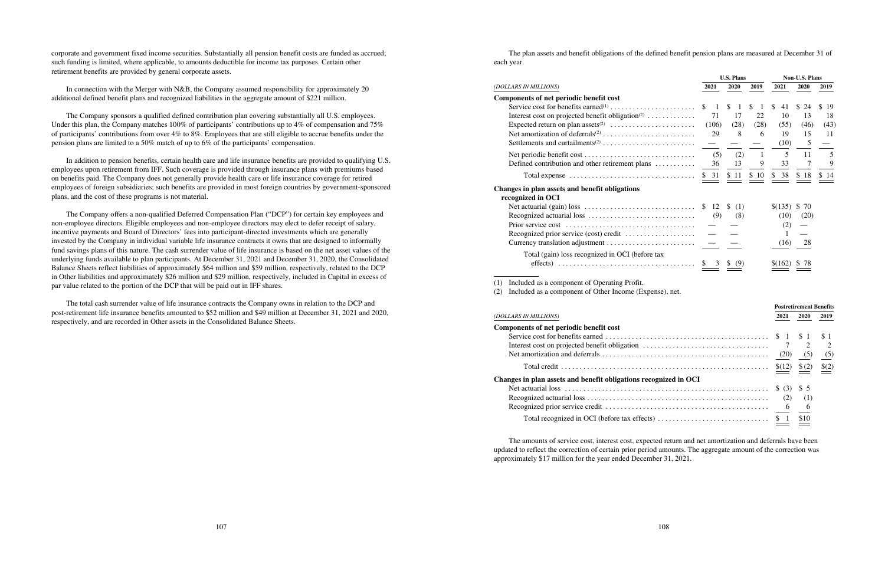corporate and government fixed income securities. Substantially all pension benefit costs are funded as accrued; such funding is limited, where applicable, to amounts deductible for income tax purposes. Certain other retirement benefits are provided by general corporate assets.

In connection with the Merger with N&B, the Company assumed responsibility for approximately 20 additional defined benefit plans and recognized liabilities in the aggregate amount of $221 million.

The Company sponsors a qualified defined contribution plan covering substantially all U.S. employees. Under this plan, the Company matches 100% of participants' contributions up to 4% of compensation and 75% of participants' contributions from over 4% to 8%. Employees that are still eligible to accrue benefits under the pension plans are limited to a 50% match of up to 6% of the participants' compensation.

In addition to pension benefits, certain health care and life insurance benefits are provided to qualifying U.S. employees upon retirement from IFF. Such coverage is provided through insurance plans with premiums based on benefits paid. The Company does not generally provide health care or life insurance coverage for retired employees of foreign subsidiaries; such benefits are provided in most foreign countries by government-sponsored plans, and the cost of these programs is not material.

The Company offers a non-qualified Deferred Compensation Plan ("DCP") for certain key employees and non-employee directors. Eligible employees and non-employee directors may elect to defer receipt of salary, incentive payments and Board of Directors' fees into participant-directed investments which are generally invested by the Company in individual variable life insurance contracts it owns that are designed to informally fund savings plans of this nature. The cash surrender value of life insurance is based on the net asset values of the underlying funds available to plan participants. At December 31, 2021 and December 31, 2020, the Consolidated Balance Sheets reflect liabilities of approximately $64 million and $59 million, respectively, related to the DCP in Other liabilities and approximately $26 million and $29 million, respectively, included in Capital in excess of par value related to the portion of the DCP that will be paid out in IFF shares.

The total cash surrender value of life insurance contracts the Company owns in relation to the DCP and post-retirement life insurance benefits amounted to $52 million and $49 million at December 31, 2021 and 2020, respectively, and are recorded in Other assets in the Consolidated Balance Sheets.

The plan assets and benefit obligations of the defined benefit pension plans are measured at December 31 of each year.

| | U.S. Plans | | | Non-U.S. Plans | | |
|---|---|---|---|---|---|---|
| *(DOLLARS IN MILLIONS)* | 2021 | 2020 | 2019 | 2021 | 2020 | 2019 |
| **Components of net periodic benefit cost** | | | | | | |
| Service cost for benefits earned[(1)] | $ 1 | $ 1 | $ 1 | $ 41 | $ 24 | $ 19 |
| Interest cost on projected benefit obligation[(2)] | 71 | 17 | 22 | 10 | 13 | 18 |
| Expected return on plan assets[(2)] | (106) | (28) | (28) | (55) | (46) | (43) |
| Net amortization of deferrals[(2)] | 29 | 8 | 6 | 19 | 15 | 11 |
| Settlements and curtailments[(2)] | — | — | — | (10) | 5 | — |
| Net periodic benefit cost | (5) | (2) | 1 | 5 | 11 | 5 |
| Defined contribution and other retirement plans | 36 | 13 | 9 | 33 | 7 | 9 |
| Total expense | $ 31 | $ 11 | $ 10 | $ 38 | $ 18 | $ 14 |
| **Changes in plan assets and benefit obligations recognized in OCI** | | | | | | |
| Net actuarial (gain) loss | $ 12 | $ (1) | | $(135) | $ 70 | |
| Recognized actuarial loss | (9) | (8) | | (10) | (20) | |
| Prior service cost | — | — | | (2) | — | |
| Recognized prior service (cost) credit | — | — | | 1 | — | |
| Currency translation adjustment | — | — | | (16) | 28 | |
| Total (gain) loss recognized in OCI (before tax effects) | $ 3 | $ (9) | | $(162) | $ 78 | |

(1) Included as a component of Operating Profit.
(2) Included as a component of Other Income (Expense), net.

| | Postretirement Benefits | | |
|---|---|---|---|
| *(DOLLARS IN MILLIONS)* | 2021 | 2020 | 2019 |
| **Components of net periodic benefit cost** | | | |
| Service cost for benefits earned | $ 1 | $ 1 | $ 1 |
| Interest cost on projected benefit obligation | 7 | 2 | 2 |
| Net amortization and deferrals | (20) | (5) | (5) |
| Total credit | $(12) | $(2) | $(2) |
| **Changes in plan assets and benefit obligations recognized in OCI** | | | |
| Net actuarial loss | $ (3) | $ 5 | |
| Recognized actuarial loss | (2) | (1) | |
| Recognized prior service credit | 6 | 6 | |
| Total recognized in OCI (before tax effects) | $ 1 | $10 | |

The amounts of service cost, interest cost, expected return and net amortization and deferrals have been updated to reflect the correction of certain prior period amounts. The aggregate amount of the correction was approximately $17 million for the year ended December 31, 2021.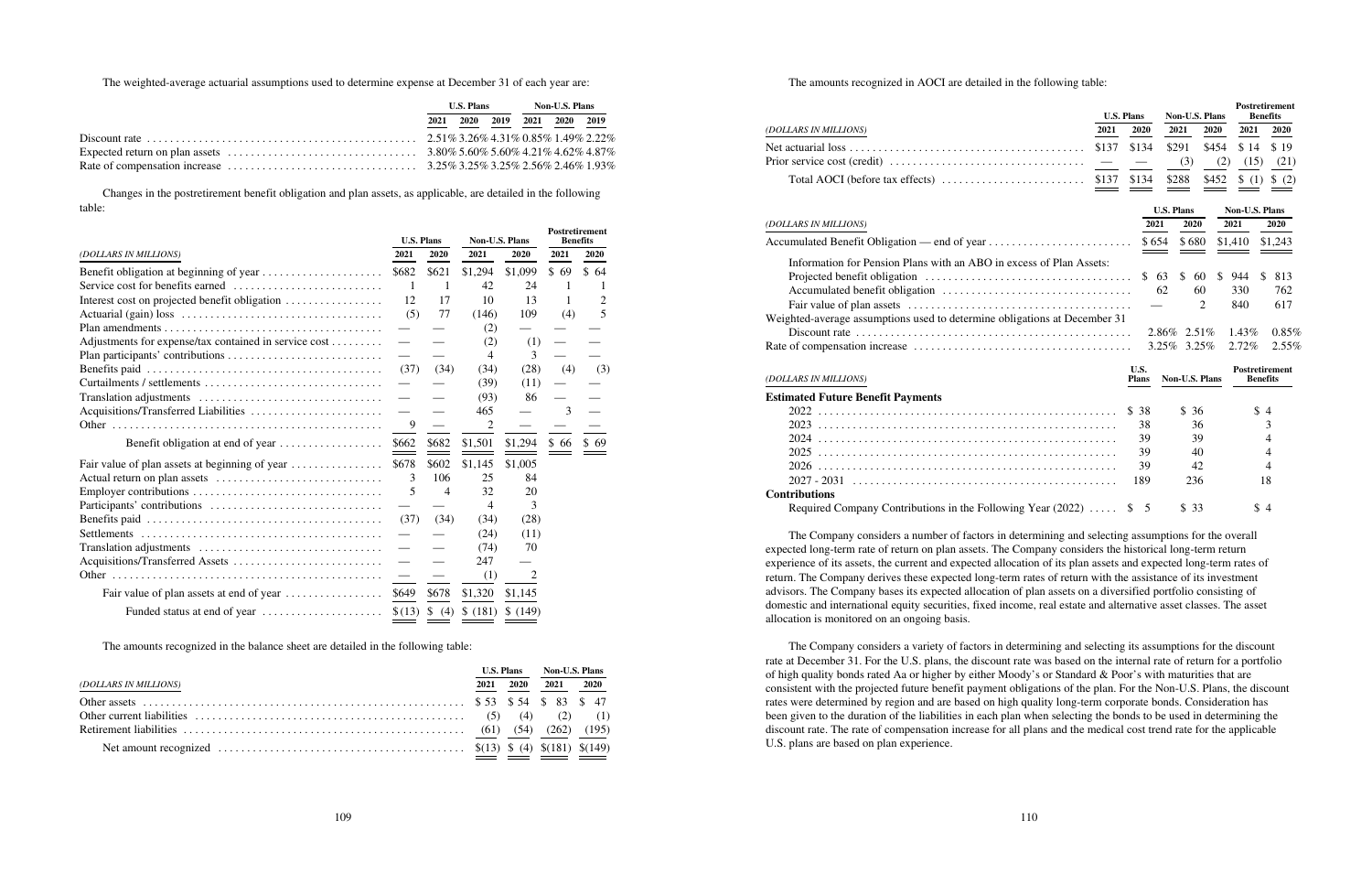The weighted-average actuarial assumptions used to determine expense at December 31 of each year are:

| | U.S. Plans | | | Non-U.S. Plans | | |
|---|---|---|---|---|---|---|
| | 2021 | 2020 | 2019 | 2021 | 2020 | 2019 |
| Discount rate | 2.51% | 3.26% | 4.31% | 0.85% | 1.49% | 2.22% |
| Expected return on plan assets | 3.80% | 5.60% | 5.60% | 4.21% | 4.62% | 4.87% |
| Rate of compensation increase | 3.25% | 3.25% | 3.25% | 2.56% | 2.46% | 1.93% |

Changes in the postretirement benefit obligation and plan assets, as applicable, are detailed in the following table:

| *(DOLLARS IN MILLIONS)* | U.S. Plans | | Non-U.S. Plans | | Postretirement Benefits | |
|---|---|---|---|---|---|---|
| | 2021 | 2020 | 2021 | 2020 | 2021 | 2020 |
| Benefit obligation at beginning of year | $682 | $621 | $1,294 | $1,099 | $ 69 | $ 64 |
| Service cost for benefits earned | 1 | 1 | 42 | 24 | 1 | 1 |
| Interest cost on projected benefit obligation | 12 | 17 | 10 | 13 | 1 | 2 |
| Actuarial (gain) loss | (5) | 77 | (146) | 109 | (4) | 5 |
| Plan amendments | — | — | (2) | — | — | — |
| Adjustments for expense/tax contained in service cost | — | — | (2) | (1) | — | — |
| Plan participants' contributions | — | — | 4 | 3 | — | — |
| Benefits paid | (37) | (34) | (34) | (28) | (4) | (3) |
| Curtailments / settlements | — | — | (39) | (11) | — | — |
| Translation adjustments | — | — | (93) | 86 | — | — |
| Acquisitions/Transferred Liabilities | — | — | 465 | — | 3 | — |
| Other | 9 | — | 2 | — | — | — |
| Benefit obligation at end of year | $662 | $682 | $1,501 | $1,294 | $ 66 | $ 69 |
| Fair value of plan assets at beginning of year | $678 | $602 | $1,145 | $1,005 | | |
| Actual return on plan assets | 3 | 106 | 25 | 84 | | |
| Employer contributions | 5 | 4 | 32 | 20 | | |
| Participants' contributions | — | — | 4 | 3 | | |
| Benefits paid | (37) | (34) | (34) | (28) | | |
| Settlements | — | — | (24) | (11) | | |
| Translation adjustments | — | — | (74) | 70 | | |
| Acquisitions/Transferred Assets | — | — | 247 | — | | |
| Other | — | — | (1) | 2 | | |
| Fair value of plan assets at end of year | $649 | $678 | $1,320 | $1,145 | | |
| Funded status at end of year | $(13) | $ (4) | $ (181) | $ (149) | | |

The amounts recognized in the balance sheet are detailed in the following table:

| *(DOLLARS IN MILLIONS)* | U.S. Plans | | Non-U.S. Plans | |
|---|---|---|---|---|
| | 2021 | 2020 | 2021 | 2020 |
| Other assets | $ 53 | $ 54 | $ 83 | $ 47 |
| Other current liabilities | (5) | (4) | (2) | (1) |
| Retirement liabilities | (61) | (54) | (262) | (195) |
| Net amount recognized | $(13) | $ (4) | $(181) | $(149) |

The amounts recognized in AOCI are detailed in the following table:

| *(DOLLARS IN MILLIONS)* | U.S. Plans | | Non-U.S. Plans | | Postretirement Benefits | |
|---|---|---|---|---|---|---|
| | 2021 | 2020 | 2021 | 2020 | 2021 | 2020 |
| Net actuarial loss | $137 | $134 | $291 | $454 | $ 14 | $ 19 |
| Prior service cost (credit) | — | — | (3) | (2) | (15) | (21) |
| Total AOCI (before tax effects) | $137 | $134 | $288 | $452 | $ (1) | $ (2) |

| *(DOLLARS IN MILLIONS)* | U.S. Plans | | Non-U.S. Plans | |
|---|---|---|---|---|
| | 2021 | 2020 | 2021 | 2020 |
| Accumulated Benefit Obligation — end of year | $654 | $680 | $1,410 | $1,243 |
| Information for Pension Plans with an ABO in excess of Plan Assets: | | | | |
| Projected benefit obligation | $ 63 | $ 60 | $ 944 | $ 813 |
| Accumulated benefit obligation | 62 | 60 | 330 | 762 |
| Fair value of plan assets | — | 2 | 840 | 617 |
| Weighted-average assumptions used to determine obligations at December 31 | | | | |
| Discount rate | 2.86% | 2.51% | 1.43% | 0.85% |
| Rate of compensation increase | 3.25% | 3.25% | 2.72% | 2.55% |

| *(DOLLARS IN MILLIONS)* | U.S. Plans | Non-U.S. Plans | Postretirement Benefits |
|---|---|---|---|
| **Estimated Future Benefit Payments** | | | |
| 2022 | $ 38 | $ 36 | $ 4 |
| 2023 | 38 | 36 | 3 |
| 2024 | 39 | 39 | 4 |
| 2025 | 39 | 40 | 4 |
| 2026 | 39 | 42 | 4 |
| 2027 - 2031 | 189 | 236 | 18 |
| **Contributions** | | | |
| Required Company Contributions in the Following Year (2022) | $ 5 | $ 33 | $ 4 |

The Company considers a number of factors in determining and selecting assumptions for the overall expected long-term rate of return on plan assets. The Company considers the historical long-term return experience of its assets, the current and expected allocation of its plan assets and expected long-term rates of return. The Company derives these expected long-term rates of return with the assistance of its investment advisors. The Company bases its expected allocation of plan assets on a diversified portfolio consisting of domestic and international equity securities, fixed income, real estate and alternative asset classes. The asset allocation is monitored on an ongoing basis.

The Company considers a variety of factors in determining and selecting its assumptions for the discount rate at December 31. For the U.S. plans, the discount rate was based on the internal rate of return for a portfolio of high quality bonds rated Aa or higher by either Moody's or Standard & Poor's with maturities that are consistent with the projected future benefit payment obligations of the plan. For the Non-U.S. Plans, the discount rates were determined by region and are based on high quality long-term corporate bonds. Consideration has been given to the duration of the liabilities in each plan when selecting the bonds to be used in determining the discount rate. The rate of compensation increase for all plans and the medical cost trend rate for the applicable U.S. plans are based on plan experience.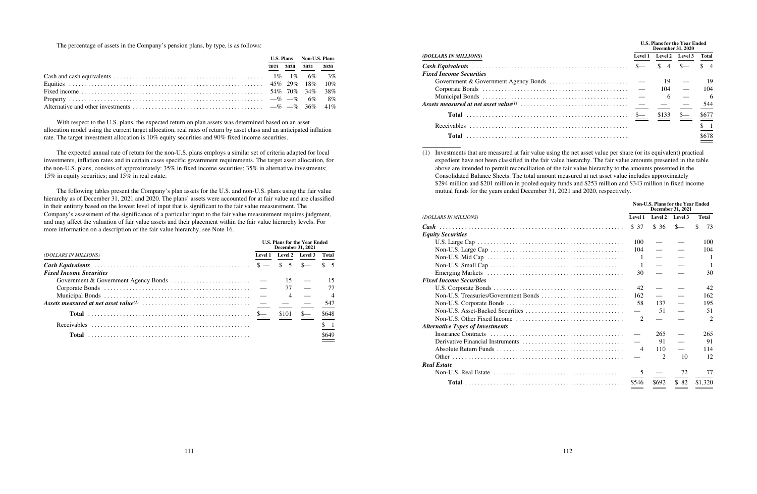The percentage of assets in the Company's pension plans, by type, is as follows:

| | U.S. Plans | | Non-U.S. Plans | |
|---|---|---|---|---|
| | 2021 | 2020 | 2021 | 2020 |
| Cash and cash equivalents | 1% | 1% | 6% | 3% |
| Equities | 45% | 29% | 18% | 10% |
| Fixed income | 54% | 70% | 34% | 38% |
| Property | —% | —% | 6% | 8% |
| Alternative and other investments | —% | —% | 36% | 41% |

With respect to the U.S. plans, the expected return on plan assets was determined based on an asset allocation model using the current target allocation, real rates of return by asset class and an anticipated inflation rate. The target investment allocation is 10% equity securities and 90% fixed income securities.

The expected annual rate of return for the non-U.S. plans employs a similar set of criteria adapted for local investments, inflation rates and in certain cases specific government requirements. The target asset allocation, for the non-U.S. plans, consists of approximately: 35% in fixed income securities; 35% in alternative investments; 15% in equity securities; and 15% in real estate.

The following tables present the Company's plan assets for the U.S. and non-U.S. plans using the fair value hierarchy as of December 31, 2021 and 2020. The plans' assets were accounted for at fair value and are classified in their entirety based on the lowest level of input that is significant to the fair value measurement. The Company's assessment of the significance of a particular input to the fair value measurement requires judgment, and may affect the valuation of fair value assets and their placement within the fair value hierarchy levels. For more information on a description of the fair value hierarchy, see Note 16.

| | U.S. Plans for the Year Ended December 31, 2021 | | | |
|---|---|---|---|---|
| *(DOLLARS IN MILLIONS)* | Level 1 | Level 2 | Level 3 | Total |
| ***Cash Equivalents*** | $ — | $ 5 | $— | $ 5 |
| ***Fixed Income Securities*** | | | | |
| Government & Government Agency Bonds | — | 15 | — | 15 |
| Corporate Bonds | — | 77 | — | 77 |
| Municipal Bonds | — | 4 | — | 4 |
| ***Assets measured at net asset value***[(1)] | — | — | — | 547 |
| **Total** | $— | $101 | $— | $648 |
| Receivables | | | | $ 1 |
| **Total** | | | | $649 |

| | U.S. Plans for the Year Ended December 31, 2020 | | | |
|---|---|---|---|---|
| *(DOLLARS IN MILLIONS)* | Level 1 | Level 2 | Level 3 | Total |
| ***Cash Equivalents*** | $— | $ 4 | $— | $ 4 |
| ***Fixed Income Securities*** | | | | |
| Government & Government Agency Bonds | — | 19 | — | 19 |
| Corporate Bonds | — | 104 | — | 104 |
| Municipal Bonds | — | 6 | — | 6 |
| ***Assets measured at net asset value***[(1)] | — | — | — | 544 |
| **Total** | $— | $133 | $— | $677 |
| Receivables | | | | $ 1 |
| **Total** | | | | $678 |

(1) Investments that are measured at fair value using the net asset value per share (or its equivalent) practical expedient have not been classified in the fair value hierarchy. The fair value amounts presented in the table above are intended to permit reconciliation of the fair value hierarchy to the amounts presented in the Consolidated Balance Sheets. The total amount measured at net asset value includes approximately $294 million and $201 million in pooled equity funds and $253 million and $343 million in fixed income mutual funds for the years ended December 31, 2021 and 2020, respectively.

| | Non-U.S. Plans for the Year Ended December 31, 2021 | | | |
|---|---|---|---|---|
| *(DOLLARS IN MILLIONS)* | Level 1 | Level 2 | Level 3 | Total |
| ***Cash*** | $ 37 | $ 36 | $— | $ 73 |
| ***Equity Securities*** | | | | |
| U.S. Large Cap | 100 | — | — | 100 |
| Non-U.S. Large Cap | 104 | — | — | 104 |
| Non-U.S. Mid Cap | 1 | — | — | 1 |
| Non-U.S. Small Cap | 1 | — | — | 1 |
| Emerging Markets | 30 | — | — | 30 |
| ***Fixed Income Securities*** | | | | |
| U.S. Corporate Bonds | 42 | — | — | 42 |
| Non-U.S. Treasuries/Government Bonds | 162 | — | — | 162 |
| Non-U.S. Corporate Bonds | 58 | 137 | — | 195 |
| Non-U.S. Asset-Backed Securities | — | 51 | — | 51 |
| Non-U.S. Other Fixed Income | 2 | — | — | 2 |
| ***Alternative Types of Investments*** | | | | |
| Insurance Contracts | — | 265 | — | 265 |
| Derivative Financial Instruments | — | 91 | — | 91 |
| Absolute Return Funds | 4 | 110 | — | 114 |
| Other | — | 2 | 10 | 12 |
| ***Real Estate*** | | | | |
| Non-U.S. Real Estate | 5 | — | 72 | 77 |
| **Total** | $546 | $692 | $ 82 | $1,320 |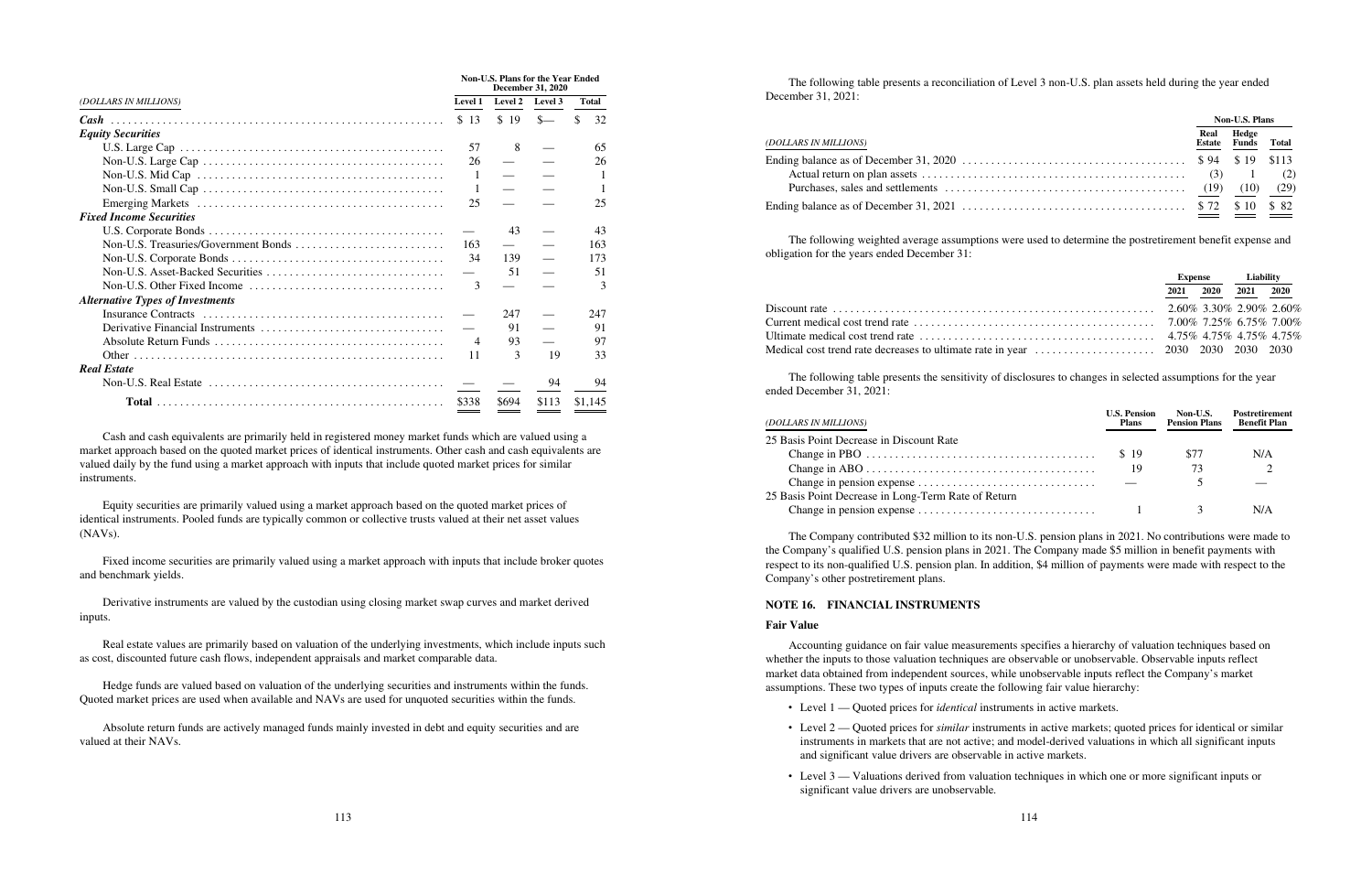| (DOLLARS IN MILLIONS) | Non-U.S. Plans for the Year Ended December 31, 2020 | | | |
|---|---|---|---|---|
| | Level 1 | Level 2 | Level 3 | Total |
| ***Cash*** | $ 13 | $ 19 | $— | $ 32 |
| ***Equity Securities*** | | | | |
| U.S. Large Cap | 57 | 8 | — | 65 |
| Non-U.S. Large Cap | 26 | — | — | 26 |
| Non-U.S. Mid Cap | 1 | — | — | 1 |
| Non-U.S. Small Cap | 1 | — | — | 1 |
| Emerging Markets | 25 | — | — | 25 |
| ***Fixed Income Securities*** | | | | |
| U.S. Corporate Bonds | — | 43 | — | 43 |
| Non-U.S. Treasuries/Government Bonds | 163 | — | — | 163 |
| Non-U.S. Corporate Bonds | 34 | 139 | — | 173 |
| Non-U.S. Asset-Backed Securities | — | 51 | — | 51 |
| Non-U.S. Other Fixed Income | 3 | — | — | 3 |
| ***Alternative Types of Investments*** | | | | |
| Insurance Contracts | — | 247 | — | 247 |
| Derivative Financial Instruments | — | 91 | — | 91 |
| Absolute Return Funds | 4 | 93 | — | 97 |
| Other | 11 | 3 | 19 | 33 |
| ***Real Estate*** | | | | |
| Non-U.S. Real Estate | — | — | 94 | 94 |
| **Total** | $338 | $694 | $113 | $1,145 |

Cash and cash equivalents are primarily held in registered money market funds which are valued using a market approach based on the quoted market prices of identical instruments. Other cash and cash equivalents are valued daily by the fund using a market approach with inputs that include quoted market prices for similar instruments.

Equity securities are primarily valued using a market approach based on the quoted market prices of identical instruments. Pooled funds are typically common or collective trusts valued at their net asset values (NAVs).

Fixed income securities are primarily valued using a market approach with inputs that include broker quotes and benchmark yields.

Derivative instruments are valued by the custodian using closing market swap curves and market derived inputs.

Real estate values are primarily based on valuation of the underlying investments, which include inputs such as cost, discounted future cash flows, independent appraisals and market comparable data.

Hedge funds are valued based on valuation of the underlying securities and instruments within the funds. Quoted market prices are used when available and NAVs are used for unquoted securities within the funds.

Absolute return funds are actively managed funds mainly invested in debt and equity securities and are valued at their NAVs.

The following table presents a reconciliation of Level 3 non-U.S. plan assets held during the year ended December 31, 2021:

| (DOLLARS IN MILLIONS) | Non-U.S. Plans | | |
|---|---|---|---|
| | Real Estate | Hedge Funds | Total |
| Ending balance as of December 31, 2020 | $ 94 | $ 19 | $113 |
| Actual return on plan assets | (3) | 1 | (2) |
| Purchases, sales and settlements | (19) | (10) | (29) |
| Ending balance as of December 31, 2021 | $ 72 | $ 10 | $ 82 |

The following weighted average assumptions were used to determine the postretirement benefit expense and obligation for the years ended December 31:

| | Expense | | Liability | |
|---|---|---|---|---|
| | 2021 | 2020 | 2021 | 2020 |
| Discount rate | 2.60% | 3.30% | 2.90% | 2.60% |
| Current medical cost trend rate | 7.00% | 7.25% | 6.75% | 7.00% |
| Ultimate medical cost trend rate | 4.75% | 4.75% | 4.75% | 4.75% |
| Medical cost trend rate decreases to ultimate rate in year | 2030 | 2030 | 2030 | 2030 |

The following table presents the sensitivity of disclosures to changes in selected assumptions for the year ended December 31, 2021:

| (DOLLARS IN MILLIONS) | U.S. Pension Plans | Non-U.S. Pension Plans | Postretirement Benefit Plan |
|---|---|---|---|
| 25 Basis Point Decrease in Discount Rate | | | |
| Change in PBO | $ 19 | $77 | N/A |
| Change in ABO | 19 | 73 | 2 |
| Change in pension expense | — | 5 | — |
| 25 Basis Point Decrease in Long-Term Rate of Return | | | |
| Change in pension expense | 1 | 3 | N/A |

The Company contributed $32 million to its non-U.S. pension plans in 2021. No contributions were made to the Company's qualified U.S. pension plans in 2021. The Company made $5 million in benefit payments with respect to its non-qualified U.S. pension plan. In addition, $4 million of payments were made with respect to the Company's other postretirement plans.

## NOTE 16. FINANCIAL INSTRUMENTS

### Fair Value

Accounting guidance on fair value measurements specifies a hierarchy of valuation techniques based on whether the inputs to those valuation techniques are observable or unobservable. Observable inputs reflect market data obtained from independent sources, while unobservable inputs reflect the Company's market assumptions. These two types of inputs create the following fair value hierarchy:

- Level 1 — Quoted prices for *identical* instruments in active markets.
- Level 2 — Quoted prices for *similar* instruments in active markets; quoted prices for identical or similar instruments in markets that are not active; and model-derived valuations in which all significant inputs and significant value drivers are observable in active markets.
- Level 3 — Valuations derived from valuation techniques in which one or more significant inputs or significant value drivers are unobservable.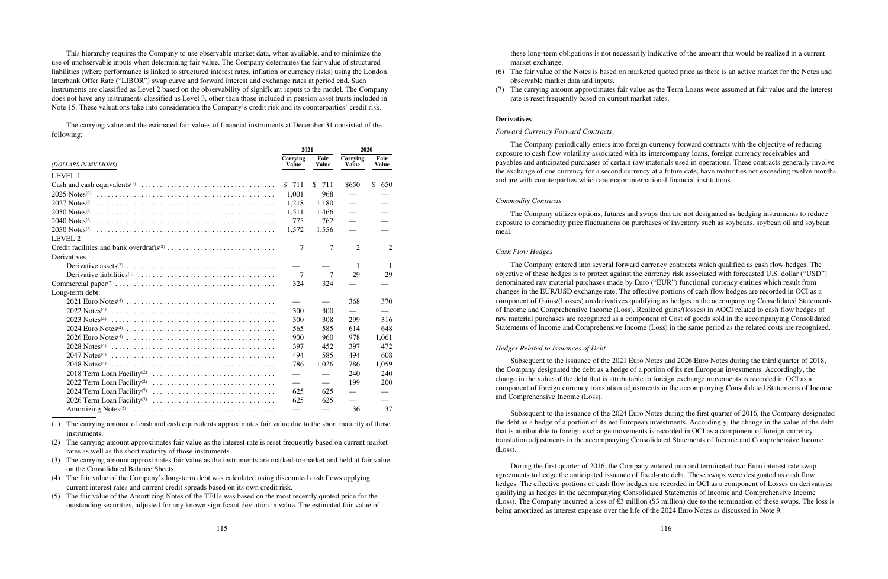This hierarchy requires the Company to use observable market data, when available, and to minimize the use of unobservable inputs when determining fair value. The Company determines the fair value of structured liabilities (where performance is linked to structured interest rates, inflation or currency risks) using the London Interbank Offer Rate ("LIBOR") swap curve and forward interest and exchange rates at period end. Such instruments are classified as Level 2 based on the observability of significant inputs to the model. The Company does not have any instruments classified as Level 3, other than those included in pension asset trusts included in Note 15. These valuations take into consideration the Company's credit risk and its counterparties' credit risk.

The carrying value and the estimated fair values of financial instruments at December 31 consisted of the following:

| | 2021 | | 2020 | |
|---|---|---|---|---|
| *(DOLLARS IN MILLIONS)* | Carrying Value | Fair Value | Carrying Value | Fair Value |
| LEVEL 1 | | | | |
| Cash and cash equivalents[1] | $ 711 | $ 711 | $650 | $ 650 |
| 2025 Notes[6] | 1,001 | 968 | — | — |
| 2027 Notes[6] | 1,218 | 1,180 | — | — |
| 2030 Notes[6] | 1,511 | 1,466 | — | — |
| 2040 Notes[6] | 775 | 762 | — | — |
| 2050 Notes[6] | 1,572 | 1,556 | — | — |
| LEVEL 2 | | | | |
| Credit facilities and bank overdrafts[2] | 7 | 7 | 2 | 2 |
| Derivatives | | | | |
| Derivative assets[3] | — | — | 1 | 1 |
| Derivative liabilities[3] | 7 | 7 | 29 | 29 |
| Commercial paper[2] | 324 | 324 | — | — |
| Long-term debt: | | | | |
| 2021 Euro Notes[4] | — | — | 368 | 370 |
| 2022 Notes[4] | 300 | 300 | — | — |
| 2023 Notes[4] | 300 | 308 | 299 | 316 |
| 2024 Euro Notes[4] | 565 | 585 | 614 | 648 |
| 2026 Euro Notes[4] | 900 | 960 | 978 | 1,061 |
| 2028 Notes[4] | 397 | 452 | 397 | 472 |
| 2047 Notes[4] | 494 | 585 | 494 | 608 |
| 2048 Notes[4] | 786 | 1,026 | 786 | 1,059 |
| 2018 Term Loan Facility[2] | — | — | 240 | 240 |
| 2022 Term Loan Facility[2] | — | — | 199 | 200 |
| 2024 Term Loan Facility[7] | 625 | 625 | — | — |
| 2026 Term Loan Facility[7] | 625 | 625 | — | — |
| Amortizing Notes[5] | — | — | 36 | 37 |

(1) The carrying amount of cash and cash equivalents approximates fair value due to the short maturity of those instruments.

(2) The carrying amount approximates fair value as the interest rate is reset frequently based on current market rates as well as the short maturity of those instruments.

(3) The carrying amount approximates fair value as the instruments are marked-to-market and held at fair value on the Consolidated Balance Sheets.

(4) The fair value of the Company's long-term debt was calculated using discounted cash flows applying current interest rates and current credit spreads based on its own credit risk.

(5) The fair value of the Amortizing Notes of the TEUs was based on the most recently quoted price for the outstanding securities, adjusted for any known significant deviation in value. The estimated fair value of these long-term obligations is not necessarily indicative of the amount that would be realized in a current market exchange.

(6) The fair value of the Notes is based on marketed quoted price as there is an active market for the Notes and observable market data and inputs.

(7) The carrying amount approximates fair value as the Term Loans were assumed at fair value and the interest rate is reset frequently based on current market rates.

## Derivatives

*Forward Currency Forward Contracts*

The Company periodically enters into foreign currency forward contracts with the objective of reducing exposure to cash flow volatility associated with its intercompany loans, foreign currency receivables and payables and anticipated purchases of certain raw materials used in operations. These contracts generally involve the exchange of one currency for a second currency at a future date, have maturities not exceeding twelve months and are with counterparties which are major international financial institutions.

*Commodity Contracts*

The Company utilizes options, futures and swaps that are not designated as hedging instruments to reduce exposure to commodity price fluctuations on purchases of inventory such as soybeans, soybean oil and soybean meal.

*Cash Flow Hedges*

The Company entered into several forward currency contracts which qualified as cash flow hedges. The objective of these hedges is to protect against the currency risk associated with forecasted U.S. dollar ("USD") denominated raw material purchases made by Euro ("EUR") functional currency entities which result from changes in the EUR/USD exchange rate. The effective portions of cash flow hedges are recorded in OCI as a component of Gains/(Losses) on derivatives qualifying as hedges in the accompanying Consolidated Statements of Income and Comprehensive Income (Loss). Realized gains/(losses) in AOCI related to cash flow hedges of raw material purchases are recognized as a component of Cost of goods sold in the accompanying Consolidated Statements of Income and Comprehensive Income (Loss) in the same period as the related costs are recognized.

*Hedges Related to Issuances of Debt*

Subsequent to the issuance of the 2021 Euro Notes and 2026 Euro Notes during the third quarter of 2018, the Company designated the debt as a hedge of a portion of its net European investments. Accordingly, the change in the value of the debt that is attributable to foreign exchange movements is recorded in OCI as a component of foreign currency translation adjustments in the accompanying Consolidated Statements of Income and Comprehensive Income (Loss).

Subsequent to the issuance of the 2024 Euro Notes during the first quarter of 2016, the Company designated the debt as a hedge of a portion of its net European investments. Accordingly, the change in the value of the debt that is attributable to foreign exchange movements is recorded in OCI as a component of foreign currency translation adjustments in the accompanying Consolidated Statements of Income and Comprehensive Income (Loss).

During the first quarter of 2016, the Company entered into and terminated two Euro interest rate swap agreements to hedge the anticipated issuance of fixed-rate debt. These swaps were designated as cash flow hedges. The effective portions of cash flow hedges are recorded in OCI as a component of Losses on derivatives qualifying as hedges in the accompanying Consolidated Statements of Income and Comprehensive Income (Loss). The Company incurred a loss of €3 million ($3 million) due to the termination of these swaps. The loss is being amortized as interest expense over the life of the 2024 Euro Notes as discussed in Note 9.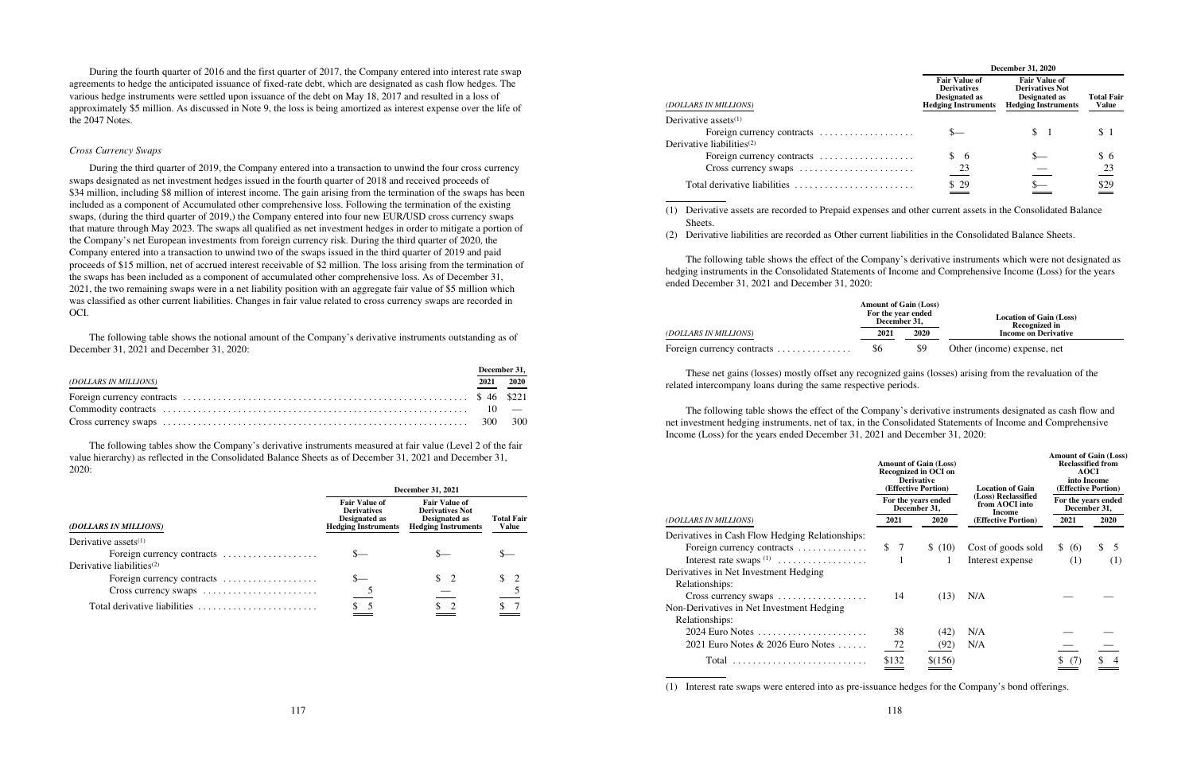During the fourth quarter of 2016 and the first quarter of 2017, the Company entered into interest rate swap agreements to hedge the anticipated issuance of fixed-rate debt, which are designated as cash flow hedges. The various hedge instruments were settled upon issuance of the debt on May 18, 2017 and resulted in a loss of approximately $5 million. As discussed in Note 9, the loss is being amortized as interest expense over the life of the 2047 Notes.

*Cross Currency Swaps*

During the third quarter of 2019, the Company entered into a transaction to unwind the four cross currency swaps designated as net investment hedges issued in the fourth quarter of 2018 and received proceeds of $34 million, including $8 million of interest income. The gain arising from the termination of the swaps has been included as a component of Accumulated other comprehensive loss. Following the termination of the existing swaps, (during the third quarter of 2019,) the Company entered into four new EUR/USD cross currency swaps that mature through May 2023. The swaps all qualified as net investment hedges in order to mitigate a portion of the Company's net European investments from foreign currency risk. During the third quarter of 2020, the Company entered into a transaction to unwind two of the swaps issued in the third quarter of 2019 and paid proceeds of $15 million, net of accrued interest receivable of $2 million. The loss arising from the termination of the swaps has been included as a component of accumulated other comprehensive loss. As of December 31, 2021, the two remaining swaps were in a net liability position with an aggregate fair value of $5 million which was classified as other current liabilities. Changes in fair value related to cross currency swaps are recorded in OCI.

The following table shows the notional amount of the Company's derivative instruments outstanding as of December 31, 2021 and December 31, 2020:

| *(DOLLARS IN MILLIONS)* | December 31, 2021 | December 31, 2020 |
|---|---|---|
| Foreign currency contracts | $ 46 | $221 |
| Commodity contracts | 10 | — |
| Cross currency swaps | 300 | 300 |

The following tables show the Company's derivative instruments measured at fair value (Level 2 of the fair value hierarchy) as reflected in the Consolidated Balance Sheets as of December 31, 2021 and December 31, 2020:

| *(DOLLARS IN MILLIONS)* | December 31, 2021 | | |
|---|---|---|---|
| | Fair Value of Derivatives Designated as Hedging Instruments | Fair Value of Derivatives Not Designated as Hedging Instruments | Total Fair Value |
| Derivative assets[(1)] | | | |
| Foreign currency contracts | $— | $— | $— |
| Derivative liabilities[(2)] | | | |
| Foreign currency contracts | $— | $ 2 | $ 2 |
| Cross currency swaps | 5 | — | 5 |
| Total derivative liabilities | $ 5 | $ 2 | $ 7 |

| *(DOLLARS IN MILLIONS)* | December 31, 2020 | | |
|---|---|---|---|
| | Fair Value of Derivatives Designated as Hedging Instruments | Fair Value of Derivatives Not Designated as Hedging Instruments | Total Fair Value |
| Derivative assets[(1)] | | | |
| Foreign currency contracts | $— | $ 1 | $ 1 |
| Derivative liabilities[(2)] | | | |
| Foreign currency contracts | $ 6 | $— | $ 6 |
| Cross currency swaps | 23 | — | 23 |
| Total derivative liabilities | $ 29 | $— | $29 |

(1) Derivative assets are recorded to Prepaid expenses and other current assets in the Consolidated Balance Sheets.

(2) Derivative liabilities are recorded as Other current liabilities in the Consolidated Balance Sheets.

The following table shows the effect of the Company's derivative instruments which were not designated as hedging instruments in the Consolidated Statements of Income and Comprehensive Income (Loss) for the years ended December 31, 2021 and December 31, 2020:

| *(DOLLARS IN MILLIONS)* | Amount of Gain (Loss) For the year ended December 31, 2021 | Amount of Gain (Loss) For the year ended December 31, 2020 | Location of Gain (Loss) Recognized in Income on Derivative |
|---|---|---|---|
| Foreign currency contracts | $6 | $9 | Other (income) expense, net |

These net gains (losses) mostly offset any recognized gains (losses) arising from the revaluation of the related intercompany loans during the same respective periods.

The following table shows the effect of the Company's derivative instruments designated as cash flow and net investment hedging instruments, net of tax, in the Consolidated Statements of Income and Comprehensive Income (Loss) for the years ended December 31, 2021 and December 31, 2020:

| *(DOLLARS IN MILLIONS)* | Amount of Gain (Loss) Recognized in OCI on Derivative (Effective Portion) For the years ended December 31, 2021 | 2020 | Location of Gain (Loss) Reclassified from AOCI into Income (Effective Portion) | Amount of Gain (Loss) Reclassified from AOCI into Income (Effective Portion) For the years ended December 31, 2021 | 2020 |
|---|---|---|---|---|---|
| Derivatives in Cash Flow Hedging Relationships: | | | | | |
| Foreign currency contracts | $ 7 | $ (10) | Cost of goods sold | $ (6) | $ 5 |
| Interest rate swaps [(1)] | 1 | 1 | Interest expense | (1) | (1) |
| Derivatives in Net Investment Hedging Relationships: | | | | | |
| Cross currency swaps | 14 | (13) | N/A | — | — |
| Non-Derivatives in Net Investment Hedging Relationships: | | | | | |
| 2024 Euro Notes | 38 | (42) | N/A | — | — |
| 2021 Euro Notes & 2026 Euro Notes | 72 | (92) | N/A | — | — |
| Total | $132 | $(156) | | $ (7) | $ 4 |

(1) Interest rate swaps were entered into as pre-issuance hedges for the Company's bond offerings.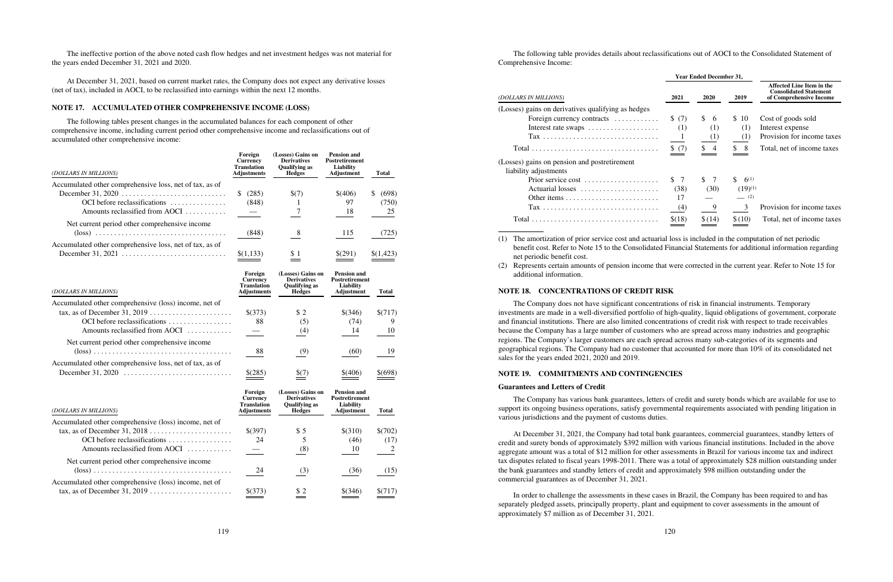The ineffective portion of the above noted cash flow hedges and net investment hedges was not material for the years ended December 31, 2021 and 2020.

At December 31, 2021, based on current market rates, the Company does not expect any derivative losses (net of tax), included in AOCI, to be reclassified into earnings within the next 12 months.

## NOTE 17. ACCUMULATED OTHER COMPREHENSIVE INCOME (LOSS)

The following tables present changes in the accumulated balances for each component of other comprehensive income, including current period other comprehensive income and reclassifications out of accumulated other comprehensive income:

| *(DOLLARS IN MILLIONS)* | Foreign Currency Translation Adjustments | (Losses) Gains on Derivatives Qualifying as Hedges | Pension and Postretirement Liability Adjustment | Total |
|---|---|---|---|---|
| Accumulated other comprehensive loss, net of tax, as of December 31, 2020 | $ (285) | $(7) | $(406) | $ (698) |
| OCI before reclassifications | (848) | 1 | 97 | (750) |
| Amounts reclassified from AOCI | — | 7 | 18 | 25 |
| Net current period other comprehensive income (loss) | (848) | 8 | 115 | (725) |
| Accumulated other comprehensive loss, net of tax, as of December 31, 2021 | $(1,133) | $ 1 | $(291) | $(1,423) |

| *(DOLLARS IN MILLIONS)* | Foreign Currency Translation Adjustments | (Losses) Gains on Derivatives Qualifying as Hedges | Pension and Postretirement Liability Adjustment | Total |
|---|---|---|---|---|
| Accumulated other comprehensive (loss) income, net of tax, as of December 31, 2019 | $(373) | $ 2 | $(346) | $(717) |
| OCI before reclassifications | 88 | (5) | (74) | 9 |
| Amounts reclassified from AOCI | — | (4) | 14 | 10 |
| Net current period other comprehensive income (loss) | 88 | (9) | (60) | 19 |
| Accumulated other comprehensive loss, net of tax, as of December 31, 2020 | $(285) | $(7) | $(406) | $(698) |

| *(DOLLARS IN MILLIONS)* | Foreign Currency Translation Adjustments | (Losses) Gains on Derivatives Qualifying as Hedges | Pension and Postretirement Liability Adjustment | Total |
|---|---|---|---|---|
| Accumulated other comprehensive (loss) income, net of tax, as of December 31, 2018 | $(397) | $ 5 | $(310) | $(702) |
| OCI before reclassifications | 24 | 5 | (46) | (17) |
| Amounts reclassified from AOCI | — | (8) | 10 | 2 |
| Net current period other comprehensive income (loss) | 24 | (3) | (36) | (15) |
| Accumulated other comprehensive (loss) income, net of tax, as of December 31, 2019 | $(373) | $ 2 | $(346) | $(717) |

The following table provides details about reclassifications out of AOCI to the Consolidated Statement of Comprehensive Income:

| | Year Ended December 31, | | | |
|---|---|---|---|---|
| *(DOLLARS IN MILLIONS)* | 2021 | 2020 | 2019 | Affected Line Item in the Consolidated Statement of Comprehensive Income |
| (Losses) gains on derivatives qualifying as hedges | | | | |
| Foreign currency contracts | $ (7) | $ 6 | $ 10 | Cost of goods sold |
| Interest rate swaps | (1) | (1) | (1) | Interest expense |
| Tax | 1 | (1) | (1) | Provision for income taxes |
| Total | $ (7) | $ 4 | $ 8 | Total, net of income taxes |
| (Losses) gains on pension and postretirement liability adjustments | | | | |
| Prior service cost | $ 7 | $ 7 | $ 6[(1)] | |
| Actuarial losses | (38) | (30) | (19)[(1)] | |
| Other items | 17 | — | —[(2)] | |
| Tax | (4) | 9 | 3 | Provision for income taxes |
| Total | $(18) | $ (14) | $ (10) | Total, net of income taxes |

(1) The amortization of prior service cost and actuarial loss is included in the computation of net periodic benefit cost. Refer to Note 15 to the Consolidated Financial Statements for additional information regarding net periodic benefit cost.

(2) Represents certain amounts of pension income that were corrected in the current year. Refer to Note 15 for additional information.

## NOTE 18. CONCENTRATIONS OF CREDIT RISK

The Company does not have significant concentrations of risk in financial instruments. Temporary investments are made in a well-diversified portfolio of high-quality, liquid obligations of government, corporate and financial institutions. There are also limited concentrations of credit risk with respect to trade receivables because the Company has a large number of customers who are spread across many industries and geographic regions. The Company's larger customers are each spread across many sub-categories of its segments and geographical regions. The Company had no customer that accounted for more than 10% of its consolidated net sales for the years ended 2021, 2020 and 2019.

## NOTE 19. COMMITMENTS AND CONTINGENCIES

### Guarantees and Letters of Credit

The Company has various bank guarantees, letters of credit and surety bonds which are available for use to support its ongoing business operations, satisfy governmental requirements associated with pending litigation in various jurisdictions and the payment of customs duties.

At December 31, 2021, the Company had total bank guarantees, commercial guarantees, standby letters of credit and surety bonds of approximately $392 million with various financial institutions. Included in the above aggregate amount was a total of $12 million for other assessments in Brazil for various income tax and indirect tax disputes related to fiscal years 1998-2011. There was a total of approximately $28 million outstanding under the bank guarantees and standby letters of credit and approximately $98 million outstanding under the commercial guarantees as of December 31, 2021.

In order to challenge the assessments in these cases in Brazil, the Company has been required to and has separately pledged assets, principally property, plant and equipment to cover assessments in the amount of approximately $7 million as of December 31, 2021.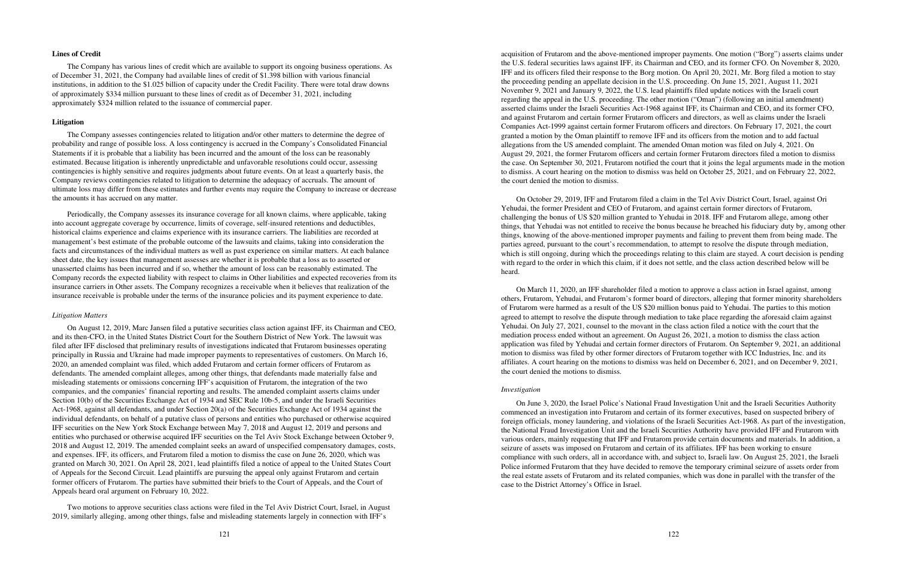**Lines of Credit**

The Company has various lines of credit which are available to support its ongoing business operations. As of December 31, 2021, the Company had available lines of credit of $1.398 billion with various financial institutions, in addition to the $1.025 billion of capacity under the Credit Facility. There were total draw downs of approximately $334 million pursuant to these lines of credit as of December 31, 2021, including approximately $324 million related to the issuance of commercial paper.

**Litigation**

The Company assesses contingencies related to litigation and/or other matters to determine the degree of probability and range of possible loss. A loss contingency is accrued in the Company's Consolidated Financial Statements if it is probable that a liability has been incurred and the amount of the loss can be reasonably estimated. Because litigation is inherently unpredictable and unfavorable resolutions could occur, assessing contingencies is highly sensitive and requires judgments about future events. On at least a quarterly basis, the Company reviews contingencies related to litigation to determine the adequacy of accruals. The amount of ultimate loss may differ from these estimates and further events may require the Company to increase or decrease the amounts it has accrued on any matter.

Periodically, the Company assesses its insurance coverage for all known claims, where applicable, taking into account aggregate coverage by occurrence, limits of coverage, self-insured retentions and deductibles, historical claims experience and claims experience with its insurance carriers. The liabilities are recorded at management's best estimate of the probable outcome of the lawsuits and claims, taking into consideration the facts and circumstances of the individual matters as well as past experience on similar matters. At each balance sheet date, the key issues that management assesses are whether it is probable that a loss as to asserted or unasserted claims has been incurred and if so, whether the amount of loss can be reasonably estimated. The Company records the expected liability with respect to claims in Other liabilities and expected recoveries from its insurance carriers in Other assets. The Company recognizes a receivable when it believes that realization of the insurance receivable is probable under the terms of the insurance policies and its payment experience to date.

*Litigation Matters*

On August 12, 2019, Marc Jansen filed a putative securities class action against IFF, its Chairman and CEO, and its then-CFO, in the United States District Court for the Southern District of New York. The lawsuit was filed after IFF disclosed that preliminary results of investigations indicated that Frutarom businesses operating principally in Russia and Ukraine had made improper payments to representatives of customers. On March 16, 2020, an amended complaint was filed, which added Frutarom and certain former officers of Frutarom as defendants. The amended complaint alleges, among other things, that defendants made materially false and misleading statements or omissions concerning IFF's acquisition of Frutarom, the integration of the two companies, and the companies' financial reporting and results. The amended complaint asserts claims under Section 10(b) of the Securities Exchange Act of 1934 and SEC Rule 10b-5, and under the Israeli Securities Act-1968, against all defendants, and under Section 20(a) of the Securities Exchange Act of 1934 against the individual defendants, on behalf of a putative class of persons and entities who purchased or otherwise acquired IFF securities on the New York Stock Exchange between May 7, 2018 and August 12, 2019 and persons and entities who purchased or otherwise acquired IFF securities on the Tel Aviv Stock Exchange between October 9, 2018 and August 12, 2019. The amended complaint seeks an award of unspecified compensatory damages, costs, and expenses. IFF, its officers, and Frutarom filed a motion to dismiss the case on June 26, 2020, which was granted on March 30, 2021. On April 28, 2021, lead plaintiffs filed a notice of appeal to the United States Court of Appeals for the Second Circuit. Lead plaintiffs are pursuing the appeal only against Frutarom and certain former officers of Frutarom. The parties have submitted their briefs to the Court of Appeals, and the Court of Appeals heard oral argument on February 10, 2022.

Two motions to approve securities class actions were filed in the Tel Aviv District Court, Israel, in August 2019, similarly alleging, among other things, false and misleading statements largely in connection with IFF's acquisition of Frutarom and the above-mentioned improper payments. One motion ("Borg") asserts claims under the U.S. federal securities laws against IFF, its Chairman and CEO, and its former CFO. On November 8, 2020, IFF and its officers filed their response to the Borg motion. On April 20, 2021, Mr. Borg filed a motion to stay the proceeding pending an appellate decision in the U.S. proceeding. On June 15, 2021, August 11, 2021 November 9, 2021 and January 9, 2022, the U.S. lead plaintiffs filed update notices with the Israeli court regarding the appeal in the U.S. proceeding. The other motion ("Oman") (following an initial amendment) asserted claims under the Israeli Securities Act-1968 against IFF, its Chairman and CEO, and its former CFO, and against Frutarom and certain former Frutarom officers and directors, as well as claims under the Israeli Companies Act-1999 against certain former Frutarom officers and directors. On February 17, 2021, the court granted a motion by the Oman plaintiff to remove IFF and its officers from the motion and to add factual allegations from the US amended complaint. The amended Oman motion was filed on July 4, 2021. On August 29, 2021, the former Frutarom officers and certain former Frutarom directors filed a motion to dismiss the case. On September 30, 2021, Frutarom notified the court that it joins the legal arguments made in the motion to dismiss. A court hearing on the motion to dismiss was held on October 25, 2021, and on February 22, 2022, the court denied the motion to dismiss.

On October 29, 2019, IFF and Frutarom filed a claim in the Tel Aviv District Court, Israel, against Ori Yehudai, the former President and CEO of Frutarom, and against certain former directors of Frutarom, challenging the bonus of US $20 million granted to Yehudai in 2018. IFF and Frutarom allege, among other things, that Yehudai was not entitled to receive the bonus because he breached his fiduciary duty by, among other things, knowing of the above-mentioned improper payments and failing to prevent them from being made. The parties agreed, pursuant to the court's recommendation, to attempt to resolve the dispute through mediation, which is still ongoing, during which the proceedings relating to this claim are stayed. A court decision is pending with regard to the order in which this claim, if it does not settle, and the class action described below will be heard.

On March 11, 2020, an IFF shareholder filed a motion to approve a class action in Israel against, among others, Frutarom, Yehudai, and Frutarom's former board of directors, alleging that former minority shareholders of Frutarom were harmed as a result of the US $20 million bonus paid to Yehudai. The parties to this motion agreed to attempt to resolve the dispute through mediation to take place regarding the aforesaid claim against Yehudai. On July 27, 2021, counsel to the movant in the class action filed a notice with the court that the mediation process ended without an agreement. On August 26, 2021, a motion to dismiss the class action application was filed by Yehudai and certain former directors of Frutarom. On September 9, 2021, an additional motion to dismiss was filed by other former directors of Frutarom together with ICC Industries, Inc. and its affiliates. A court hearing on the motions to dismiss was held on December 6, 2021, and on December 9, 2021, the court denied the motions to dismiss.

*Investigation*

On June 3, 2020, the Israel Police's National Fraud Investigation Unit and the Israeli Securities Authority commenced an investigation into Frutarom and certain of its former executives, based on suspected bribery of foreign officials, money laundering, and violations of the Israeli Securities Act-1968. As part of the investigation, the National Fraud Investigation Unit and the Israeli Securities Authority have provided IFF and Frutarom with various orders, mainly requesting that IFF and Frutarom provide certain documents and materials. In addition, a seizure of assets was imposed on Frutarom and certain of its affiliates. IFF has been working to ensure compliance with such orders, all in accordance with, and subject to, Israeli law. On August 25, 2021, the Israeli Police informed Frutarom that they have decided to remove the temporary criminal seizure of assets order from the real estate assets of Frutarom and its related companies, which was done in parallel with the transfer of the case to the District Attorney's Office in Israel.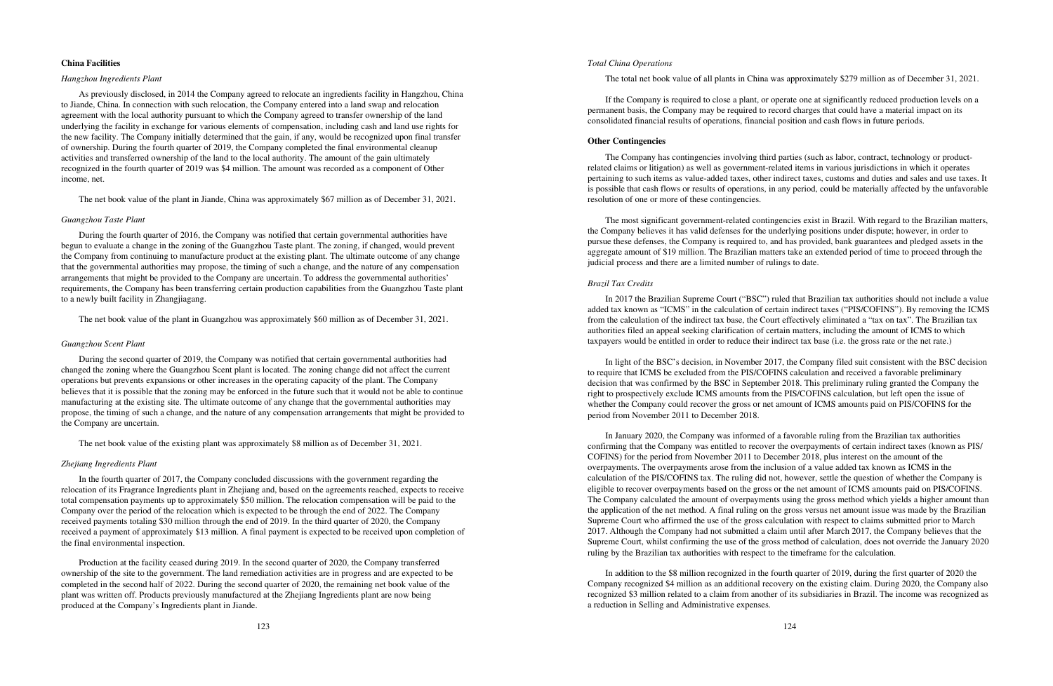## China Facilities

*Hangzhou Ingredients Plant*

As previously disclosed, in 2014 the Company agreed to relocate an ingredients facility in Hangzhou, China to Jiande, China. In connection with such relocation, the Company entered into a land swap and relocation agreement with the local authority pursuant to which the Company agreed to transfer ownership of the land underlying the facility in exchange for various elements of compensation, including cash and land use rights for the new facility. The Company initially determined that the gain, if any, would be recognized upon final transfer of ownership. During the fourth quarter of 2019, the Company completed the final environmental cleanup activities and transferred ownership of the land to the local authority. The amount of the gain ultimately recognized in the fourth quarter of 2019 was $4 million. The amount was recorded as a component of Other income, net.

The net book value of the plant in Jiande, China was approximately $67 million as of December 31, 2021.

*Guangzhou Taste Plant*

During the fourth quarter of 2016, the Company was notified that certain governmental authorities have begun to evaluate a change in the zoning of the Guangzhou Taste plant. The zoning, if changed, would prevent the Company from continuing to manufacture product at the existing plant. The ultimate outcome of any change that the governmental authorities may propose, the timing of such a change, and the nature of any compensation arrangements that might be provided to the Company are uncertain. To address the governmental authorities' requirements, the Company has been transferring certain production capabilities from the Guangzhou Taste plant to a newly built facility in Zhangjiagang.

The net book value of the plant in Guangzhou was approximately $60 million as of December 31, 2021.

*Guangzhou Scent Plant*

During the second quarter of 2019, the Company was notified that certain governmental authorities had changed the zoning where the Guangzhou Scent plant is located. The zoning change did not affect the current operations but prevents expansions or other increases in the operating capacity of the plant. The Company believes that it is possible that the zoning may be enforced in the future such that it would not be able to continue manufacturing at the existing site. The ultimate outcome of any change that the governmental authorities may propose, the timing of such a change, and the nature of any compensation arrangements that might be provided to the Company are uncertain.

The net book value of the existing plant was approximately $8 million as of December 31, 2021.

*Zhejiang Ingredients Plant*

In the fourth quarter of 2017, the Company concluded discussions with the government regarding the relocation of its Fragrance Ingredients plant in Zhejiang and, based on the agreements reached, expects to receive total compensation payments up to approximately $50 million. The relocation compensation will be paid to the Company over the period of the relocation which is expected to be through the end of 2022. The Company received payments totaling $30 million through the end of 2019. In the third quarter of 2020, the Company received a payment of approximately $13 million. A final payment is expected to be received upon completion of the final environmental inspection.

Production at the facility ceased during 2019. In the second quarter of 2020, the Company transferred ownership of the site to the government. The land remediation activities are in progress and are expected to be completed in the second half of 2022. During the second quarter of 2020, the remaining net book value of the plant was written off. Products previously manufactured at the Zhejiang Ingredients plant are now being produced at the Company's Ingredients plant in Jiande.

*Total China Operations*

The total net book value of all plants in China was approximately $279 million as of December 31, 2021.

If the Company is required to close a plant, or operate one at significantly reduced production levels on a permanent basis, the Company may be required to record charges that could have a material impact on its consolidated financial results of operations, financial position and cash flows in future periods.

## Other Contingencies

The Company has contingencies involving third parties (such as labor, contract, technology or product-related claims or litigation) as well as government-related items in various jurisdictions in which it operates pertaining to such items as value-added taxes, other indirect taxes, customs and duties and sales and use taxes. It is possible that cash flows or results of operations, in any period, could be materially affected by the unfavorable resolution of one or more of these contingencies.

The most significant government-related contingencies exist in Brazil. With regard to the Brazilian matters, the Company believes it has valid defenses for the underlying positions under dispute; however, in order to pursue these defenses, the Company is required to, and has provided, bank guarantees and pledged assets in the aggregate amount of $19 million. The Brazilian matters take an extended period of time to proceed through the judicial process and there are a limited number of rulings to date.

*Brazil Tax Credits*

In 2017 the Brazilian Supreme Court ("BSC") ruled that Brazilian tax authorities should not include a value added tax known as "ICMS" in the calculation of certain indirect taxes ("PIS/COFINS"). By removing the ICMS from the calculation of the indirect tax base, the Court effectively eliminated a "tax on tax". The Brazilian tax authorities filed an appeal seeking clarification of certain matters, including the amount of ICMS to which taxpayers would be entitled in order to reduce their indirect tax base (i.e. the gross rate or the net rate.)

In light of the BSC's decision, in November 2017, the Company filed suit consistent with the BSC decision to require that ICMS be excluded from the PIS/COFINS calculation and received a favorable preliminary decision that was confirmed by the BSC in September 2018. This preliminary ruling granted the Company the right to prospectively exclude ICMS amounts from the PIS/COFINS calculation, but left open the issue of whether the Company could recover the gross or net amount of ICMS amounts paid on PIS/COFINS for the period from November 2011 to December 2018.

In January 2020, the Company was informed of a favorable ruling from the Brazilian tax authorities confirming that the Company was entitled to recover the overpayments of certain indirect taxes (known as PIS/COFINS) for the period from November 2011 to December 2018, plus interest on the amount of the overpayments. The overpayments arose from the inclusion of a value added tax known as ICMS in the calculation of the PIS/COFINS tax. The ruling did not, however, settle the question of whether the Company is eligible to recover overpayments based on the gross or the net amount of ICMS amounts paid on PIS/COFINS. The Company calculated the amount of overpayments using the gross method which yields a higher amount than the application of the net method. A final ruling on the gross versus net amount issue was made by the Brazilian Supreme Court who affirmed the use of the gross calculation with respect to claims submitted prior to March 2017. Although the Company had not submitted a claim until after March 2017, the Company believes that the Supreme Court, whilst confirming the use of the gross method of calculation, does not override the January 2020 ruling by the Brazilian tax authorities with respect to the timeframe for the calculation.

In addition to the $8 million recognized in the fourth quarter of 2019, during the first quarter of 2020 the Company recognized $4 million as an additional recovery on the existing claim. During 2020, the Company also recognized $3 million related to a claim from another of its subsidiaries in Brazil. The income was recognized as a reduction in Selling and Administrative expenses.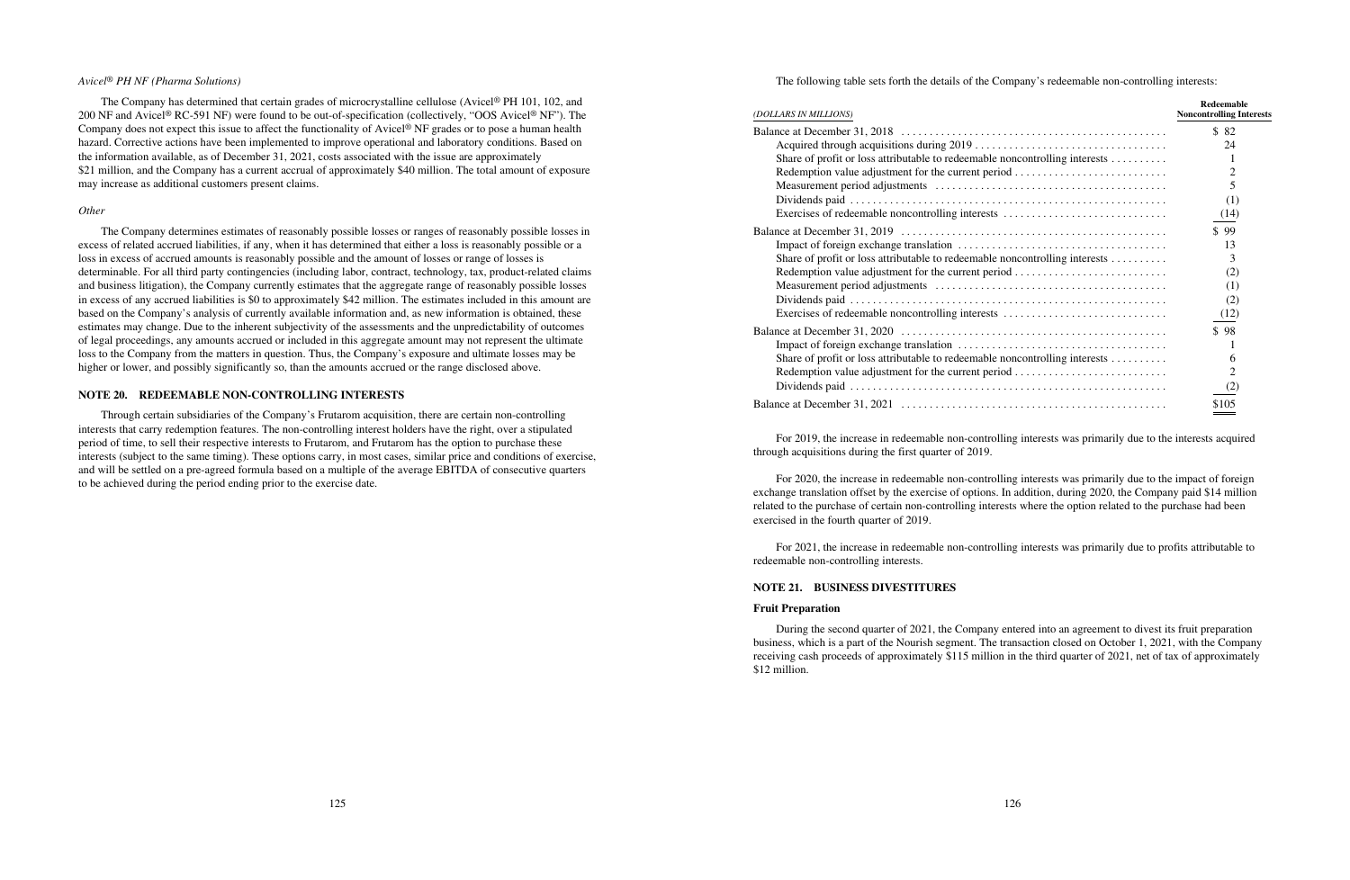*Avicel® PH NF (Pharma Solutions)*

The Company has determined that certain grades of microcrystalline cellulose (Avicel® PH 101, 102, and 200 NF and Avicel® RC-591 NF) were found to be out-of-specification (collectively, "OOS Avicel® NF"). The Company does not expect this issue to affect the functionality of Avicel® NF grades or to pose a human health hazard. Corrective actions have been implemented to improve operational and laboratory conditions. Based on the information available, as of December 31, 2021, costs associated with the issue are approximately $21 million, and the Company has a current accrual of approximately $40 million. The total amount of exposure may increase as additional customers present claims.

*Other*

The Company determines estimates of reasonably possible losses or ranges of reasonably possible losses in excess of related accrued liabilities, if any, when it has determined that either a loss is reasonably possible or a loss in excess of accrued amounts is reasonably possible and the amount of losses or range of losses is determinable. For all third party contingencies (including labor, contract, technology, tax, product-related claims and business litigation), the Company currently estimates that the aggregate range of reasonably possible losses in excess of any accrued liabilities is $0 to approximately $42 million. The estimates included in this amount are based on the Company's analysis of currently available information and, as new information is obtained, these estimates may change. Due to the inherent subjectivity of the assessments and the unpredictability of outcomes of legal proceedings, any amounts accrued or included in this aggregate amount may not represent the ultimate loss to the Company from the matters in question. Thus, the Company's exposure and ultimate losses may be higher or lower, and possibly significantly so, than the amounts accrued or the range disclosed above.

## NOTE 20. REDEEMABLE NON-CONTROLLING INTERESTS

Through certain subsidiaries of the Company's Frutarom acquisition, there are certain non-controlling interests that carry redemption features. The non-controlling interest holders have the right, over a stipulated period of time, to sell their respective interests to Frutarom, and Frutarom has the option to purchase these interests (subject to the same timing). These options carry, in most cases, similar price and conditions of exercise, and will be settled on a pre-agreed formula based on a multiple of the average EBITDA of consecutive quarters to be achieved during the period ending prior to the exercise date.

The following table sets forth the details of the Company's redeemable non-controlling interests:

| *(DOLLARS IN MILLIONS)* | Redeemable Noncontrolling Interests |
|---|---|
| Balance at December 31, 2018 | $ 82 |
| Acquired through acquisitions during 2019 | 24 |
| Share of profit or loss attributable to redeemable noncontrolling interests | 1 |
| Redemption value adjustment for the current period | 2 |
| Measurement period adjustments | 5 |
| Dividends paid | (1) |
| Exercises of redeemable noncontrolling interests | (14) |
| Balance at December 31, 2019 | $ 99 |
| Impact of foreign exchange translation | 13 |
| Share of profit or loss attributable to redeemable noncontrolling interests | 3 |
| Redemption value adjustment for the current period | (2) |
| Measurement period adjustments | (1) |
| Dividends paid | (2) |
| Exercises of redeemable noncontrolling interests | (12) |
| Balance at December 31, 2020 | $ 98 |
| Impact of foreign exchange translation | 1 |
| Share of profit or loss attributable to redeemable noncontrolling interests | 6 |
| Redemption value adjustment for the current period | 2 |
| Dividends paid | (2) |
| Balance at December 31, 2021 | $105 |

For 2019, the increase in redeemable non-controlling interests was primarily due to the interests acquired through acquisitions during the first quarter of 2019.

For 2020, the increase in redeemable non-controlling interests was primarily due to the impact of foreign exchange translation offset by the exercise of options. In addition, during 2020, the Company paid $14 million related to the purchase of certain non-controlling interests where the option related to the purchase had been exercised in the fourth quarter of 2019.

For 2021, the increase in redeemable non-controlling interests was primarily due to profits attributable to redeemable non-controlling interests.

## NOTE 21. BUSINESS DIVESTITURES

### Fruit Preparation

During the second quarter of 2021, the Company entered into an agreement to divest its fruit preparation business, which is a part of the Nourish segment. The transaction closed on October 1, 2021, with the Company receiving cash proceeds of approximately $115 million in the third quarter of 2021, net of tax of approximately $12 million.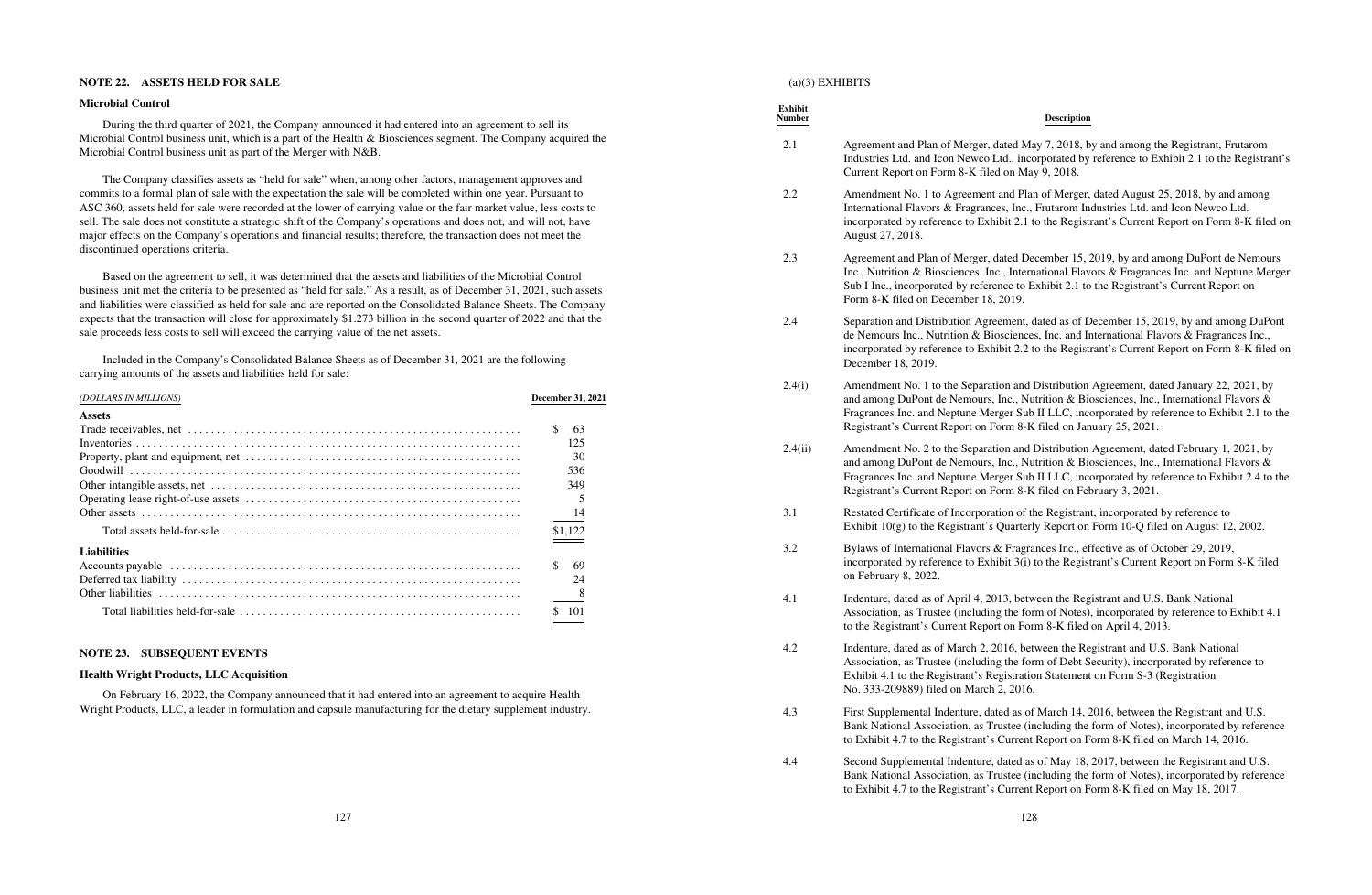## NOTE 22. ASSETS HELD FOR SALE

### Microbial Control

During the third quarter of 2021, the Company announced it had entered into an agreement to sell its Microbial Control business unit, which is a part of the Health & Biosciences segment. The Company acquired the Microbial Control business unit as part of the Merger with N&B.

The Company classifies assets as "held for sale" when, among other factors, management approves and commits to a formal plan of sale with the expectation the sale will be completed within one year. Pursuant to ASC 360, assets held for sale were recorded at the lower of carrying value or the fair market value, less costs to sell. The sale does not constitute a strategic shift of the Company's operations and does not, and will not, have major effects on the Company's operations and financial results; therefore, the transaction does not meet the discontinued operations criteria.

Based on the agreement to sell, it was determined that the assets and liabilities of the Microbial Control business unit met the criteria to be presented as "held for sale." As a result, as of December 31, 2021, such assets and liabilities were classified as held for sale and are reported on the Consolidated Balance Sheets. The Company expects that the transaction will close for approximately $1.273 billion in the second quarter of 2022 and that the sale proceeds less costs to sell will exceed the carrying value of the net assets.

Included in the Company's Consolidated Balance Sheets as of December 31, 2021 are the following carrying amounts of the assets and liabilities held for sale:

| *(DOLLARS IN MILLIONS)* | December 31, 2021 |
|---|---|
| **Assets** | |
| Trade receivables, net | $ 63 |
| Inventories | 125 |
| Property, plant and equipment, net | 30 |
| Goodwill | 536 |
| Other intangible assets, net | 349 |
| Operating lease right-of-use assets | 5 |
| Other assets | 14 |
| Total assets held-for-sale | $1,122 |
| **Liabilities** | |
| Accounts payable | $ 69 |
| Deferred tax liability | 24 |
| Other liabilities | 8 |
| Total liabilities held-for-sale | $ 101 |

## NOTE 23. SUBSEQUENT EVENTS

### Health Wright Products, LLC Acquisition

On February 16, 2022, the Company announced that it had entered into an agreement to acquire Health Wright Products, LLC, a leader in formulation and capsule manufacturing for the dietary supplement industry.

(a)(3) EXHIBITS

| Exhibit Number | Description |
|---|---|
| 2.1 | Agreement and Plan of Merger, dated May 7, 2018, by and among the Registrant, Frutarom Industries Ltd. and Icon Newco Ltd., incorporated by reference to Exhibit 2.1 to the Registrant's Current Report on Form 8-K filed on May 9, 2018. |
| 2.2 | Amendment No. 1 to Agreement and Plan of Merger, dated August 25, 2018, by and among International Flavors & Fragrances, Inc., Frutarom Industries Ltd. and Icon Newco Ltd. incorporated by reference to Exhibit 2.1 to the Registrant's Current Report on Form 8-K filed on August 27, 2018. |
| 2.3 | Agreement and Plan of Merger, dated December 15, 2019, by and among DuPont de Nemours Inc., Nutrition & Biosciences, Inc., International Flavors & Fragrances Inc. and Neptune Merger Sub I Inc., incorporated by reference to Exhibit 2.1 to the Registrant's Current Report on Form 8-K filed on December 18, 2019. |
| 2.4 | Separation and Distribution Agreement, dated as of December 15, 2019, by and among DuPont de Nemours Inc., Nutrition & Biosciences, Inc. and International Flavors & Fragrances Inc., incorporated by reference to Exhibit 2.2 to the Registrant's Current Report on Form 8-K filed on December 18, 2019. |
| 2.4(i) | Amendment No. 1 to the Separation and Distribution Agreement, dated January 22, 2021, by and among DuPont de Nemours, Inc., Nutrition & Biosciences, Inc., International Flavors & Fragrances Inc. and Neptune Merger Sub II LLC, incorporated by reference to Exhibit 2.1 to the Registrant's Current Report on Form 8-K filed on January 25, 2021. |
| 2.4(ii) | Amendment No. 2 to the Separation and Distribution Agreement, dated February 1, 2021, by and among DuPont de Nemours, Inc., Nutrition & Biosciences, Inc., International Flavors & Fragrances Inc. and Neptune Merger Sub II LLC, incorporated by reference to Exhibit 2.4 to the Registrant's Current Report on Form 8-K filed on February 3, 2021. |
| 3.1 | Restated Certificate of Incorporation of the Registrant, incorporated by reference to Exhibit 10(g) to the Registrant's Quarterly Report on Form 10-Q filed on August 12, 2002. |
| 3.2 | Bylaws of International Flavors & Fragrances Inc., effective as of October 29, 2019, incorporated by reference to Exhibit 3(i) to the Registrant's Current Report on Form 8-K filed on February 8, 2022. |
| 4.1 | Indenture, dated as of April 4, 2013, between the Registrant and U.S. Bank National Association, as Trustee (including the form of Notes), incorporated by reference to Exhibit 4.1 to the Registrant's Current Report on Form 8-K filed on April 4, 2013. |
| 4.2 | Indenture, dated as of March 2, 2016, between the Registrant and U.S. Bank National Association, as Trustee (including the form of Debt Security), incorporated by reference to Exhibit 4.1 to the Registrant's Registration Statement on Form S-3 (Registration No. 333-209889) filed on March 2, 2016. |
| 4.3 | First Supplemental Indenture, dated as of March 14, 2016, between the Registrant and U.S. Bank National Association, as Trustee (including the form of Notes), incorporated by reference to Exhibit 4.7 to the Registrant's Current Report on Form 8-K filed on March 14, 2016. |
| 4.4 | Second Supplemental Indenture, dated as of May 18, 2017, between the Registrant and U.S. Bank National Association, as Trustee (including the form of Notes), incorporated by reference to Exhibit 4.7 to the Registrant's Current Report on Form 8-K filed on May 18, 2017. |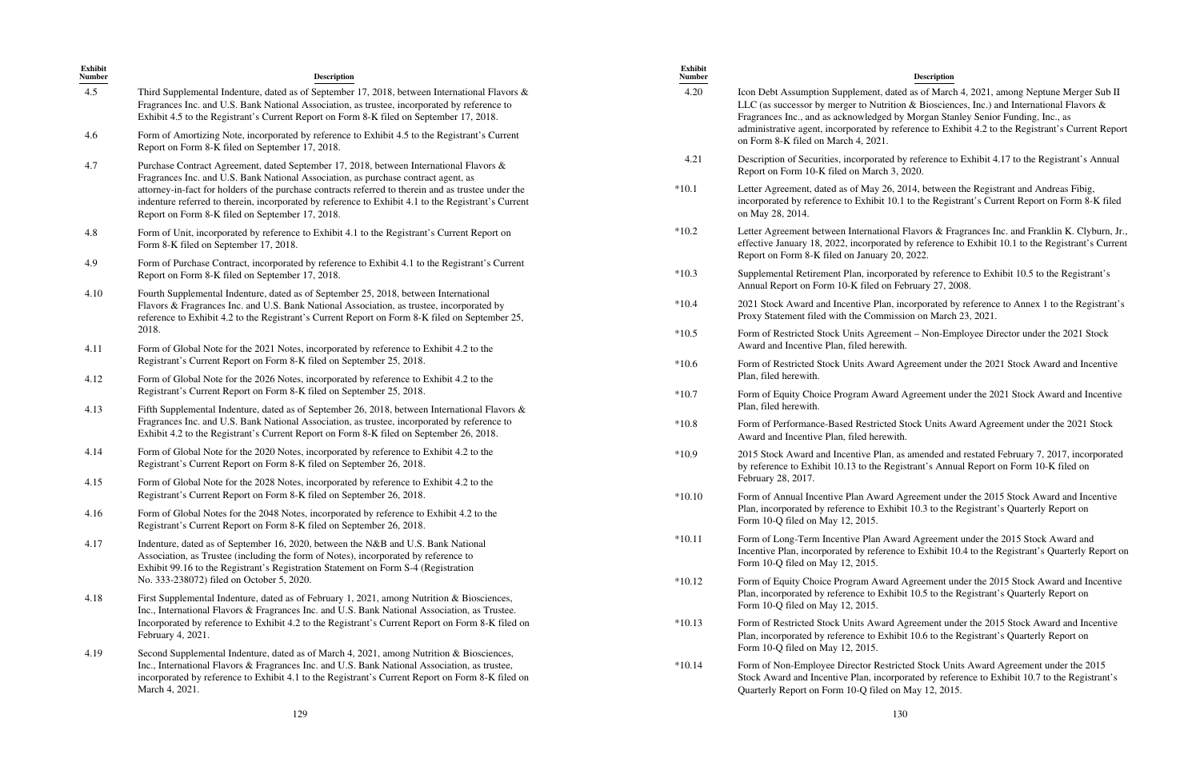| Exhibit Number | Description |
|---|---|
| 4.5 | Third Supplemental Indenture, dated as of September 17, 2018, between International Flavors & Fragrances Inc. and U.S. Bank National Association, as trustee, incorporated by reference to Exhibit 4.5 to the Registrant's Current Report on Form 8-K filed on September 17, 2018. |
| 4.6 | Form of Amortizing Note, incorporated by reference to Exhibit 4.5 to the Registrant's Current Report on Form 8-K filed on September 17, 2018. |
| 4.7 | Purchase Contract Agreement, dated September 17, 2018, between International Flavors & Fragrances Inc. and U.S. Bank National Association, as purchase contract agent, as attorney-in-fact for holders of the purchase contracts referred to therein and as trustee under the indenture referred to therein, incorporated by reference to Exhibit 4.1 to the Registrant's Current Report on Form 8-K filed on September 17, 2018. |
| 4.8 | Form of Unit, incorporated by reference to Exhibit 4.1 to the Registrant's Current Report on Form 8-K filed on September 17, 2018. |
| 4.9 | Form of Purchase Contract, incorporated by reference to Exhibit 4.1 to the Registrant's Current Report on Form 8-K filed on September 17, 2018. |
| 4.10 | Fourth Supplemental Indenture, dated as of September 25, 2018, between International Flavors & Fragrances Inc. and U.S. Bank National Association, as trustee, incorporated by reference to Exhibit 4.2 to the Registrant's Current Report on Form 8-K filed on September 25, 2018. |
| 4.11 | Form of Global Note for the 2021 Notes, incorporated by reference to Exhibit 4.2 to the Registrant's Current Report on Form 8-K filed on September 25, 2018. |
| 4.12 | Form of Global Note for the 2026 Notes, incorporated by reference to Exhibit 4.2 to the Registrant's Current Report on Form 8-K filed on September 25, 2018. |
| 4.13 | Fifth Supplemental Indenture, dated as of September 26, 2018, between International Flavors & Fragrances Inc. and U.S. Bank National Association, as trustee, incorporated by reference to Exhibit 4.2 to the Registrant's Current Report on Form 8-K filed on September 26, 2018. |
| 4.14 | Form of Global Note for the 2020 Notes, incorporated by reference to Exhibit 4.2 to the Registrant's Current Report on Form 8-K filed on September 26, 2018. |
| 4.15 | Form of Global Note for the 2028 Notes, incorporated by reference to Exhibit 4.2 to the Registrant's Current Report on Form 8-K filed on September 26, 2018. |
| 4.16 | Form of Global Notes for the 2048 Notes, incorporated by reference to Exhibit 4.2 to the Registrant's Current Report on Form 8-K filed on September 26, 2018. |
| 4.17 | Indenture, dated as of September 16, 2020, between the N&B and U.S. Bank National Association, as Trustee (including the form of Notes), incorporated by reference to Exhibit 99.16 to the Registrant's Registration Statement on Form S-4 (Registration No. 333-238072) filed on October 5, 2020. |
| 4.18 | First Supplemental Indenture, dated as of February 1, 2021, among Nutrition & Biosciences, Inc., International Flavors & Fragrances Inc. and U.S. Bank National Association, as Trustee. Incorporated by reference to Exhibit 4.2 to the Registrant's Current Report on Form 8-K filed on February 4, 2021. |
| 4.19 | Second Supplemental Indenture, dated as of March 4, 2021, among Nutrition & Biosciences, Inc., International Flavors & Fragrances Inc. and U.S. Bank National Association, as trustee, incorporated by reference to Exhibit 4.1 to the Registrant's Current Report on Form 8-K filed on March 4, 2021. |
| 4.20 | Icon Debt Assumption Supplement, dated as of March 4, 2021, among Neptune Merger Sub II LLC (as successor by merger to Nutrition & Biosciences, Inc.) and International Flavors & Fragrances Inc., and as acknowledged by Morgan Stanley Senior Funding, Inc., as administrative agent, incorporated by reference to Exhibit 4.2 to the Registrant's Current Report on Form 8-K filed on March 4, 2021. |
| 4.21 | Description of Securities, incorporated by reference to Exhibit 4.17 to the Registrant's Annual Report on Form 10-K filed on March 3, 2020. |
| *10.1 | Letter Agreement, dated as of May 26, 2014, between the Registrant and Andreas Fibig, incorporated by reference to Exhibit 10.1 to the Registrant's Current Report on Form 8-K filed on May 28, 2014. |
| *10.2 | Letter Agreement between International Flavors & Fragrances Inc. and Franklin K. Clyburn, Jr., effective January 18, 2022, incorporated by reference to Exhibit 10.1 to the Registrant's Current Report on Form 8-K filed on January 20, 2022. |
| *10.3 | Supplemental Retirement Plan, incorporated by reference to Exhibit 10.5 to the Registrant's Annual Report on Form 10-K filed on February 27, 2008. |
| *10.4 | 2021 Stock Award and Incentive Plan, incorporated by reference to Annex 1 to the Registrant's Proxy Statement filed with the Commission on March 23, 2021. |
| *10.5 | Form of Restricted Stock Units Agreement – Non-Employee Director under the 2021 Stock Award and Incentive Plan, filed herewith. |
| *10.6 | Form of Restricted Stock Units Award Agreement under the 2021 Stock Award and Incentive Plan, filed herewith. |
| *10.7 | Form of Equity Choice Program Award Agreement under the 2021 Stock Award and Incentive Plan, filed herewith. |
| *10.8 | Form of Performance-Based Restricted Stock Units Award Agreement under the 2021 Stock Award and Incentive Plan, filed herewith. |
| *10.9 | 2015 Stock Award and Incentive Plan, as amended and restated February 7, 2017, incorporated by reference to Exhibit 10.13 to the Registrant's Annual Report on Form 10-K filed on February 28, 2017. |
| *10.10 | Form of Annual Incentive Plan Award Agreement under the 2015 Stock Award and Incentive Plan, incorporated by reference to Exhibit 10.3 to the Registrant's Quarterly Report on Form 10-Q filed on May 12, 2015. |
| *10.11 | Form of Long-Term Incentive Plan Award Agreement under the 2015 Stock Award and Incentive Plan, incorporated by reference to Exhibit 10.4 to the Registrant's Quarterly Report on Form 10-Q filed on May 12, 2015. |
| *10.12 | Form of Equity Choice Program Award Agreement under the 2015 Stock Award and Incentive Plan, incorporated by reference to Exhibit 10.5 to the Registrant's Quarterly Report on Form 10-Q filed on May 12, 2015. |
| *10.13 | Form of Restricted Stock Units Award Agreement under the 2015 Stock Award and Incentive Plan, incorporated by reference to Exhibit 10.6 to the Registrant's Quarterly Report on Form 10-Q filed on May 12, 2015. |
| *10.14 | Form of Non-Employee Director Restricted Stock Units Award Agreement under the 2015 Stock Award and Incentive Plan, incorporated by reference to Exhibit 10.7 to the Registrant's Quarterly Report on Form 10-Q filed on May 12, 2015. |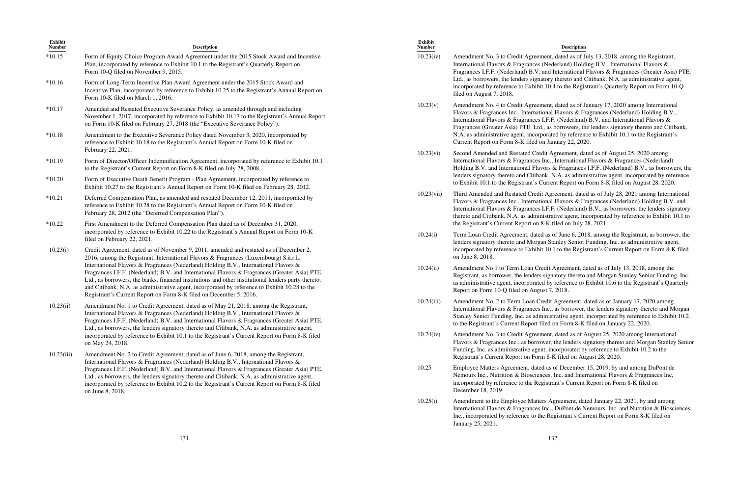| Exhibit Number | Description |
|---|---|
| *10.15 | Form of Equity Choice Program Award Agreement under the 2015 Stock Award and Incentive Plan, incorporated by reference to Exhibit 10.1 to the Registrant's Quarterly Report on Form 10-Q filed on November 9, 2015. |
| *10.16 | Form of Long-Term Incentive Plan Award Agreement under the 2015 Stock Award and Incentive Plan, incorporated by reference to Exhibit 10.25 to the Registrant's Annual Report on Form 10-K filed on March 1, 2016. |
| *10.17 | Amended and Restated Executive Severance Policy, as amended through and including November 1, 2017, incorporated by reference to Exhibit 10.17 to the Registrant's Annual Report on Form 10-K filed on February 27, 2018 (the "Executive Severance Policy"). |
| *10.18 | Amendment to the Executive Severance Policy dated November 3, 2020, incorporated by reference to Exhibit 10.18 to the Registrant's Annual Report on Form 10-K filed on February 22, 2021. |
| *10.19 | Form of Director/Officer Indemnification Agreement, incorporated by reference to Exhibit 10.1 to the Registrant's Current Report on Form 8-K filed on July 28, 2008. |
| *10.20 | Form of Executive Death Benefit Program - Plan Agreement, incorporated by reference to Exhibit 10.27 to the Registrant's Annual Report on Form 10-K filed on February 28, 2012. |
| *10.21 | Deferred Compensation Plan, as amended and restated December 12, 2011, incorporated by reference to Exhibit 10.28 to the Registrant's Annual Report on Form 10-K filed on February 28, 2012 (the "Deferred Compensation Plan"). |
| *10.22 | First Amendment to the Deferred Compensation Plan dated as of December 31, 2020, incorporated by reference to Exhibit 10.22 to the Registrant's Annual Report on Form 10-K filed on February 22, 2021. |
| 10.23(i) | Credit Agreement, dated as of November 9, 2011, amended and restated as of December 2, 2016, among the Registrant, International Flavors & Fragrances (Luxembourg) S.à.r.l., International Flavors & Fragrances (Nederland) Holding B.V., International Flavors & Fragrances I.F.F. (Nederland) B.V. and International Flavors & Fragrances (Greater Asia) PTE. Ltd., as borrowers, the banks, financial institutions and other institutional lenders party thereto, and Citibank, N.A. as administrative agent, incorporated by reference to Exhibit 10.28 to the Registrant's Current Report on Form 8-K filed on December 5, 2016. |
| 10.23(ii) | Amendment No. 1 to Credit Agreement, dated as of May 21, 2018, among the Registrant, International Flavors & Fragrances (Nederland) Holding B.V., International Flavors & Fragrances I.F.F. (Nederland) B.V. and International Flavors & Fragrances (Greater Asia) PTE. Ltd., as borrowers, the lenders signatory thereto and Citibank, N.A. as administrative agent, incorporated by reference to Exhibit 10.1 to the Registrant's Current Report on Form 8-K filed on May 24, 2018. |
| 10.23(iii) | Amendment No. 2 to Credit Agreement, dated as of June 6, 2018, among the Registrant, International Flavors & Fragrances (Nederland) Holding B.V., International Flavors & Fragrances I.F.F. (Nederland) B.V. and International Flavors & Fragrances (Greater Asia) PTE. Ltd., as borrowers, the lenders signatory thereto and Citibank, N.A. as administrative agent, incorporated by reference to Exhibit 10.2 to the Registrant's Current Report on Form 8-K filed on June 8, 2018. |
| 10.23(iv) | Amendment No. 3 to Credit Agreement, dated as of July 13, 2018, among the Registrant, International Flavors & Fragrances (Nederland) Holding B.V., International Flavors & Fragrances I.F.F. (Nederland) B.V. and International Flavors & Fragrances (Greater Asia) PTE. Ltd., as borrowers, the lenders signatory thereto and Citibank, N.A. as administrative agent, incorporated by reference to Exhibit 10.4 to the Registrant's Quarterly Report on Form 10-Q filed on August 7, 2018. |
| 10.23(v) | Amendment No. 4 to Credit Agreement, dated as of January 17, 2020 among International Flavors & Fragrances Inc., International Flavors & Fragrances (Nederland) Holding B.V., International Flavors & Fragrances I.F.F. (Nederland) B.V. and International Flavors & Fragrances (Greater Asia) PTE. Ltd., as borrowers, the lenders signatory thereto and Citibank, N.A. as administrative agent, incorporated by reference to Exhibit 10.1 to the Registrant's Current Report on Form 8-K filed on January 22, 2020. |
| 10.23(vi) | Second Amended and Restated Credit Agreement, dated as of August 25, 2020 among International Flavors & Fragrances Inc., International Flavors & Fragrances (Nederland) Holding B.V. and International Flavors & Fragrances I.F.F. (Nederland) B.V., as borrowers, the lenders signatory thereto and Citibank, N.A. as administrative agent, incorporated by reference to Exhibit 10.1 to the Registrant's Current Report on Form 8-K filed on August 28, 2020. |
| 10.23(vii) | Third Amended and Restated Credit Agreement, dated as of July 28, 2021 among International Flavors & Fragrances Inc., International Flavors & Fragrances (Nederland) Holding B.V. and International Flavors & Fragrances I.F.F. (Nederland) B.V., as borrowers, the lenders signatory thereto and Citibank, N.A. as administrative agent, incorporated by reference to Exhibit 10.1 to the Registrant's Current Report on 8-K filed on July 28, 2021. |
| 10.24(i) | Term Loan Credit Agreement, dated as of June 6, 2018, among the Registrant, as borrower, the lenders signatory thereto and Morgan Stanley Senior Funding, Inc. as administrative agent, incorporated by reference to Exhibit 10.1 to the Registrant's Current Report on Form 8-K filed on June 8, 2018. |
| 10.24(ii) | Amendment No 1 to Term Loan Credit Agreement, dated as of July 13, 2018, among the Registrant, as borrower, the lenders signatory thereto and Morgan Stanley Senior Funding, Inc. as administrative agent, incorporated by reference to Exhibit 10.6 to the Registrant's Quarterly Report on Form 10-Q filed on August 7, 2018. |
| 10.24(iii) | Amendment No. 2 to Term Loan Credit Agreement, dated as of January 17, 2020 among International Flavors & Fragrances Inc., as borrower, the lenders signatory thereto and Morgan Stanley Senior Funding, Inc. as administrative agent, incorporated by reference to Exhibit 10.2 to the Registrant's Current Report filed on Form 8-K filed on January 22, 2020. |
| 10.24(iv) | Amendment No. 3 to Credit Agreement, dated as of August 25, 2020 among International Flavors & Fragrances Inc., as borrower, the lenders signatory thereto and Morgan Stanley Senior Funding, Inc. as administrative agent, incorporated by reference to Exhibit 10.2 to the Registrant's Current Report on Form 8-K filed on August 28, 2020. |
| 10.25 | Employee Matters Agreement, dated as of December 15, 2019, by and among DuPont de Nemours Inc., Nutrition & Biosciences, Inc. and International Flavors & Fragrances Inc, incorporated by reference to the Registrant's Current Report on Form 8-K filed on December 18, 2019. |
| 10.25(i) | Amendment to the Employee Matters Agreement, dated January 22, 2021, by and among International Flavors & Fragrances Inc., DuPont de Nemours, Inc. and Nutrition & Biosciences, Inc., incorporated by reference to the Registrant's Current Report on Form 8-K filed on January 25, 2021. |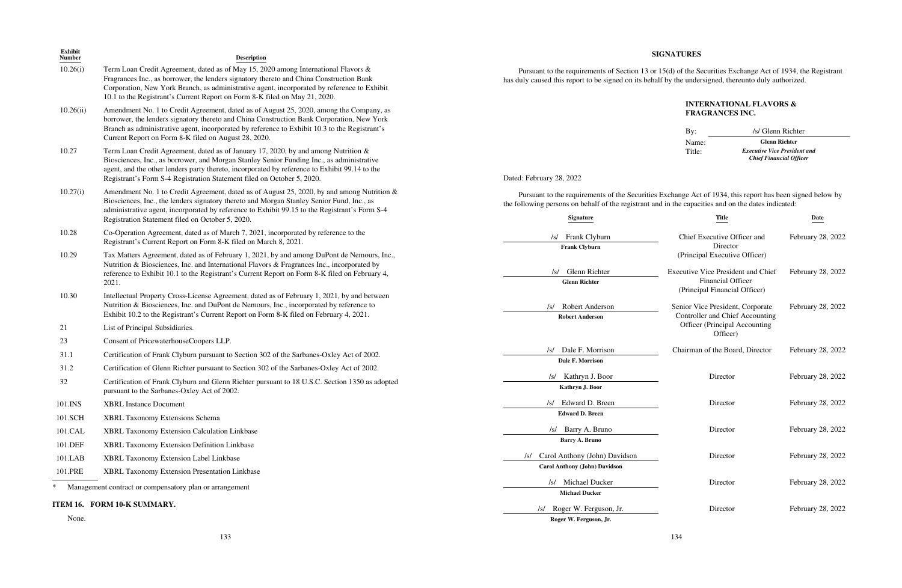| Exhibit Number | Description |
|---|---|
| 10.26(i) | Term Loan Credit Agreement, dated as of May 15, 2020 among International Flavors & Fragrances Inc., as borrower, the lenders signatory thereto and China Construction Bank Corporation, New York Branch, as administrative agent, incorporated by reference to Exhibit 10.1 to the Registrant's Current Report on Form 8-K filed on May 21, 2020. |
| 10.26(ii) | Amendment No. 1 to Credit Agreement, dated as of August 25, 2020, among the Company, as borrower, the lenders signatory thereto and China Construction Bank Corporation, New York Branch as administrative agent, incorporated by reference to Exhibit 10.3 to the Registrant's Current Report on Form 8-K filed on August 28, 2020. |
| 10.27 | Term Loan Credit Agreement, dated as of January 17, 2020, by and among Nutrition & Biosciences, Inc., as borrower, and Morgan Stanley Senior Funding Inc., as administrative agent, and the other lenders party thereto, incorporated by reference to Exhibit 99.14 to the Registrant's Form S-4 Registration Statement filed on October 5, 2020. |
| 10.27(i) | Amendment No. 1 to Credit Agreement, dated as of August 25, 2020, by and among Nutrition & Biosciences, Inc., the lenders signatory thereto and Morgan Stanley Senior Fund, Inc., as administrative agent, incorporated by reference to Exhibit 99.15 to the Registrant's Form S-4 Registration Statement filed on October 5, 2020. |
| 10.28 | Co-Operation Agreement, dated as of March 7, 2021, incorporated by reference to the Registrant's Current Report on Form 8-K filed on March 8, 2021. |
| 10.29 | Tax Matters Agreement, dated as of February 1, 2021, by and among DuPont de Nemours, Inc., Nutrition & Biosciences, Inc. and International Flavors & Fragrances Inc., incorporated by reference to Exhibit 10.1 to the Registrant's Current Report on Form 8-K filed on February 4, 2021. |
| 10.30 | Intellectual Property Cross-License Agreement, dated as of February 1, 2021, by and between Nutrition & Biosciences, Inc. and DuPont de Nemours, Inc., incorporated by reference to Exhibit 10.2 to the Registrant's Current Report on Form 8-K filed on February 4, 2021. |
| 21 | List of Principal Subsidiaries. |
| 23 | Consent of PricewaterhouseCoopers LLP. |
| 31.1 | Certification of Frank Clyburn pursuant to Section 302 of the Sarbanes-Oxley Act of 2002. |
| 31.2 | Certification of Glenn Richter pursuant to Section 302 of the Sarbanes-Oxley Act of 2002. |
| 32 | Certification of Frank Clyburn and Glenn Richter pursuant to 18 U.S.C. Section 1350 as adopted pursuant to the Sarbanes-Oxley Act of 2002. |
| 101.INS | XBRL Instance Document |
| 101.SCH | XBRL Taxonomy Extensions Schema |
| 101.CAL | XBRL Taxonomy Extension Calculation Linkbase |
| 101.DEF | XBRL Taxonomy Extension Definition Linkbase |
| 101.LAB | XBRL Taxonomy Extension Label Linkbase |
| 101.PRE | XBRL Taxonomy Extension Presentation Linkbase |

\* Management contract or compensatory plan or arrangement

## ITEM 16. FORM 10-K SUMMARY.

None.

## SIGNATURES

Pursuant to the requirements of Section 13 or 15(d) of the Securities Exchange Act of 1934, the Registrant has duly caused this report to be signed on its behalf by the undersigned, thereunto duly authorized.

**INTERNATIONAL FLAVORS & FRAGRANCES INC.**

By: /s/ Glenn Richter
Name: **Glenn Richter**
Title: ***Executive Vice President and Chief Financial Officer***

Dated: February 28, 2022

Pursuant to the requirements of the Securities Exchange Act of 1934, this report has been signed below by the following persons on behalf of the registrant and in the capacities and on the dates indicated:

| Signature | Title | Date |
|---|---|---|
| /s/ Frank Clyburn<br>**Frank Clyburn** | Chief Executive Officer and Director (Principal Executive Officer) | February 28, 2022 |
| /s/ Glenn Richter<br>**Glenn Richter** | Executive Vice President and Chief Financial Officer (Principal Financial Officer) | February 28, 2022 |
| /s/ Robert Anderson<br>**Robert Anderson** | Senior Vice President, Corporate Controller and Chief Accounting Officer (Principal Accounting Officer) | February 28, 2022 |
| /s/ Dale F. Morrison<br>**Dale F. Morrison** | Chairman of the Board, Director | February 28, 2022 |
| /s/ Kathryn J. Boor<br>**Kathryn J. Boor** | Director | February 28, 2022 |
| /s/ Edward D. Breen<br>**Edward D. Breen** | Director | February 28, 2022 |
| /s/ Barry A. Bruno<br>**Barry A. Bruno** | Director | February 28, 2022 |
| /s/ Carol Anthony (John) Davidson<br>**Carol Anthony (John) Davidson** | Director | February 28, 2022 |
| /s/ Michael Ducker<br>**Michael Ducker** | Director | February 28, 2022 |
| /s/ Roger W. Ferguson, Jr.<br>**Roger W. Ferguson, Jr.** | Director | February 28, 2022 |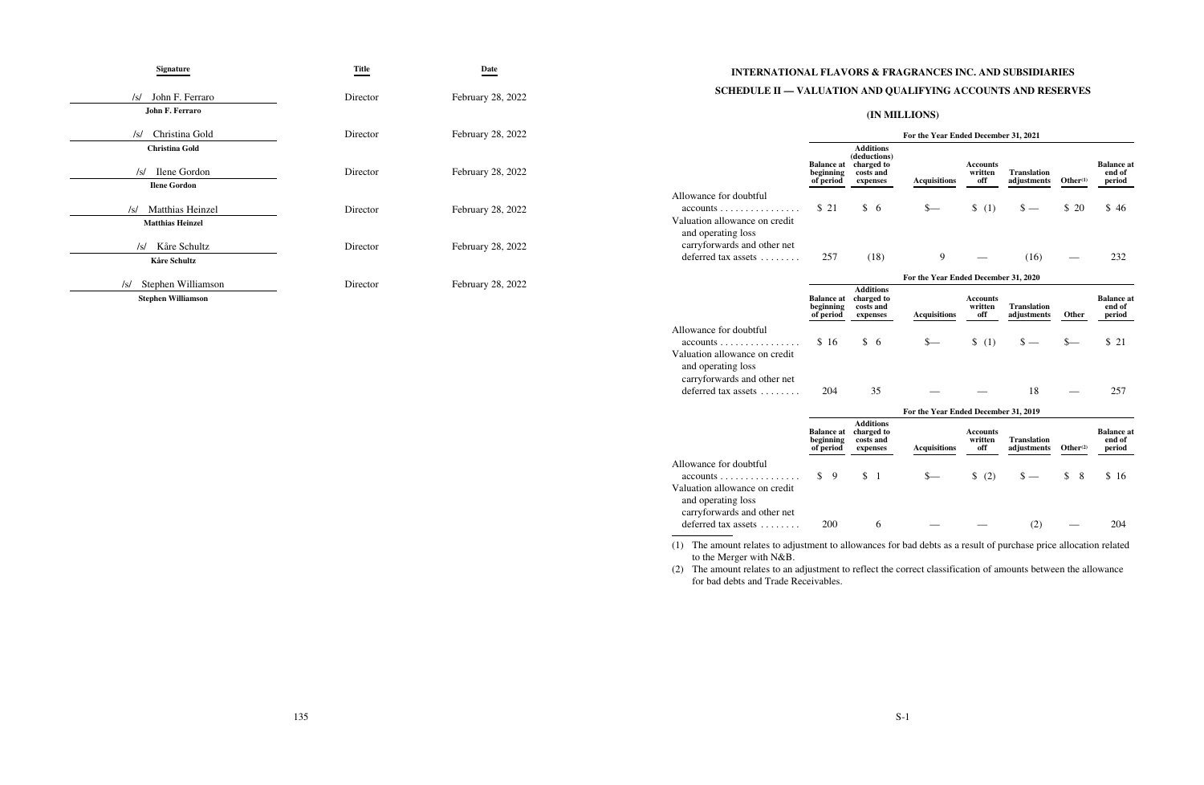| Signature | Title | Date |
| --- | --- | --- |
| /s/ John F. Ferraro<br>**John F. Ferraro** | Director | February 28, 2022 |
| /s/ Christina Gold<br>**Christina Gold** | Director | February 28, 2022 |
| /s/ Ilene Gordon<br>**Ilene Gordon** | Director | February 28, 2022 |
| /s/ Matthias Heinzel<br>**Matthias Heinzel** | Director | February 28, 2022 |
| /s/ Kåre Schultz<br>**Kåre Schultz** | Director | February 28, 2022 |
| /s/ Stephen Williamson<br>**Stephen Williamson** | Director | February 28, 2022 |

# INTERNATIONAL FLAVORS & FRAGRANCES INC. AND SUBSIDIARIES

## SCHEDULE II — VALUATION AND QUALIFYING ACCOUNTS AND RESERVES

### (IN MILLIONS)

| | For the Year Ended December 31, 2021 | | | | | | |
| --- | --- | --- | --- | --- | --- | --- | --- |
| | Balance at beginning of period | Additions (deductions) charged to costs and expenses | Acquisitions | Accounts written off | Translation adjustments | Other[1] | Balance at end of period |
| Allowance for doubtful accounts | $ 21 | $ 6 | $— | $ (1) | $ — | $ 20 | $ 46 |
| Valuation allowance on credit and operating loss carryforwards and other net deferred tax assets | 257 | (18) | 9 | — | (16) | — | 232 |

| | For the Year Ended December 31, 2020 | | | | | | |
| --- | --- | --- | --- | --- | --- | --- | --- |
| | Balance at beginning of period | Additions charged to costs and expenses | Acquisitions | Accounts written off | Translation adjustments | Other | Balance at end of period |
| Allowance for doubtful accounts | $ 16 | $ 6 | $— | $ (1) | $ — | $— | $ 21 |
| Valuation allowance on credit and operating loss carryforwards and other net deferred tax assets | 204 | 35 | — | — | 18 | — | 257 |

| | For the Year Ended December 31, 2019 | | | | | | |
| --- | --- | --- | --- | --- | --- | --- | --- |
| | Balance at beginning of period | Additions charged to costs and expenses | Acquisitions | Accounts written off | Translation adjustments | Other[2] | Balance at end of period |
| Allowance for doubtful accounts | $ 9 | $ 1 | $— | $ (2) | $ — | $ 8 | $ 16 |
| Valuation allowance on credit and operating loss carryforwards and other net deferred tax assets | 200 | 6 | — | — | (2) | — | 204 |

(1) The amount relates to adjustment to allowances for bad debts as a result of purchase price allocation related to the Merger with N&B.

(2) The amount relates to an adjustment to reflect the correct classification of amounts between the allowance for bad debts and Trade Receivables.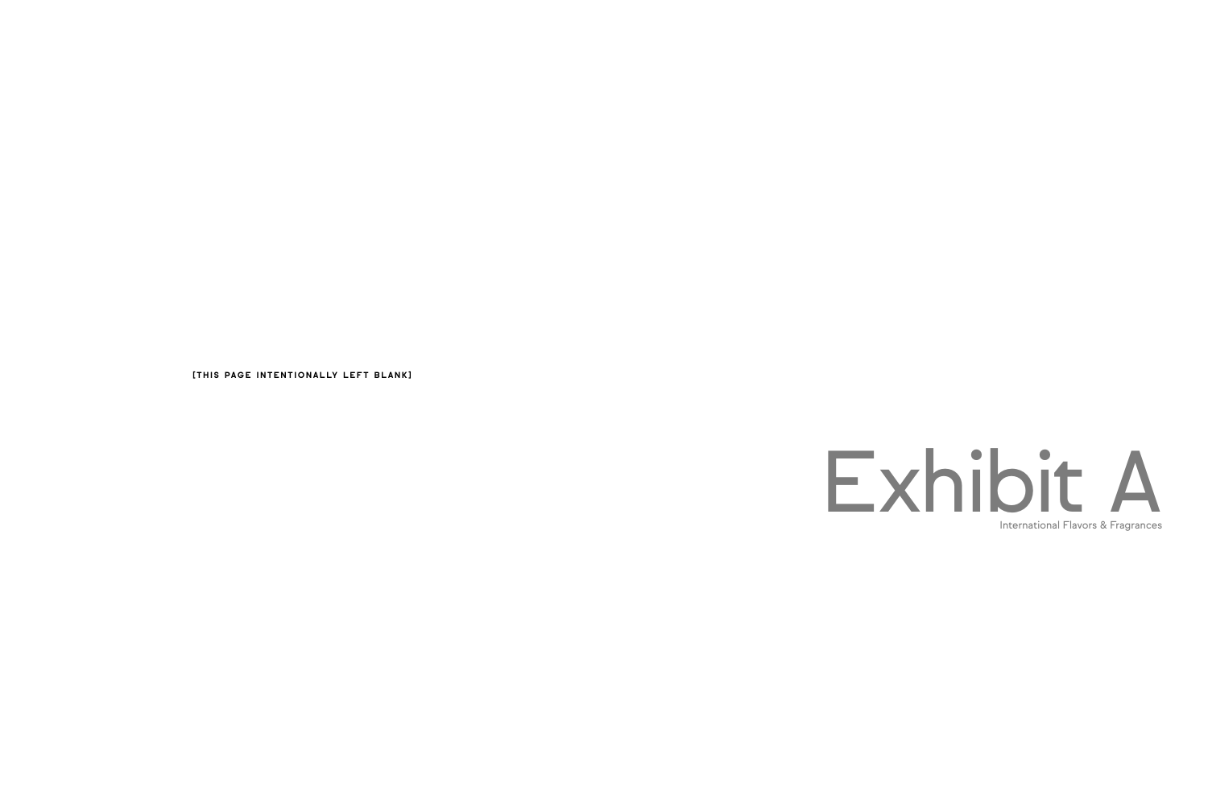[THIS PAGE INTENTIONALLY LEFT BLANK]

# Exhibit A

International Flavors & Fragrances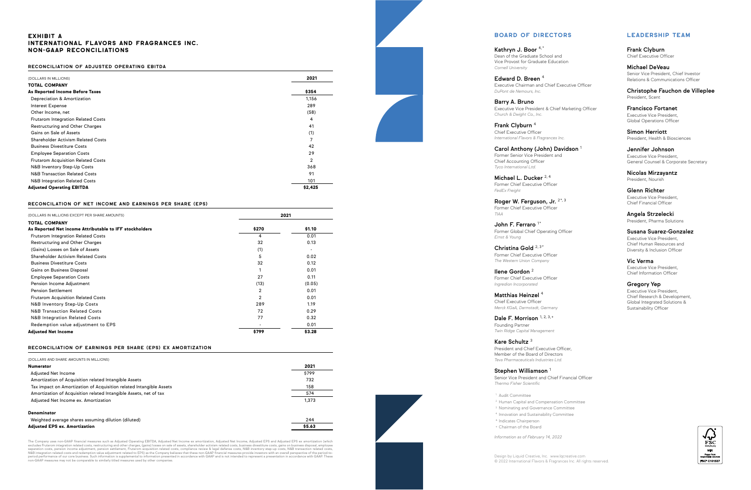# EXHIBIT A
# INTERNATIONAL FLAVORS AND FRAGRANCES INC.
# NON-GAAP RECONCILIATIONS

### RECONCILIATION OF ADJUSTED OPERATING EBITDA

| (DOLLARS IN MILLIONS) | 2021 |
|---|---|
| **TOTAL COMPANY** | |
| **As Reported Income Before Taxes** | **$354** |
| Depreciation & Amortization | 1,156 |
| Interest Expense | 289 |
| Other Income, net | (58) |
| Frutarom Integration Related Costs | 4 |
| Restructuring and Other Charges | 41 |
| Gains on Sale of Assets | (1) |
| Shareholder Activism Related Costs | 7 |
| Business Divestiture Costs | 42 |
| Employee Separation Costs | 29 |
| Frutarom Acquisition Related Costs | 2 |
| N&B Inventory Step-Up Costs | 368 |
| N&B Transaction Related Costs | 91 |
| N&B Integration Related Costs | 101 |
| **Adjusted Operating EBITDA** | **$2,425** |

### RECONCILIATION OF NET INCOME AND EARNINGS PER SHARE (EPS)

| (DOLLARS IN MILLIONS EXCEPT PER SHARE AMOUNTS) | 2021 | |
|---|---|---|
| **TOTAL COMPANY** | | |
| **As Reported Net income Attributable to IFF stockholders** | **$270** | **$1.10** |
| Frutarom Integration Related Costs | 4 | 0.01 |
| Restructuring and Other Charges | 32 | 0.13 |
| (Gains) Losses on Sale of Assets | (1) | - |
| Shareholder Activism Related Costs | 5 | 0.02 |
| Business Divestiture Costs | 32 | 0.12 |
| Gains on Business Disposal | 1 | 0.01 |
| Employee Separation Costs | 27 | 0.11 |
| Pension Income Adjustment | (13) | (0.05) |
| Pension Settlement | 2 | 0.01 |
| Frutarom Acquisition Related Costs | 2 | 0.01 |
| N&B Inventory Step-Up Costs | 289 | 1.19 |
| N&B Transaction Related Costs | 72 | 0.29 |
| N&B Integration Related Costs | 77 | 0.32 |
| Redemption value adjustment to EPS | - | 0.01 |
| **Adjusted Net Income** | **$799** | **$3.28** |

### RECONCILIATION OF EARNINGS PER SHARE (EPS) EX AMORTIZATION

| (DOLLARS AND SHARE AMOUNTS IN MILLIONS) | |
|---|---|
| **Numerator** | **2021** |
| Adjusted Net Income | $799 |
| Amortization of Acquisition related Intangible Assets | 732 |
| Tax impact on Amortization of Acquisition related Intangible Assets | 158 |
| Amortization of Acquisition related Intangible Assets, net of tax | 574 |
| Adjusted Net Income ex. Amortization | 1,373 |
| **Denominator** | |
| Weighted average shares assuming dilution (diluted) | 244 |
| **Adjusted EPS ex. Amortization** | **$5.63** |

The Company uses non-GAAP financial measures such as Adjusted Operating EBITDA, Adjusted Net Income ex amortization, Adjusted Net Income, Adjusted EPS and Adjusted EPS ex amortization (which excludes Frutarom integration related costs, restructuring and other charges, (gains) losses on sale of assets, shareholder activism related costs, business divestiture costs, gains on business disposal, employee separation costs, pension income adjustment, pension settlement, Frutarom acquisition related costs, compliance review & legal defense costs, N&B inventory step-up costs, N&B transaction related costs, N&B integration related costs and redemption value adjustment related to EPS) as the Company believes that these non-GAAP financial measures provide investors with an overall perspective of the period-to-period performance of our core business. Such information is supplemental to information presented in accordance with GAAP and is not intended to represent a presentation in accordance with GAAP. These non-GAAP measures may not be comparable to similarly titled measures used by other companies.

## BOARD OF DIRECTORS

**Kathryn J. Boor** [4,*]
Dean of the Graduate School and Vice Provost for Graduate Education
*Cornell University*

**Edward D. Breen** [4]
Executive Chairman and Chief Executive Officer
*DuPont de Nemours, Inc.*

**Barry A. Bruno**
Executive Vice President & Chief Marketing Officer
*Church & Dwight Co., Inc.*

**Frank Clyburn** [4]
Chief Executive Officer
*International Flavors & Fragrances Inc.*

**Carol Anthony (John) Davidson** [1]
Former Senior Vice President and Chief Accounting Officer
*Tyco International Ltd.*

**Michael L. Ducker** [2, 4]
Former Chief Executive Officer
*FedEx Freight*

**Roger W. Ferguson, Jr.** [2*, 3]
Former Chief Executive Officer
*TIAA*

**John F. Ferraro** [1*]
Former Global Chief Operating Officer
*Ernst & Young*

**Christina Gold** [2, 3*]
Former Chief Executive Officer
*The Western Union Company*

**Ilene Gordon** [2]
Former Chief Executive Officer
*Ingredion Incorporated*

**Matthias Heinzel** [4]
Chief Executive Officer
*Merck KGaA, Darmstadt, Germany*

**Dale F. Morrison** [1, 2, 3, +]
Founding Partner
*Twin Ridge Capital Management*

**Kare Schultz** [3]
President and Chief Executive Officer, Member of the Board of Directors
*Teva Pharmaceuticals Industries Ltd.*

**Stephen Williamson** [1]
Senior Vice President and Chief Financial Officer
*Thermo Fisher Scientific*

[1] Audit Committee
[2] Human Capital and Compensation Committee
[3] Nominating and Governance Committee
[4] Innovation and Sustainability Committee
\* Indicates Chairperson
\+ Chairman of the Board

*Information as of February 14, 2022*

## LEADERSHIP TEAM

**Frank Clyburn**
Chief Executive Officer

**Michael DeVeau**
Senior Vice President, Chief Investor Relations & Communications Officer

**Christophe Fauchon de Villeplee**
President, Scent

**Francisco Fortanet**
Executive Vice President, Global Operations Officer

**Simon Herriott**
President, Health & Biosciences

**Jennifer Johnson**
Executive Vice President, General Counsel & Corporate Secretary

**Nicolas Mirzayantz**
President, Nourish

**Glenn Richter**
Executive Vice President, Chief Financial Officer

**Angela Strzelecki**
President, Pharma Solutions

**Susana Suarez-Gonzalez**
Executive Vice President, Chief Human Resources and Diversity & Inclusion Officer

**Vic Verma**
Executive Vice President, Chief Information Officer

**Gregory Yep**
Executive Vice President, Chief Research & Development, Global Integrated Solutions & Sustainability Officer

Design by Liquid Creative, Inc. www.lqcreative.com
© 2022 International Flavors & Fragrances Inc. All rights reserved.

FSC MIX Paper from responsible sources FSC® C101537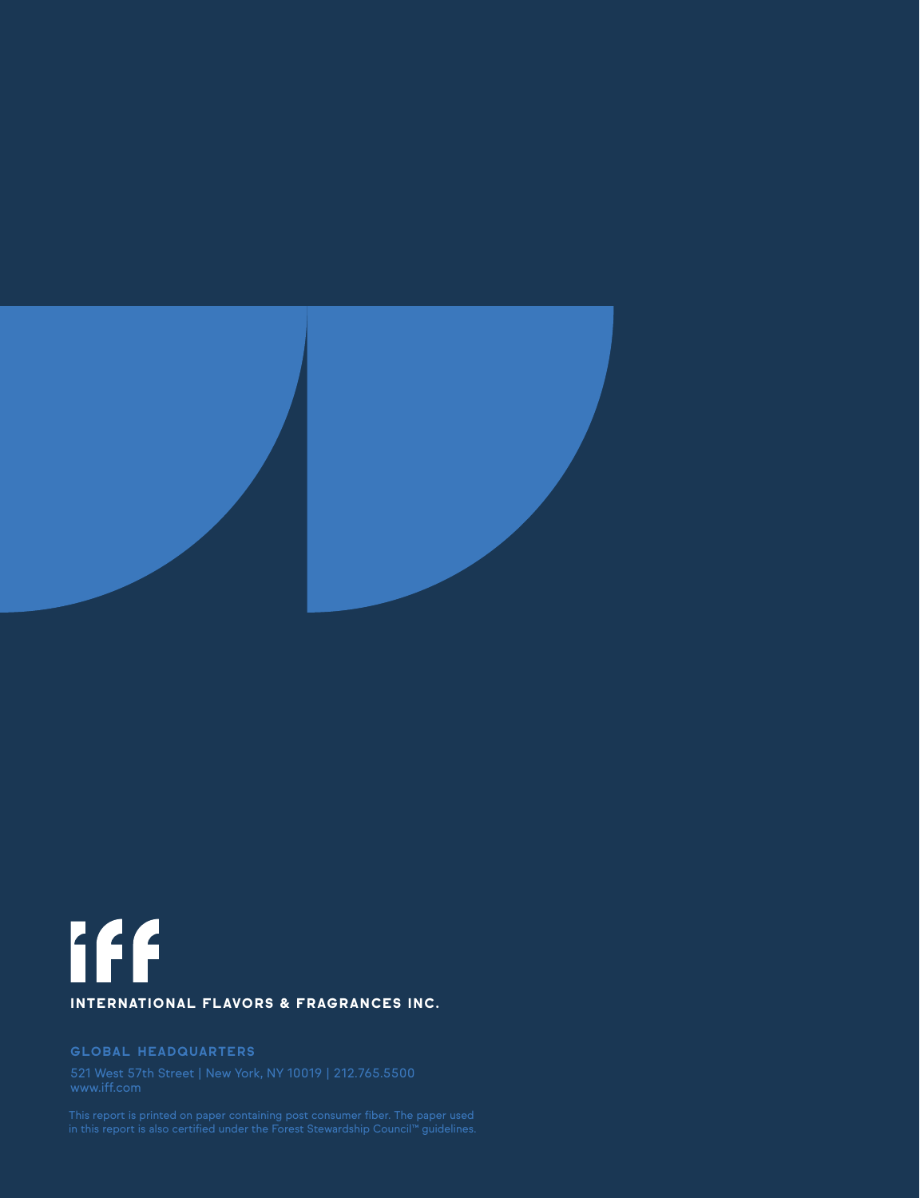iff

**INTERNATIONAL FLAVORS & FRAGRANCES INC.**

**GLOBAL HEADQUARTERS**

521 West 57th Street | New York, NY 10019 | 212.765.5500
www.iff.com

This report is printed on paper containing post consumer fiber. The paper used in this report is also certified under the Forest Stewardship Council™ guidelines.